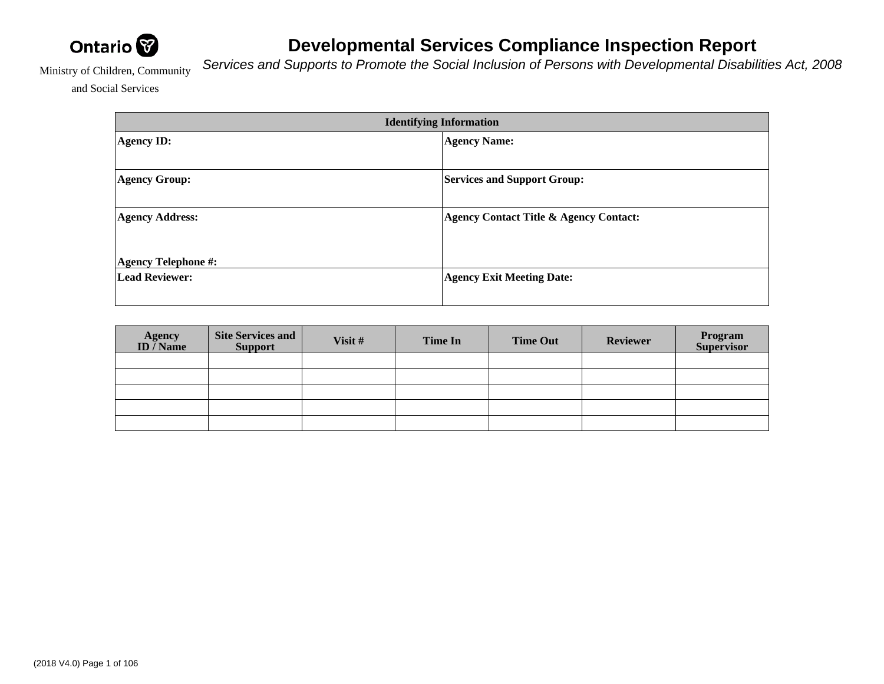Ontario

Ministry of Children, Community and Social Services

# Developmental Services Compliance Inspection Report

*Services and Supports to Promote the Social Inclusion of Persons with Developmental Disabilities Act, 2008*

| Identifying Information | |
|---|---|
| **Agency ID:** | **Agency Name:** |
| **Agency Group:** | **Services and Support Group:** |
| **Agency Address:**<br><br>**Agency Telephone #:** | **Agency Contact Title & Agency Contact:** |
| **Lead Reviewer:** | **Agency Exit Meeting Date:** |

| Agency ID / Name | Site Services and Support | Visit # | Time In | Time Out | Reviewer | Program Supervisor |
|---|---|---|---|---|---|---|
| | | | | | | |
| | | | | | | |
| | | | | | | |
| | | | | | | |
| | | | | | | |

(2018 V4.0)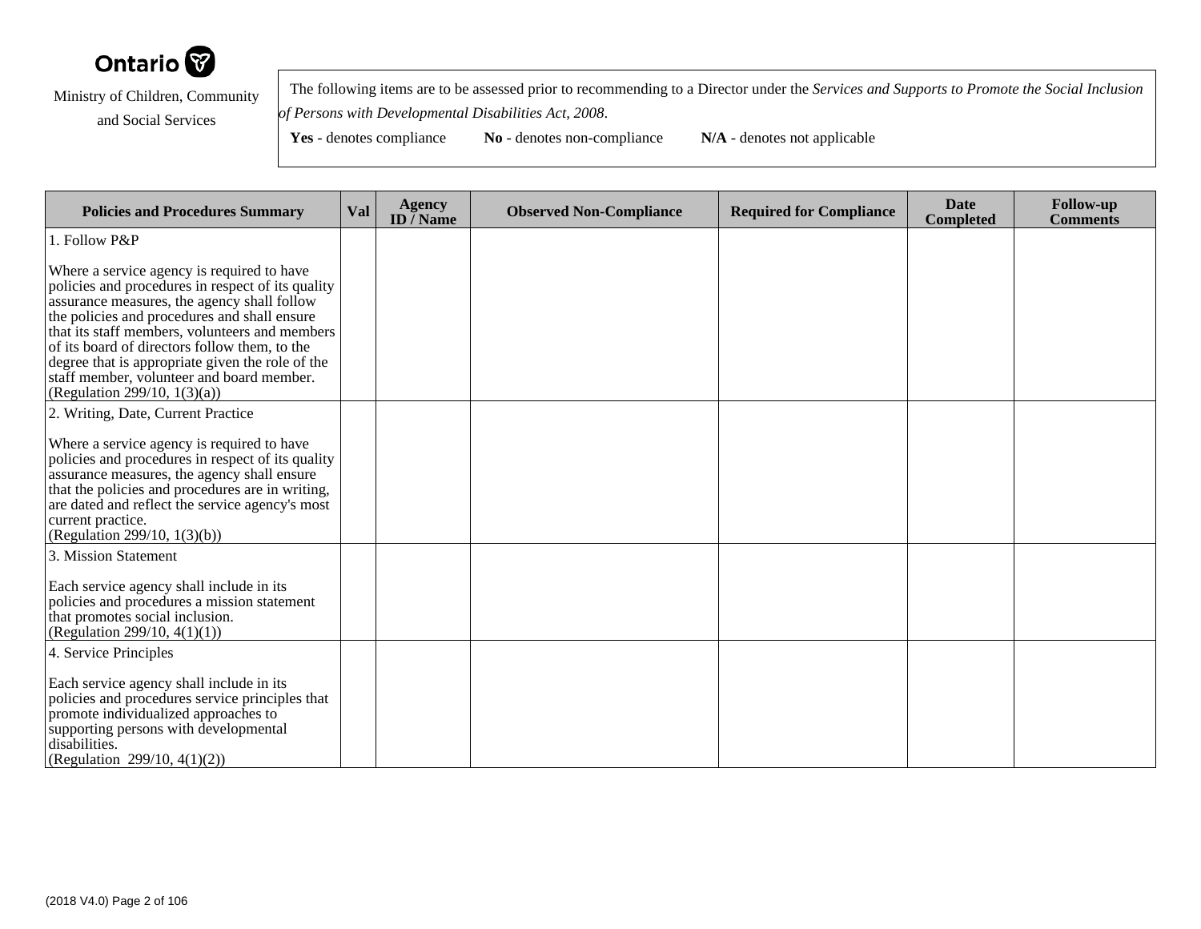Ontario

Ministry of Children, Community and Social Services

The following items are to be assessed prior to recommending to a Director under the *Services and Supports to Promote the Social Inclusion of Persons with Developmental Disabilities Act, 2008*.

**Yes** - denotes compliance **No** - denotes non-compliance **N/A** - denotes not applicable

| Policies and Procedures Summary | Val | Agency ID / Name | Observed Non-Compliance | Required for Compliance | Date Completed | Follow-up Comments |
|---|---|---|---|---|---|---|
| 1. Follow P&P<br><br>Where a service agency is required to have policies and procedures in respect of its quality assurance measures, the agency shall follow the policies and procedures and shall ensure that its staff members, volunteers and members of its board of directors follow them, to the degree that is appropriate given the role of the staff member, volunteer and board member.<br>(Regulation 299/10, 1(3)(a)) | | | | | | |
| 2. Writing, Date, Current Practice<br><br>Where a service agency is required to have policies and procedures in respect of its quality assurance measures, the agency shall ensure that the policies and procedures are in writing, are dated and reflect the service agency's most current practice.<br>(Regulation 299/10, 1(3)(b)) | | | | | | |
| 3. Mission Statement<br><br>Each service agency shall include in its policies and procedures a mission statement that promotes social inclusion.<br>(Regulation 299/10, 4(1)(1)) | | | | | | |
| 4. Service Principles<br><br>Each service agency shall include in its policies and procedures service principles that promote individualized approaches to supporting persons with developmental disabilities.<br>(Regulation 299/10, 4(1)(2)) | | | | | | |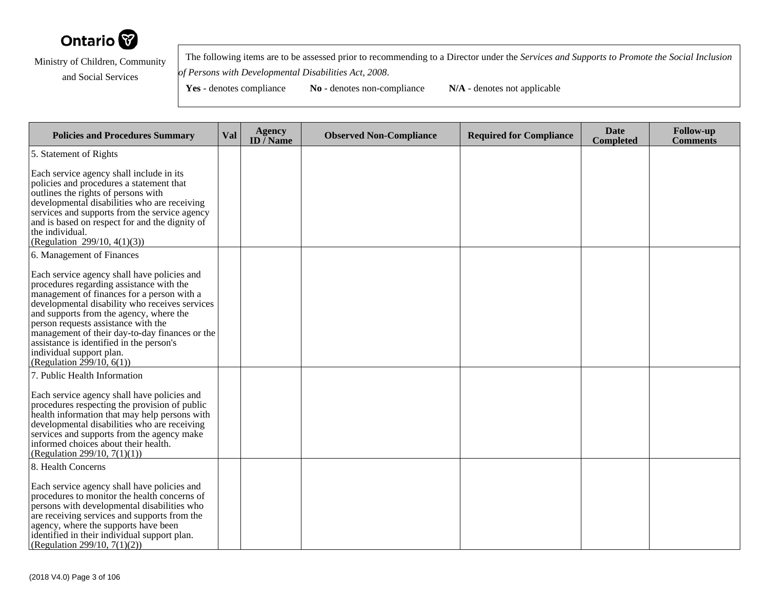Ontario

Ministry of Children, Community and Social Services

The following items are to be assessed prior to recommending to a Director under the *Services and Supports to Promote the Social Inclusion of Persons with Developmental Disabilities Act, 2008*.

**Yes** - denotes compliance **No** - denotes non-compliance **N/A** - denotes not applicable

| Policies and Procedures Summary | Val | Agency ID / Name | Observed Non-Compliance | Required for Compliance | Date Completed | Follow-up Comments |
|---|---|---|---|---|---|---|
| 5. Statement of Rights<br><br>Each service agency shall include in its policies and procedures a statement that outlines the rights of persons with developmental disabilities who are receiving services and supports from the service agency and is based on respect for and the dignity of the individual.<br>(Regulation 299/10, 4(1)(3)) | | | | | | |
| 6. Management of Finances<br><br>Each service agency shall have policies and procedures regarding assistance with the management of finances for a person with a developmental disability who receives services and supports from the agency, where the person requests assistance with the management of their day-to-day finances or the assistance is identified in the person's individual support plan.<br>(Regulation 299/10, 6(1)) | | | | | | |
| 7. Public Health Information<br><br>Each service agency shall have policies and procedures respecting the provision of public health information that may help persons with developmental disabilities who are receiving services and supports from the agency make informed choices about their health.<br>(Regulation 299/10, 7(1)(1)) | | | | | | |
| 8. Health Concerns<br><br>Each service agency shall have policies and procedures to monitor the health concerns of persons with developmental disabilities who are receiving services and supports from the agency, where the supports have been identified in their individual support plan.<br>(Regulation 299/10, 7(1)(2)) | | | | | | |

(2018 V4.0)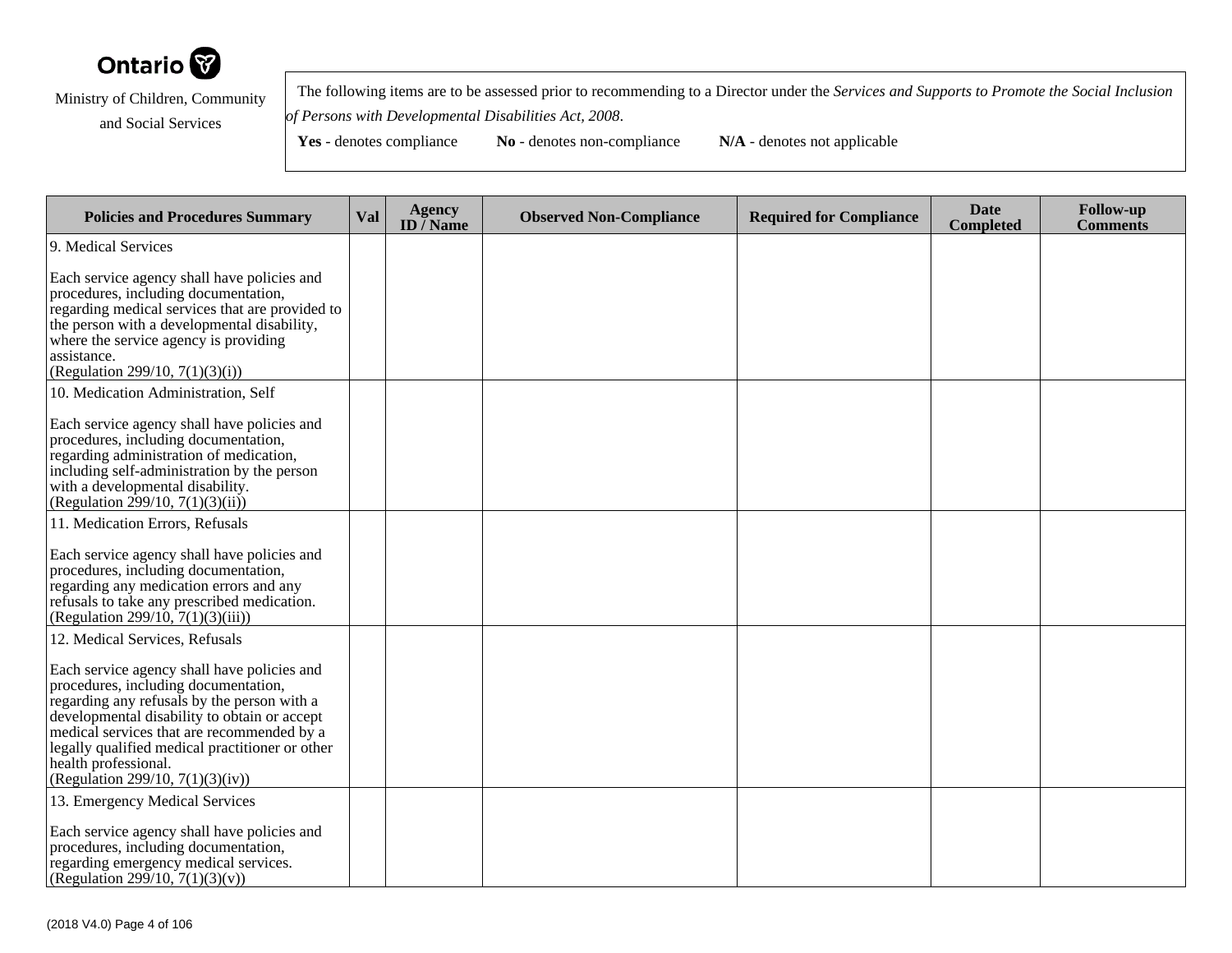Ontario

Ministry of Children, Community and Social Services

The following items are to be assessed prior to recommending to a Director under the *Services and Supports to Promote the Social Inclusion of Persons with Developmental Disabilities Act, 2008*.

**Yes** - denotes compliance **No** - denotes non-compliance **N/A** - denotes not applicable

| Policies and Procedures Summary | Val | Agency ID / Name | Observed Non-Compliance | Required for Compliance | Date Completed | Follow-up Comments |
|---|---|---|---|---|---|---|
| 9. Medical Services<br><br>Each service agency shall have policies and procedures, including documentation, regarding medical services that are provided to the person with a developmental disability, where the service agency is providing assistance.<br>(Regulation 299/10, 7(1)(3)(i)) | | | | | | |
| 10. Medication Administration, Self<br><br>Each service agency shall have policies and procedures, including documentation, regarding administration of medication, including self-administration by the person with a developmental disability.<br>(Regulation 299/10, 7(1)(3)(ii)) | | | | | | |
| 11. Medication Errors, Refusals<br><br>Each service agency shall have policies and procedures, including documentation, regarding any medication errors and any refusals to take any prescribed medication.<br>(Regulation 299/10, 7(1)(3)(iii)) | | | | | | |
| 12. Medical Services, Refusals<br><br>Each service agency shall have policies and procedures, including documentation, regarding any refusals by the person with a developmental disability to obtain or accept medical services that are recommended by a legally qualified medical practitioner or other health professional.<br>(Regulation 299/10, 7(1)(3)(iv)) | | | | | | |
| 13. Emergency Medical Services<br><br>Each service agency shall have policies and procedures, including documentation, regarding emergency medical services.<br>(Regulation 299/10, 7(1)(3)(v)) | | | | | | |

(2018 V4.0)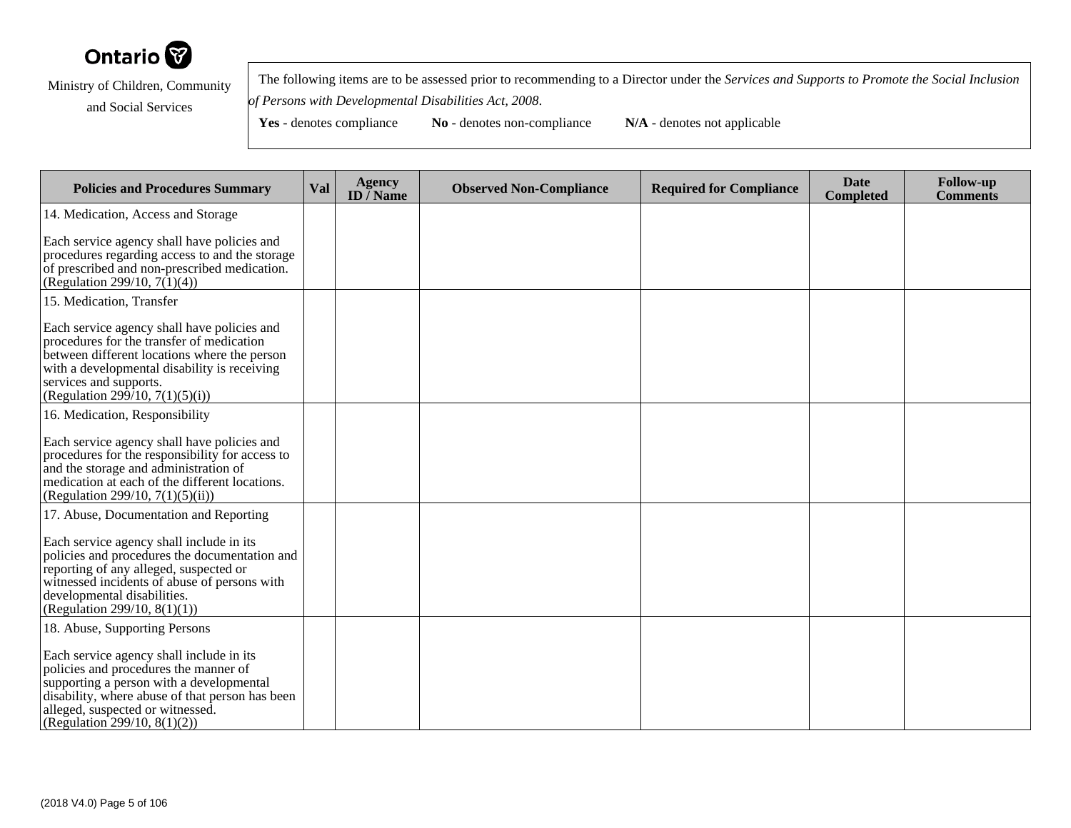Ontario

Ministry of Children, Community and Social Services

The following items are to be assessed prior to recommending to a Director under the *Services and Supports to Promote the Social Inclusion of Persons with Developmental Disabilities Act, 2008*.

**Yes** - denotes compliance **No** - denotes non-compliance **N/A** - denotes not applicable

| Policies and Procedures Summary | Val | Agency ID / Name | Observed Non-Compliance | Required for Compliance | Date Completed | Follow-up Comments |
|---|---|---|---|---|---|---|
| 14. Medication, Access and Storage<br><br>Each service agency shall have policies and procedures regarding access to and the storage of prescribed and non-prescribed medication. (Regulation 299/10, 7(1)(4)) | | | | | | |
| 15. Medication, Transfer<br><br>Each service agency shall have policies and procedures for the transfer of medication between different locations where the person with a developmental disability is receiving services and supports. (Regulation 299/10, 7(1)(5)(i)) | | | | | | |
| 16. Medication, Responsibility<br><br>Each service agency shall have policies and procedures for the responsibility for access to and the storage and administration of medication at each of the different locations. (Regulation 299/10, 7(1)(5)(ii)) | | | | | | |
| 17. Abuse, Documentation and Reporting<br><br>Each service agency shall include in its policies and procedures the documentation and reporting of any alleged, suspected or witnessed incidents of abuse of persons with developmental disabilities. (Regulation 299/10, 8(1)(1)) | | | | | | |
| 18. Abuse, Supporting Persons<br><br>Each service agency shall include in its policies and procedures the manner of supporting a person with a developmental disability, where abuse of that person has been alleged, suspected or witnessed. (Regulation 299/10, 8(1)(2)) | | | | | | |

(2018 V4.0)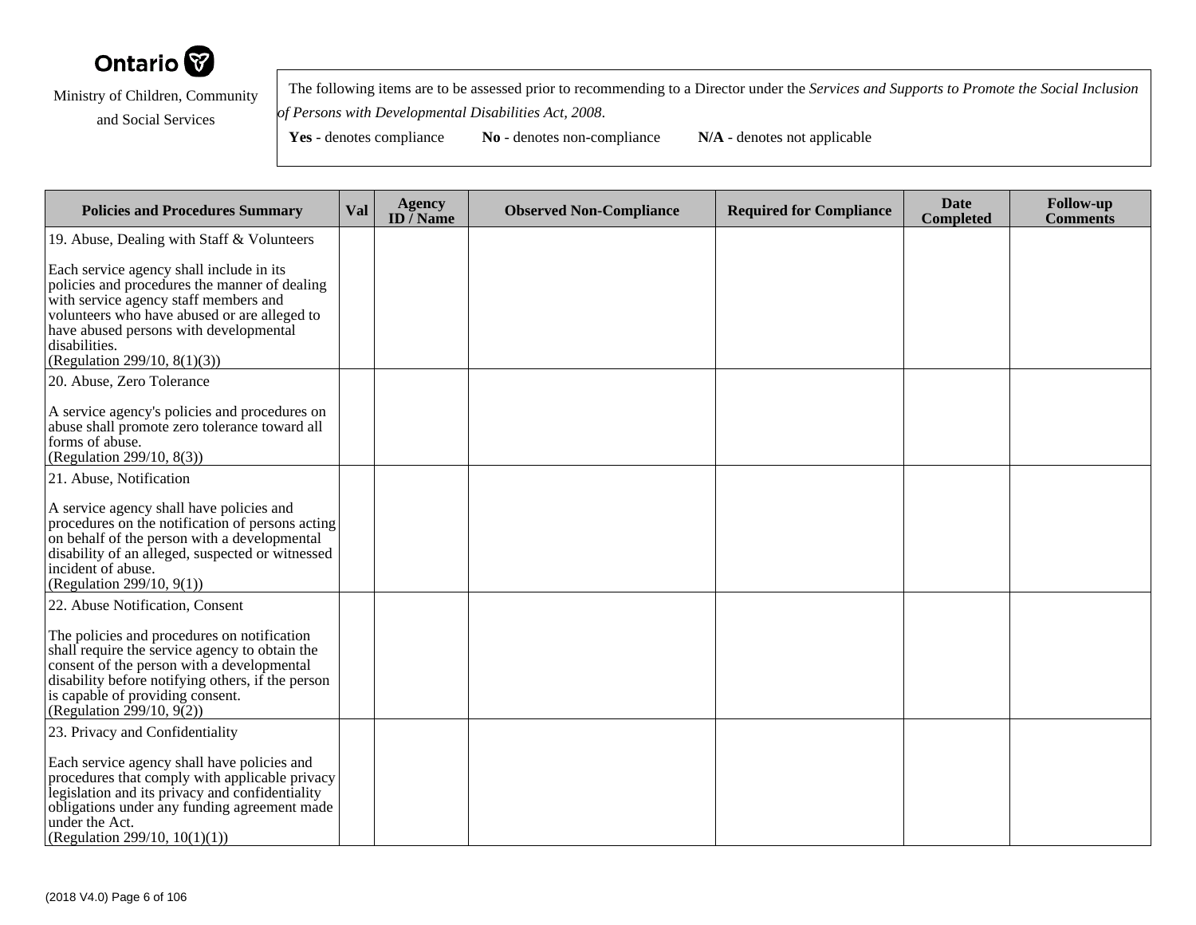Ontario

Ministry of Children, Community and Social Services

The following items are to be assessed prior to recommending to a Director under the *Services and Supports to Promote the Social Inclusion of Persons with Developmental Disabilities Act, 2008*.

**Yes** - denotes compliance **No** - denotes non-compliance **N/A** - denotes not applicable

| Policies and Procedures Summary | Val | Agency ID / Name | Observed Non-Compliance | Required for Compliance | Date Completed | Follow-up Comments |
|---|---|---|---|---|---|---|
| 19. Abuse, Dealing with Staff & Volunteers<br><br>Each service agency shall include in its policies and procedures the manner of dealing with service agency staff members and volunteers who have abused or are alleged to have abused persons with developmental disabilities.<br>(Regulation 299/10, 8(1)(3)) | | | | | | |
| 20. Abuse, Zero Tolerance<br><br>A service agency's policies and procedures on abuse shall promote zero tolerance toward all forms of abuse.<br>(Regulation 299/10, 8(3)) | | | | | | |
| 21. Abuse, Notification<br><br>A service agency shall have policies and procedures on the notification of persons acting on behalf of the person with a developmental disability of an alleged, suspected or witnessed incident of abuse.<br>(Regulation 299/10, 9(1)) | | | | | | |
| 22. Abuse Notification, Consent<br><br>The policies and procedures on notification shall require the service agency to obtain the consent of the person with a developmental disability before notifying others, if the person is capable of providing consent.<br>(Regulation 299/10, 9(2)) | | | | | | |
| 23. Privacy and Confidentiality<br><br>Each service agency shall have policies and procedures that comply with applicable privacy legislation and its privacy and confidentiality obligations under any funding agreement made under the Act.<br>(Regulation 299/10, 10(1)(1)) | | | | | | |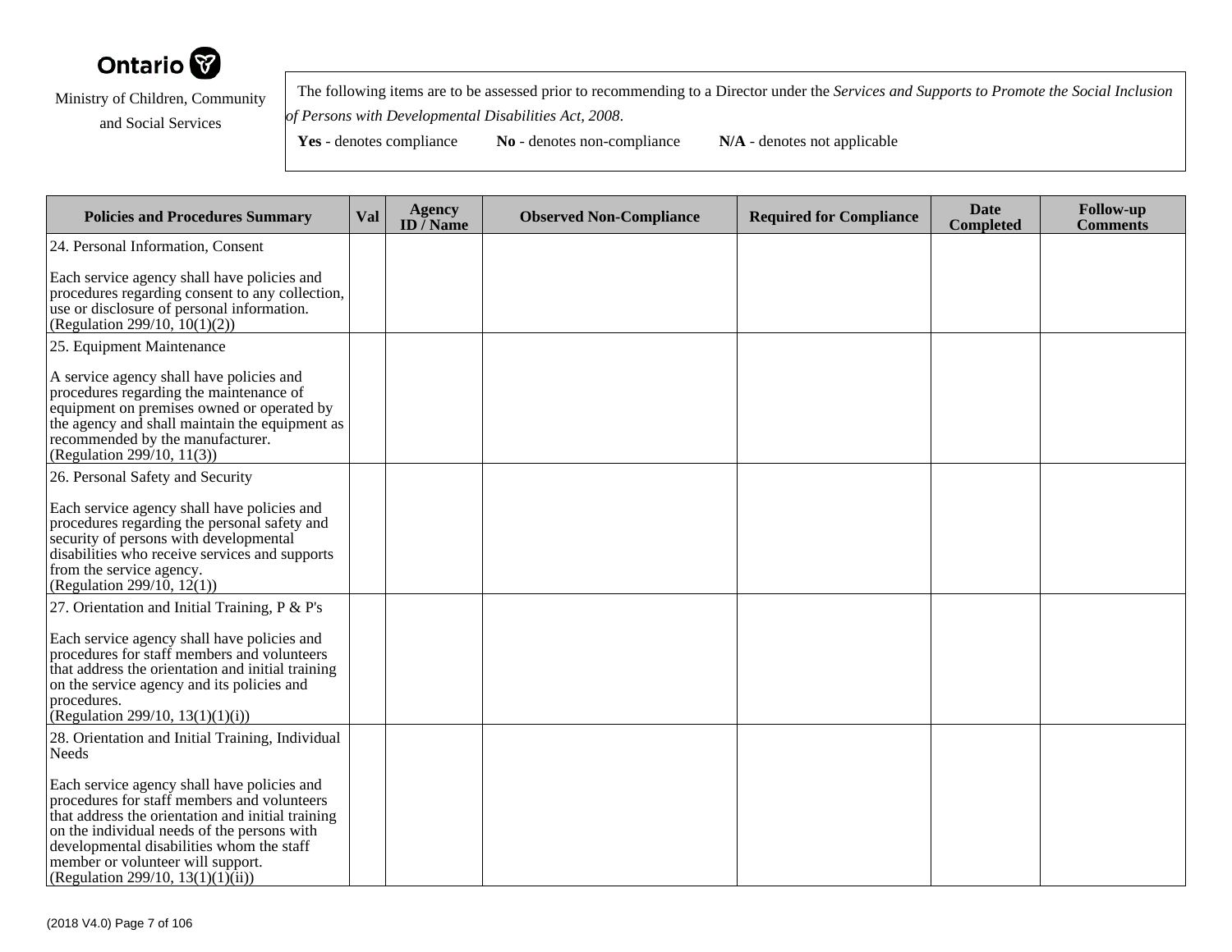Ontario

Ministry of Children, Community and Social Services

The following items are to be assessed prior to recommending to a Director under the *Services and Supports to Promote the Social Inclusion of Persons with Developmental Disabilities Act, 2008*.

**Yes** - denotes compliance **No** - denotes non-compliance **N/A** - denotes not applicable

| Policies and Procedures Summary | Val | Agency ID / Name | Observed Non-Compliance | Required for Compliance | Date Completed | Follow-up Comments |
|---|---|---|---|---|---|---|
| 24. Personal Information, Consent<br><br>Each service agency shall have policies and procedures regarding consent to any collection, use or disclosure of personal information.<br>(Regulation 299/10, 10(1)(2)) | | | | | | |
| 25. Equipment Maintenance<br><br>A service agency shall have policies and procedures regarding the maintenance of equipment on premises owned or operated by the agency and shall maintain the equipment as recommended by the manufacturer.<br>(Regulation 299/10, 11(3)) | | | | | | |
| 26. Personal Safety and Security<br><br>Each service agency shall have policies and procedures regarding the personal safety and security of persons with developmental disabilities who receive services and supports from the service agency.<br>(Regulation 299/10, 12(1)) | | | | | | |
| 27. Orientation and Initial Training, P & P's<br><br>Each service agency shall have policies and procedures for staff members and volunteers that address the orientation and initial training on the service agency and its policies and procedures.<br>(Regulation 299/10, 13(1)(1)(i)) | | | | | | |
| 28. Orientation and Initial Training, Individual Needs<br><br>Each service agency shall have policies and procedures for staff members and volunteers that address the orientation and initial training on the individual needs of the persons with developmental disabilities whom the staff member or volunteer will support.<br>(Regulation 299/10, 13(1)(1)(ii)) | | | | | | |

(2018 V4.0)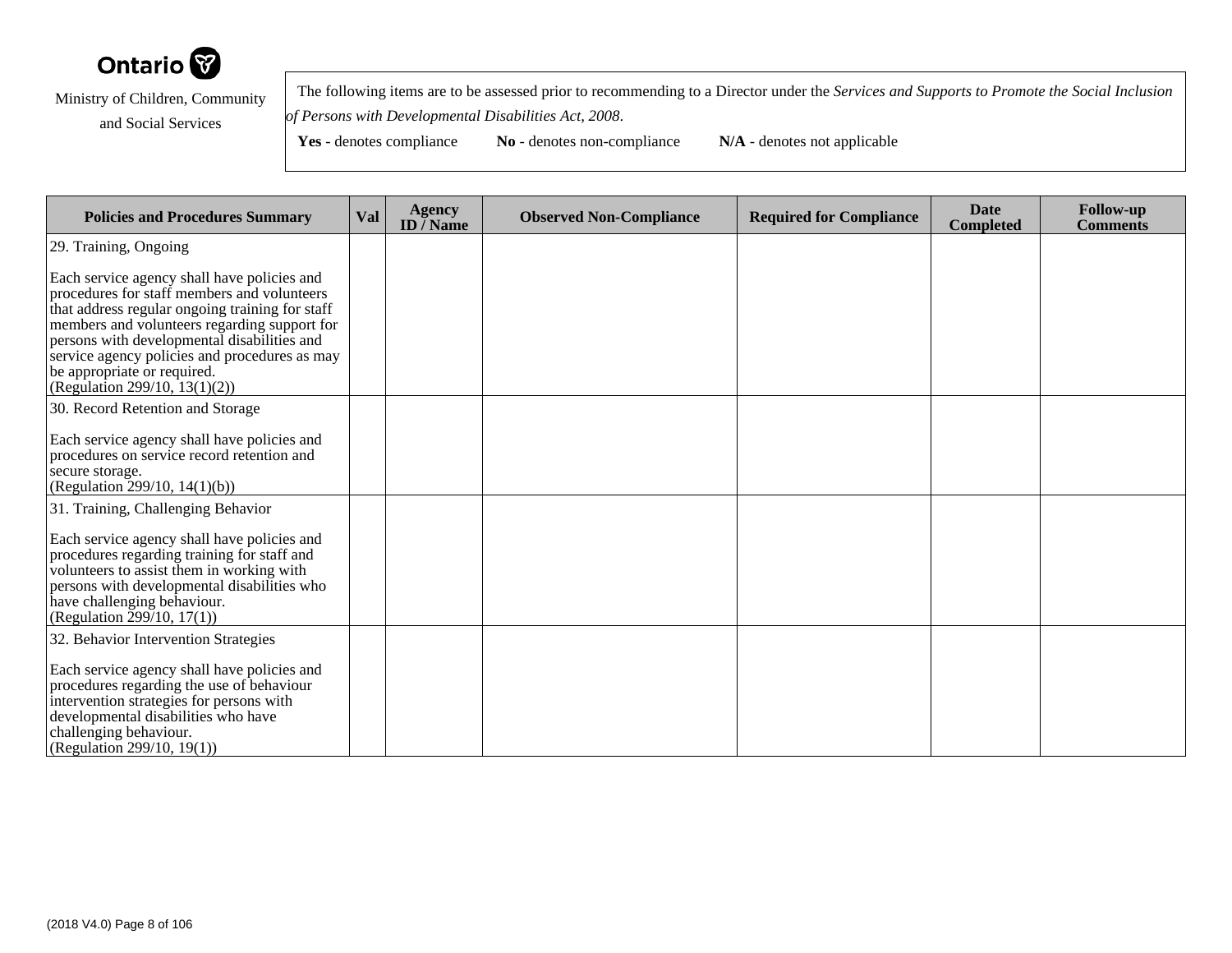Ontario

Ministry of Children, Community and Social Services

The following items are to be assessed prior to recommending to a Director under the *Services and Supports to Promote the Social Inclusion of Persons with Developmental Disabilities Act, 2008*.

**Yes** - denotes compliance **No** - denotes non-compliance **N/A** - denotes not applicable

| Policies and Procedures Summary | Val | Agency ID / Name | Observed Non-Compliance | Required for Compliance | Date Completed | Follow-up Comments |
|---|---|---|---|---|---|---|
| 29. Training, Ongoing<br><br>Each service agency shall have policies and procedures for staff members and volunteers that address regular ongoing training for staff members and volunteers regarding support for persons with developmental disabilities and service agency policies and procedures as may be appropriate or required.<br>(Regulation 299/10, 13(1)(2)) | | | | | | |
| 30. Record Retention and Storage<br><br>Each service agency shall have policies and procedures on service record retention and secure storage.<br>(Regulation 299/10, 14(1)(b)) | | | | | | |
| 31. Training, Challenging Behavior<br><br>Each service agency shall have policies and procedures regarding training for staff and volunteers to assist them in working with persons with developmental disabilities who have challenging behaviour.<br>(Regulation 299/10, 17(1)) | | | | | | |
| 32. Behavior Intervention Strategies<br><br>Each service agency shall have policies and procedures regarding the use of behaviour intervention strategies for persons with developmental disabilities who have challenging behaviour.<br>(Regulation 299/10, 19(1)) | | | | | | |

(2018 V4.0)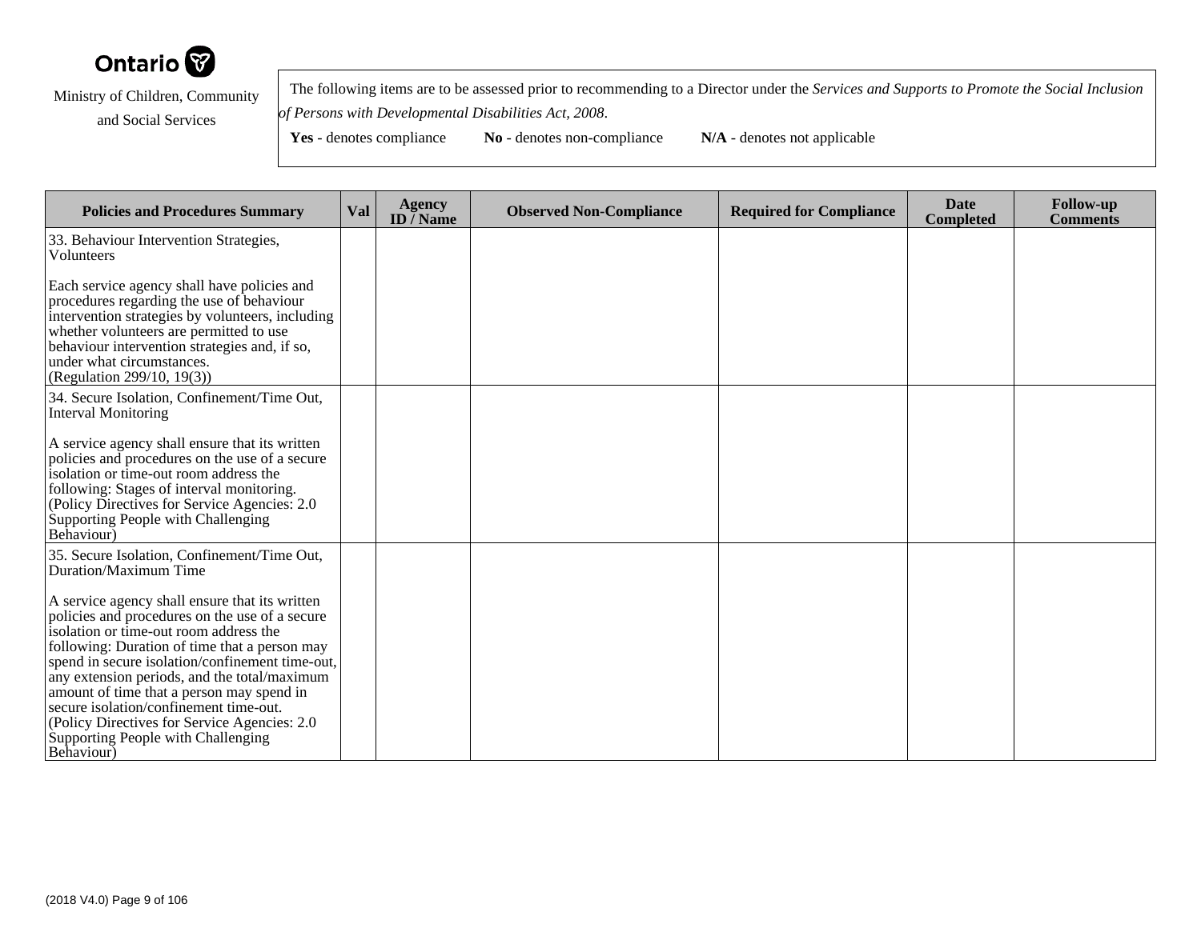Ontario

Ministry of Children, Community and Social Services

The following items are to be assessed prior to recommending to a Director under the *Services and Supports to Promote the Social Inclusion of Persons with Developmental Disabilities Act, 2008*.

**Yes** - denotes compliance **No** - denotes non-compliance **N/A** - denotes not applicable

| Policies and Procedures Summary | Val | Agency ID / Name | Observed Non-Compliance | Required for Compliance | Date Completed | Follow-up Comments |
|---|---|---|---|---|---|---|
| 33. Behaviour Intervention Strategies, Volunteers<br><br>Each service agency shall have policies and procedures regarding the use of behaviour intervention strategies by volunteers, including whether volunteers are permitted to use behaviour intervention strategies and, if so, under what circumstances.<br>(Regulation 299/10, 19(3)) | | | | | | |
| 34. Secure Isolation, Confinement/Time Out, Interval Monitoring<br><br>A service agency shall ensure that its written policies and procedures on the use of a secure isolation or time-out room address the following: Stages of interval monitoring.<br>(Policy Directives for Service Agencies: 2.0 Supporting People with Challenging Behaviour) | | | | | | |
| 35. Secure Isolation, Confinement/Time Out, Duration/Maximum Time<br><br>A service agency shall ensure that its written policies and procedures on the use of a secure isolation or time-out room address the following: Duration of time that a person may spend in secure isolation/confinement time-out, any extension periods, and the total/maximum amount of time that a person may spend in secure isolation/confinement time-out.<br>(Policy Directives for Service Agencies: 2.0 Supporting People with Challenging Behaviour) | | | | | | |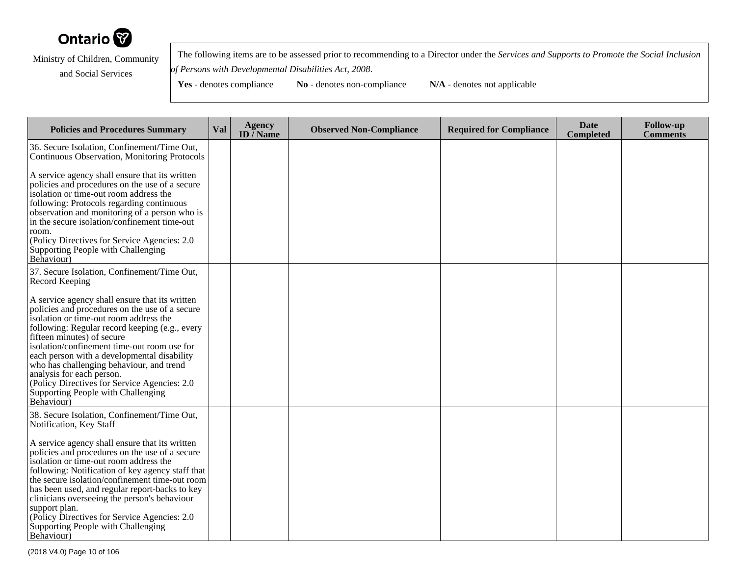Ontario

Ministry of Children, Community and Social Services

The following items are to be assessed prior to recommending to a Director under the *Services and Supports to Promote the Social Inclusion of Persons with Developmental Disabilities Act, 2008*.

**Yes** - denotes compliance **No** - denotes non-compliance **N/A** - denotes not applicable

| Policies and Procedures Summary | Val | Agency ID / Name | Observed Non-Compliance | Required for Compliance | Date Completed | Follow-up Comments |
|---|---|---|---|---|---|---|
| 36. Secure Isolation, Confinement/Time Out, Continuous Observation, Monitoring Protocols<br><br>A service agency shall ensure that its written policies and procedures on the use of a secure isolation or time-out room address the following: Protocols regarding continuous observation and monitoring of a person who is in the secure isolation/confinement time-out room.<br>(Policy Directives for Service Agencies: 2.0 Supporting People with Challenging Behaviour) | | | | | | |
| 37. Secure Isolation, Confinement/Time Out, Record Keeping<br><br>A service agency shall ensure that its written policies and procedures on the use of a secure isolation or time-out room address the following: Regular record keeping (e.g., every fifteen minutes) of secure isolation/confinement time-out room use for each person with a developmental disability who has challenging behaviour, and trend analysis for each person.<br>(Policy Directives for Service Agencies: 2.0 Supporting People with Challenging Behaviour) | | | | | | |
| 38. Secure Isolation, Confinement/Time Out, Notification, Key Staff<br><br>A service agency shall ensure that its written policies and procedures on the use of a secure isolation or time-out room address the following: Notification of key agency staff that the secure isolation/confinement time-out room has been used, and regular report-backs to key clinicians overseeing the person's behaviour support plan.<br>(Policy Directives for Service Agencies: 2.0 Supporting People with Challenging Behaviour) | | | | | | |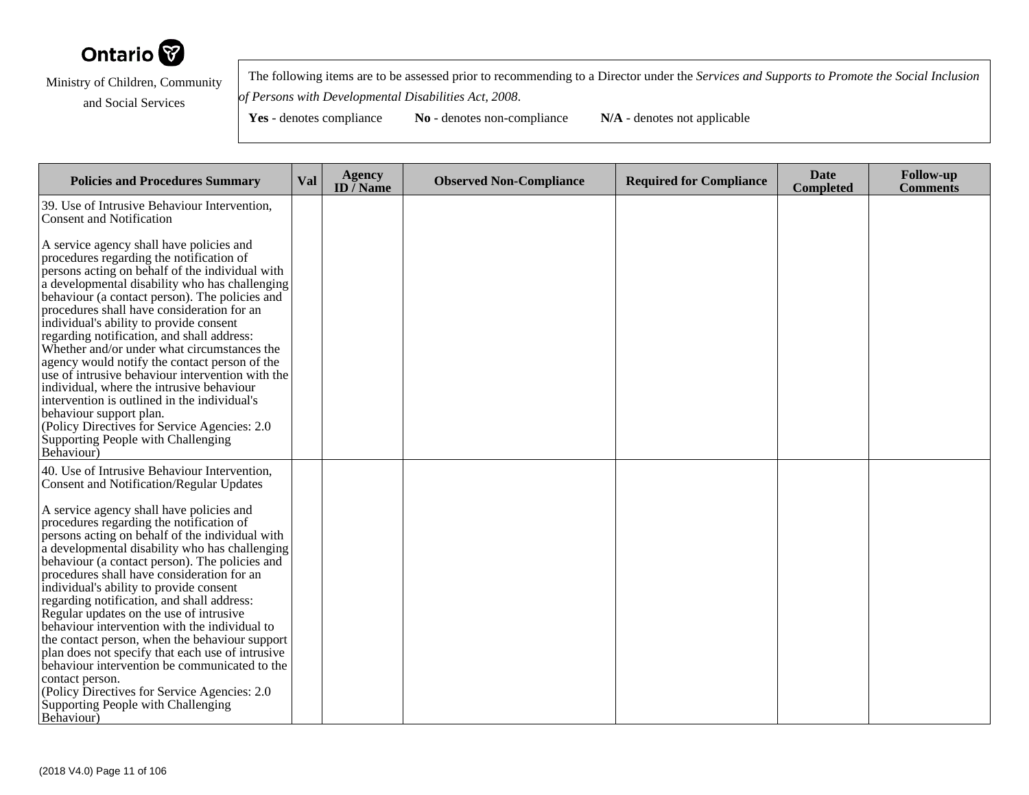Ontario

Ministry of Children, Community and Social Services

The following items are to be assessed prior to recommending to a Director under the *Services and Supports to Promote the Social Inclusion of Persons with Developmental Disabilities Act, 2008*.

**Yes** - denotes compliance **No** - denotes non-compliance **N/A** - denotes not applicable

| Policies and Procedures Summary | Val | Agency ID / Name | Observed Non-Compliance | Required for Compliance | Date Completed | Follow-up Comments |
|---|---|---|---|---|---|---|
| 39. Use of Intrusive Behaviour Intervention, Consent and Notification<br><br>A service agency shall have policies and procedures regarding the notification of persons acting on behalf of the individual with a developmental disability who has challenging behaviour (a contact person). The policies and procedures shall have consideration for an individual's ability to provide consent regarding notification, and shall address: Whether and/or under what circumstances the agency would notify the contact person of the use of intrusive behaviour intervention with the individual, where the intrusive behaviour intervention is outlined in the individual's behaviour support plan.<br>(Policy Directives for Service Agencies: 2.0 Supporting People with Challenging Behaviour) | | | | | | |
| 40. Use of Intrusive Behaviour Intervention, Consent and Notification/Regular Updates<br><br>A service agency shall have policies and procedures regarding the notification of persons acting on behalf of the individual with a developmental disability who has challenging behaviour (a contact person). The policies and procedures shall have consideration for an individual's ability to provide consent regarding notification, and shall address: Regular updates on the use of intrusive behaviour intervention with the individual to the contact person, when the behaviour support plan does not specify that each use of intrusive behaviour intervention be communicated to the contact person.<br>(Policy Directives for Service Agencies: 2.0 Supporting People with Challenging Behaviour) | | | | | | |

(2018 V4.0)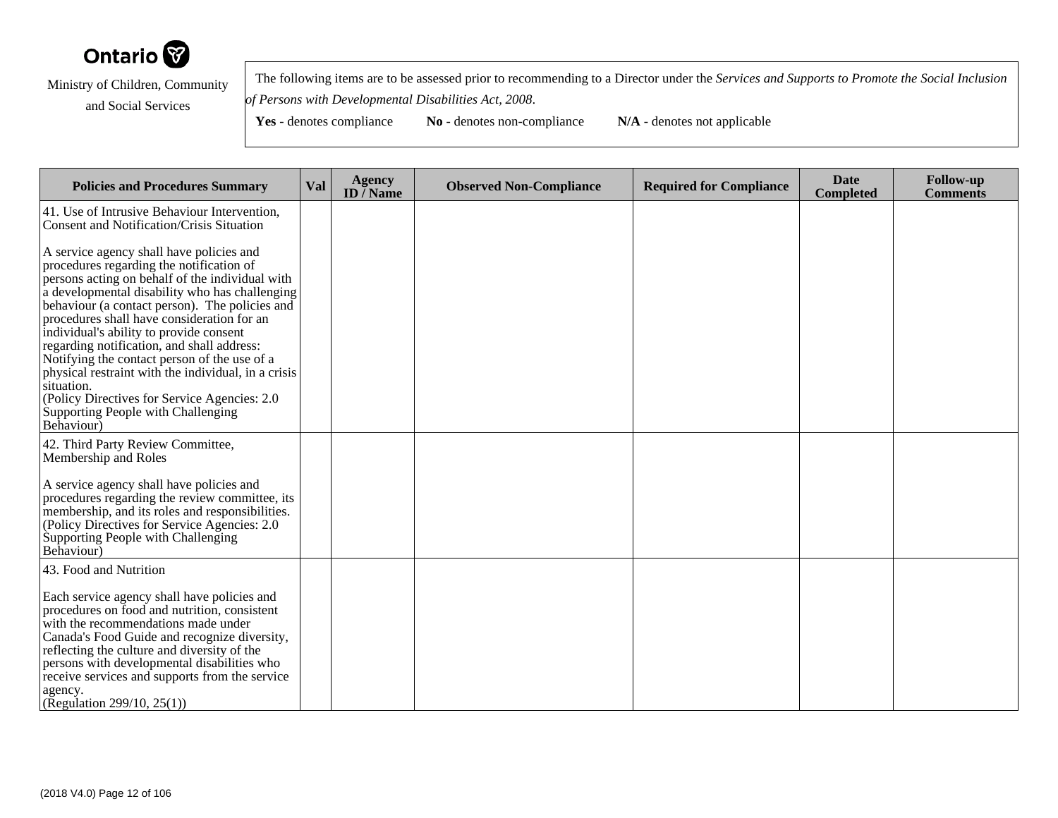Ontario

Ministry of Children, Community and Social Services

The following items are to be assessed prior to recommending to a Director under the *Services and Supports to Promote the Social Inclusion of Persons with Developmental Disabilities Act, 2008*.

**Yes** - denotes compliance **No** - denotes non-compliance **N/A** - denotes not applicable

| Policies and Procedures Summary | Val | Agency ID / Name | Observed Non-Compliance | Required for Compliance | Date Completed | Follow-up Comments |
|---|---|---|---|---|---|---|
| 41. Use of Intrusive Behaviour Intervention, Consent and Notification/Crisis Situation<br><br>A service agency shall have policies and procedures regarding the notification of persons acting on behalf of the individual with a developmental disability who has challenging behaviour (a contact person). The policies and procedures shall have consideration for an individual's ability to provide consent regarding notification, and shall address: Notifying the contact person of the use of a physical restraint with the individual, in a crisis situation.<br>(Policy Directives for Service Agencies: 2.0 Supporting People with Challenging Behaviour) | | | | | | |
| 42. Third Party Review Committee, Membership and Roles<br><br>A service agency shall have policies and procedures regarding the review committee, its membership, and its roles and responsibilities.<br>(Policy Directives for Service Agencies: 2.0 Supporting People with Challenging Behaviour) | | | | | | |
| 43. Food and Nutrition<br><br>Each service agency shall have policies and procedures on food and nutrition, consistent with the recommendations made under Canada's Food Guide and recognize diversity, reflecting the culture and diversity of the persons with developmental disabilities who receive services and supports from the service agency.<br>(Regulation 299/10, 25(1)) | | | | | | |

(2018 V4.0)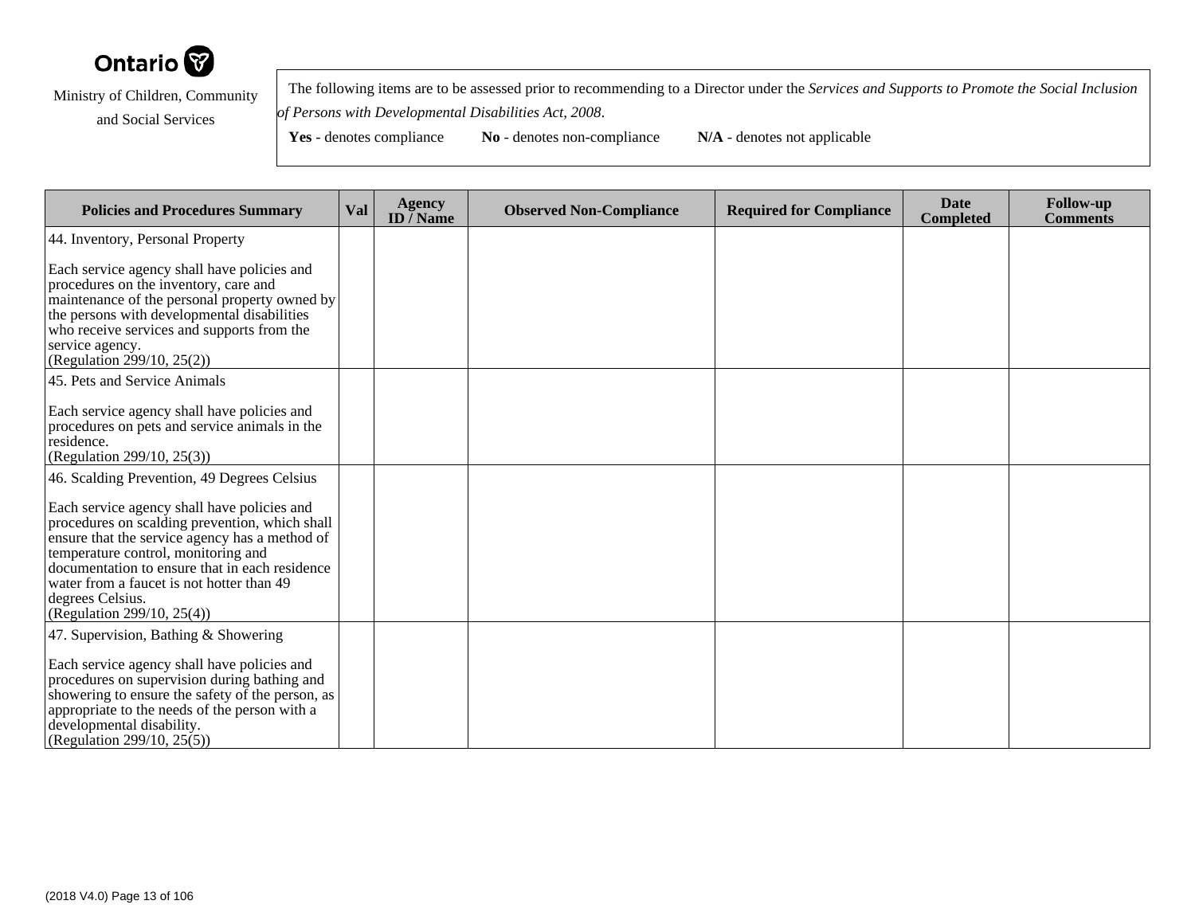Ontario

Ministry of Children, Community and Social Services

The following items are to be assessed prior to recommending to a Director under the *Services and Supports to Promote the Social Inclusion of Persons with Developmental Disabilities Act, 2008*.

**Yes** - denotes compliance **No** - denotes non-compliance **N/A** - denotes not applicable

| Policies and Procedures Summary | Val | Agency ID / Name | Observed Non-Compliance | Required for Compliance | Date Completed | Follow-up Comments |
|---|---|---|---|---|---|---|
| 44. Inventory, Personal Property<br><br>Each service agency shall have policies and procedures on the inventory, care and maintenance of the personal property owned by the persons with developmental disabilities who receive services and supports from the service agency.<br>(Regulation 299/10, 25(2)) | | | | | | |
| 45. Pets and Service Animals<br><br>Each service agency shall have policies and procedures on pets and service animals in the residence.<br>(Regulation 299/10, 25(3)) | | | | | | |
| 46. Scalding Prevention, 49 Degrees Celsius<br><br>Each service agency shall have policies and procedures on scalding prevention, which shall ensure that the service agency has a method of temperature control, monitoring and documentation to ensure that in each residence water from a faucet is not hotter than 49 degrees Celsius.<br>(Regulation 299/10, 25(4)) | | | | | | |
| 47. Supervision, Bathing & Showering<br><br>Each service agency shall have policies and procedures on supervision during bathing and showering to ensure the safety of the person, as appropriate to the needs of the person with a developmental disability.<br>(Regulation 299/10, 25(5)) | | | | | | |

(2018 V4.0)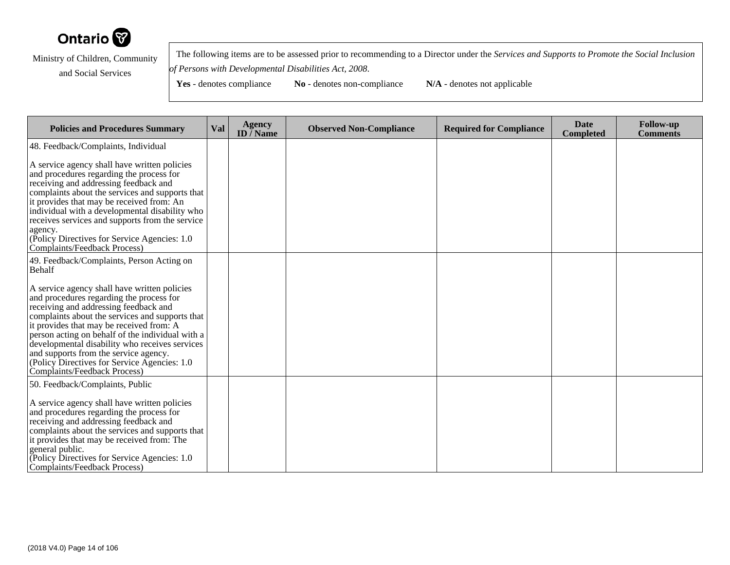Ontario

Ministry of Children, Community and Social Services

The following items are to be assessed prior to recommending to a Director under the *Services and Supports to Promote the Social Inclusion of Persons with Developmental Disabilities Act, 2008*.

**Yes** - denotes compliance **No** - denotes non-compliance **N/A** - denotes not applicable

| Policies and Procedures Summary | Val | Agency ID / Name | Observed Non-Compliance | Required for Compliance | Date Completed | Follow-up Comments |
|---|---|---|---|---|---|---|
| 48. Feedback/Complaints, Individual<br><br>A service agency shall have written policies and procedures regarding the process for receiving and addressing feedback and complaints about the services and supports that it provides that may be received from: An individual with a developmental disability who receives services and supports from the service agency.<br>(Policy Directives for Service Agencies: 1.0 Complaints/Feedback Process) | | | | | | |
| 49. Feedback/Complaints, Person Acting on Behalf<br><br>A service agency shall have written policies and procedures regarding the process for receiving and addressing feedback and complaints about the services and supports that it provides that may be received from: A person acting on behalf of the individual with a developmental disability who receives services and supports from the service agency.<br>(Policy Directives for Service Agencies: 1.0 Complaints/Feedback Process) | | | | | | |
| 50. Feedback/Complaints, Public<br><br>A service agency shall have written policies and procedures regarding the process for receiving and addressing feedback and complaints about the services and supports that it provides that may be received from: The general public.<br>(Policy Directives for Service Agencies: 1.0 Complaints/Feedback Process) | | | | | | |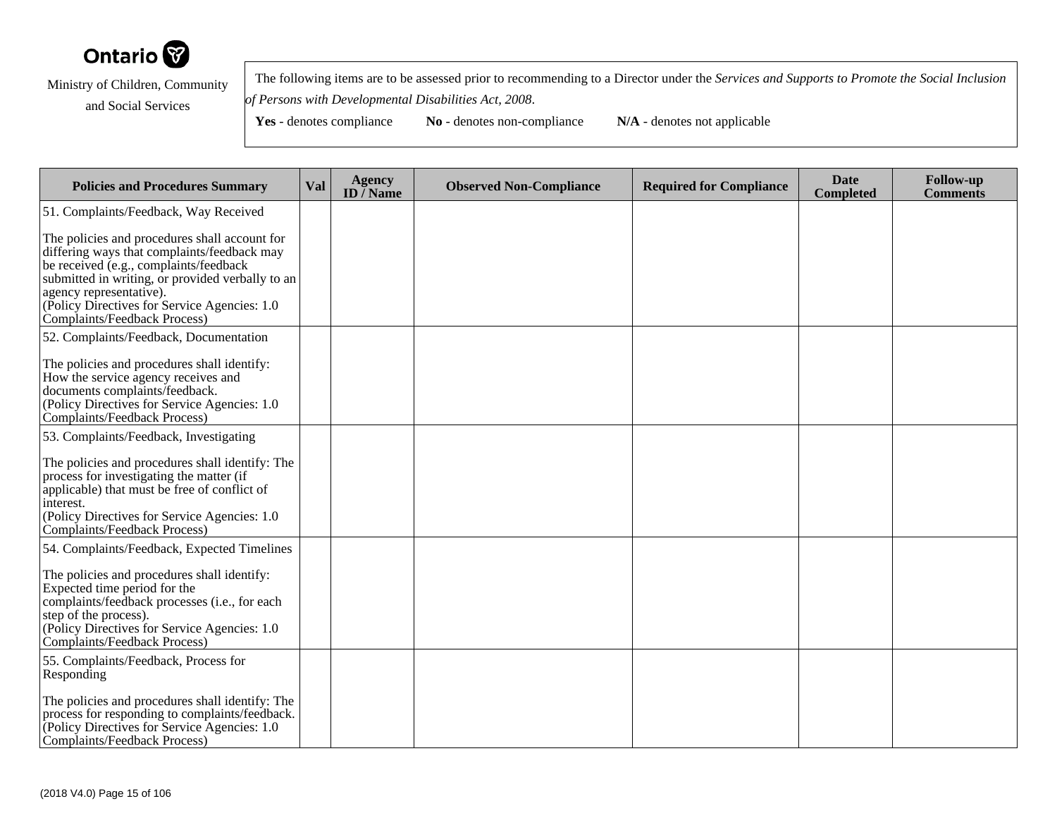Ontario

Ministry of Children, Community and Social Services

The following items are to be assessed prior to recommending to a Director under the *Services and Supports to Promote the Social Inclusion of Persons with Developmental Disabilities Act, 2008*.

**Yes** - denotes compliance **No** - denotes non-compliance **N/A** - denotes not applicable

| Policies and Procedures Summary | Val | Agency ID / Name | Observed Non-Compliance | Required for Compliance | Date Completed | Follow-up Comments |
|---|---|---|---|---|---|---|
| 51. Complaints/Feedback, Way Received<br><br>The policies and procedures shall account for differing ways that complaints/feedback may be received (e.g., complaints/feedback submitted in writing, or provided verbally to an agency representative).<br>(Policy Directives for Service Agencies: 1.0 Complaints/Feedback Process) | | | | | | |
| 52. Complaints/Feedback, Documentation<br><br>The policies and procedures shall identify: How the service agency receives and documents complaints/feedback.<br>(Policy Directives for Service Agencies: 1.0 Complaints/Feedback Process) | | | | | | |
| 53. Complaints/Feedback, Investigating<br><br>The policies and procedures shall identify: The process for investigating the matter (if applicable) that must be free of conflict of interest.<br>(Policy Directives for Service Agencies: 1.0 Complaints/Feedback Process) | | | | | | |
| 54. Complaints/Feedback, Expected Timelines<br><br>The policies and procedures shall identify: Expected time period for the complaints/feedback processes (i.e., for each step of the process).<br>(Policy Directives for Service Agencies: 1.0 Complaints/Feedback Process) | | | | | | |
| 55. Complaints/Feedback, Process for Responding<br><br>The policies and procedures shall identify: The process for responding to complaints/feedback.<br>(Policy Directives for Service Agencies: 1.0 Complaints/Feedback Process) | | | | | | |

(2018 V4.0)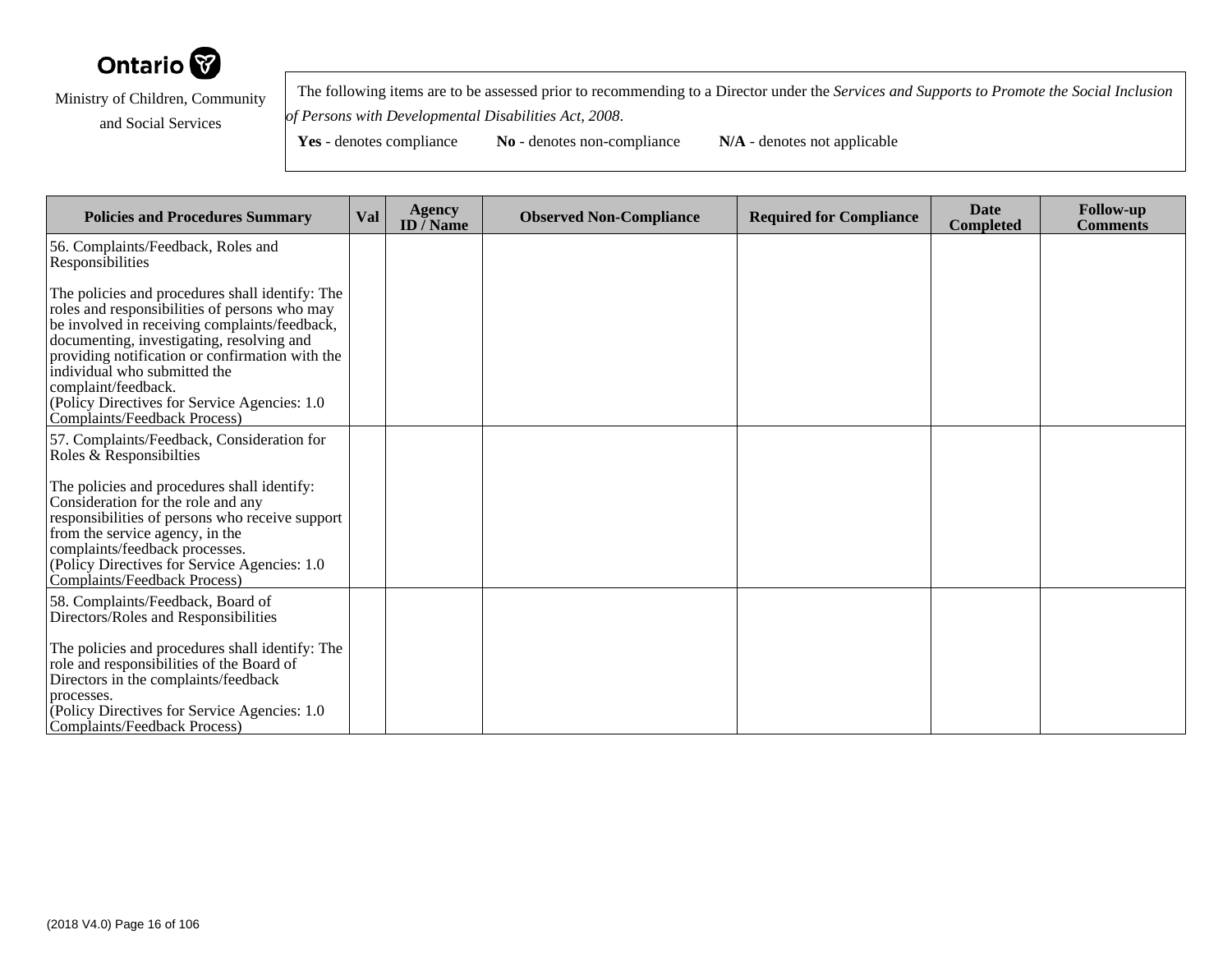Ministry of Children, Community and Social Services

The following items are to be assessed prior to recommending to a Director under the *Services and Supports to Promote the Social Inclusion of Persons with Developmental Disabilities Act, 2008*.

**Yes** - denotes compliance **No** - denotes non-compliance **N/A** - denotes not applicable

| Policies and Procedures Summary | Val | Agency ID / Name | Observed Non-Compliance | Required for Compliance | Date Completed | Follow-up Comments |
|---|---|---|---|---|---|---|
| 56. Complaints/Feedback, Roles and Responsibilities<br><br>The policies and procedures shall identify: The roles and responsibilities of persons who may be involved in receiving complaints/feedback, documenting, investigating, resolving and providing notification or confirmation with the individual who submitted the complaint/feedback.<br>(Policy Directives for Service Agencies: 1.0 Complaints/Feedback Process) | | | | | | |
| 57. Complaints/Feedback, Consideration for Roles & Responsibilties<br><br>The policies and procedures shall identify: Consideration for the role and any responsibilities of persons who receive support from the service agency, in the complaints/feedback processes.<br>(Policy Directives for Service Agencies: 1.0 Complaints/Feedback Process) | | | | | | |
| 58. Complaints/Feedback, Board of Directors/Roles and Responsibilities<br><br>The policies and procedures shall identify: The role and responsibilities of the Board of Directors in the complaints/feedback processes.<br>(Policy Directives for Service Agencies: 1.0 Complaints/Feedback Process) | | | | | | |

(2018 V4.0)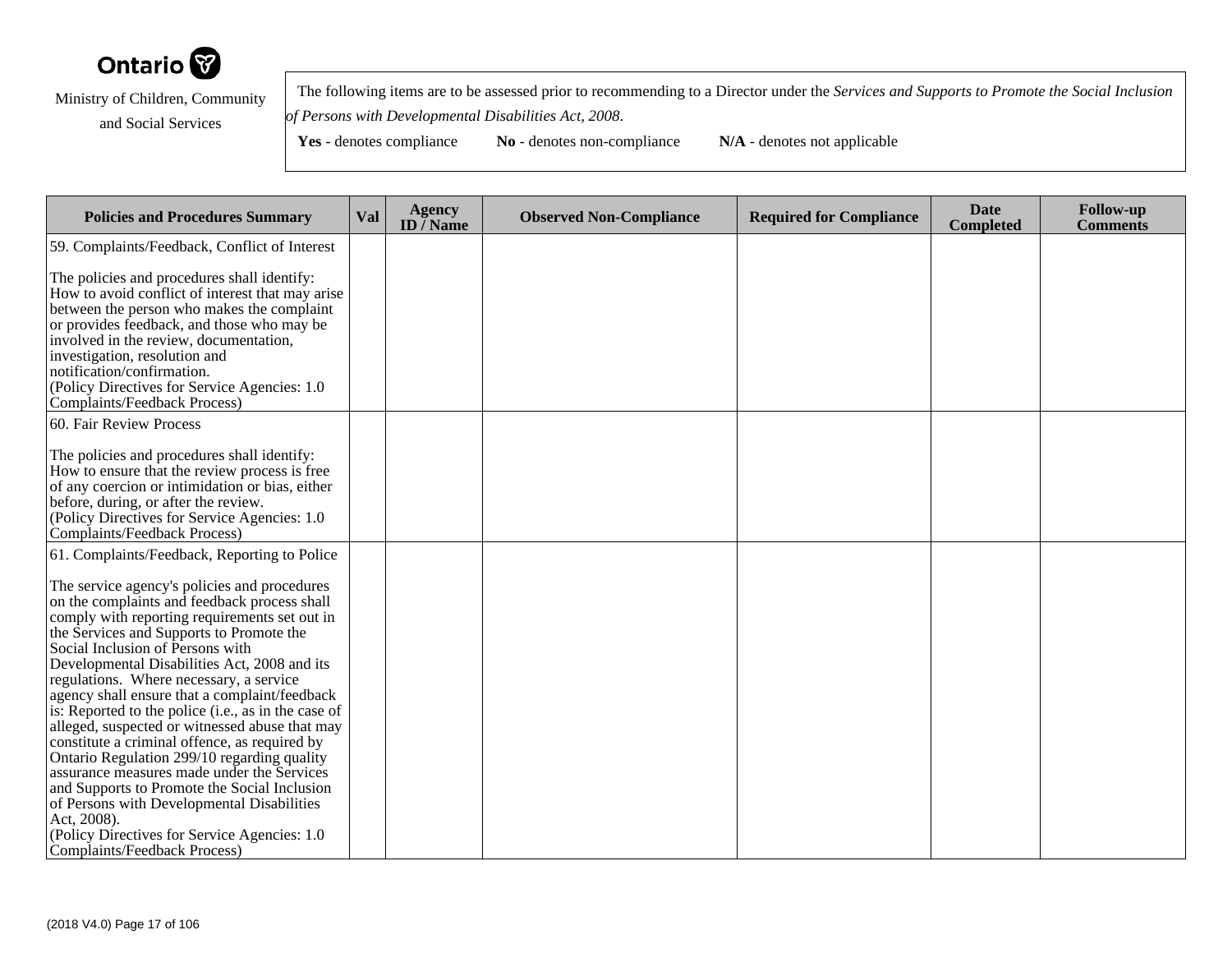Ontario

Ministry of Children, Community and Social Services

The following items are to be assessed prior to recommending to a Director under the *Services and Supports to Promote the Social Inclusion of Persons with Developmental Disabilities Act, 2008*.

**Yes** - denotes compliance **No** - denotes non-compliance **N/A** - denotes not applicable

| Policies and Procedures Summary | Val | Agency ID / Name | Observed Non-Compliance | Required for Compliance | Date Completed | Follow-up Comments |
|---|---|---|---|---|---|---|
| 59. Complaints/Feedback, Conflict of Interest<br><br>The policies and procedures shall identify: How to avoid conflict of interest that may arise between the person who makes the complaint or provides feedback, and those who may be involved in the review, documentation, investigation, resolution and notification/confirmation.<br>(Policy Directives for Service Agencies: 1.0 Complaints/Feedback Process) | | | | | | |
| 60. Fair Review Process<br><br>The policies and procedures shall identify: How to ensure that the review process is free of any coercion or intimidation or bias, either before, during, or after the review.<br>(Policy Directives for Service Agencies: 1.0 Complaints/Feedback Process) | | | | | | |
| 61. Complaints/Feedback, Reporting to Police<br><br>The service agency's policies and procedures on the complaints and feedback process shall comply with reporting requirements set out in the Services and Supports to Promote the Social Inclusion of Persons with Developmental Disabilities Act, 2008 and its regulations. Where necessary, a service agency shall ensure that a complaint/feedback is: Reported to the police (i.e., as in the case of alleged, suspected or witnessed abuse that may constitute a criminal offence, as required by Ontario Regulation 299/10 regarding quality assurance measures made under the Services and Supports to Promote the Social Inclusion of Persons with Developmental Disabilities Act, 2008).<br>(Policy Directives for Service Agencies: 1.0 Complaints/Feedback Process) | | | | | | |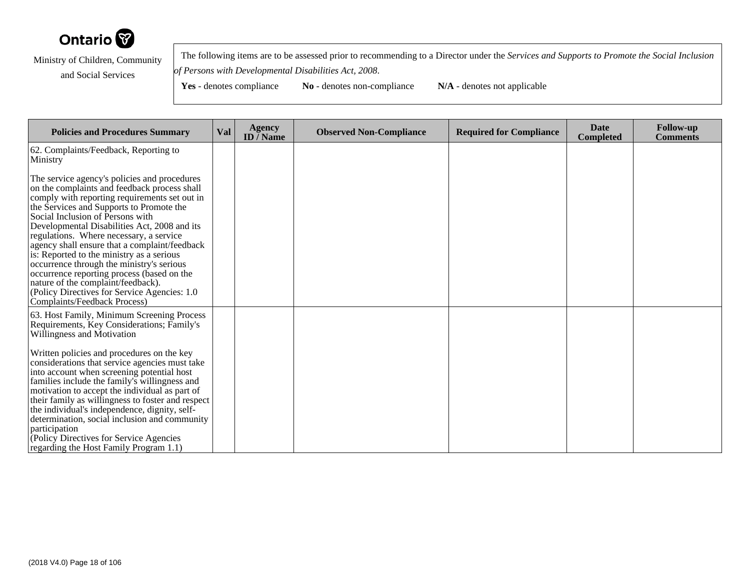Ontario

Ministry of Children, Community and Social Services

The following items are to be assessed prior to recommending to a Director under the *Services and Supports to Promote the Social Inclusion of Persons with Developmental Disabilities Act, 2008*.

**Yes** - denotes compliance **No** - denotes non-compliance **N/A** - denotes not applicable

| Policies and Procedures Summary | Val | Agency ID / Name | Observed Non-Compliance | Required for Compliance | Date Completed | Follow-up Comments |
|---|---|---|---|---|---|---|
| 62. Complaints/Feedback, Reporting to Ministry<br><br>The service agency's policies and procedures on the complaints and feedback process shall comply with reporting requirements set out in the Services and Supports to Promote the Social Inclusion of Persons with Developmental Disabilities Act, 2008 and its regulations. Where necessary, a service agency shall ensure that a complaint/feedback is: Reported to the ministry as a serious occurrence through the ministry's serious occurrence reporting process (based on the nature of the complaint/feedback).<br>(Policy Directives for Service Agencies: 1.0 Complaints/Feedback Process) | | | | | | |
| 63. Host Family, Minimum Screening Process Requirements, Key Considerations; Family's Willingness and Motivation<br><br>Written policies and procedures on the key considerations that service agencies must take into account when screening potential host families include the family's willingness and motivation to accept the individual as part of their family as willingness to foster and respect the individual's independence, dignity, self-determination, social inclusion and community participation<br>(Policy Directives for Service Agencies regarding the Host Family Program 1.1) | | | | | | |

(2018 V4.0)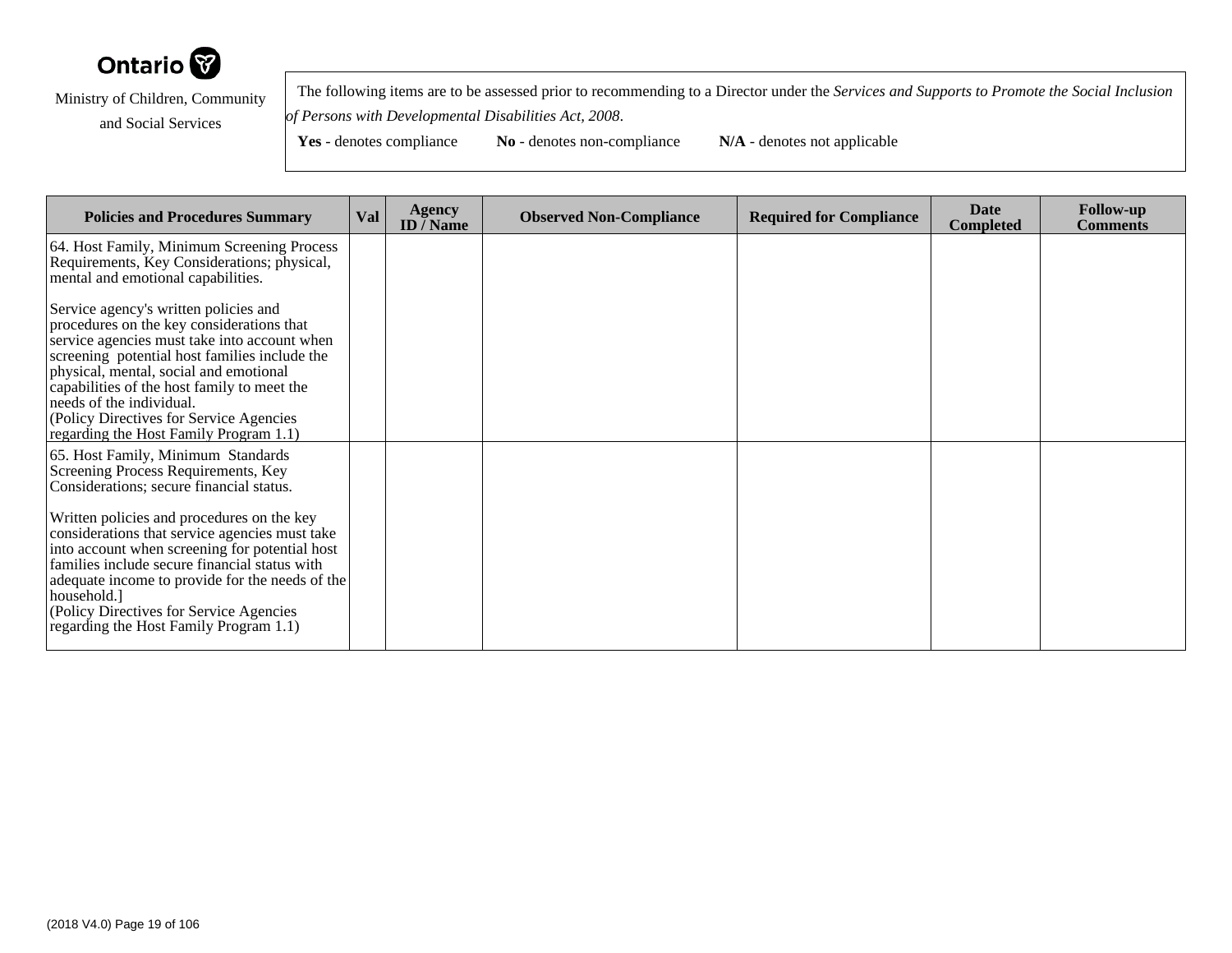Ontario

Ministry of Children, Community and Social Services

The following items are to be assessed prior to recommending to a Director under the *Services and Supports to Promote the Social Inclusion of Persons with Developmental Disabilities Act, 2008*.

**Yes** - denotes compliance **No** - denotes non-compliance **N/A** - denotes not applicable

| Policies and Procedures Summary | Val | Agency ID / Name | Observed Non-Compliance | Required for Compliance | Date Completed | Follow-up Comments |
|---|---|---|---|---|---|---|
| 64. Host Family, Minimum Screening Process Requirements, Key Considerations; physical, mental and emotional capabilities.<br><br>Service agency's written policies and procedures on the key considerations that service agencies must take into account when screening potential host families include the physical, mental, social and emotional capabilities of the host family to meet the needs of the individual.<br>(Policy Directives for Service Agencies regarding the Host Family Program 1.1) | | | | | | |
| 65. Host Family, Minimum Standards Screening Process Requirements, Key Considerations; secure financial status.<br><br>Written policies and procedures on the key considerations that service agencies must take into account when screening for potential host families include secure financial status with adequate income to provide for the needs of the household.]<br>(Policy Directives for Service Agencies regarding the Host Family Program 1.1) | | | | | | |

(2018 V4.0)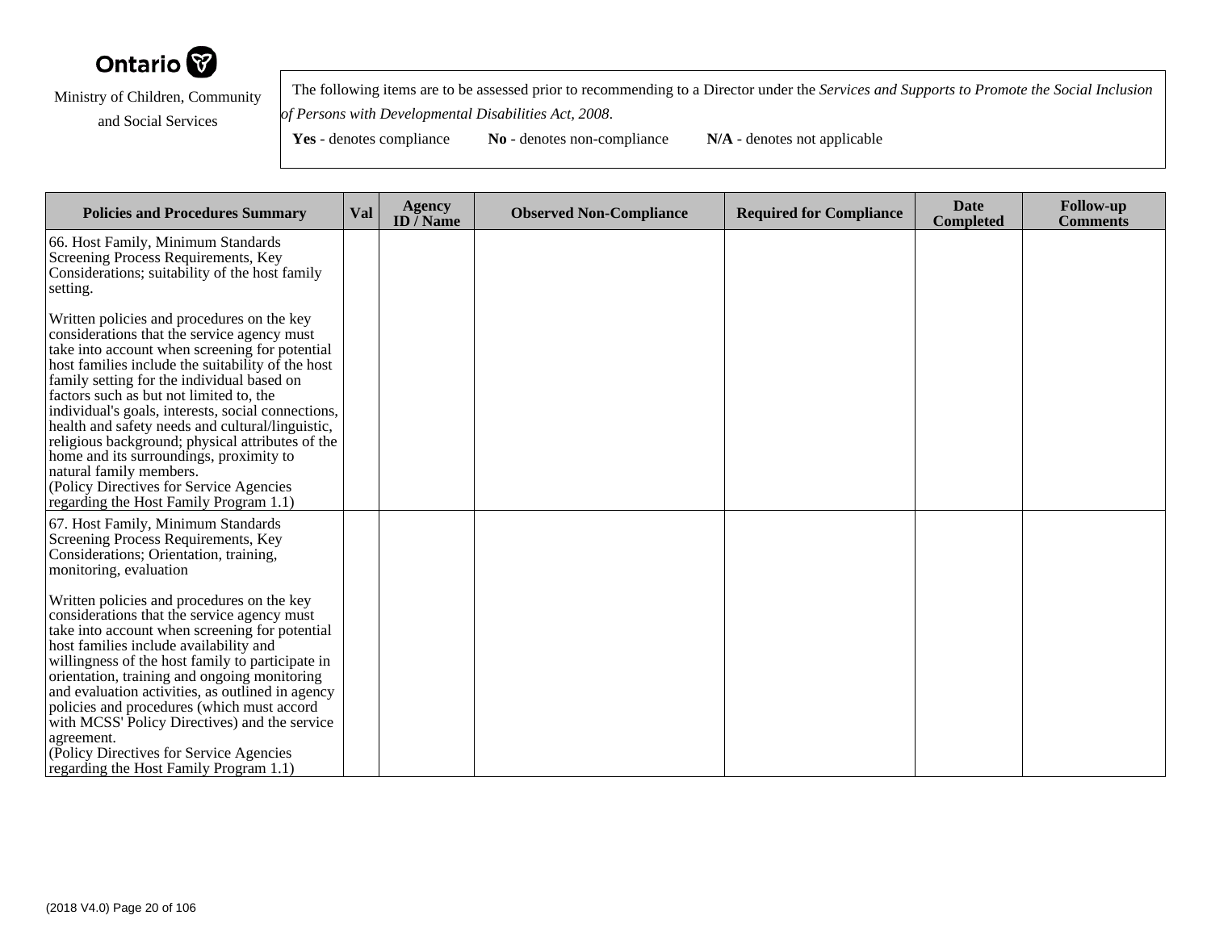Ontario

Ministry of Children, Community and Social Services

The following items are to be assessed prior to recommending to a Director under the *Services and Supports to Promote the Social Inclusion of Persons with Developmental Disabilities Act, 2008*.

**Yes** - denotes compliance **No** - denotes non-compliance **N/A** - denotes not applicable

| Policies and Procedures Summary | Val | Agency ID / Name | Observed Non-Compliance | Required for Compliance | Date Completed | Follow-up Comments |
|---|---|---|---|---|---|---|
| 66. Host Family, Minimum Standards Screening Process Requirements, Key Considerations; suitability of the host family setting.<br><br>Written policies and procedures on the key considerations that the service agency must take into account when screening for potential host families include the suitability of the host family setting for the individual based on factors such as but not limited to, the individual's goals, interests, social connections, health and safety needs and cultural/linguistic, religious background; physical attributes of the home and its surroundings, proximity to natural family members.<br>(Policy Directives for Service Agencies regarding the Host Family Program 1.1) | | | | | | |
| 67. Host Family, Minimum Standards Screening Process Requirements, Key Considerations; Orientation, training, monitoring, evaluation<br><br>Written policies and procedures on the key considerations that the service agency must take into account when screening for potential host families include availability and willingness of the host family to participate in orientation, training and ongoing monitoring and evaluation activities, as outlined in agency policies and procedures (which must accord with MCSS' Policy Directives) and the service agreement.<br>(Policy Directives for Service Agencies regarding the Host Family Program 1.1) | | | | | | |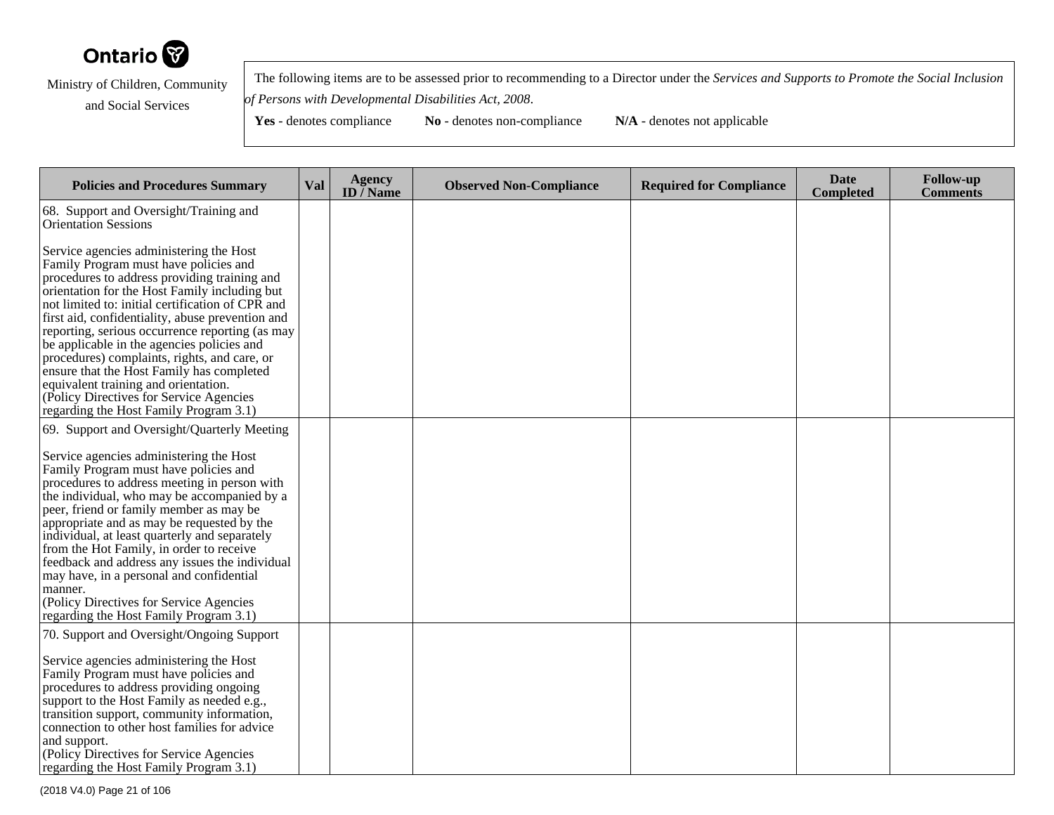Ontario

Ministry of Children, Community and Social Services

The following items are to be assessed prior to recommending to a Director under the *Services and Supports to Promote the Social Inclusion of Persons with Developmental Disabilities Act, 2008*.

**Yes** - denotes compliance **No** - denotes non-compliance **N/A** - denotes not applicable

| Policies and Procedures Summary | Val | Agency ID / Name | Observed Non-Compliance | Required for Compliance | Date Completed | Follow-up Comments |
|---|---|---|---|---|---|---|
| 68. Support and Oversight/Training and Orientation Sessions<br><br>Service agencies administering the Host Family Program must have policies and procedures to address providing training and orientation for the Host Family including but not limited to: initial certification of CPR and first aid, confidentiality, abuse prevention and reporting, serious occurrence reporting (as may be applicable in the agencies policies and procedures) complaints, rights, and care, or ensure that the Host Family has completed equivalent training and orientation.<br>(Policy Directives for Service Agencies regarding the Host Family Program 3.1) | | | | | | |
| 69. Support and Oversight/Quarterly Meeting<br><br>Service agencies administering the Host Family Program must have policies and procedures to address meeting in person with the individual, who may be accompanied by a peer, friend or family member as may be appropriate and as may be requested by the individual, at least quarterly and separately from the Hot Family, in order to receive feedback and address any issues the individual may have, in a personal and confidential manner.<br>(Policy Directives for Service Agencies regarding the Host Family Program 3.1) | | | | | | |
| 70. Support and Oversight/Ongoing Support<br><br>Service agencies administering the Host Family Program must have policies and procedures to address providing ongoing support to the Host Family as needed e.g., transition support, community information, connection to other host families for advice and support.<br>(Policy Directives for Service Agencies regarding the Host Family Program 3.1) | | | | | | |

(2018 V4.0)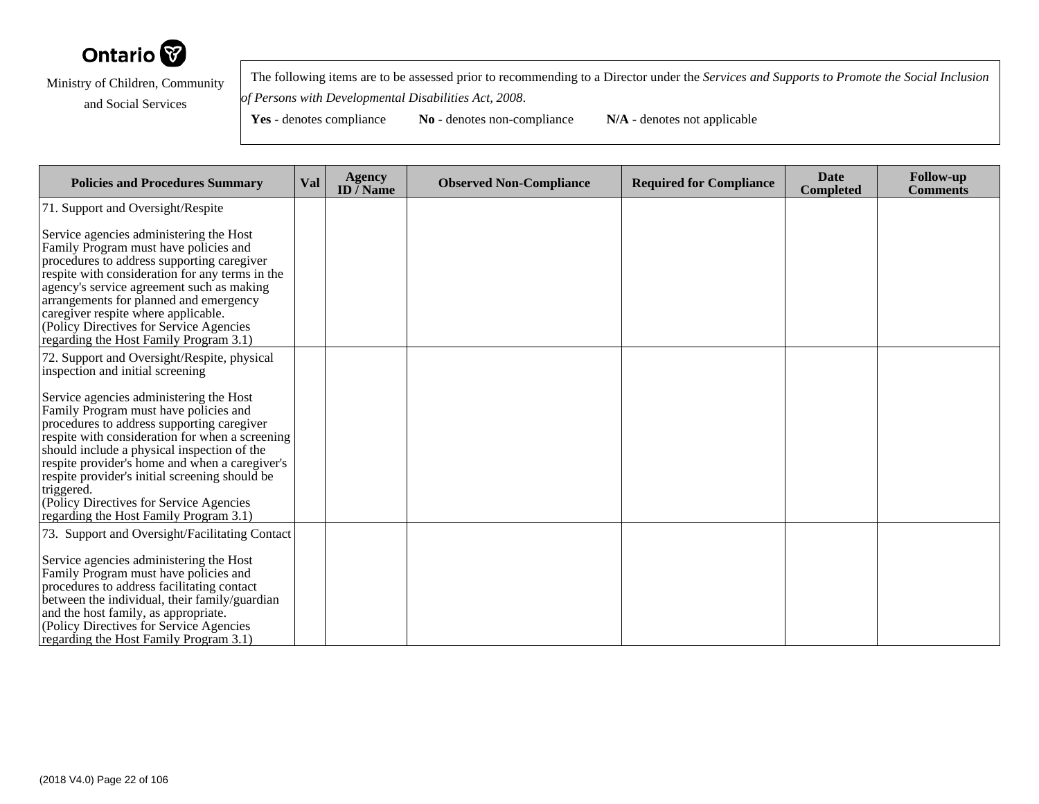Ontario

Ministry of Children, Community and Social Services

The following items are to be assessed prior to recommending to a Director under the *Services and Supports to Promote the Social Inclusion of Persons with Developmental Disabilities Act, 2008*.

**Yes** - denotes compliance **No** - denotes non-compliance **N/A** - denotes not applicable

| Policies and Procedures Summary | Val | Agency ID / Name | Observed Non-Compliance | Required for Compliance | Date Completed | Follow-up Comments |
|---|---|---|---|---|---|---|
| 71. Support and Oversight/Respite<br><br>Service agencies administering the Host Family Program must have policies and procedures to address supporting caregiver respite with consideration for any terms in the agency's service agreement such as making arrangements for planned and emergency caregiver respite where applicable.<br>(Policy Directives for Service Agencies regarding the Host Family Program 3.1) | | | | | | |
| 72. Support and Oversight/Respite, physical inspection and initial screening<br><br>Service agencies administering the Host Family Program must have policies and procedures to address supporting caregiver respite with consideration for when a screening should include a physical inspection of the respite provider's home and when a caregiver's respite provider's initial screening should be triggered.<br>(Policy Directives for Service Agencies regarding the Host Family Program 3.1) | | | | | | |
| 73. Support and Oversight/Facilitating Contact<br><br>Service agencies administering the Host Family Program must have policies and procedures to address facilitating contact between the individual, their family/guardian and the host family, as appropriate.<br>(Policy Directives for Service Agencies regarding the Host Family Program 3.1) | | | | | | |

(2018 V4.0)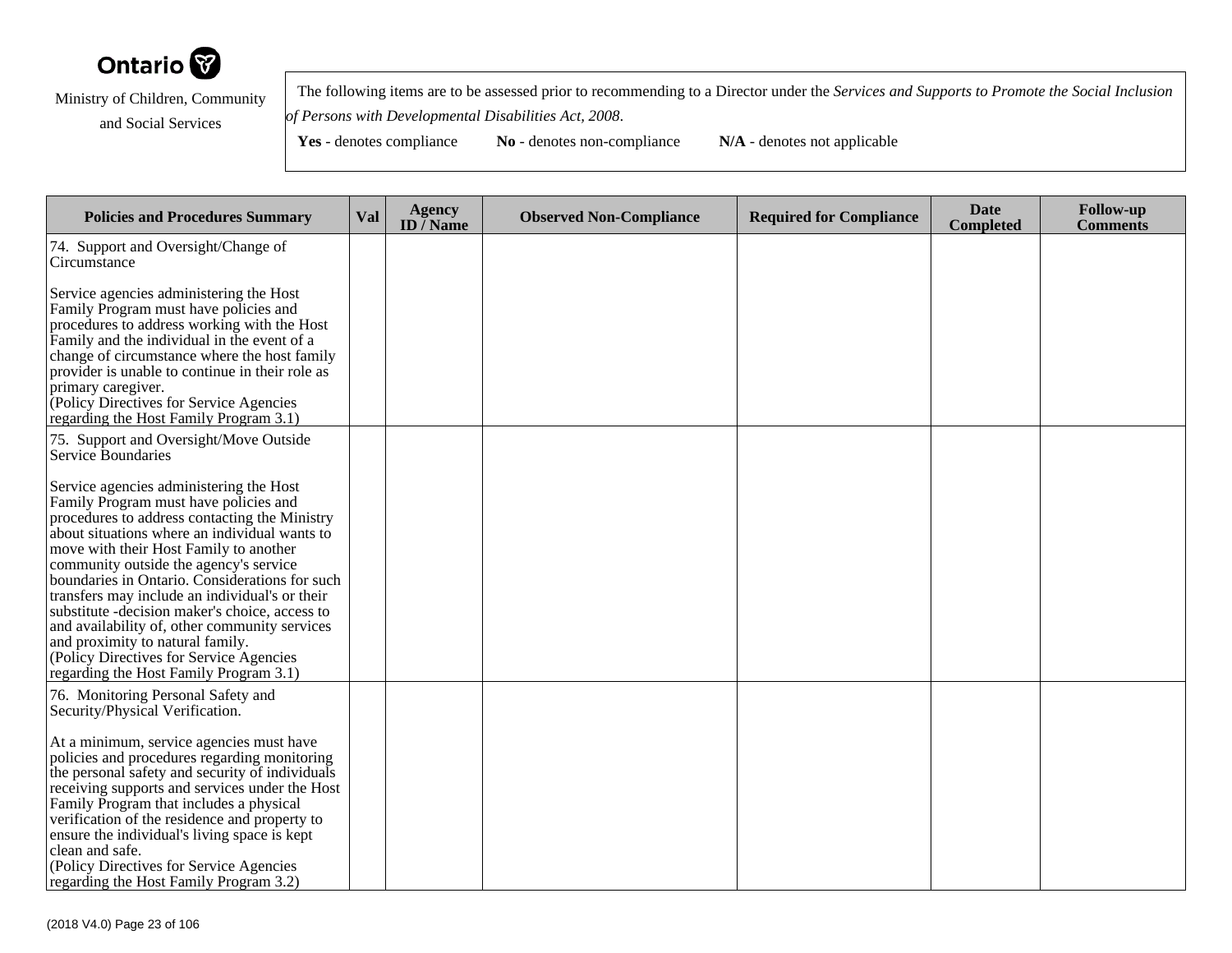Ontario

Ministry of Children, Community and Social Services

The following items are to be assessed prior to recommending to a Director under the *Services and Supports to Promote the Social Inclusion of Persons with Developmental Disabilities Act, 2008*.

**Yes** - denotes compliance **No** - denotes non-compliance **N/A** - denotes not applicable

| Policies and Procedures Summary | Val | Agency ID / Name | Observed Non-Compliance | Required for Compliance | Date Completed | Follow-up Comments |
|---|---|---|---|---|---|---|
| 74. Support and Oversight/Change of Circumstance<br><br>Service agencies administering the Host Family Program must have policies and procedures to address working with the Host Family and the individual in the event of a change of circumstance where the host family provider is unable to continue in their role as primary caregiver.<br>(Policy Directives for Service Agencies regarding the Host Family Program 3.1) | | | | | | |
| 75. Support and Oversight/Move Outside Service Boundaries<br><br>Service agencies administering the Host Family Program must have policies and procedures to address contacting the Ministry about situations where an individual wants to move with their Host Family to another community outside the agency's service boundaries in Ontario. Considerations for such transfers may include an individual's or their substitute -decision maker's choice, access to and availability of, other community services and proximity to natural family.<br>(Policy Directives for Service Agencies regarding the Host Family Program 3.1) | | | | | | |
| 76. Monitoring Personal Safety and Security/Physical Verification.<br><br>At a minimum, service agencies must have policies and procedures regarding monitoring the personal safety and security of individuals receiving supports and services under the Host Family Program that includes a physical verification of the residence and property to ensure the individual's living space is kept clean and safe.<br>(Policy Directives for Service Agencies regarding the Host Family Program 3.2) | | | | | | |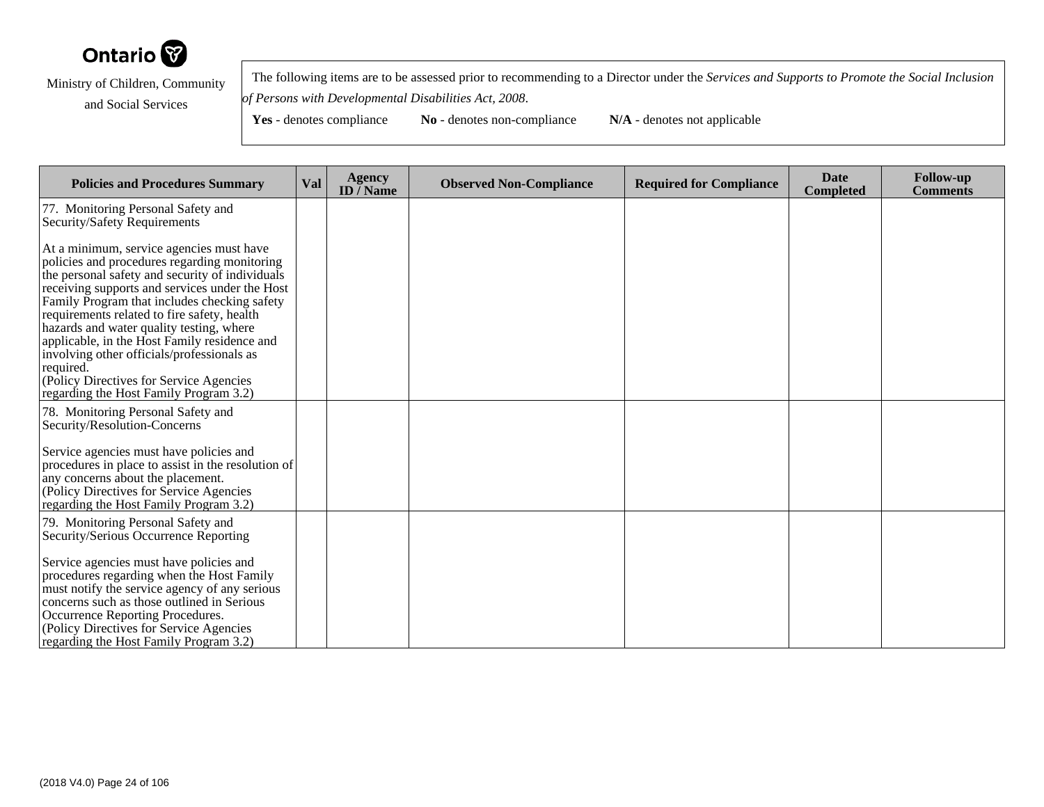Ontario

Ministry of Children, Community and Social Services

The following items are to be assessed prior to recommending to a Director under the *Services and Supports to Promote the Social Inclusion of Persons with Developmental Disabilities Act, 2008*.

**Yes** - denotes compliance **No** - denotes non-compliance **N/A** - denotes not applicable

| Policies and Procedures Summary | Val | Agency ID / Name | Observed Non-Compliance | Required for Compliance | Date Completed | Follow-up Comments |
|---|---|---|---|---|---|---|
| 77. Monitoring Personal Safety and Security/Safety Requirements<br><br>At a minimum, service agencies must have policies and procedures regarding monitoring the personal safety and security of individuals receiving supports and services under the Host Family Program that includes checking safety requirements related to fire safety, health hazards and water quality testing, where applicable, in the Host Family residence and involving other officials/professionals as required.<br>(Policy Directives for Service Agencies regarding the Host Family Program 3.2) | | | | | | |
| 78. Monitoring Personal Safety and Security/Resolution-Concerns<br><br>Service agencies must have policies and procedures in place to assist in the resolution of any concerns about the placement.<br>(Policy Directives for Service Agencies regarding the Host Family Program 3.2) | | | | | | |
| 79. Monitoring Personal Safety and Security/Serious Occurrence Reporting<br><br>Service agencies must have policies and procedures regarding when the Host Family must notify the service agency of any serious concerns such as those outlined in Serious Occurrence Reporting Procedures.<br>(Policy Directives for Service Agencies regarding the Host Family Program 3.2) | | | | | | |

(2018 V4.0)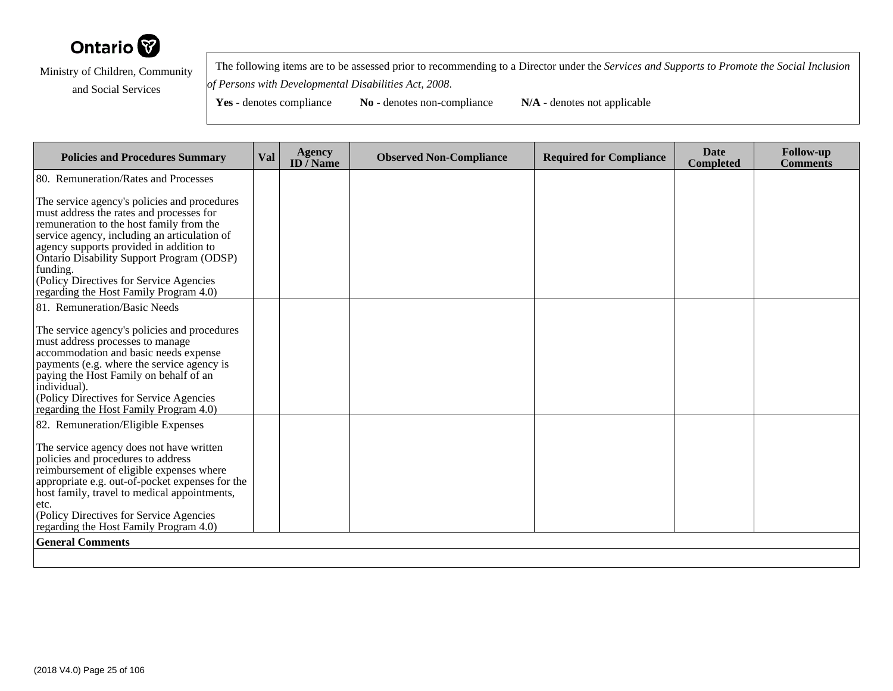Ontario

Ministry of Children, Community and Social Services

The following items are to be assessed prior to recommending to a Director under the *Services and Supports to Promote the Social Inclusion of Persons with Developmental Disabilities Act, 2008*.

**Yes** - denotes compliance **No** - denotes non-compliance **N/A** - denotes not applicable

| Policies and Procedures Summary | Val | Agency ID / Name | Observed Non-Compliance | Required for Compliance | Date Completed | Follow-up Comments |
|---|---|---|---|---|---|---|
| 80. Remuneration/Rates and Processes<br><br>The service agency's policies and procedures must address the rates and processes for remuneration to the host family from the service agency, including an articulation of agency supports provided in addition to Ontario Disability Support Program (ODSP) funding.<br>(Policy Directives for Service Agencies regarding the Host Family Program 4.0) | | | | | | |
| 81. Remuneration/Basic Needs<br><br>The service agency's policies and procedures must address processes to manage accommodation and basic needs expense payments (e.g. where the service agency is paying the Host Family on behalf of an individual).<br>(Policy Directives for Service Agencies regarding the Host Family Program 4.0) | | | | | | |
| 82. Remuneration/Eligible Expenses<br><br>The service agency does not have written policies and procedures to address reimbursement of eligible expenses where appropriate e.g. out-of-pocket expenses for the host family, travel to medical appointments, etc.<br>(Policy Directives for Service Agencies regarding the Host Family Program 4.0) | | | | | | |
| **General Comments** | | | | | | |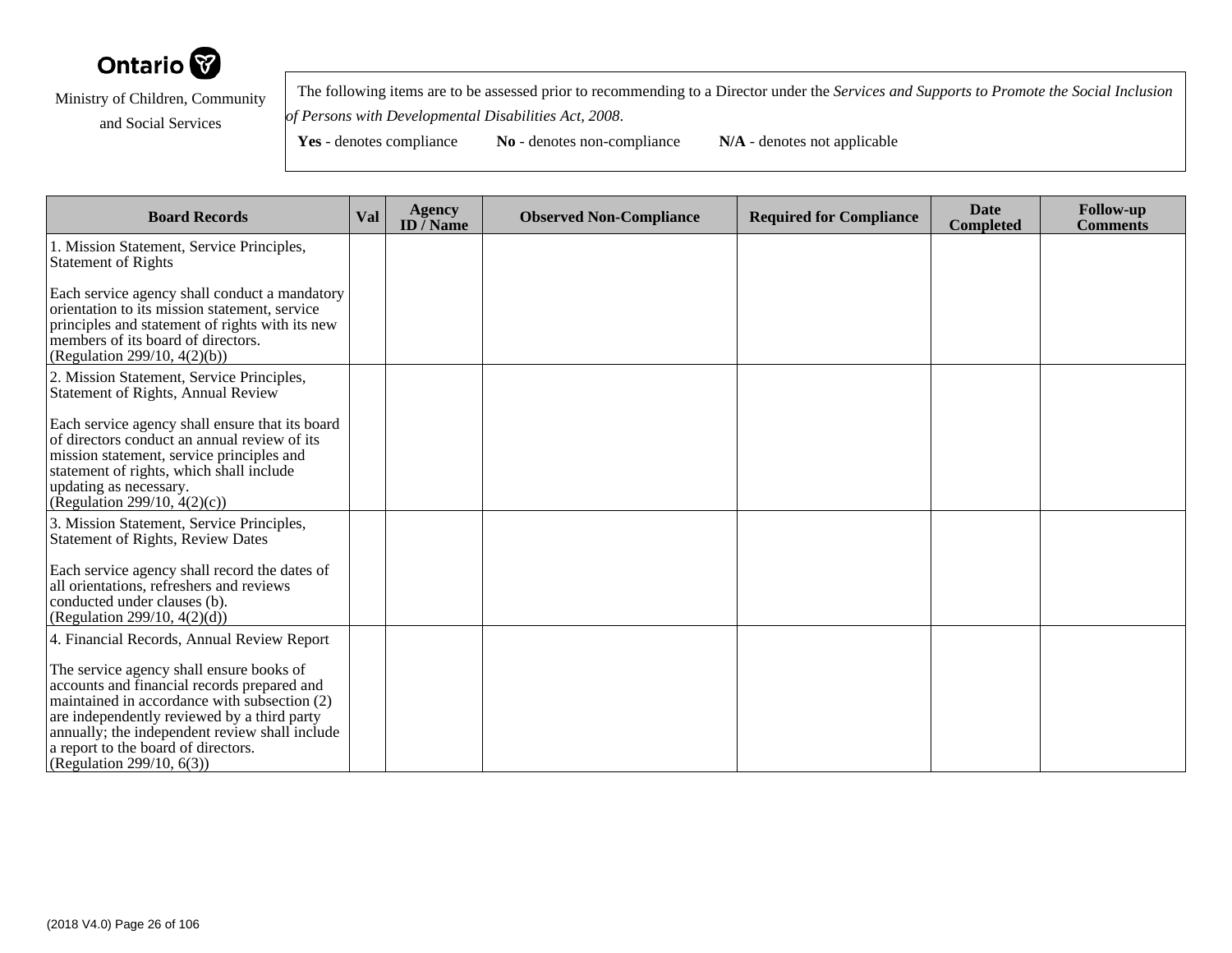Ontario

Ministry of Children, Community and Social Services

The following items are to be assessed prior to recommending to a Director under the *Services and Supports to Promote the Social Inclusion of Persons with Developmental Disabilities Act, 2008*.

**Yes** - denotes compliance **No** - denotes non-compliance **N/A** - denotes not applicable

| Board Records | Val | Agency ID / Name | Observed Non-Compliance | Required for Compliance | Date Completed | Follow-up Comments |
|---|---|---|---|---|---|---|
| 1. Mission Statement, Service Principles, Statement of Rights<br><br>Each service agency shall conduct a mandatory orientation to its mission statement, service principles and statement of rights with its new members of its board of directors.<br>(Regulation 299/10, 4(2)(b)) | | | | | | |
| 2. Mission Statement, Service Principles, Statement of Rights, Annual Review<br><br>Each service agency shall ensure that its board of directors conduct an annual review of its mission statement, service principles and statement of rights, which shall include updating as necessary.<br>(Regulation 299/10, 4(2)(c)) | | | | | | |
| 3. Mission Statement, Service Principles, Statement of Rights, Review Dates<br><br>Each service agency shall record the dates of all orientations, refreshers and reviews conducted under clauses (b).<br>(Regulation 299/10, 4(2)(d)) | | | | | | |
| 4. Financial Records, Annual Review Report<br><br>The service agency shall ensure books of accounts and financial records prepared and maintained in accordance with subsection (2) are independently reviewed by a third party annually; the independent review shall include a report to the board of directors.<br>(Regulation 299/10, 6(3)) | | | | | | |

(2018 V4.0)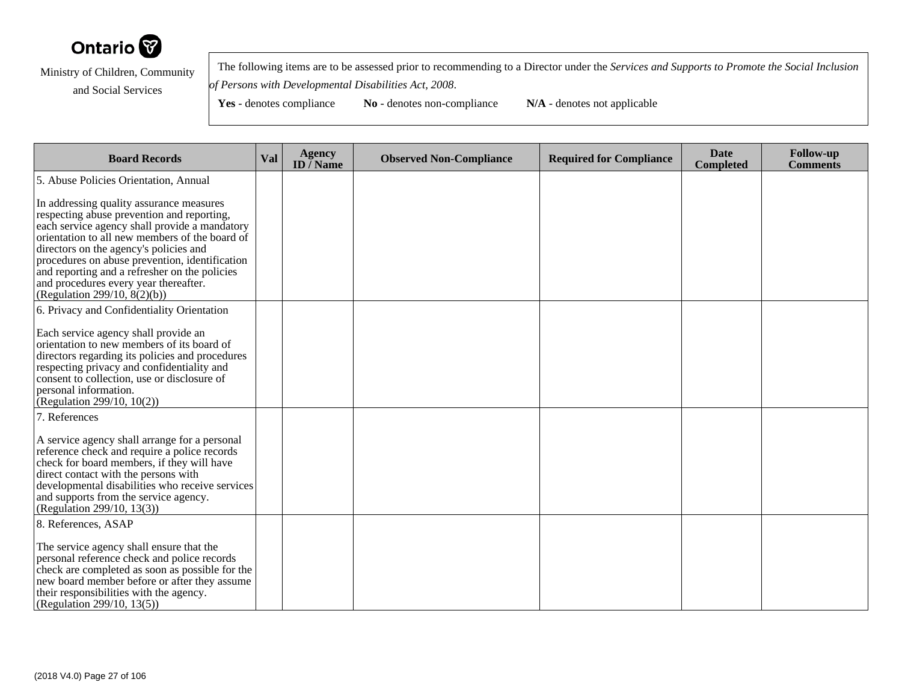Ontario

Ministry of Children, Community and Social Services

The following items are to be assessed prior to recommending to a Director under the *Services and Supports to Promote the Social Inclusion of Persons with Developmental Disabilities Act, 2008*.

**Yes** - denotes compliance **No** - denotes non-compliance **N/A** - denotes not applicable

| Board Records | Val | Agency ID / Name | Observed Non-Compliance | Required for Compliance | Date Completed | Follow-up Comments |
|---|---|---|---|---|---|---|
| 5. Abuse Policies Orientation, Annual<br><br>In addressing quality assurance measures respecting abuse prevention and reporting, each service agency shall provide a mandatory orientation to all new members of the board of directors on the agency's policies and procedures on abuse prevention, identification and reporting and a refresher on the policies and procedures every year thereafter.<br>(Regulation 299/10, 8(2)(b)) | | | | | | |
| 6. Privacy and Confidentiality Orientation<br><br>Each service agency shall provide an orientation to new members of its board of directors regarding its policies and procedures respecting privacy and confidentiality and consent to collection, use or disclosure of personal information.<br>(Regulation 299/10, 10(2)) | | | | | | |
| 7. References<br><br>A service agency shall arrange for a personal reference check and require a police records check for board members, if they will have direct contact with the persons with developmental disabilities who receive services and supports from the service agency.<br>(Regulation 299/10, 13(3)) | | | | | | |
| 8. References, ASAP<br><br>The service agency shall ensure that the personal reference check and police records check are completed as soon as possible for the new board member before or after they assume their responsibilities with the agency.<br>(Regulation 299/10, 13(5)) | | | | | | |

(2018 V4.0)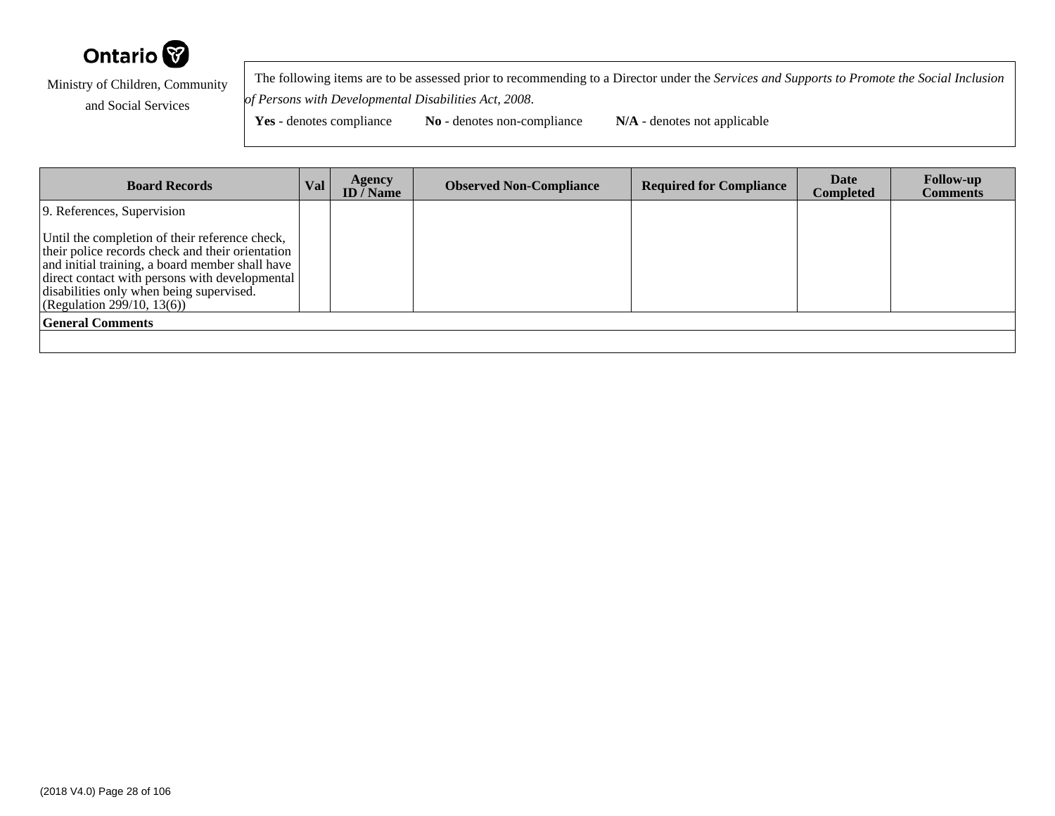Ontario

Ministry of Children, Community and Social Services

The following items are to be assessed prior to recommending to a Director under the *Services and Supports to Promote the Social Inclusion of Persons with Developmental Disabilities Act, 2008*.

**Yes** - denotes compliance **No** - denotes non-compliance **N/A** - denotes not applicable

| Board Records | Val | Agency ID / Name | Observed Non-Compliance | Required for Compliance | Date Completed | Follow-up Comments |
|---|---|---|---|---|---|---|
| 9. References, Supervision<br><br>Until the completion of their reference check, their police records check and their orientation and initial training, a board member shall have direct contact with persons with developmental disabilities only when being supervised. (Regulation 299/10, 13(6)) | | | | | | |
| **General Comments** | | | | | | |
| | | | | | | |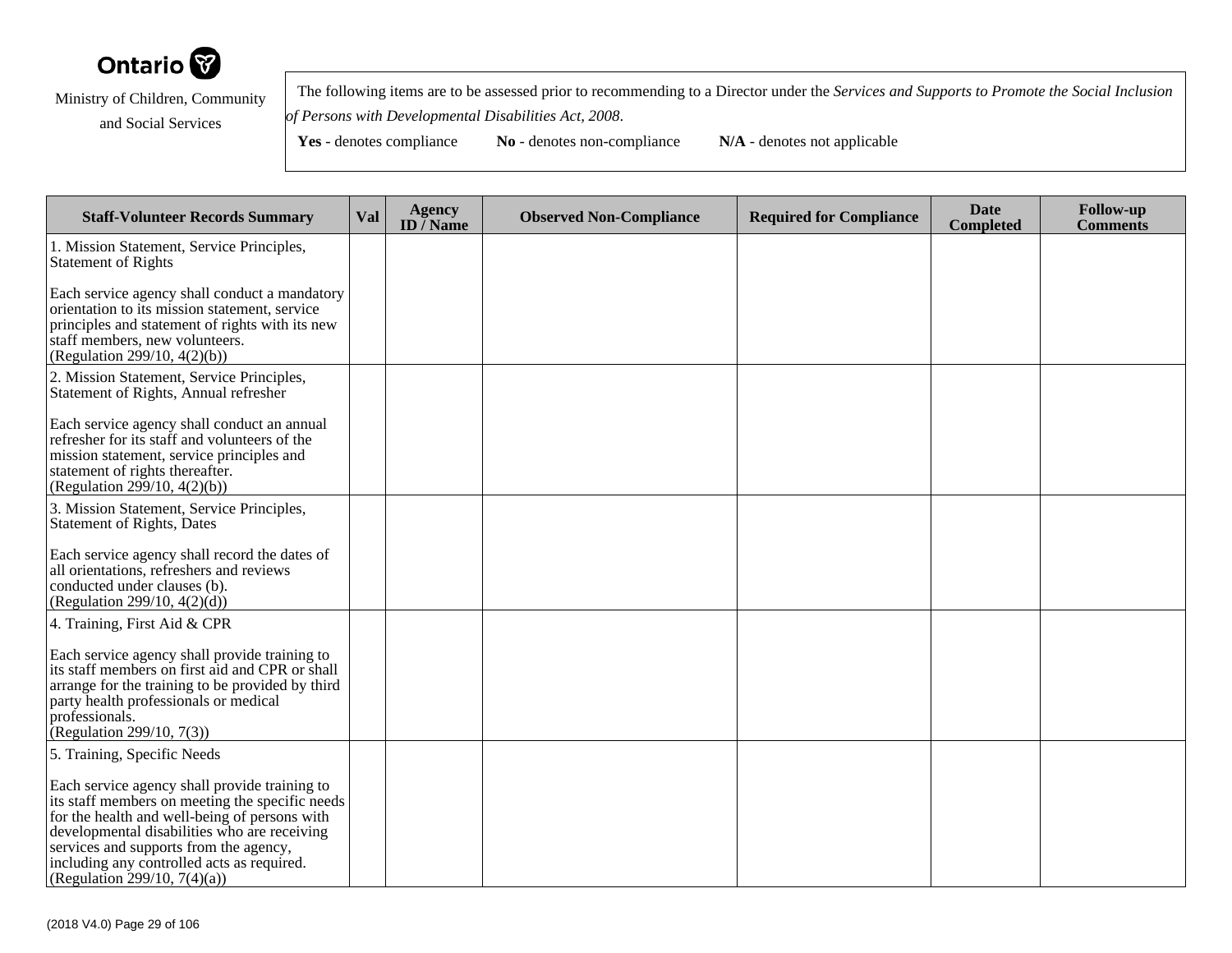Ontario

Ministry of Children, Community and Social Services

The following items are to be assessed prior to recommending to a Director under the *Services and Supports to Promote the Social Inclusion of Persons with Developmental Disabilities Act, 2008*.

**Yes** - denotes compliance **No** - denotes non-compliance **N/A** - denotes not applicable

| Staff-Volunteer Records Summary | Val | Agency ID / Name | Observed Non-Compliance | Required for Compliance | Date Completed | Follow-up Comments |
|---|---|---|---|---|---|---|
| 1. Mission Statement, Service Principles, Statement of Rights<br><br>Each service agency shall conduct a mandatory orientation to its mission statement, service principles and statement of rights with its new staff members, new volunteers.<br>(Regulation 299/10, 4(2)(b)) | | | | | | |
| 2. Mission Statement, Service Principles, Statement of Rights, Annual refresher<br><br>Each service agency shall conduct an annual refresher for its staff and volunteers of the mission statement, service principles and statement of rights thereafter.<br>(Regulation 299/10, 4(2)(b)) | | | | | | |
| 3. Mission Statement, Service Principles, Statement of Rights, Dates<br><br>Each service agency shall record the dates of all orientations, refreshers and reviews conducted under clauses (b).<br>(Regulation 299/10, 4(2)(d)) | | | | | | |
| 4. Training, First Aid & CPR<br><br>Each service agency shall provide training to its staff members on first aid and CPR or shall arrange for the training to be provided by third party health professionals or medical professionals.<br>(Regulation 299/10, 7(3)) | | | | | | |
| 5. Training, Specific Needs<br><br>Each service agency shall provide training to its staff members on meeting the specific needs for the health and well-being of persons with developmental disabilities who are receiving services and supports from the agency, including any controlled acts as required.<br>(Regulation 299/10, 7(4)(a)) | | | | | | |

(2018 V4.0)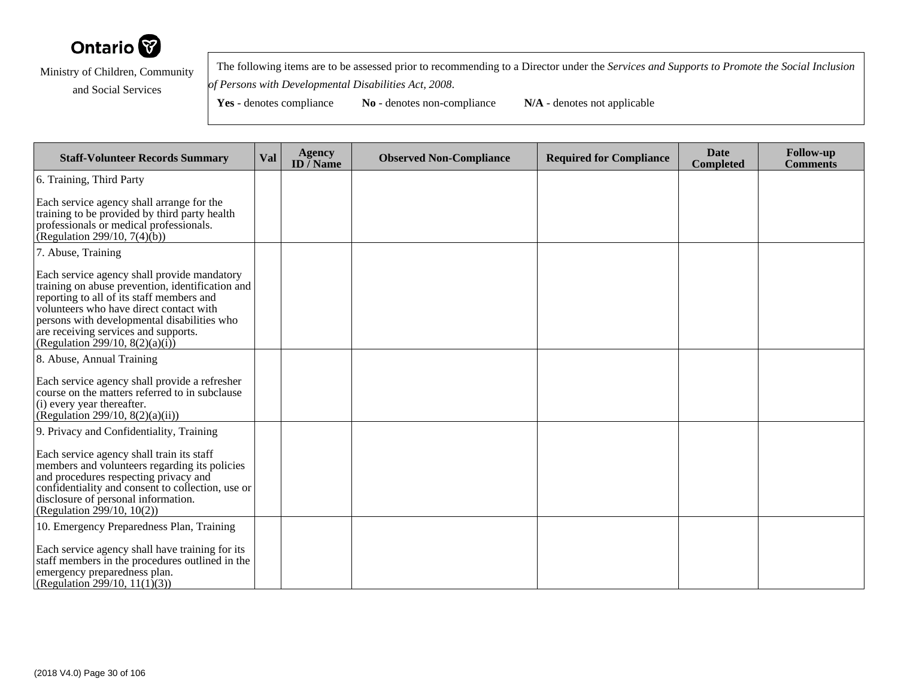Ontario

Ministry of Children, Community and Social Services

The following items are to be assessed prior to recommending to a Director under the *Services and Supports to Promote the Social Inclusion of Persons with Developmental Disabilities Act, 2008*.

**Yes** - denotes compliance **No** - denotes non-compliance **N/A** - denotes not applicable

| Staff-Volunteer Records Summary | Val | Agency ID / Name | Observed Non-Compliance | Required for Compliance | Date Completed | Follow-up Comments |
|---|---|---|---|---|---|---|
| 6. Training, Third Party<br><br>Each service agency shall arrange for the training to be provided by third party health professionals or medical professionals. (Regulation 299/10, 7(4)(b)) | | | | | | |
| 7. Abuse, Training<br><br>Each service agency shall provide mandatory training on abuse prevention, identification and reporting to all of its staff members and volunteers who have direct contact with persons with developmental disabilities who are receiving services and supports. (Regulation 299/10, 8(2)(a)(i)) | | | | | | |
| 8. Abuse, Annual Training<br><br>Each service agency shall provide a refresher course on the matters referred to in subclause (i) every year thereafter. (Regulation 299/10, 8(2)(a)(ii)) | | | | | | |
| 9. Privacy and Confidentiality, Training<br><br>Each service agency shall train its staff members and volunteers regarding its policies and procedures respecting privacy and confidentiality and consent to collection, use or disclosure of personal information. (Regulation 299/10, 10(2)) | | | | | | |
| 10. Emergency Preparedness Plan, Training<br><br>Each service agency shall have training for its staff members in the procedures outlined in the emergency preparedness plan. (Regulation 299/10, 11(1)(3)) | | | | | | |

(2018 V4.0)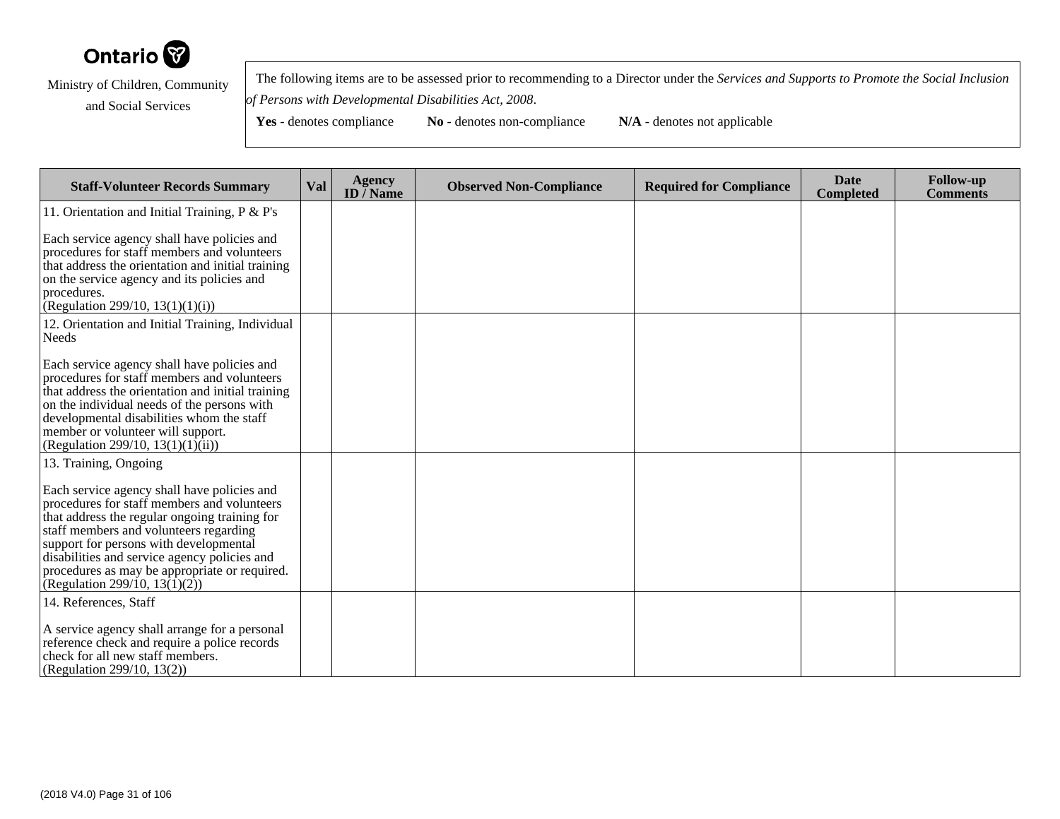Ontario

Ministry of Children, Community and Social Services

The following items are to be assessed prior to recommending to a Director under the *Services and Supports to Promote the Social Inclusion of Persons with Developmental Disabilities Act, 2008*.

**Yes** - denotes compliance **No** - denotes non-compliance **N/A** - denotes not applicable

| Staff-Volunteer Records Summary | Val | Agency ID / Name | Observed Non-Compliance | Required for Compliance | Date Completed | Follow-up Comments |
|---|---|---|---|---|---|---|
| 11. Orientation and Initial Training, P & P's<br><br>Each service agency shall have policies and procedures for staff members and volunteers that address the orientation and initial training on the service agency and its policies and procedures.<br>(Regulation 299/10, 13(1)(1)(i)) | | | | | | |
| 12. Orientation and Initial Training, Individual Needs<br><br>Each service agency shall have policies and procedures for staff members and volunteers that address the orientation and initial training on the individual needs of the persons with developmental disabilities whom the staff member or volunteer will support.<br>(Regulation 299/10, 13(1)(1)(ii)) | | | | | | |
| 13. Training, Ongoing<br><br>Each service agency shall have policies and procedures for staff members and volunteers that address the regular ongoing training for staff members and volunteers regarding support for persons with developmental disabilities and service agency policies and procedures as may be appropriate or required.<br>(Regulation 299/10, 13(1)(2)) | | | | | | |
| 14. References, Staff<br><br>A service agency shall arrange for a personal reference check and require a police records check for all new staff members.<br>(Regulation 299/10, 13(2)) | | | | | | |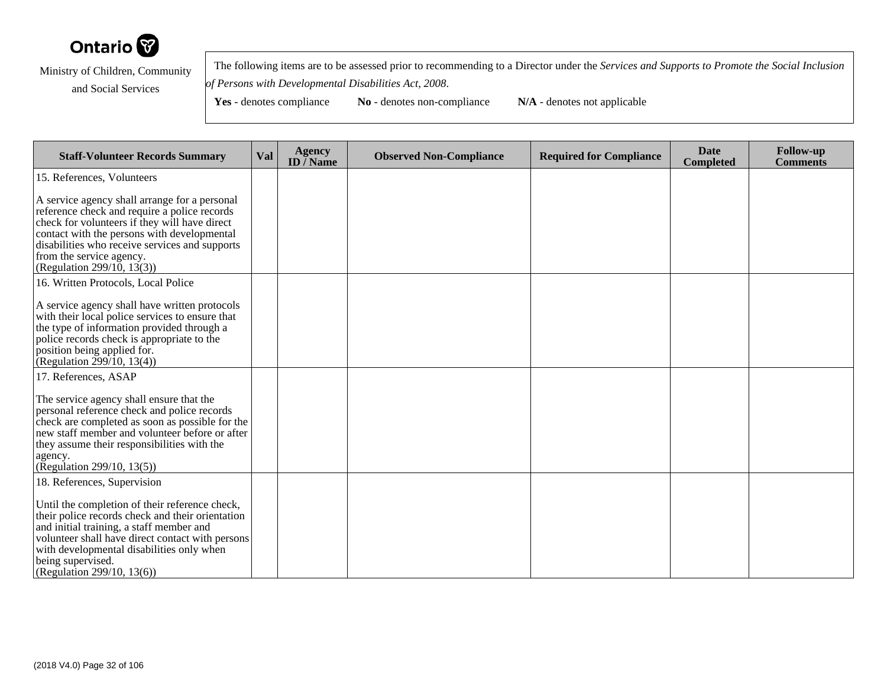Ontario

Ministry of Children, Community and Social Services

The following items are to be assessed prior to recommending to a Director under the *Services and Supports to Promote the Social Inclusion of Persons with Developmental Disabilities Act, 2008*.

**Yes** - denotes compliance **No** - denotes non-compliance **N/A** - denotes not applicable

| Staff-Volunteer Records Summary | Val | Agency ID / Name | Observed Non-Compliance | Required for Compliance | Date Completed | Follow-up Comments |
|---|---|---|---|---|---|---|
| 15. References, Volunteers<br><br>A service agency shall arrange for a personal reference check and require a police records check for volunteers if they will have direct contact with the persons with developmental disabilities who receive services and supports from the service agency.<br>(Regulation 299/10, 13(3)) | | | | | | |
| 16. Written Protocols, Local Police<br><br>A service agency shall have written protocols with their local police services to ensure that the type of information provided through a police records check is appropriate to the position being applied for.<br>(Regulation 299/10, 13(4)) | | | | | | |
| 17. References, ASAP<br><br>The service agency shall ensure that the personal reference check and police records check are completed as soon as possible for the new staff member and volunteer before or after they assume their responsibilities with the agency.<br>(Regulation 299/10, 13(5)) | | | | | | |
| 18. References, Supervision<br><br>Until the completion of their reference check, their police records check and their orientation and initial training, a staff member and volunteer shall have direct contact with persons with developmental disabilities only when being supervised.<br>(Regulation 299/10, 13(6)) | | | | | | |

(2018 V4.0)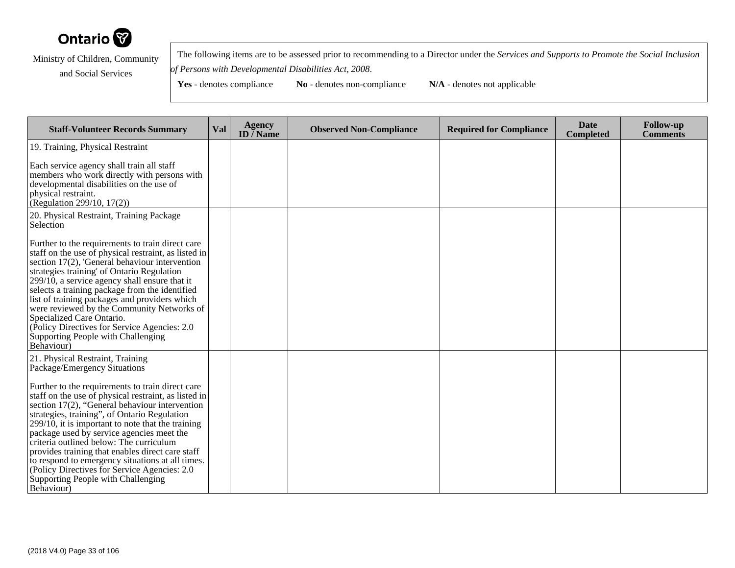Ontario

Ministry of Children, Community and Social Services

The following items are to be assessed prior to recommending to a Director under the *Services and Supports to Promote the Social Inclusion of Persons with Developmental Disabilities Act, 2008*.

**Yes** - denotes compliance **No** - denotes non-compliance **N/A** - denotes not applicable

| Staff-Volunteer Records Summary | Val | Agency ID / Name | Observed Non-Compliance | Required for Compliance | Date Completed | Follow-up Comments |
|---|---|---|---|---|---|---|
| 19. Training, Physical Restraint<br><br>Each service agency shall train all staff members who work directly with persons with developmental disabilities on the use of physical restraint.<br>(Regulation 299/10, 17(2)) | | | | | | |
| 20. Physical Restraint, Training Package Selection<br><br>Further to the requirements to train direct care staff on the use of physical restraint, as listed in section 17(2), 'General behaviour intervention strategies training' of Ontario Regulation 299/10, a service agency shall ensure that it selects a training package from the identified list of training packages and providers which were reviewed by the Community Networks of Specialized Care Ontario.<br>(Policy Directives for Service Agencies: 2.0 Supporting People with Challenging Behaviour) | | | | | | |
| 21. Physical Restraint, Training Package/Emergency Situations<br><br>Further to the requirements to train direct care staff on the use of physical restraint, as listed in section 17(2), “General behaviour intervention strategies, training”, of Ontario Regulation 299/10, it is important to note that the training package used by service agencies meet the criteria outlined below: The curriculum provides training that enables direct care staff to respond to emergency situations at all times.<br>(Policy Directives for Service Agencies: 2.0 Supporting People with Challenging Behaviour) | | | | | | |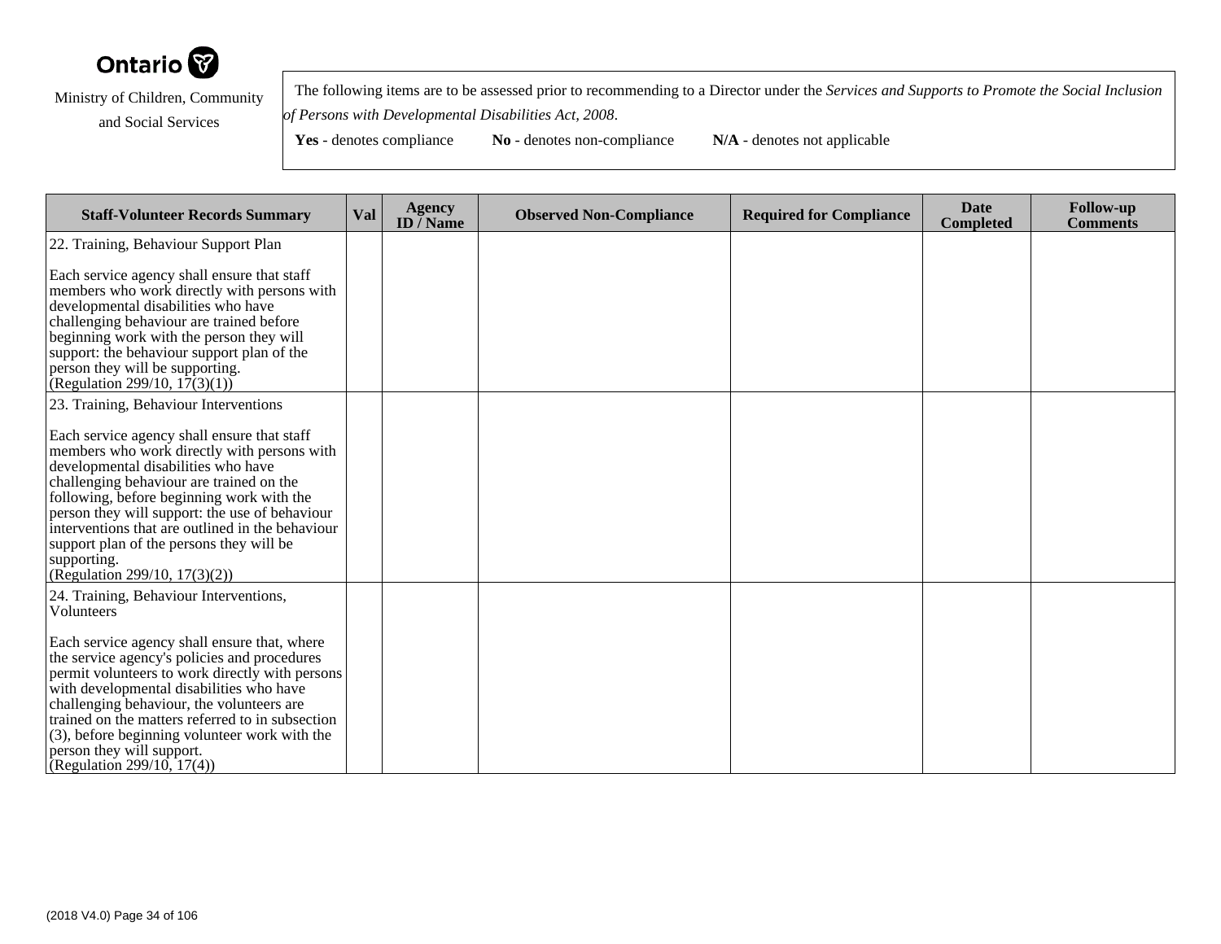Ontario

Ministry of Children, Community and Social Services

The following items are to be assessed prior to recommending to a Director under the *Services and Supports to Promote the Social Inclusion of Persons with Developmental Disabilities Act, 2008*.

**Yes** - denotes compliance **No** - denotes non-compliance **N/A** - denotes not applicable

| Staff-Volunteer Records Summary | Val | Agency ID / Name | Observed Non-Compliance | Required for Compliance | Date Completed | Follow-up Comments |
|---|---|---|---|---|---|---|
| 22. Training, Behaviour Support Plan<br><br>Each service agency shall ensure that staff members who work directly with persons with developmental disabilities who have challenging behaviour are trained before beginning work with the person they will support: the behaviour support plan of the person they will be supporting.<br>(Regulation 299/10, 17(3)(1)) | | | | | | |
| 23. Training, Behaviour Interventions<br><br>Each service agency shall ensure that staff members who work directly with persons with developmental disabilities who have challenging behaviour are trained on the following, before beginning work with the person they will support: the use of behaviour interventions that are outlined in the behaviour support plan of the persons they will be supporting.<br>(Regulation 299/10, 17(3)(2)) | | | | | | |
| 24. Training, Behaviour Interventions, Volunteers<br><br>Each service agency shall ensure that, where the service agency's policies and procedures permit volunteers to work directly with persons with developmental disabilities who have challenging behaviour, the volunteers are trained on the matters referred to in subsection (3), before beginning volunteer work with the person they will support.<br>(Regulation 299/10, 17(4)) | | | | | | |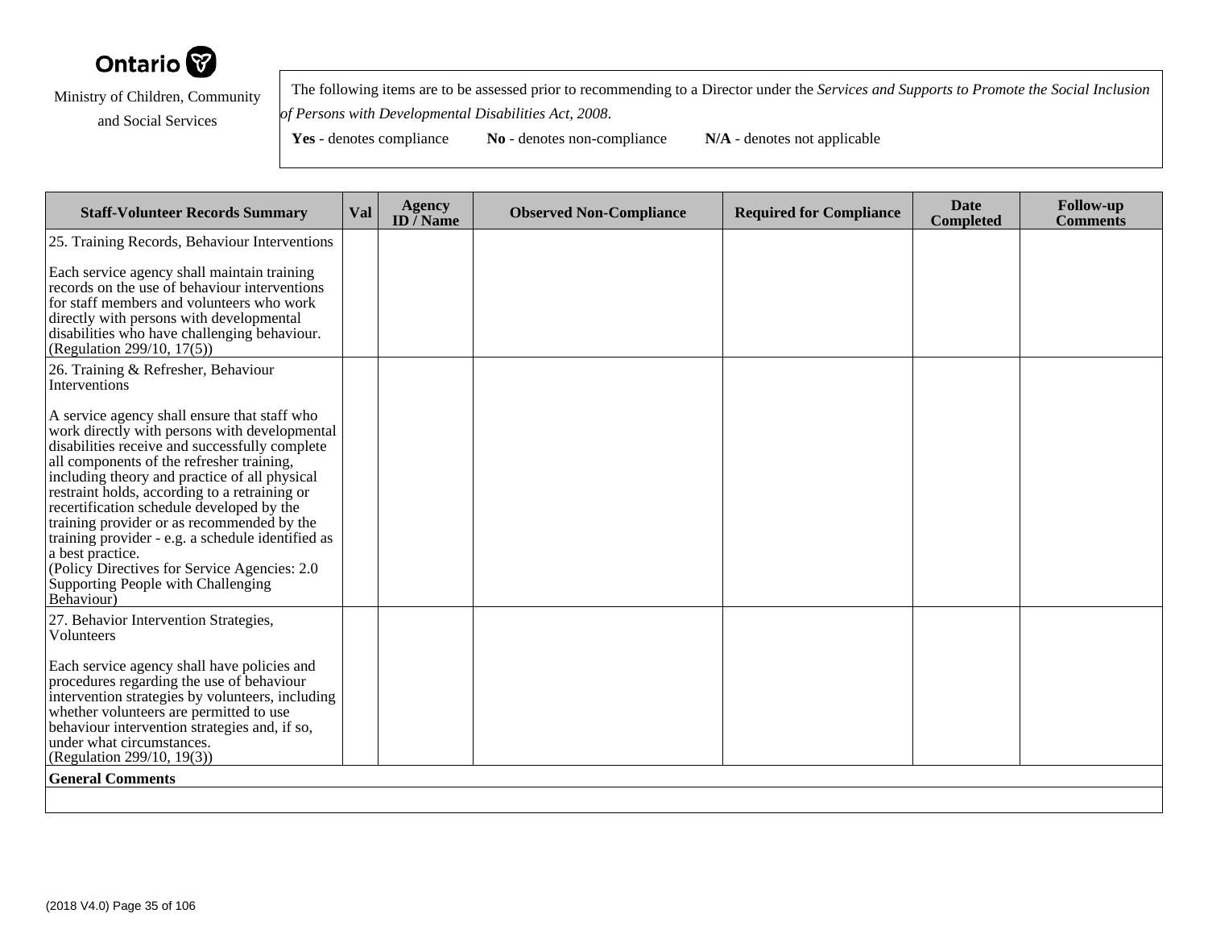Ontario

Ministry of Children, Community and Social Services

The following items are to be assessed prior to recommending to a Director under the *Services and Supports to Promote the Social Inclusion of Persons with Developmental Disabilities Act, 2008*.

**Yes** - denotes compliance **No** - denotes non-compliance **N/A** - denotes not applicable

| Staff-Volunteer Records Summary | Val | Agency ID / Name | Observed Non-Compliance | Required for Compliance | Date Completed | Follow-up Comments |
|---|---|---|---|---|---|---|
| 25. Training Records, Behaviour Interventions<br><br>Each service agency shall maintain training records on the use of behaviour interventions for staff members and volunteers who work directly with persons with developmental disabilities who have challenging behaviour.<br>(Regulation 299/10, 17(5)) | | | | | | |
| 26. Training & Refresher, Behaviour Interventions<br><br>A service agency shall ensure that staff who work directly with persons with developmental disabilities receive and successfully complete all components of the refresher training, including theory and practice of all physical restraint holds, according to a retraining or recertification schedule developed by the training provider or as recommended by the training provider - e.g. a schedule identified as a best practice.<br>(Policy Directives for Service Agencies: 2.0 Supporting People with Challenging Behaviour) | | | | | | |
| 27. Behavior Intervention Strategies, Volunteers<br><br>Each service agency shall have policies and procedures regarding the use of behaviour intervention strategies by volunteers, including whether volunteers are permitted to use behaviour intervention strategies and, if so, under what circumstances.<br>(Regulation 299/10, 19(3)) | | | | | | |
| **General Comments** | | | | | | |
| | | | | | | |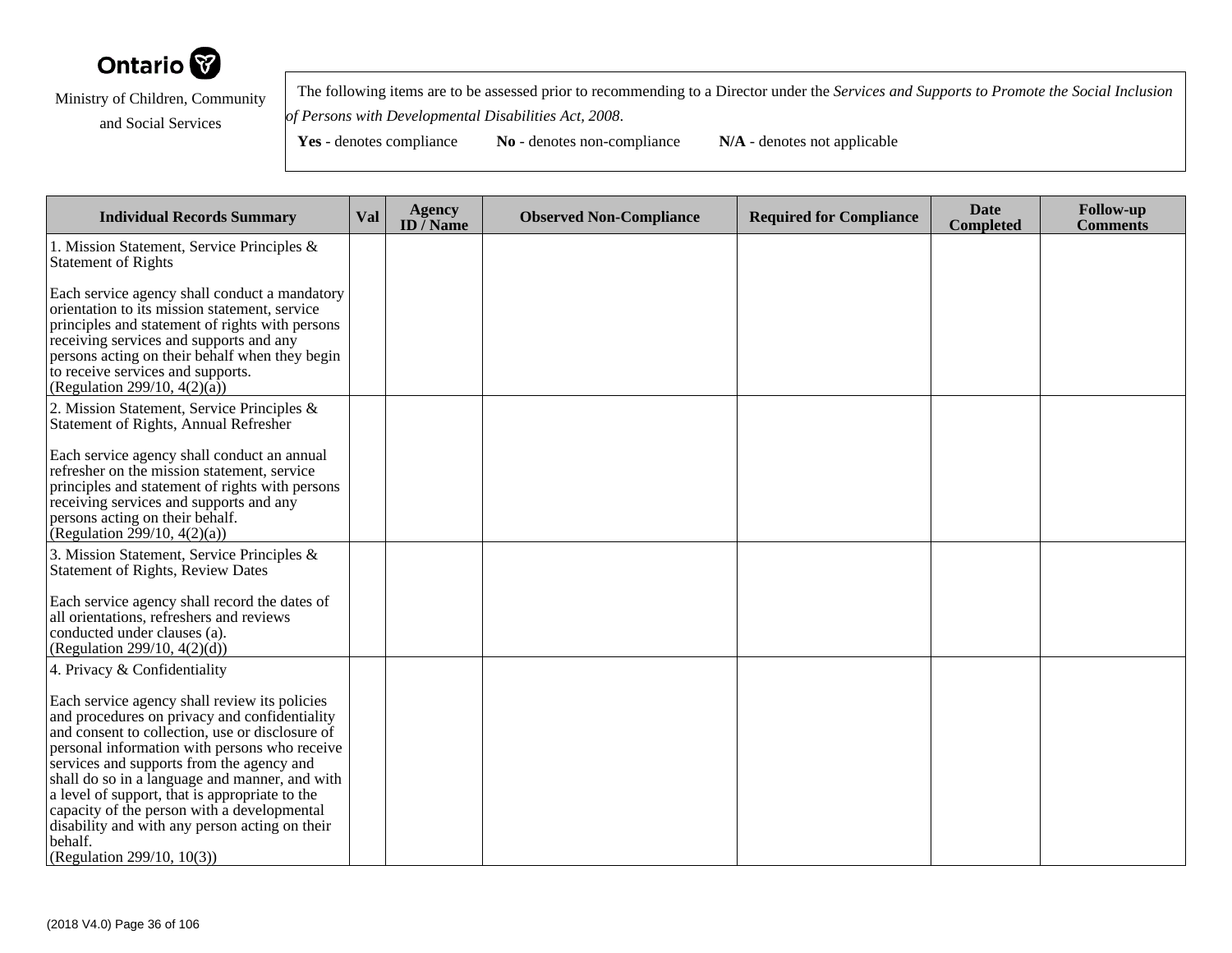Ontario

Ministry of Children, Community and Social Services

The following items are to be assessed prior to recommending to a Director under the *Services and Supports to Promote the Social Inclusion of Persons with Developmental Disabilities Act, 2008*.

**Yes** - denotes compliance **No** - denotes non-compliance **N/A** - denotes not applicable

| Individual Records Summary | Val | Agency ID / Name | Observed Non-Compliance | Required for Compliance | Date Completed | Follow-up Comments |
|---|---|---|---|---|---|---|
| 1. Mission Statement, Service Principles & Statement of Rights<br><br>Each service agency shall conduct a mandatory orientation to its mission statement, service principles and statement of rights with persons receiving services and supports and any persons acting on their behalf when they begin to receive services and supports.<br>(Regulation 299/10, 4(2)(a)) | | | | | | |
| 2. Mission Statement, Service Principles & Statement of Rights, Annual Refresher<br><br>Each service agency shall conduct an annual refresher on the mission statement, service principles and statement of rights with persons receiving services and supports and any persons acting on their behalf.<br>(Regulation 299/10, 4(2)(a)) | | | | | | |
| 3. Mission Statement, Service Principles & Statement of Rights, Review Dates<br><br>Each service agency shall record the dates of all orientations, refreshers and reviews conducted under clauses (a).<br>(Regulation 299/10, 4(2)(d)) | | | | | | |
| 4. Privacy & Confidentiality<br><br>Each service agency shall review its policies and procedures on privacy and confidentiality and consent to collection, use or disclosure of personal information with persons who receive services and supports from the agency and shall do so in a language and manner, and with a level of support, that is appropriate to the capacity of the person with a developmental disability and with any person acting on their behalf.<br>(Regulation 299/10, 10(3)) | | | | | | |

(2018 V4.0)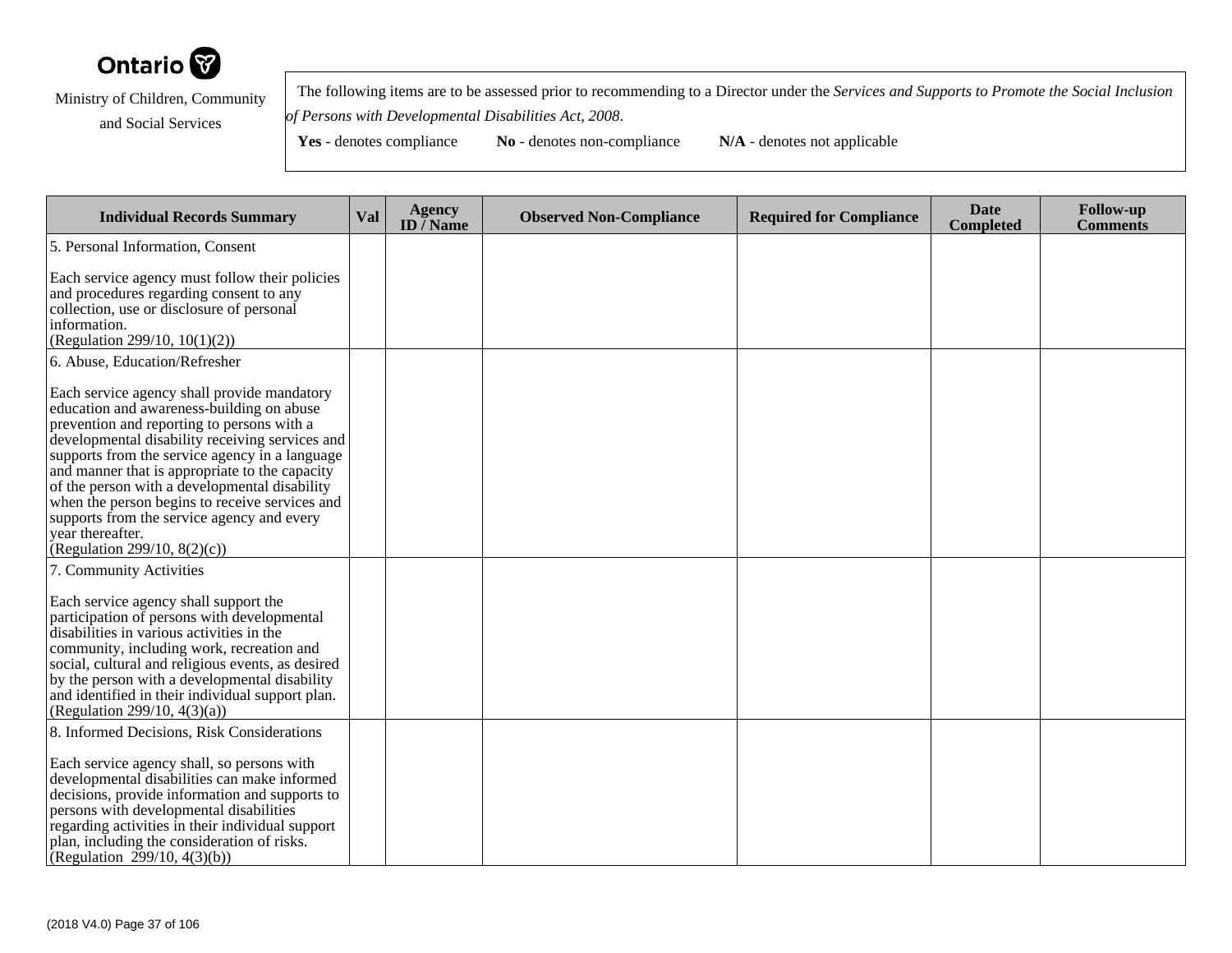Ontario

Ministry of Children, Community and Social Services

The following items are to be assessed prior to recommending to a Director under the *Services and Supports to Promote the Social Inclusion of Persons with Developmental Disabilities Act, 2008*.

**Yes** - denotes compliance **No** - denotes non-compliance **N/A** - denotes not applicable

| Individual Records Summary | Val | Agency ID / Name | Observed Non-Compliance | Required for Compliance | Date Completed | Follow-up Comments |
|---|---|---|---|---|---|---|
| 5. Personal Information, Consent<br><br>Each service agency must follow their policies and procedures regarding consent to any collection, use or disclosure of personal information.<br>(Regulation 299/10, 10(1)(2)) | | | | | | |
| 6. Abuse, Education/Refresher<br><br>Each service agency shall provide mandatory education and awareness-building on abuse prevention and reporting to persons with a developmental disability receiving services and supports from the service agency in a language and manner that is appropriate to the capacity of the person with a developmental disability when the person begins to receive services and supports from the service agency and every year thereafter.<br>(Regulation 299/10, 8(2)(c)) | | | | | | |
| 7. Community Activities<br><br>Each service agency shall support the participation of persons with developmental disabilities in various activities in the community, including work, recreation and social, cultural and religious events, as desired by the person with a developmental disability and identified in their individual support plan.<br>(Regulation 299/10, 4(3)(a)) | | | | | | |
| 8. Informed Decisions, Risk Considerations<br><br>Each service agency shall, so persons with developmental disabilities can make informed decisions, provide information and supports to persons with developmental disabilities regarding activities in their individual support plan, including the consideration of risks.<br>(Regulation 299/10, 4(3)(b)) | | | | | | |

(2018 V4.0)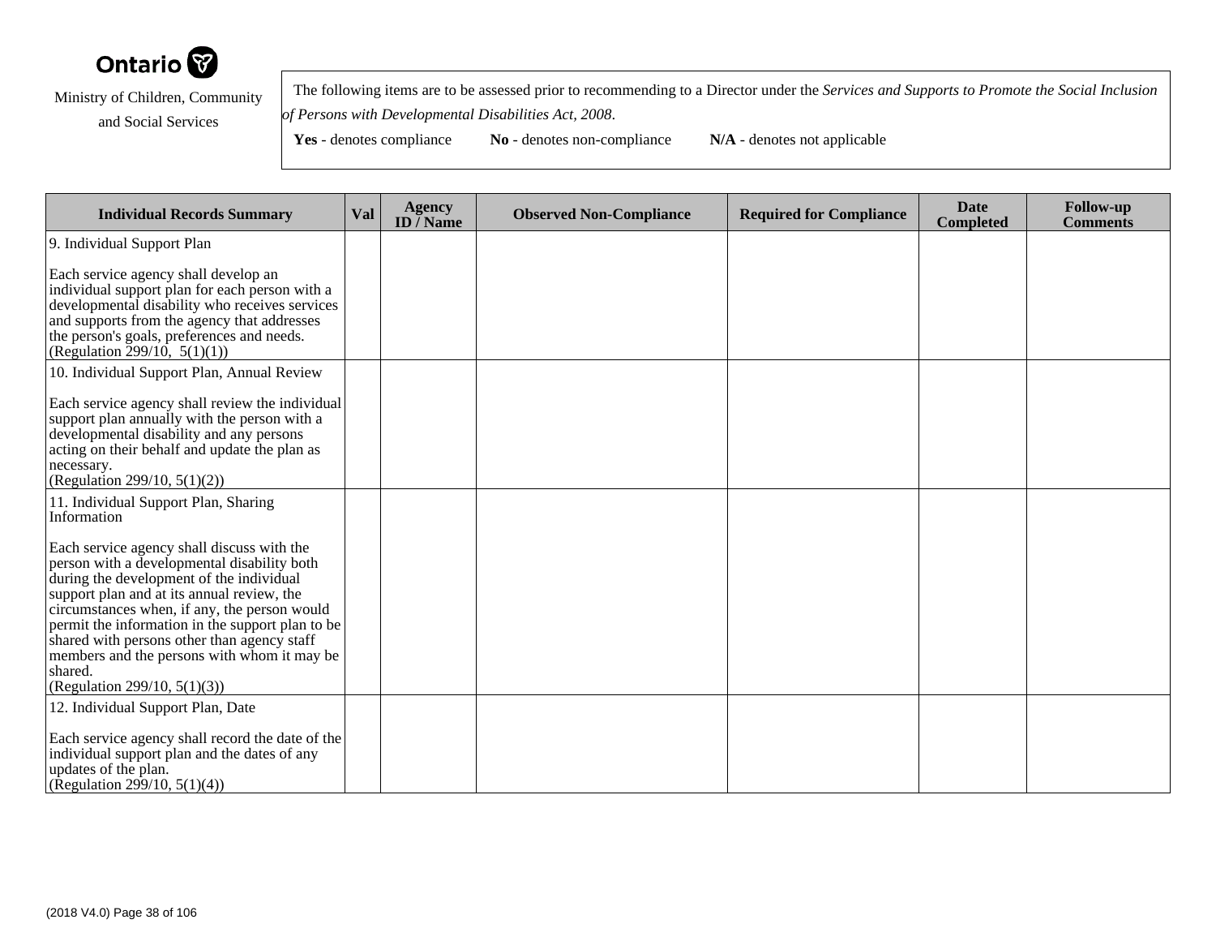Ontario

Ministry of Children, Community and Social Services

The following items are to be assessed prior to recommending to a Director under the *Services and Supports to Promote the Social Inclusion of Persons with Developmental Disabilities Act, 2008*.

**Yes** - denotes compliance **No** - denotes non-compliance **N/A** - denotes not applicable

| Individual Records Summary | Val | Agency ID / Name | Observed Non-Compliance | Required for Compliance | Date Completed | Follow-up Comments |
|---|---|---|---|---|---|---|
| 9. Individual Support Plan<br><br>Each service agency shall develop an individual support plan for each person with a developmental disability who receives services and supports from the agency that addresses the person's goals, preferences and needs.<br>(Regulation 299/10, 5(1)(1)) | | | | | | |
| 10. Individual Support Plan, Annual Review<br><br>Each service agency shall review the individual support plan annually with the person with a developmental disability and any persons acting on their behalf and update the plan as necessary.<br>(Regulation 299/10, 5(1)(2)) | | | | | | |
| 11. Individual Support Plan, Sharing Information<br><br>Each service agency shall discuss with the person with a developmental disability both during the development of the individual support plan and at its annual review, the circumstances when, if any, the person would permit the information in the support plan to be shared with persons other than agency staff members and the persons with whom it may be shared.<br>(Regulation 299/10, 5(1)(3)) | | | | | | |
| 12. Individual Support Plan, Date<br><br>Each service agency shall record the date of the individual support plan and the dates of any updates of the plan.<br>(Regulation 299/10, 5(1)(4)) | | | | | | |

(2018 V4.0)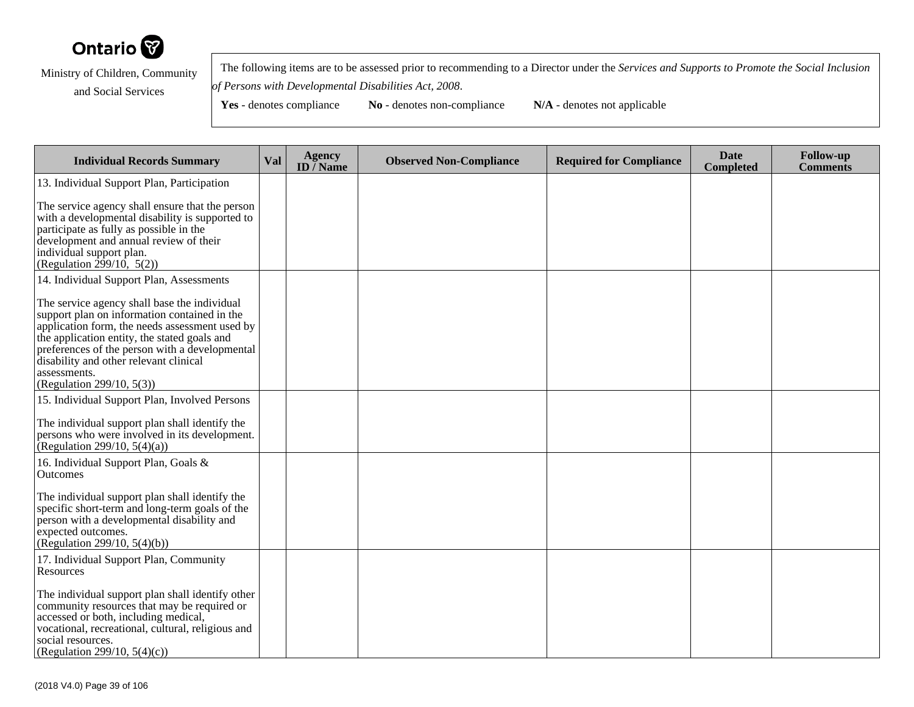Ontario

Ministry of Children, Community and Social Services

The following items are to be assessed prior to recommending to a Director under the *Services and Supports to Promote the Social Inclusion of Persons with Developmental Disabilities Act, 2008*.

**Yes** - denotes compliance **No** - denotes non-compliance **N/A** - denotes not applicable

| Individual Records Summary | Val | Agency ID / Name | Observed Non-Compliance | Required for Compliance | Date Completed | Follow-up Comments |
|---|---|---|---|---|---|---|
| 13. Individual Support Plan, Participation<br><br>The service agency shall ensure that the person with a developmental disability is supported to participate as fully as possible in the development and annual review of their individual support plan.<br>(Regulation 299/10, 5(2)) | | | | | | |
| 14. Individual Support Plan, Assessments<br><br>The service agency shall base the individual support plan on information contained in the application form, the needs assessment used by the application entity, the stated goals and preferences of the person with a developmental disability and other relevant clinical assessments.<br>(Regulation 299/10, 5(3)) | | | | | | |
| 15. Individual Support Plan, Involved Persons<br><br>The individual support plan shall identify the persons who were involved in its development.<br>(Regulation 299/10, 5(4)(a)) | | | | | | |
| 16. Individual Support Plan, Goals & Outcomes<br><br>The individual support plan shall identify the specific short-term and long-term goals of the person with a developmental disability and expected outcomes.<br>(Regulation 299/10, 5(4)(b)) | | | | | | |
| 17. Individual Support Plan, Community Resources<br><br>The individual support plan shall identify other community resources that may be required or accessed or both, including medical, vocational, recreational, cultural, religious and social resources.<br>(Regulation 299/10, 5(4)(c)) | | | | | | |

(2018 V4.0)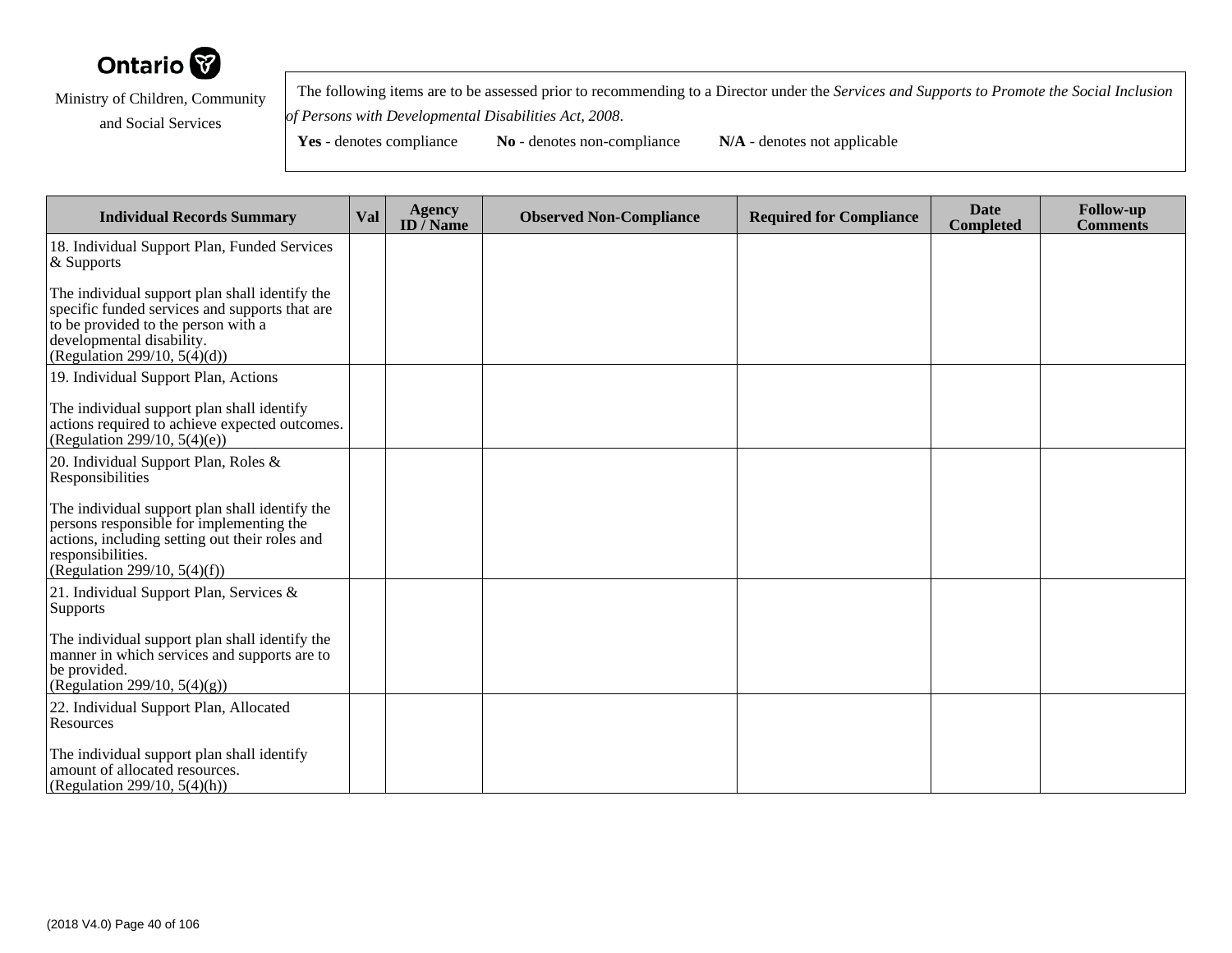Ontario

Ministry of Children, Community and Social Services

The following items are to be assessed prior to recommending to a Director under the *Services and Supports to Promote the Social Inclusion of Persons with Developmental Disabilities Act, 2008*.

**Yes** - denotes compliance **No** - denotes non-compliance **N/A** - denotes not applicable

| Individual Records Summary | Val | Agency ID / Name | Observed Non-Compliance | Required for Compliance | Date Completed | Follow-up Comments |
|---|---|---|---|---|---|---|
| 18. Individual Support Plan, Funded Services & Supports<br><br>The individual support plan shall identify the specific funded services and supports that are to be provided to the person with a developmental disability.<br>(Regulation 299/10, 5(4)(d)) | | | | | | |
| 19. Individual Support Plan, Actions<br><br>The individual support plan shall identify actions required to achieve expected outcomes.<br>(Regulation 299/10, 5(4)(e)) | | | | | | |
| 20. Individual Support Plan, Roles & Responsibilities<br><br>The individual support plan shall identify the persons responsible for implementing the actions, including setting out their roles and responsibilities.<br>(Regulation 299/10, 5(4)(f)) | | | | | | |
| 21. Individual Support Plan, Services & Supports<br><br>The individual support plan shall identify the manner in which services and supports are to be provided.<br>(Regulation 299/10, 5(4)(g)) | | | | | | |
| 22. Individual Support Plan, Allocated Resources<br><br>The individual support plan shall identify amount of allocated resources.<br>(Regulation 299/10, 5(4)(h)) | | | | | | |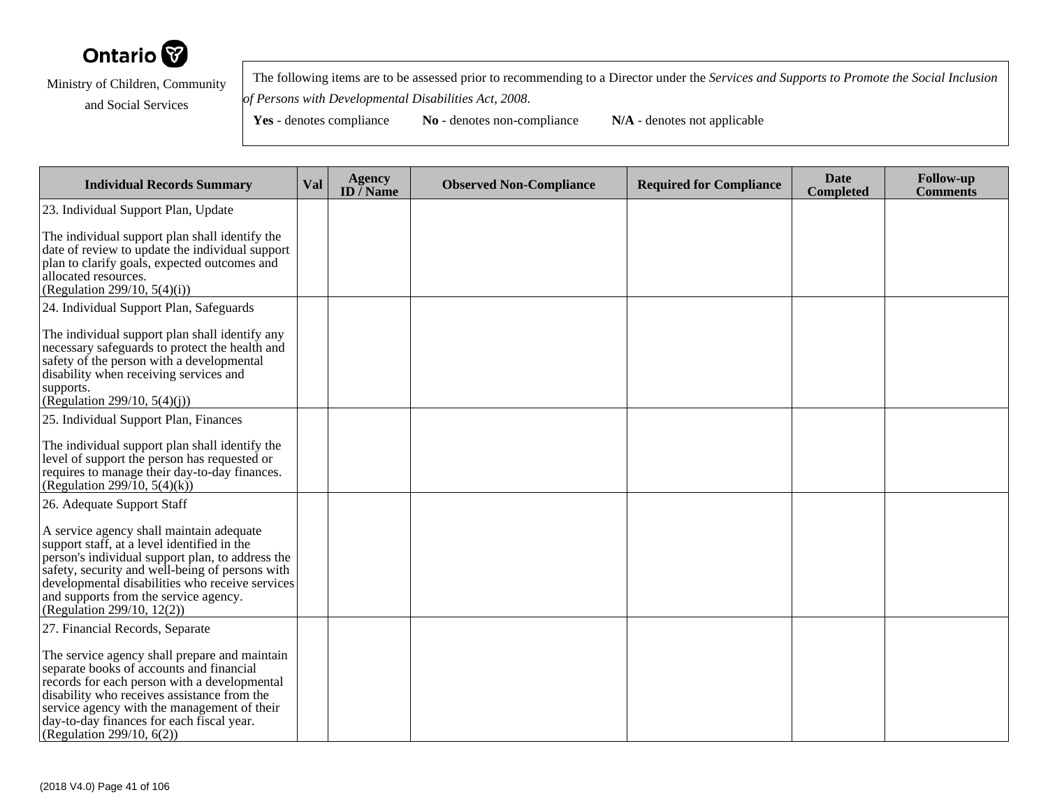Ontario

Ministry of Children, Community and Social Services

The following items are to be assessed prior to recommending to a Director under the *Services and Supports to Promote the Social Inclusion of Persons with Developmental Disabilities Act, 2008*.

**Yes** - denotes compliance **No** - denotes non-compliance **N/A** - denotes not applicable

| Individual Records Summary | Val | Agency ID / Name | Observed Non-Compliance | Required for Compliance | Date Completed | Follow-up Comments |
|---|---|---|---|---|---|---|
| 23. Individual Support Plan, Update<br><br>The individual support plan shall identify the date of review to update the individual support plan to clarify goals, expected outcomes and allocated resources.<br>(Regulation 299/10, 5(4)(i)) | | | | | | |
| 24. Individual Support Plan, Safeguards<br><br>The individual support plan shall identify any necessary safeguards to protect the health and safety of the person with a developmental disability when receiving services and supports.<br>(Regulation 299/10, 5(4)(j)) | | | | | | |
| 25. Individual Support Plan, Finances<br><br>The individual support plan shall identify the level of support the person has requested or requires to manage their day-to-day finances.<br>(Regulation 299/10, 5(4)(k)) | | | | | | |
| 26. Adequate Support Staff<br><br>A service agency shall maintain adequate support staff, at a level identified in the person's individual support plan, to address the safety, security and well-being of persons with developmental disabilities who receive services and supports from the service agency.<br>(Regulation 299/10, 12(2)) | | | | | | |
| 27. Financial Records, Separate<br><br>The service agency shall prepare and maintain separate books of accounts and financial records for each person with a developmental disability who receives assistance from the service agency with the management of their day-to-day finances for each fiscal year.<br>(Regulation 299/10, 6(2)) | | | | | | |

(2018 V4.0)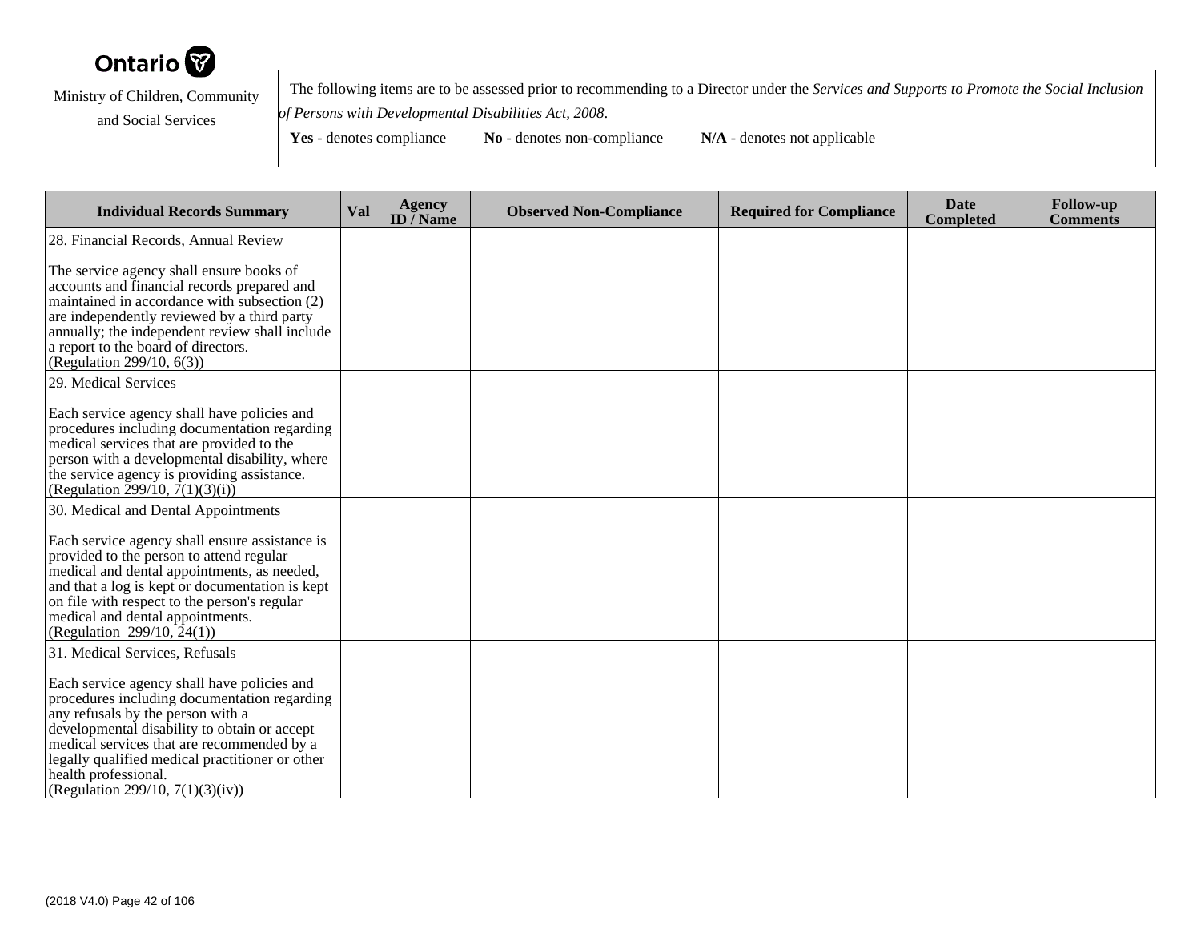Ontario

Ministry of Children, Community and Social Services

The following items are to be assessed prior to recommending to a Director under the *Services and Supports to Promote the Social Inclusion of Persons with Developmental Disabilities Act, 2008*.

**Yes** - denotes compliance **No** - denotes non-compliance **N/A** - denotes not applicable

| Individual Records Summary | Val | Agency ID / Name | Observed Non-Compliance | Required for Compliance | Date Completed | Follow-up Comments |
|---|---|---|---|---|---|---|
| 28. Financial Records, Annual Review<br><br>The service agency shall ensure books of accounts and financial records prepared and maintained in accordance with subsection (2) are independently reviewed by a third party annually; the independent review shall include a report to the board of directors.<br>(Regulation 299/10, 6(3)) | | | | | | |
| 29. Medical Services<br><br>Each service agency shall have policies and procedures including documentation regarding medical services that are provided to the person with a developmental disability, where the service agency is providing assistance.<br>(Regulation 299/10, 7(1)(3)(i)) | | | | | | |
| 30. Medical and Dental Appointments<br><br>Each service agency shall ensure assistance is provided to the person to attend regular medical and dental appointments, as needed, and that a log is kept or documentation is kept on file with respect to the person's regular medical and dental appointments.<br>(Regulation 299/10, 24(1)) | | | | | | |
| 31. Medical Services, Refusals<br><br>Each service agency shall have policies and procedures including documentation regarding any refusals by the person with a developmental disability to obtain or accept medical services that are recommended by a legally qualified medical practitioner or other health professional.<br>(Regulation 299/10, 7(1)(3)(iv)) | | | | | | |

(2018 V4.0)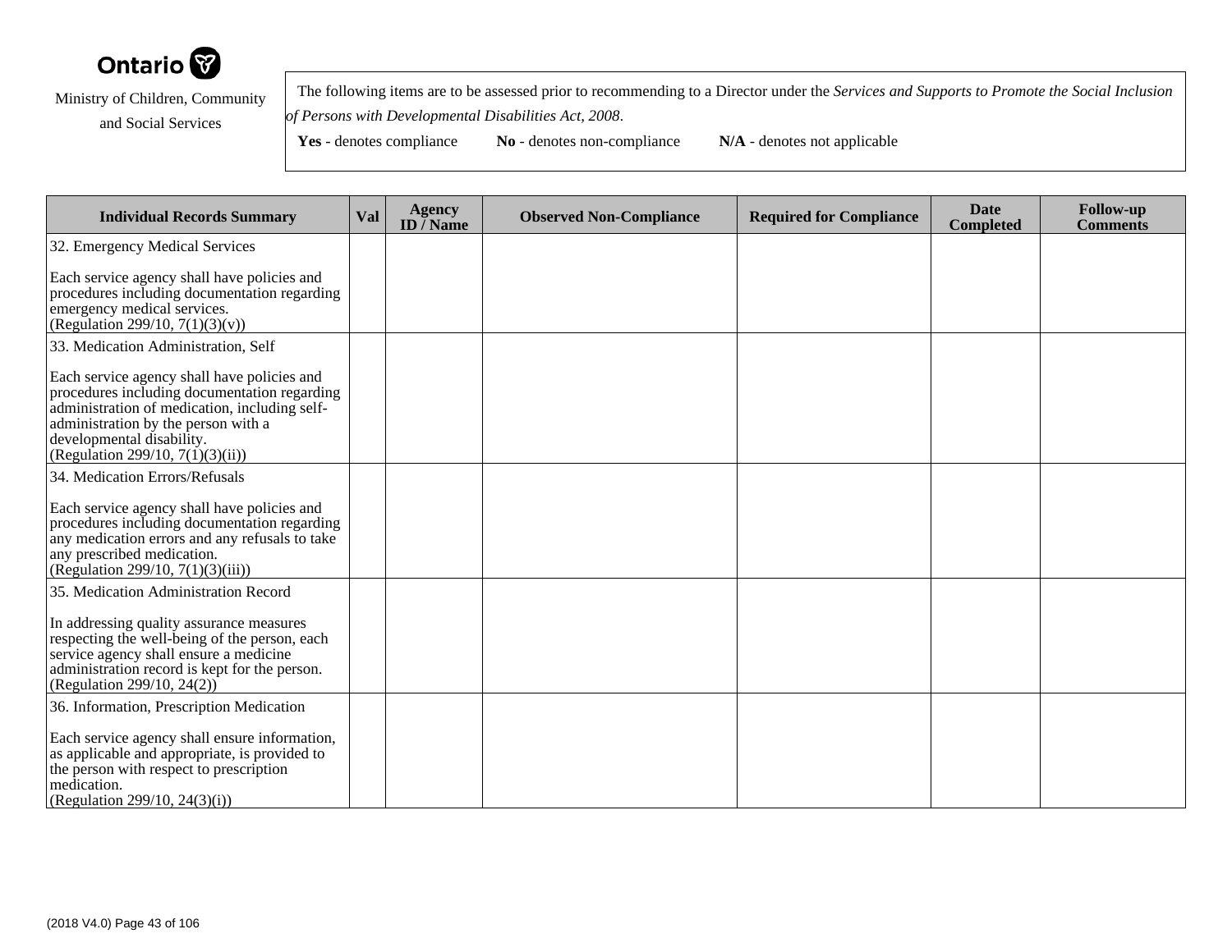Ontario

Ministry of Children, Community and Social Services

The following items are to be assessed prior to recommending to a Director under the *Services and Supports to Promote the Social Inclusion of Persons with Developmental Disabilities Act, 2008*.

**Yes** - denotes compliance **No** - denotes non-compliance **N/A** - denotes not applicable

| Individual Records Summary | Val | Agency ID / Name | Observed Non-Compliance | Required for Compliance | Date Completed | Follow-up Comments |
|---|---|---|---|---|---|---|
| 32. Emergency Medical Services<br><br>Each service agency shall have policies and procedures including documentation regarding emergency medical services.<br>(Regulation 299/10, 7(1)(3)(v)) | | | | | | |
| 33. Medication Administration, Self<br><br>Each service agency shall have policies and procedures including documentation regarding administration of medication, including self-administration by the person with a developmental disability.<br>(Regulation 299/10, 7(1)(3)(ii)) | | | | | | |
| 34. Medication Errors/Refusals<br><br>Each service agency shall have policies and procedures including documentation regarding any medication errors and any refusals to take any prescribed medication.<br>(Regulation 299/10, 7(1)(3)(iii)) | | | | | | |
| 35. Medication Administration Record<br><br>In addressing quality assurance measures respecting the well-being of the person, each service agency shall ensure a medicine administration record is kept for the person.<br>(Regulation 299/10, 24(2)) | | | | | | |
| 36. Information, Prescription Medication<br><br>Each service agency shall ensure information, as applicable and appropriate, is provided to the person with respect to prescription medication.<br>(Regulation 299/10, 24(3)(i)) | | | | | | |

(2018 V4.0)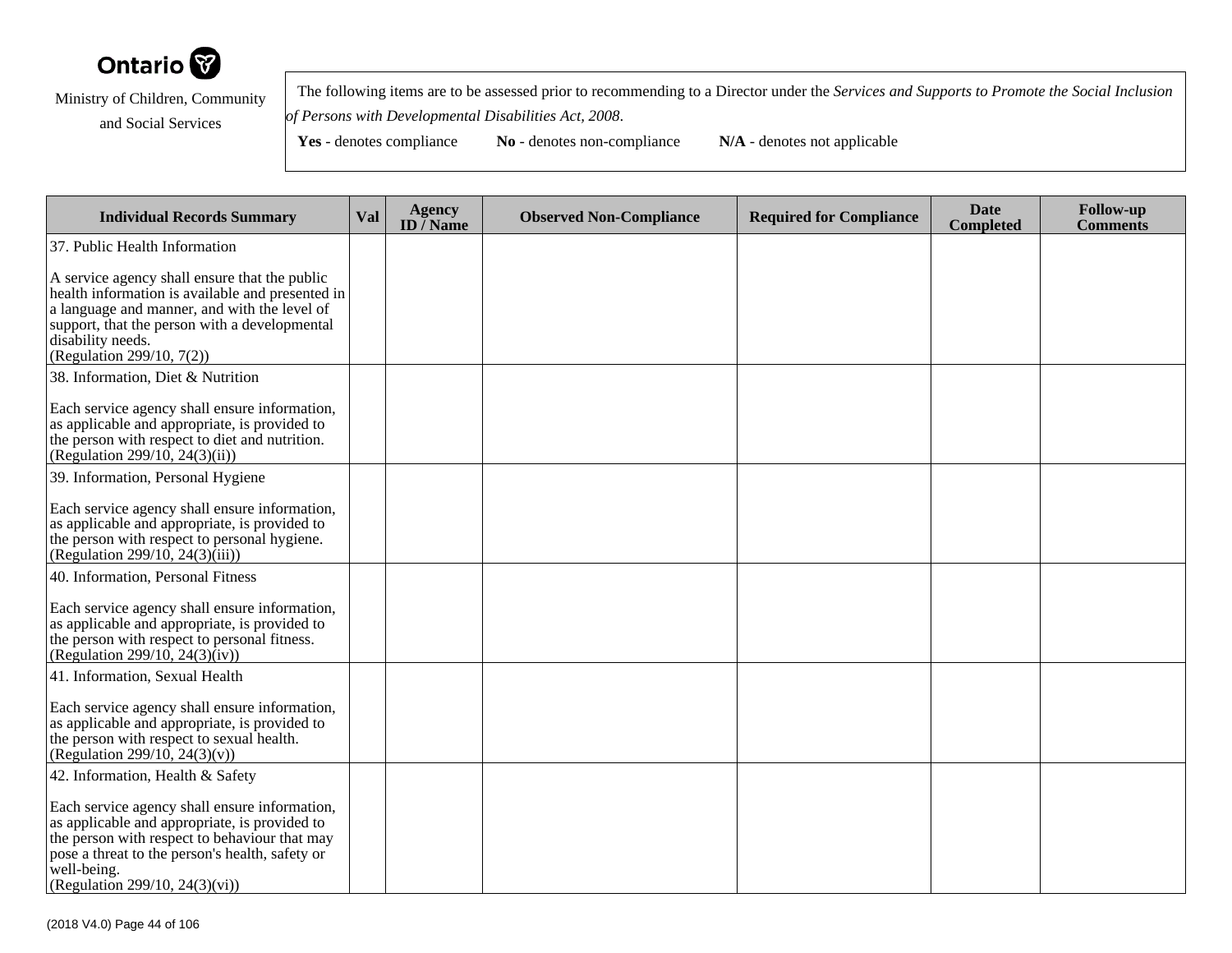Ontario

Ministry of Children, Community and Social Services

The following items are to be assessed prior to recommending to a Director under the *Services and Supports to Promote the Social Inclusion of Persons with Developmental Disabilities Act, 2008*.

**Yes** - denotes compliance **No** - denotes non-compliance **N/A** - denotes not applicable

| Individual Records Summary | Val | Agency ID / Name | Observed Non-Compliance | Required for Compliance | Date Completed | Follow-up Comments |
|---|---|---|---|---|---|---|
| 37. Public Health Information<br><br>A service agency shall ensure that the public health information is available and presented in a language and manner, and with the level of support, that the person with a developmental disability needs.<br>(Regulation 299/10, 7(2)) | | | | | | |
| 38. Information, Diet & Nutrition<br><br>Each service agency shall ensure information, as applicable and appropriate, is provided to the person with respect to diet and nutrition.<br>(Regulation 299/10, 24(3)(ii)) | | | | | | |
| 39. Information, Personal Hygiene<br><br>Each service agency shall ensure information, as applicable and appropriate, is provided to the person with respect to personal hygiene.<br>(Regulation 299/10, 24(3)(iii)) | | | | | | |
| 40. Information, Personal Fitness<br><br>Each service agency shall ensure information, as applicable and appropriate, is provided to the person with respect to personal fitness.<br>(Regulation 299/10, 24(3)(iv)) | | | | | | |
| 41. Information, Sexual Health<br><br>Each service agency shall ensure information, as applicable and appropriate, is provided to the person with respect to sexual health.<br>(Regulation 299/10, 24(3)(v)) | | | | | | |
| 42. Information, Health & Safety<br><br>Each service agency shall ensure information, as applicable and appropriate, is provided to the person with respect to behaviour that may pose a threat to the person's health, safety or well-being.<br>(Regulation 299/10, 24(3)(vi)) | | | | | | |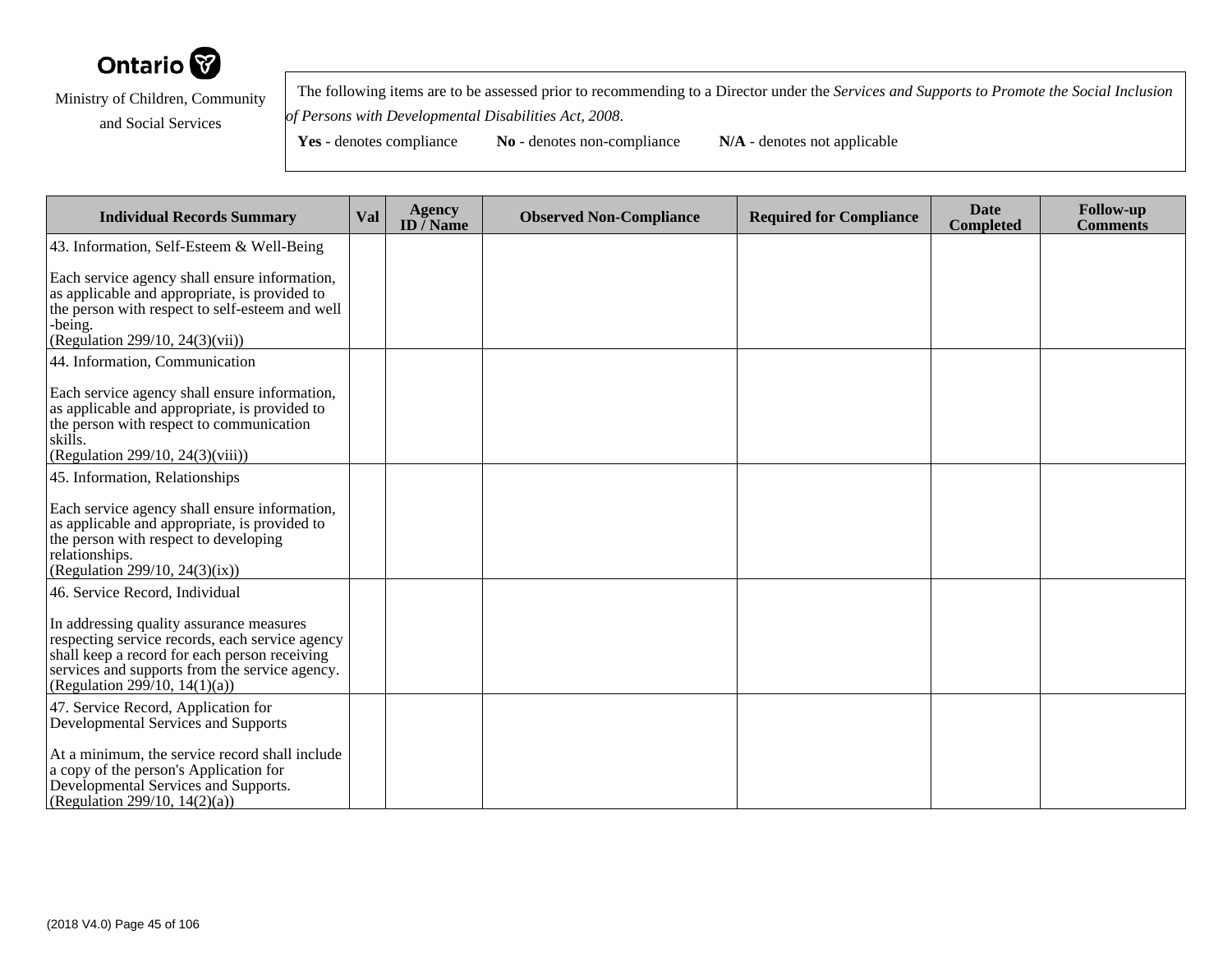Ontario

Ministry of Children, Community and Social Services

The following items are to be assessed prior to recommending to a Director under the *Services and Supports to Promote the Social Inclusion of Persons with Developmental Disabilities Act, 2008*.

**Yes** - denotes compliance **No** - denotes non-compliance **N/A** - denotes not applicable

| Individual Records Summary | Val | Agency ID / Name | Observed Non-Compliance | Required for Compliance | Date Completed | Follow-up Comments |
|---|---|---|---|---|---|---|
| 43. Information, Self-Esteem & Well-Being<br><br>Each service agency shall ensure information, as applicable and appropriate, is provided to the person with respect to self-esteem and well-being.<br>(Regulation 299/10, 24(3)(vii)) | | | | | | |
| 44. Information, Communication<br><br>Each service agency shall ensure information, as applicable and appropriate, is provided to the person with respect to communication skills.<br>(Regulation 299/10, 24(3)(viii)) | | | | | | |
| 45. Information, Relationships<br><br>Each service agency shall ensure information, as applicable and appropriate, is provided to the person with respect to developing relationships.<br>(Regulation 299/10, 24(3)(ix)) | | | | | | |
| 46. Service Record, Individual<br><br>In addressing quality assurance measures respecting service records, each service agency shall keep a record for each person receiving services and supports from the service agency.<br>(Regulation 299/10, 14(1)(a)) | | | | | | |
| 47. Service Record, Application for Developmental Services and Supports<br><br>At a minimum, the service record shall include a copy of the person's Application for Developmental Services and Supports.<br>(Regulation 299/10, 14(2)(a)) | | | | | | |

(2018 V4.0)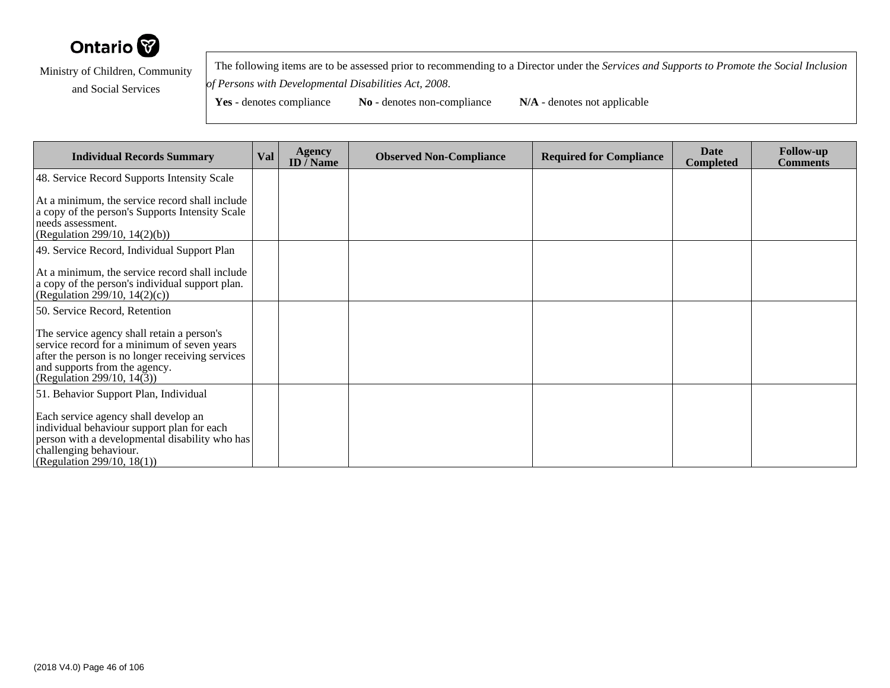Ontario

Ministry of Children, Community and Social Services

The following items are to be assessed prior to recommending to a Director under the *Services and Supports to Promote the Social Inclusion of Persons with Developmental Disabilities Act, 2008*.

**Yes** - denotes compliance **No** - denotes non-compliance **N/A** - denotes not applicable

| Individual Records Summary | Val | Agency ID / Name | Observed Non-Compliance | Required for Compliance | Date Completed | Follow-up Comments |
|---|---|---|---|---|---|---|
| 48. Service Record Supports Intensity Scale<br><br>At a minimum, the service record shall include a copy of the person's Supports Intensity Scale needs assessment.<br>(Regulation 299/10, 14(2)(b)) | | | | | | |
| 49. Service Record, Individual Support Plan<br><br>At a minimum, the service record shall include a copy of the person's individual support plan.<br>(Regulation 299/10, 14(2)(c)) | | | | | | |
| 50. Service Record, Retention<br><br>The service agency shall retain a person's service record for a minimum of seven years after the person is no longer receiving services and supports from the agency.<br>(Regulation 299/10, 14(3)) | | | | | | |
| 51. Behavior Support Plan, Individual<br><br>Each service agency shall develop an individual behaviour support plan for each person with a developmental disability who has challenging behaviour.<br>(Regulation 299/10, 18(1)) | | | | | | |

(2018 V4.0)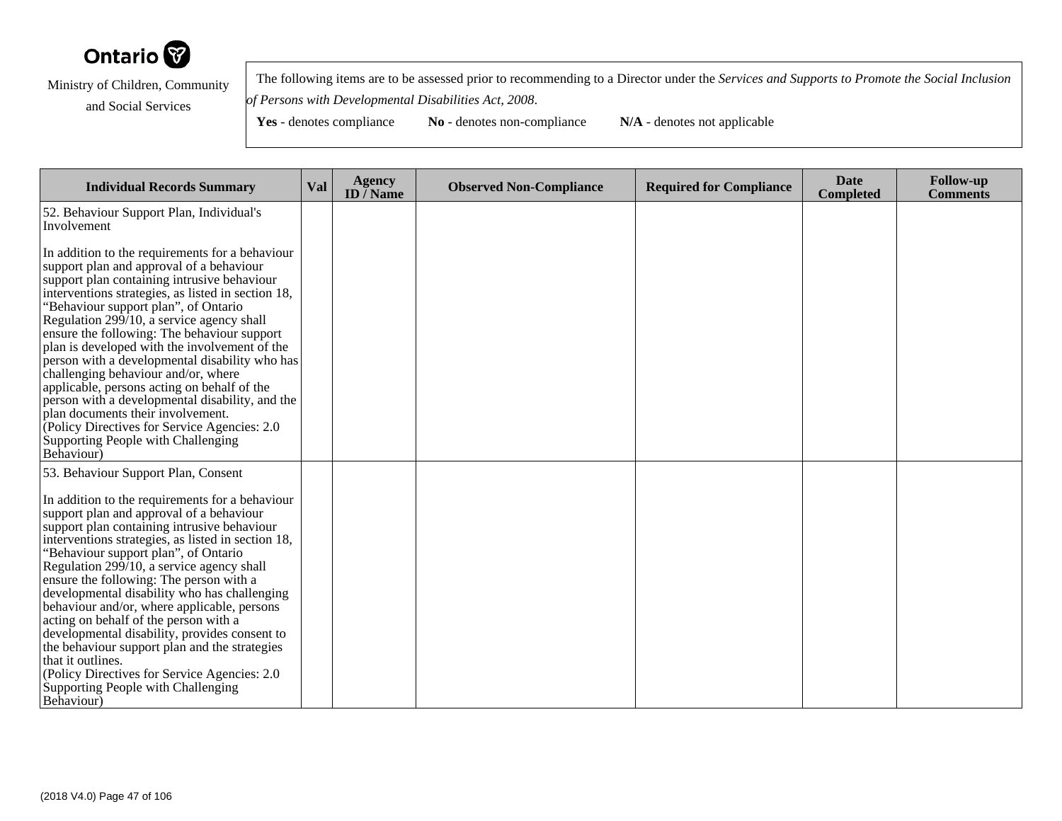Ontario

Ministry of Children, Community and Social Services

The following items are to be assessed prior to recommending to a Director under the *Services and Supports to Promote the Social Inclusion of Persons with Developmental Disabilities Act, 2008*.

**Yes** - denotes compliance **No** - denotes non-compliance **N/A** - denotes not applicable

| Individual Records Summary | Val | Agency ID / Name | Observed Non-Compliance | Required for Compliance | Date Completed | Follow-up Comments |
|---|---|---|---|---|---|---|
| 52. Behaviour Support Plan, Individual's Involvement<br><br>In addition to the requirements for a behaviour support plan and approval of a behaviour support plan containing intrusive behaviour interventions strategies, as listed in section 18, "Behaviour support plan", of Ontario Regulation 299/10, a service agency shall ensure the following: The behaviour support plan is developed with the involvement of the person with a developmental disability who has challenging behaviour and/or, where applicable, persons acting on behalf of the person with a developmental disability, and the plan documents their involvement.<br>(Policy Directives for Service Agencies: 2.0 Supporting People with Challenging Behaviour) | | | | | | |
| 53. Behaviour Support Plan, Consent<br><br>In addition to the requirements for a behaviour support plan and approval of a behaviour support plan containing intrusive behaviour interventions strategies, as listed in section 18, "Behaviour support plan", of Ontario Regulation 299/10, a service agency shall ensure the following: The person with a developmental disability who has challenging behaviour and/or, where applicable, persons acting on behalf of the person with a developmental disability, provides consent to the behaviour support plan and the strategies that it outlines.<br>(Policy Directives for Service Agencies: 2.0 Supporting People with Challenging Behaviour) | | | | | | |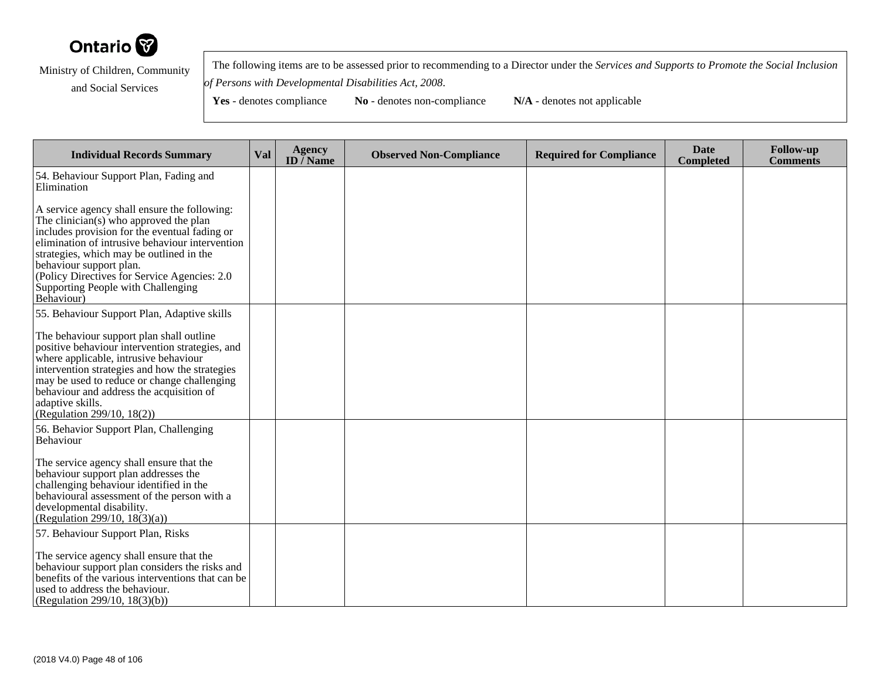Ontario

Ministry of Children, Community and Social Services

The following items are to be assessed prior to recommending to a Director under the *Services and Supports to Promote the Social Inclusion of Persons with Developmental Disabilities Act, 2008*.

**Yes** - denotes compliance **No** - denotes non-compliance **N/A** - denotes not applicable

| Individual Records Summary | Val | Agency ID / Name | Observed Non-Compliance | Required for Compliance | Date Completed | Follow-up Comments |
|---|---|---|---|---|---|---|
| 54. Behaviour Support Plan, Fading and Elimination<br><br>A service agency shall ensure the following: The clinician(s) who approved the plan includes provision for the eventual fading or elimination of intrusive behaviour intervention strategies, which may be outlined in the behaviour support plan.<br>(Policy Directives for Service Agencies: 2.0 Supporting People with Challenging Behaviour) | | | | | | |
| 55. Behaviour Support Plan, Adaptive skills<br><br>The behaviour support plan shall outline positive behaviour intervention strategies, and where applicable, intrusive behaviour intervention strategies and how the strategies may be used to reduce or change challenging behaviour and address the acquisition of adaptive skills.<br>(Regulation 299/10, 18(2)) | | | | | | |
| 56. Behavior Support Plan, Challenging Behaviour<br><br>The service agency shall ensure that the behaviour support plan addresses the challenging behaviour identified in the behavioural assessment of the person with a developmental disability.<br>(Regulation 299/10, 18(3)(a)) | | | | | | |
| 57. Behaviour Support Plan, Risks<br><br>The service agency shall ensure that the behaviour support plan considers the risks and benefits of the various interventions that can be used to address the behaviour.<br>(Regulation 299/10, 18(3)(b)) | | | | | | |

(2018 V4.0)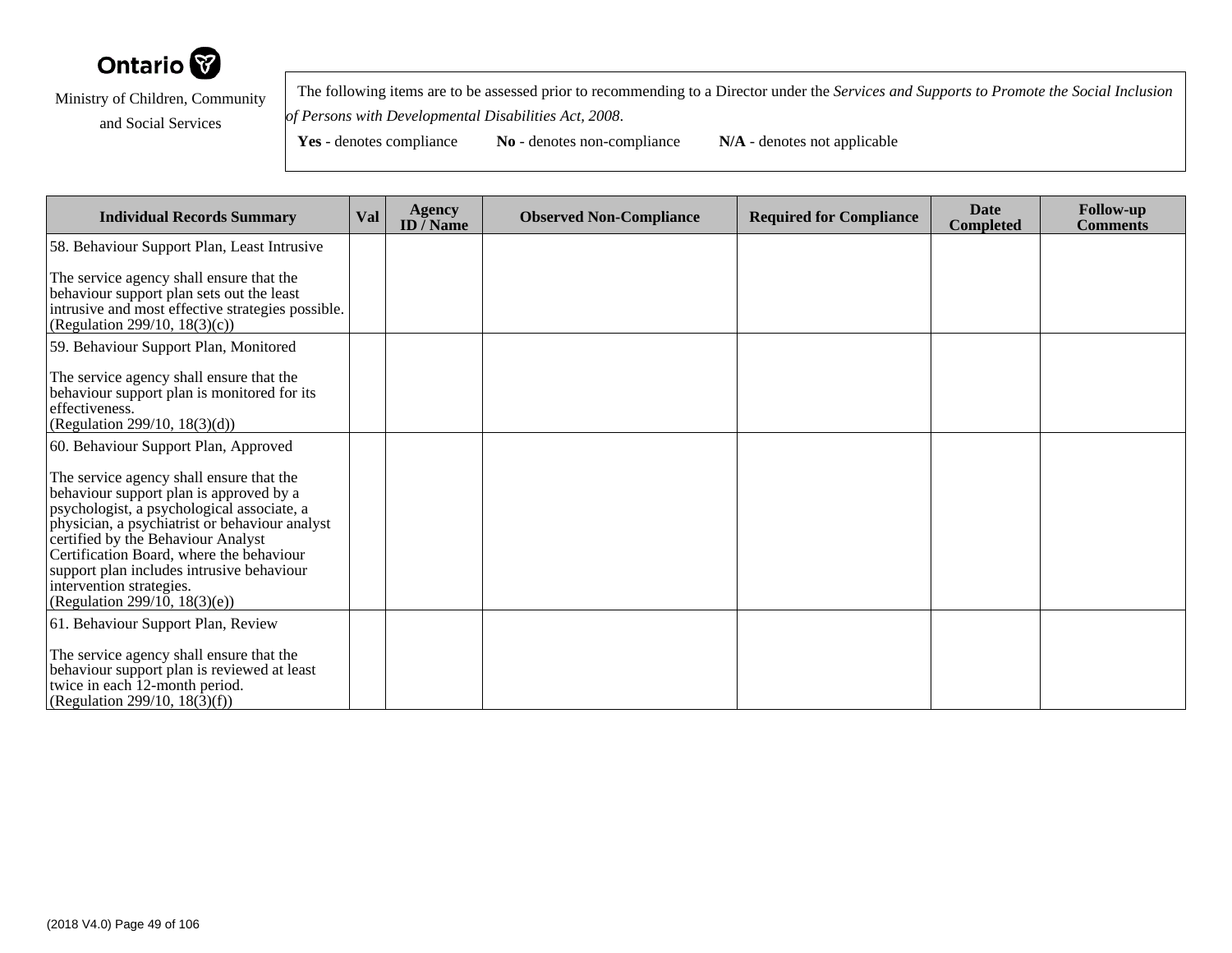Ontario

Ministry of Children, Community and Social Services

The following items are to be assessed prior to recommending to a Director under the *Services and Supports to Promote the Social Inclusion of Persons with Developmental Disabilities Act, 2008*.

**Yes** - denotes compliance **No** - denotes non-compliance **N/A** - denotes not applicable

| Individual Records Summary | Val | Agency ID / Name | Observed Non-Compliance | Required for Compliance | Date Completed | Follow-up Comments |
|---|---|---|---|---|---|---|
| 58. Behaviour Support Plan, Least Intrusive<br><br>The service agency shall ensure that the behaviour support plan sets out the least intrusive and most effective strategies possible. (Regulation 299/10, 18(3)(c)) | | | | | | |
| 59. Behaviour Support Plan, Monitored<br><br>The service agency shall ensure that the behaviour support plan is monitored for its effectiveness.<br>(Regulation 299/10, 18(3)(d)) | | | | | | |
| 60. Behaviour Support Plan, Approved<br><br>The service agency shall ensure that the behaviour support plan is approved by a psychologist, a psychological associate, a physician, a psychiatrist or behaviour analyst certified by the Behaviour Analyst Certification Board, where the behaviour support plan includes intrusive behaviour intervention strategies.<br>(Regulation 299/10, 18(3)(e)) | | | | | | |
| 61. Behaviour Support Plan, Review<br><br>The service agency shall ensure that the behaviour support plan is reviewed at least twice in each 12-month period.<br>(Regulation 299/10, 18(3)(f)) | | | | | | |

(2018 V4.0)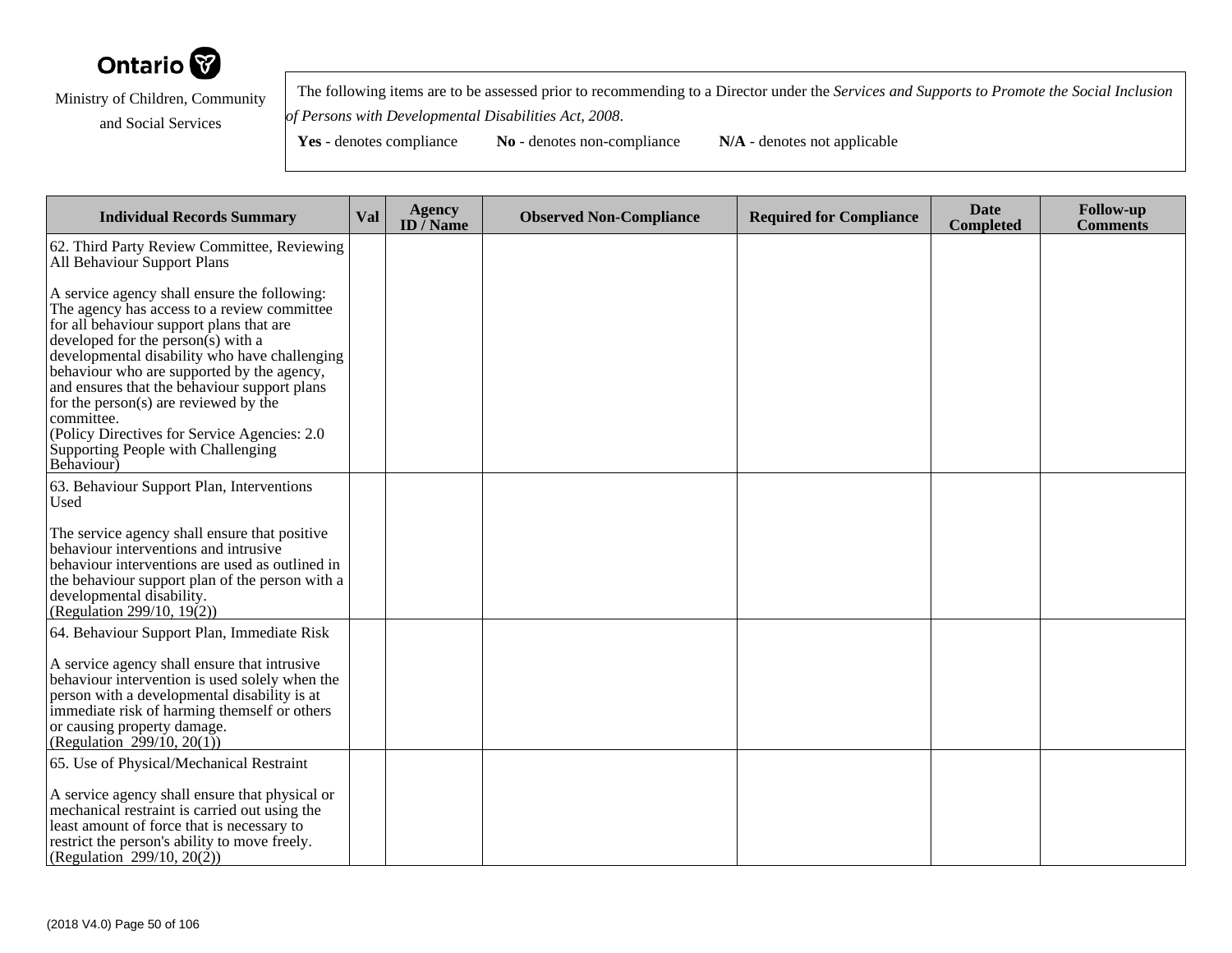Ontario

Ministry of Children, Community and Social Services

The following items are to be assessed prior to recommending to a Director under the *Services and Supports to Promote the Social Inclusion of Persons with Developmental Disabilities Act, 2008*.

**Yes** - denotes compliance **No** - denotes non-compliance **N/A** - denotes not applicable

| Individual Records Summary | Val | Agency ID / Name | Observed Non-Compliance | Required for Compliance | Date Completed | Follow-up Comments |
|---|---|---|---|---|---|---|
| 62. Third Party Review Committee, Reviewing All Behaviour Support Plans<br><br>A service agency shall ensure the following: The agency has access to a review committee for all behaviour support plans that are developed for the person(s) with a developmental disability who have challenging behaviour who are supported by the agency, and ensures that the behaviour support plans for the person(s) are reviewed by the committee.<br>(Policy Directives for Service Agencies: 2.0 Supporting People with Challenging Behaviour) | | | | | | |
| 63. Behaviour Support Plan, Interventions Used<br><br>The service agency shall ensure that positive behaviour interventions and intrusive behaviour interventions are used as outlined in the behaviour support plan of the person with a developmental disability.<br>(Regulation 299/10, 19(2)) | | | | | | |
| 64. Behaviour Support Plan, Immediate Risk<br><br>A service agency shall ensure that intrusive behaviour intervention is used solely when the person with a developmental disability is at immediate risk of harming themself or others or causing property damage.<br>(Regulation 299/10, 20(1)) | | | | | | |
| 65. Use of Physical/Mechanical Restraint<br><br>A service agency shall ensure that physical or mechanical restraint is carried out using the least amount of force that is necessary to restrict the person's ability to move freely.<br>(Regulation 299/10, 20(2)) | | | | | | |

(2018 V4.0)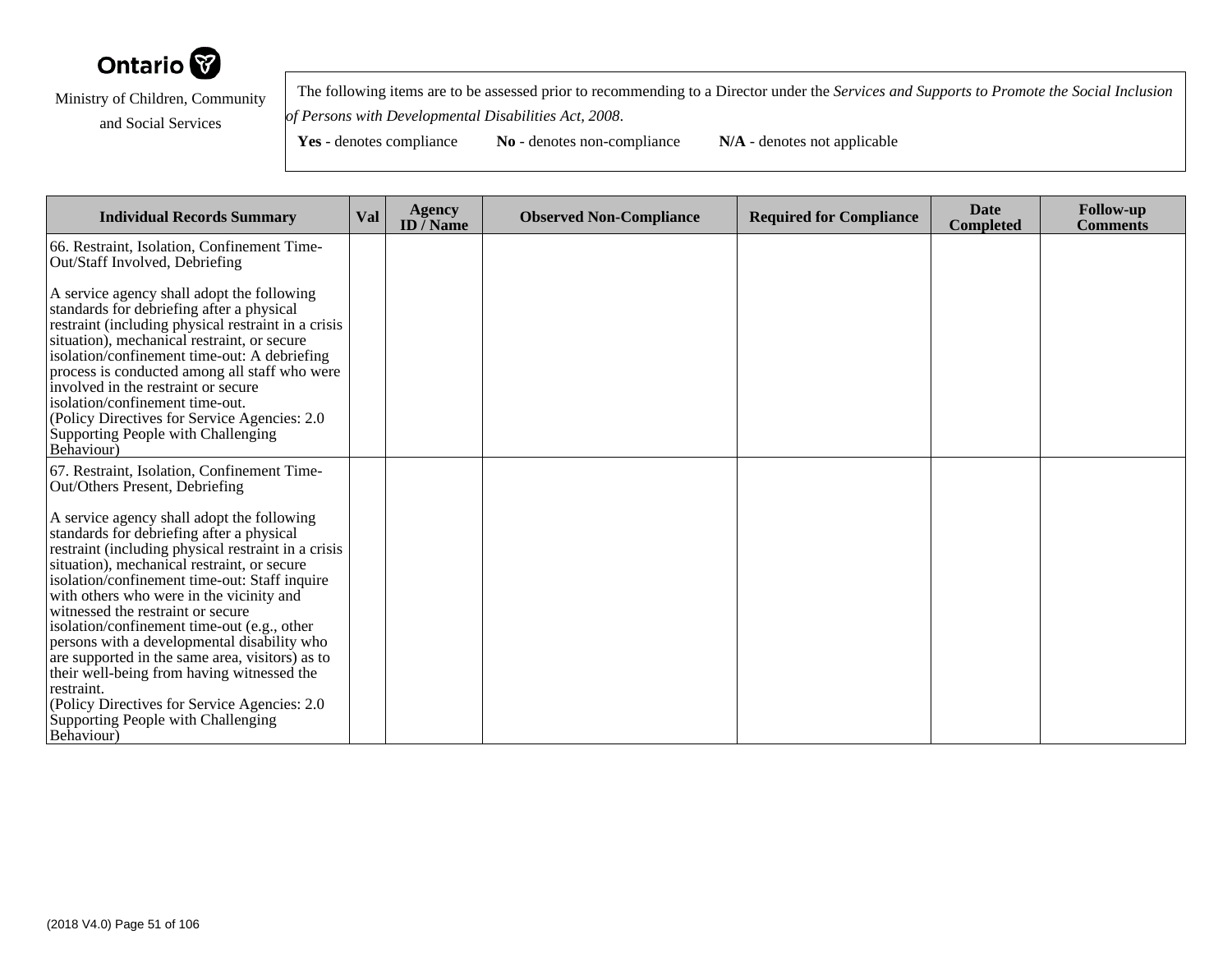Ontario

Ministry of Children, Community and Social Services

The following items are to be assessed prior to recommending to a Director under the *Services and Supports to Promote the Social Inclusion of Persons with Developmental Disabilities Act, 2008*.

**Yes** - denotes compliance **No** - denotes non-compliance **N/A** - denotes not applicable

| Individual Records Summary | Val | Agency ID / Name | Observed Non-Compliance | Required for Compliance | Date Completed | Follow-up Comments |
|---|---|---|---|---|---|---|
| 66. Restraint, Isolation, Confinement Time-Out/Staff Involved, Debriefing<br><br>A service agency shall adopt the following standards for debriefing after a physical restraint (including physical restraint in a crisis situation), mechanical restraint, or secure isolation/confinement time-out: A debriefing process is conducted among all staff who were involved in the restraint or secure isolation/confinement time-out.<br>(Policy Directives for Service Agencies: 2.0 Supporting People with Challenging Behaviour) | | | | | | |
| 67. Restraint, Isolation, Confinement Time-Out/Others Present, Debriefing<br><br>A service agency shall adopt the following standards for debriefing after a physical restraint (including physical restraint in a crisis situation), mechanical restraint, or secure isolation/confinement time-out: Staff inquire with others who were in the vicinity and witnessed the restraint or secure isolation/confinement time-out (e.g., other persons with a developmental disability who are supported in the same area, visitors) as to their well-being from having witnessed the restraint.<br>(Policy Directives for Service Agencies: 2.0 Supporting People with Challenging Behaviour) | | | | | | |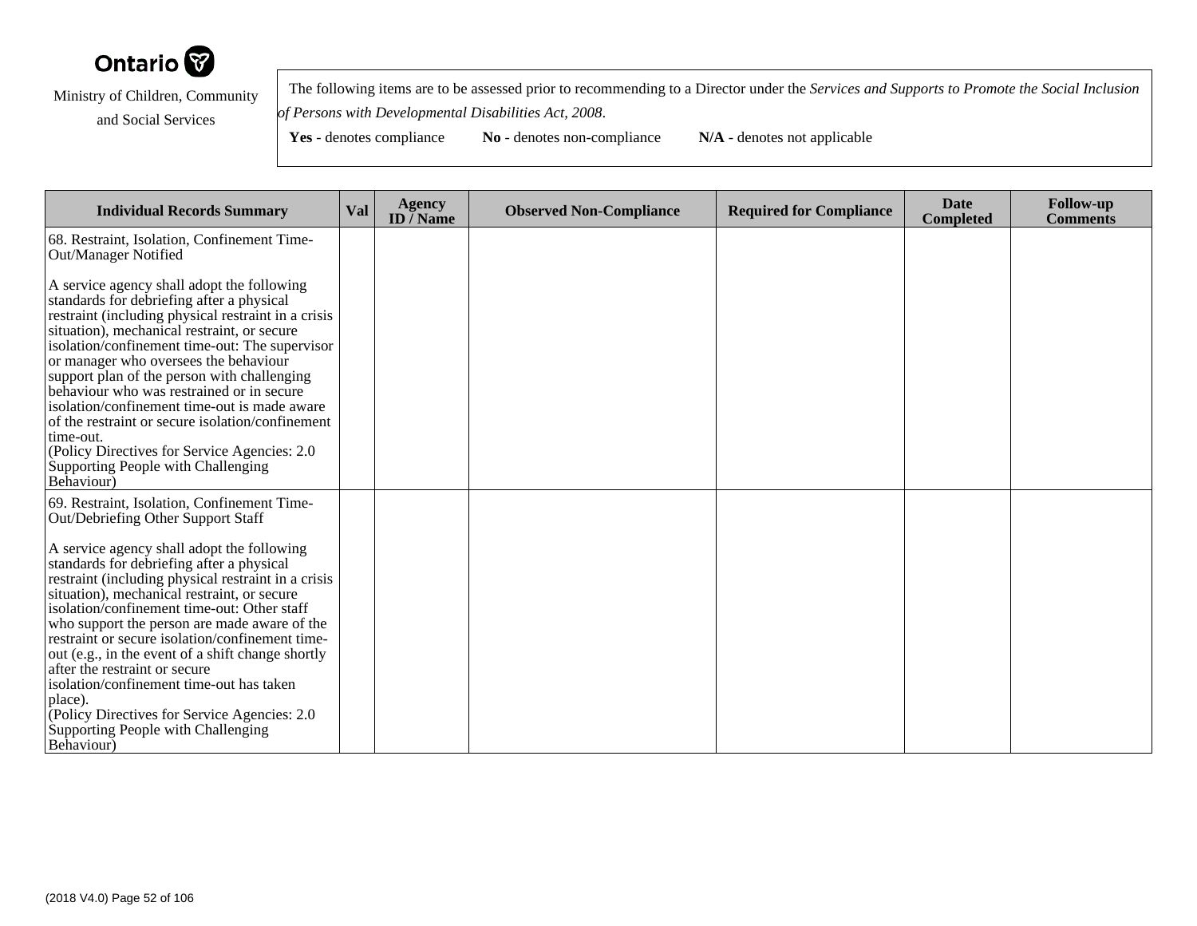Ontario

Ministry of Children, Community and Social Services

The following items are to be assessed prior to recommending to a Director under the *Services and Supports to Promote the Social Inclusion of Persons with Developmental Disabilities Act, 2008*.

**Yes** - denotes compliance **No** - denotes non-compliance **N/A** - denotes not applicable

| Individual Records Summary | Val | Agency ID / Name | Observed Non-Compliance | Required for Compliance | Date Completed | Follow-up Comments |
|---|---|---|---|---|---|---|
| 68. Restraint, Isolation, Confinement Time-Out/Manager Notified<br><br>A service agency shall adopt the following standards for debriefing after a physical restraint (including physical restraint in a crisis situation), mechanical restraint, or secure isolation/confinement time-out: The supervisor or manager who oversees the behaviour support plan of the person with challenging behaviour who was restrained or in secure isolation/confinement time-out is made aware of the restraint or secure isolation/confinement time-out.<br>(Policy Directives for Service Agencies: 2.0 Supporting People with Challenging Behaviour) | | | | | | |
| 69. Restraint, Isolation, Confinement Time-Out/Debriefing Other Support Staff<br><br>A service agency shall adopt the following standards for debriefing after a physical restraint (including physical restraint in a crisis situation), mechanical restraint, or secure isolation/confinement time-out: Other staff who support the person are made aware of the restraint or secure isolation/confinement time-out (e.g., in the event of a shift change shortly after the restraint or secure isolation/confinement time-out has taken place).<br>(Policy Directives for Service Agencies: 2.0 Supporting People with Challenging Behaviour) | | | | | | |

(2018 V4.0)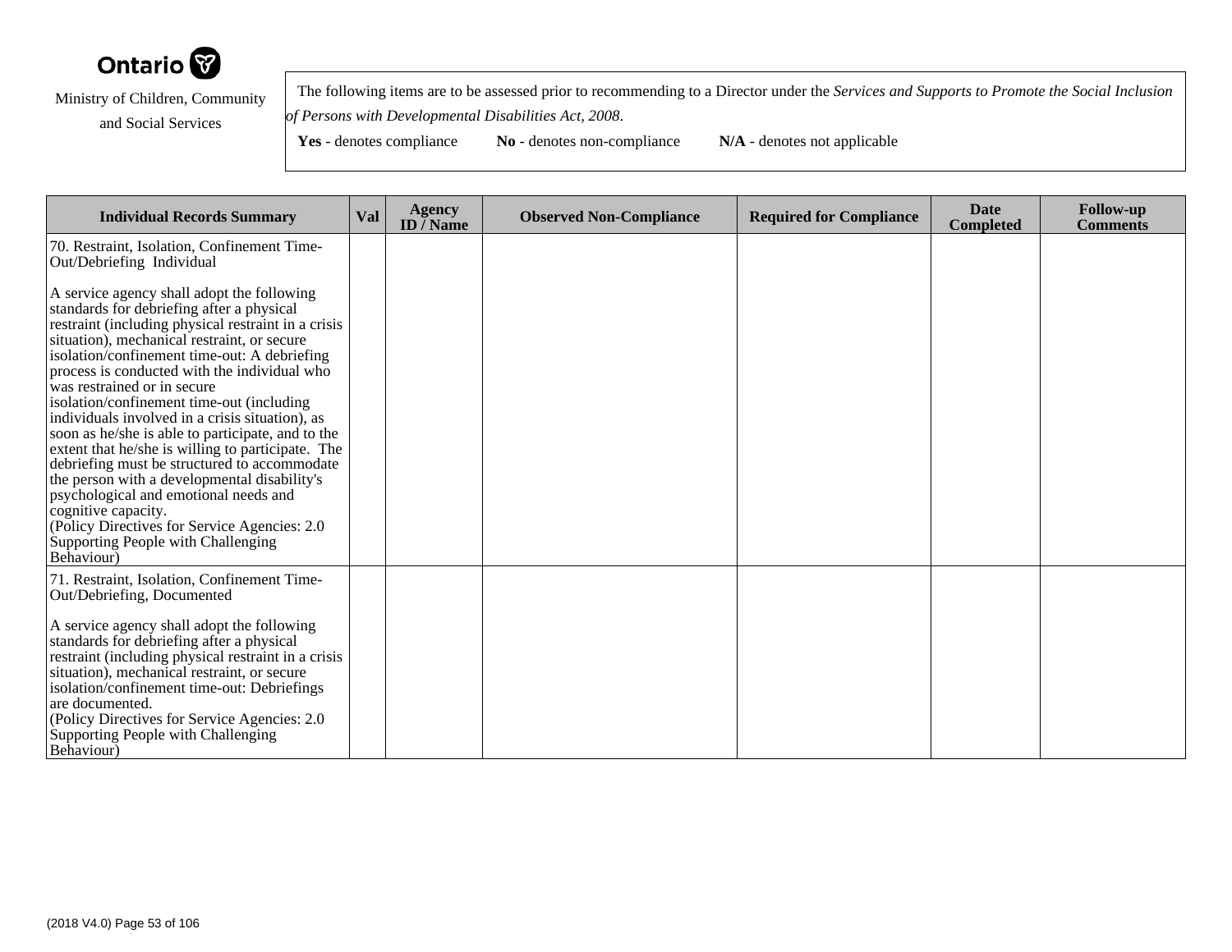Ontario

Ministry of Children, Community and Social Services

The following items are to be assessed prior to recommending to a Director under the *Services and Supports to Promote the Social Inclusion of Persons with Developmental Disabilities Act, 2008*.

**Yes** - denotes compliance **No** - denotes non-compliance **N/A** - denotes not applicable

| Individual Records Summary | Val | Agency ID / Name | Observed Non-Compliance | Required for Compliance | Date Completed | Follow-up Comments |
|---|---|---|---|---|---|---|
| 70. Restraint, Isolation, Confinement Time-Out/Debriefing Individual<br><br>A service agency shall adopt the following standards for debriefing after a physical restraint (including physical restraint in a crisis situation), mechanical restraint, or secure isolation/confinement time-out: A debriefing process is conducted with the individual who was restrained or in secure isolation/confinement time-out (including individuals involved in a crisis situation), as soon as he/she is able to participate, and to the extent that he/she is willing to participate. The debriefing must be structured to accommodate the person with a developmental disability's psychological and emotional needs and cognitive capacity.<br>(Policy Directives for Service Agencies: 2.0 Supporting People with Challenging Behaviour) | | | | | | |
| 71. Restraint, Isolation, Confinement Time-Out/Debriefing, Documented<br><br>A service agency shall adopt the following standards for debriefing after a physical restraint (including physical restraint in a crisis situation), mechanical restraint, or secure isolation/confinement time-out: Debriefings are documented.<br>(Policy Directives for Service Agencies: 2.0 Supporting People with Challenging Behaviour) | | | | | | |

(2018 V4.0)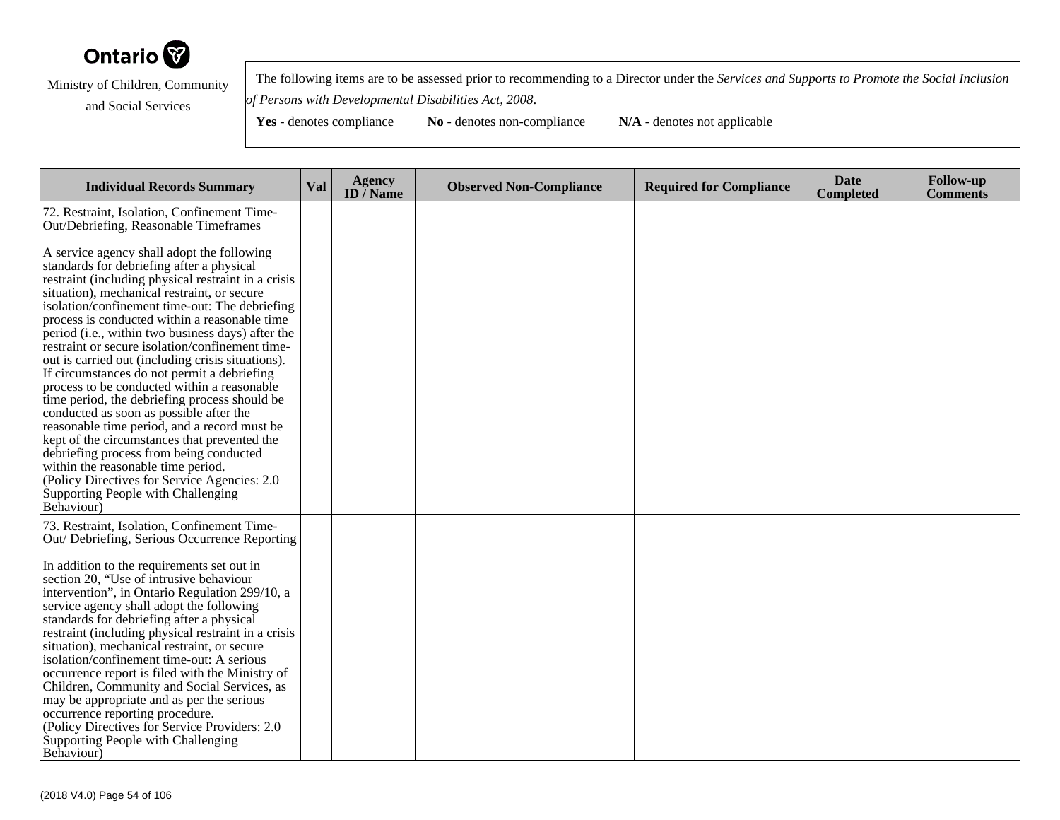Ontario

Ministry of Children, Community and Social Services

The following items are to be assessed prior to recommending to a Director under the *Services and Supports to Promote the Social Inclusion of Persons with Developmental Disabilities Act, 2008*.

**Yes** - denotes compliance **No** - denotes non-compliance **N/A** - denotes not applicable

| Individual Records Summary | Val | Agency ID / Name | Observed Non-Compliance | Required for Compliance | Date Completed | Follow-up Comments |
|---|---|---|---|---|---|---|
| 72. Restraint, Isolation, Confinement Time-Out/Debriefing, Reasonable Timeframes<br><br>A service agency shall adopt the following standards for debriefing after a physical restraint (including physical restraint in a crisis situation), mechanical restraint, or secure isolation/confinement time-out: The debriefing process is conducted within a reasonable time period (i.e., within two business days) after the restraint or secure isolation/confinement time-out is carried out (including crisis situations). If circumstances do not permit a debriefing process to be conducted within a reasonable time period, the debriefing process should be conducted as soon as possible after the reasonable time period, and a record must be kept of the circumstances that prevented the debriefing process from being conducted within the reasonable time period.<br>(Policy Directives for Service Agencies: 2.0 Supporting People with Challenging Behaviour) | | | | | | |
| 73. Restraint, Isolation, Confinement Time-Out/ Debriefing, Serious Occurrence Reporting<br><br>In addition to the requirements set out in section 20, "Use of intrusive behaviour intervention", in Ontario Regulation 299/10, a service agency shall adopt the following standards for debriefing after a physical restraint (including physical restraint in a crisis situation), mechanical restraint, or secure isolation/confinement time-out: A serious occurrence report is filed with the Ministry of Children, Community and Social Services, as may be appropriate and as per the serious occurrence reporting procedure.<br>(Policy Directives for Service Providers: 2.0 Supporting People with Challenging Behaviour) | | | | | | |

(2018 V4.0)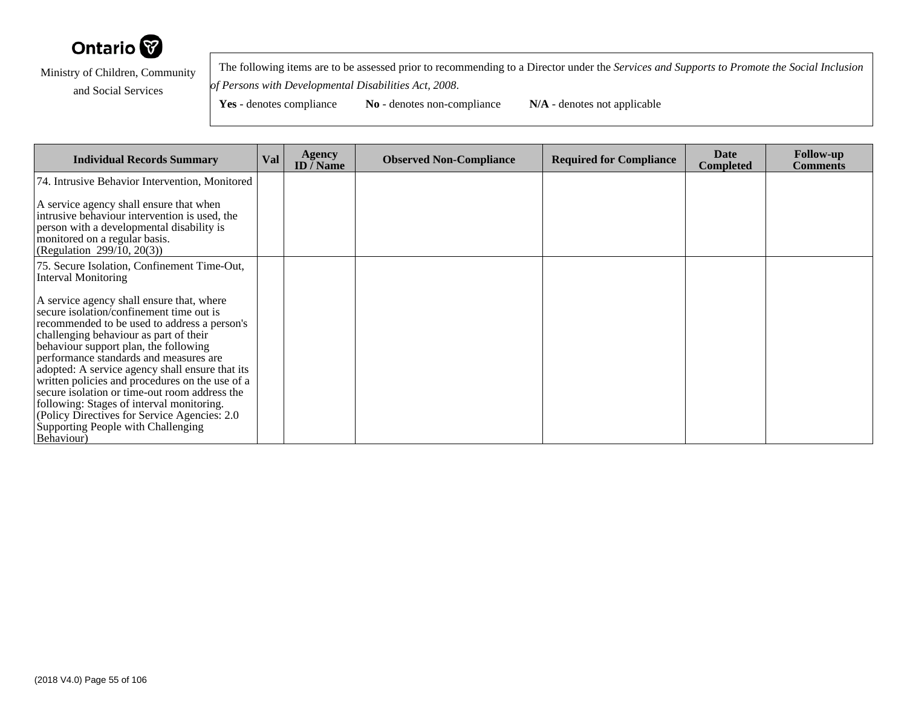Ontario

Ministry of Children, Community and Social Services

The following items are to be assessed prior to recommending to a Director under the *Services and Supports to Promote the Social Inclusion of Persons with Developmental Disabilities Act, 2008*.

**Yes** - denotes compliance **No** - denotes non-compliance **N/A** - denotes not applicable

| Individual Records Summary | Val | Agency ID / Name | Observed Non-Compliance | Required for Compliance | Date Completed | Follow-up Comments |
|---|---|---|---|---|---|---|
| 74. Intrusive Behavior Intervention, Monitored<br><br>A service agency shall ensure that when intrusive behaviour intervention is used, the person with a developmental disability is monitored on a regular basis.<br>(Regulation 299/10, 20(3)) | | | | | | |
| 75. Secure Isolation, Confinement Time-Out, Interval Monitoring<br><br>A service agency shall ensure that, where secure isolation/confinement time out is recommended to be used to address a person's challenging behaviour as part of their behaviour support plan, the following performance standards and measures are adopted: A service agency shall ensure that its written policies and procedures on the use of a secure isolation or time-out room address the following: Stages of interval monitoring.<br>(Policy Directives for Service Agencies: 2.0 Supporting People with Challenging Behaviour) | | | | | | |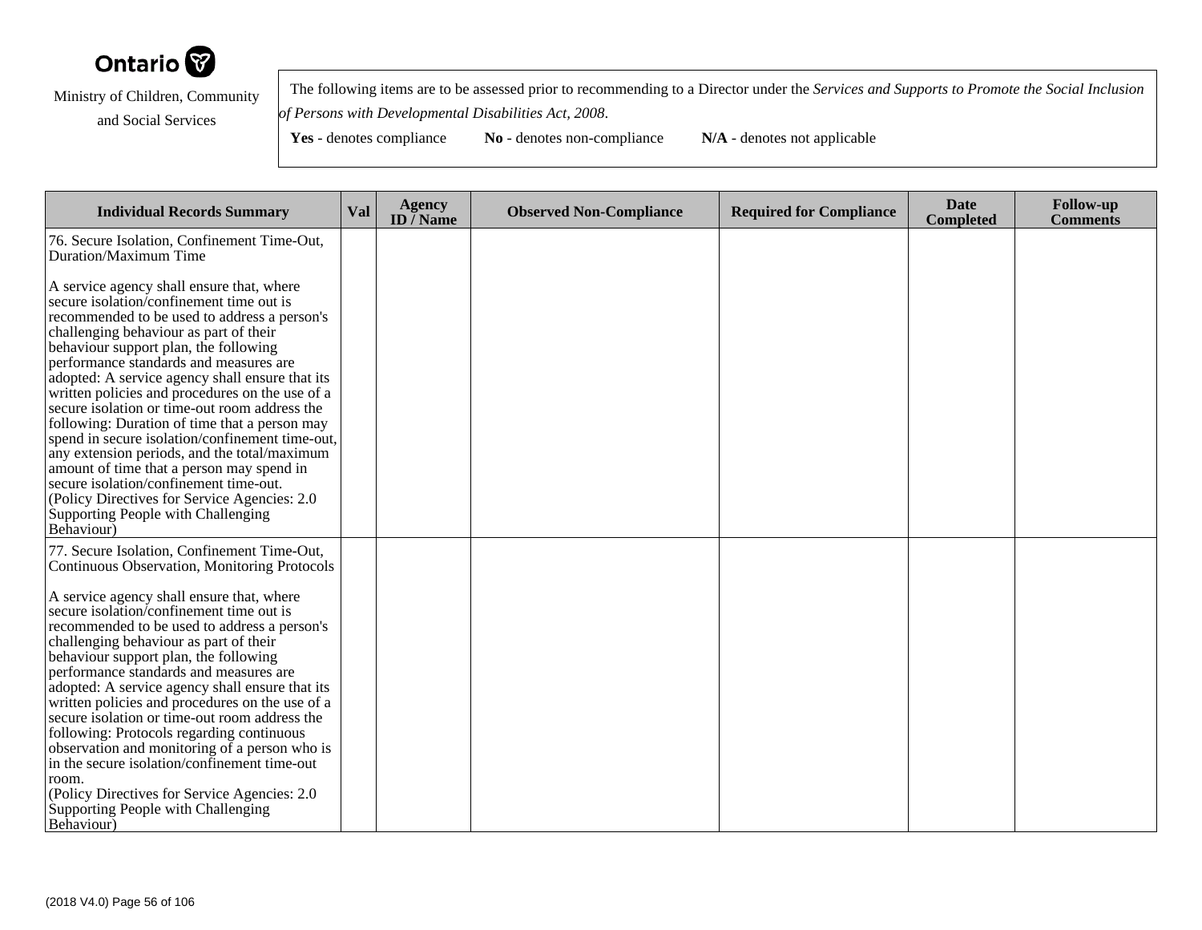Ontario

Ministry of Children, Community and Social Services

The following items are to be assessed prior to recommending to a Director under the *Services and Supports to Promote the Social Inclusion of Persons with Developmental Disabilities Act, 2008*.

**Yes** - denotes compliance **No** - denotes non-compliance **N/A** - denotes not applicable

| Individual Records Summary | Val | Agency ID / Name | Observed Non-Compliance | Required for Compliance | Date Completed | Follow-up Comments |
|---|---|---|---|---|---|---|
| 76. Secure Isolation, Confinement Time-Out, Duration/Maximum Time<br><br>A service agency shall ensure that, where secure isolation/confinement time out is recommended to be used to address a person's challenging behaviour as part of their behaviour support plan, the following performance standards and measures are adopted: A service agency shall ensure that its written policies and procedures on the use of a secure isolation or time-out room address the following: Duration of time that a person may spend in secure isolation/confinement time-out, any extension periods, and the total/maximum amount of time that a person may spend in secure isolation/confinement time-out.<br>(Policy Directives for Service Agencies: 2.0 Supporting People with Challenging Behaviour) | | | | | | |
| 77. Secure Isolation, Confinement Time-Out, Continuous Observation, Monitoring Protocols<br><br>A service agency shall ensure that, where secure isolation/confinement time out is recommended to be used to address a person's challenging behaviour as part of their behaviour support plan, the following performance standards and measures are adopted: A service agency shall ensure that its written policies and procedures on the use of a secure isolation or time-out room address the following: Protocols regarding continuous observation and monitoring of a person who is in the secure isolation/confinement time-out room.<br>(Policy Directives for Service Agencies: 2.0 Supporting People with Challenging Behaviour) | | | | | | |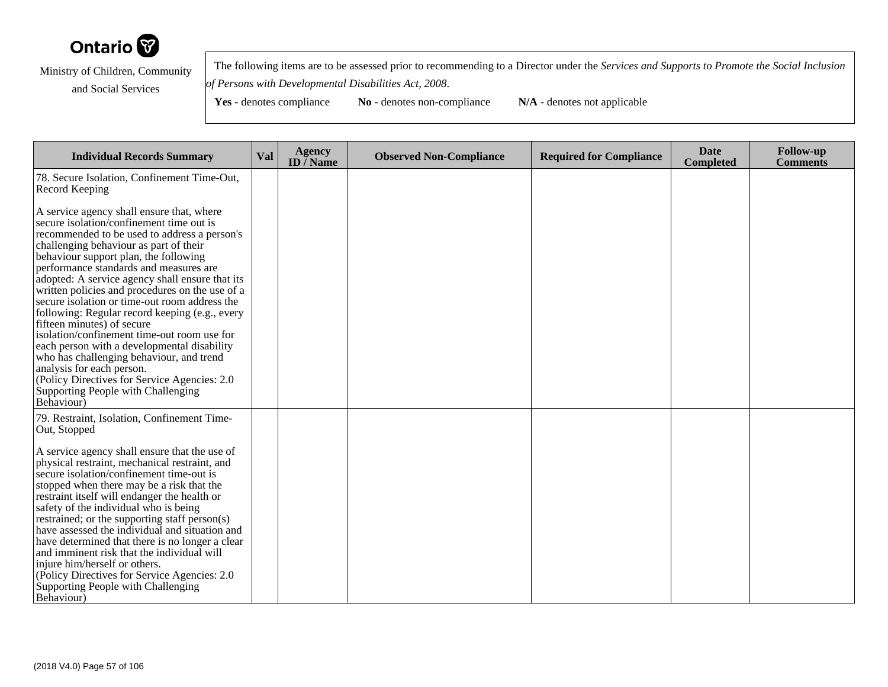Ontario

Ministry of Children, Community and Social Services

The following items are to be assessed prior to recommending to a Director under the *Services and Supports to Promote the Social Inclusion of Persons with Developmental Disabilities Act, 2008*.

**Yes** - denotes compliance **No** - denotes non-compliance **N/A** - denotes not applicable

| Individual Records Summary | Val | Agency ID / Name | Observed Non-Compliance | Required for Compliance | Date Completed | Follow-up Comments |
|---|---|---|---|---|---|---|
| 78. Secure Isolation, Confinement Time-Out, Record Keeping<br><br>A service agency shall ensure that, where secure isolation/confinement time out is recommended to be used to address a person's challenging behaviour as part of their behaviour support plan, the following performance standards and measures are adopted: A service agency shall ensure that its written policies and procedures on the use of a secure isolation or time-out room address the following: Regular record keeping (e.g., every fifteen minutes) of secure isolation/confinement time-out room use for each person with a developmental disability who has challenging behaviour, and trend analysis for each person.<br>(Policy Directives for Service Agencies: 2.0 Supporting People with Challenging Behaviour) | | | | | | |
| 79. Restraint, Isolation, Confinement Time-Out, Stopped<br><br>A service agency shall ensure that the use of physical restraint, mechanical restraint, and secure isolation/confinement time-out is stopped when there may be a risk that the restraint itself will endanger the health or safety of the individual who is being restrained; or the supporting staff person(s) have assessed the individual and situation and have determined that there is no longer a clear and imminent risk that the individual will injure him/herself or others.<br>(Policy Directives for Service Agencies: 2.0 Supporting People with Challenging Behaviour) | | | | | | |

(2018 V4.0)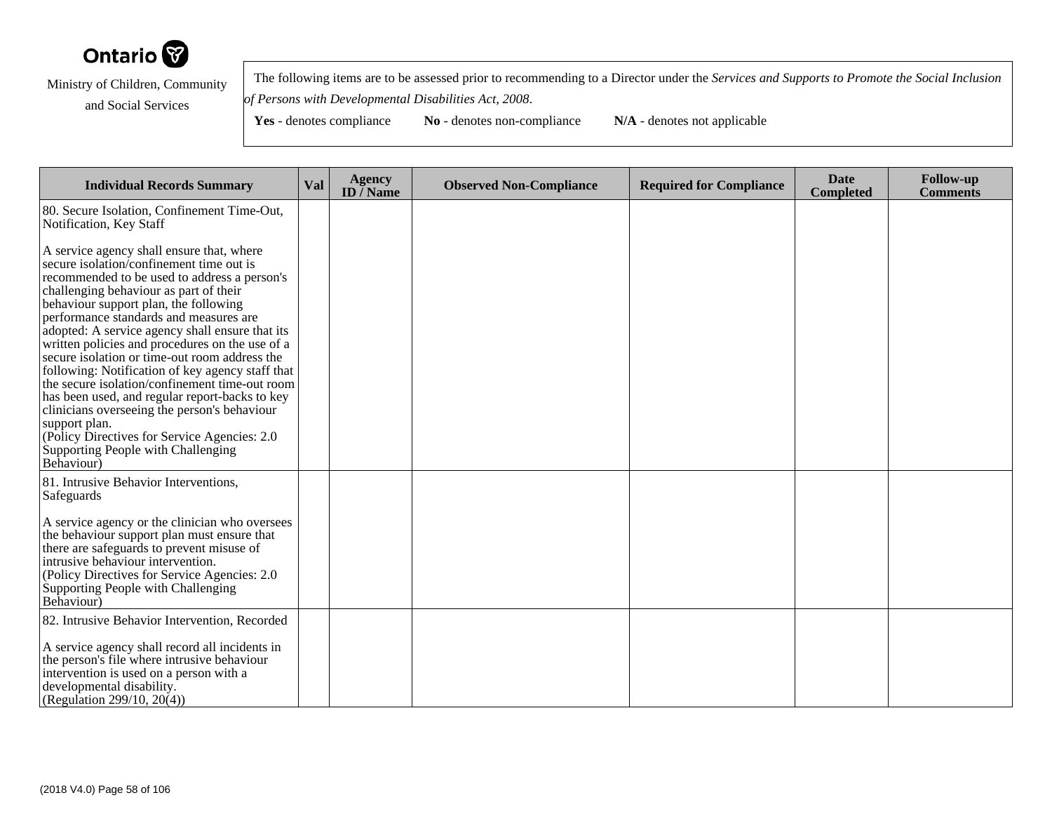Ontario

Ministry of Children, Community and Social Services

The following items are to be assessed prior to recommending to a Director under the *Services and Supports to Promote the Social Inclusion of Persons with Developmental Disabilities Act, 2008*.

**Yes** - denotes compliance **No** - denotes non-compliance **N/A** - denotes not applicable

| Individual Records Summary | Val | Agency ID / Name | Observed Non-Compliance | Required for Compliance | Date Completed | Follow-up Comments |
|---|---|---|---|---|---|---|
| 80. Secure Isolation, Confinement Time-Out, Notification, Key Staff<br><br>A service agency shall ensure that, where secure isolation/confinement time out is recommended to be used to address a person's challenging behaviour as part of their behaviour support plan, the following performance standards and measures are adopted: A service agency shall ensure that its written policies and procedures on the use of a secure isolation or time-out room address the following: Notification of key agency staff that the secure isolation/confinement time-out room has been used, and regular report-backs to key clinicians overseeing the person's behaviour support plan.<br>(Policy Directives for Service Agencies: 2.0 Supporting People with Challenging Behaviour) | | | | | | |
| 81. Intrusive Behavior Interventions, Safeguards<br><br>A service agency or the clinician who oversees the behaviour support plan must ensure that there are safeguards to prevent misuse of intrusive behaviour intervention.<br>(Policy Directives for Service Agencies: 2.0 Supporting People with Challenging Behaviour) | | | | | | |
| 82. Intrusive Behavior Intervention, Recorded<br><br>A service agency shall record all incidents in the person's file where intrusive behaviour intervention is used on a person with a developmental disability.<br>(Regulation 299/10, 20(4)) | | | | | | |

(2018 V4.0)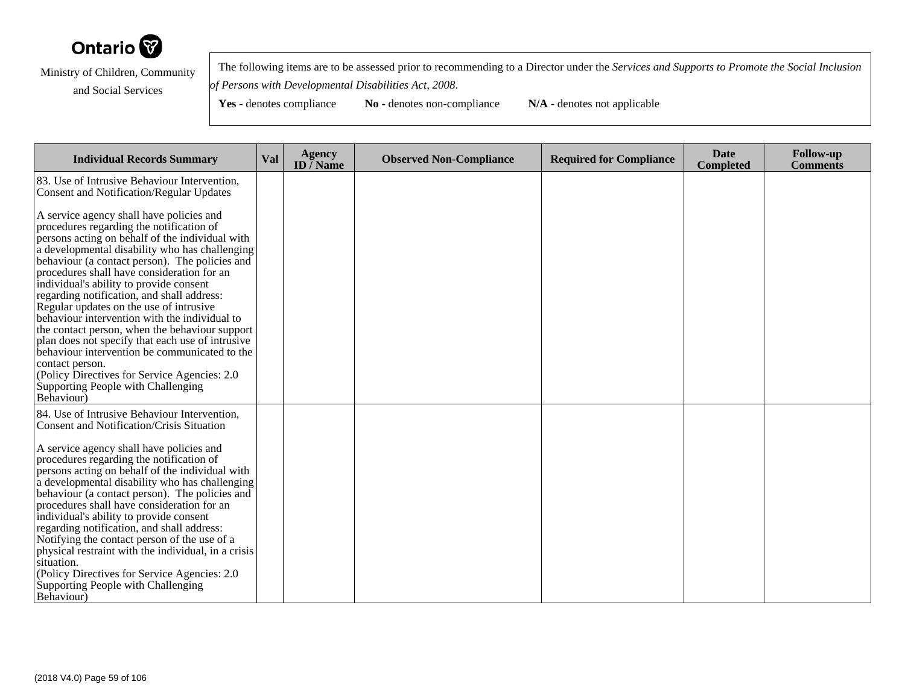Ontario

Ministry of Children, Community and Social Services

The following items are to be assessed prior to recommending to a Director under the *Services and Supports to Promote the Social Inclusion of Persons with Developmental Disabilities Act, 2008*.

**Yes** - denotes compliance **No** - denotes non-compliance **N/A** - denotes not applicable

| Individual Records Summary | Val | Agency ID / Name | Observed Non-Compliance | Required for Compliance | Date Completed | Follow-up Comments |
|---|---|---|---|---|---|---|
| 83. Use of Intrusive Behaviour Intervention, Consent and Notification/Regular Updates<br><br>A service agency shall have policies and procedures regarding the notification of persons acting on behalf of the individual with a developmental disability who has challenging behaviour (a contact person). The policies and procedures shall have consideration for an individual's ability to provide consent regarding notification, and shall address: Regular updates on the use of intrusive behaviour intervention with the individual to the contact person, when the behaviour support plan does not specify that each use of intrusive behaviour intervention be communicated to the contact person.<br>(Policy Directives for Service Agencies: 2.0 Supporting People with Challenging Behaviour) | | | | | | |
| 84. Use of Intrusive Behaviour Intervention, Consent and Notification/Crisis Situation<br><br>A service agency shall have policies and procedures regarding the notification of persons acting on behalf of the individual with a developmental disability who has challenging behaviour (a contact person). The policies and procedures shall have consideration for an individual's ability to provide consent regarding notification, and shall address: Notifying the contact person of the use of a physical restraint with the individual, in a crisis situation.<br>(Policy Directives for Service Agencies: 2.0 Supporting People with Challenging Behaviour) | | | | | | |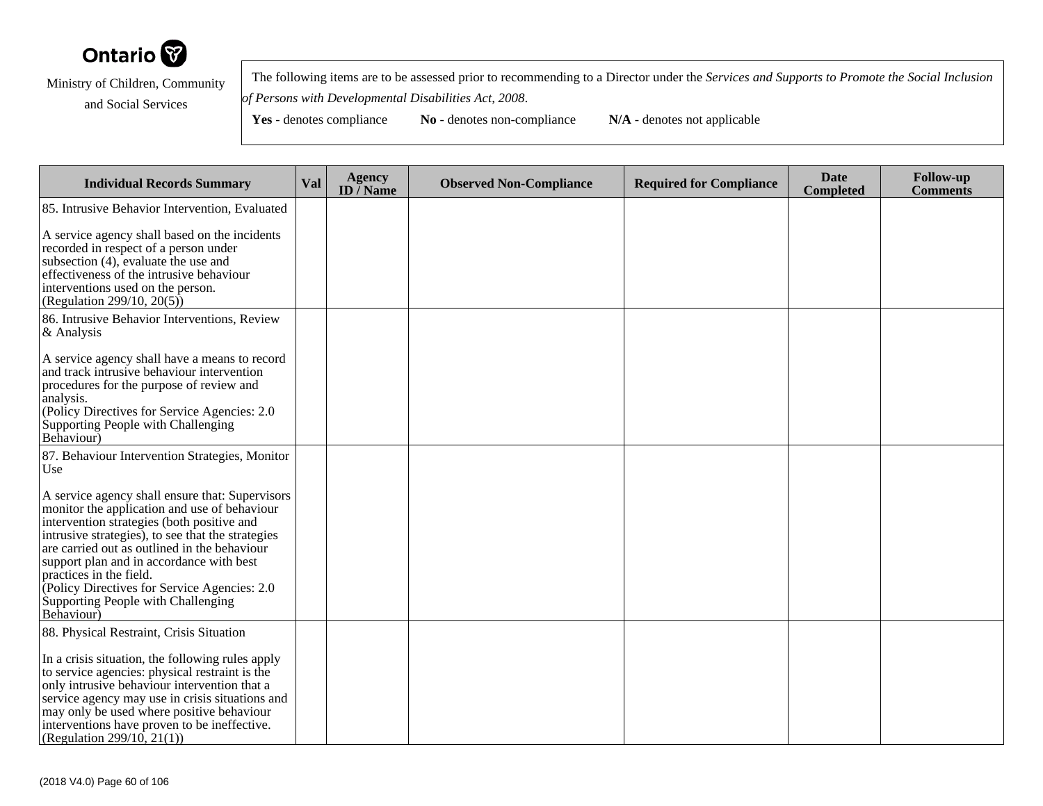Ontario

Ministry of Children, Community and Social Services

The following items are to be assessed prior to recommending to a Director under the *Services and Supports to Promote the Social Inclusion of Persons with Developmental Disabilities Act, 2008*.

**Yes** - denotes compliance **No** - denotes non-compliance **N/A** - denotes not applicable

| Individual Records Summary | Val | Agency ID / Name | Observed Non-Compliance | Required for Compliance | Date Completed | Follow-up Comments |
|---|---|---|---|---|---|---|
| 85. Intrusive Behavior Intervention, Evaluated<br><br>A service agency shall based on the incidents recorded in respect of a person under subsection (4), evaluate the use and effectiveness of the intrusive behaviour interventions used on the person.<br>(Regulation 299/10, 20(5)) | | | | | | |
| 86. Intrusive Behavior Interventions, Review & Analysis<br><br>A service agency shall have a means to record and track intrusive behaviour intervention procedures for the purpose of review and analysis.<br>(Policy Directives for Service Agencies: 2.0 Supporting People with Challenging Behaviour) | | | | | | |
| 87. Behaviour Intervention Strategies, Monitor Use<br><br>A service agency shall ensure that: Supervisors monitor the application and use of behaviour intervention strategies (both positive and intrusive strategies), to see that the strategies are carried out as outlined in the behaviour support plan and in accordance with best practices in the field.<br>(Policy Directives for Service Agencies: 2.0 Supporting People with Challenging Behaviour) | | | | | | |
| 88. Physical Restraint, Crisis Situation<br><br>In a crisis situation, the following rules apply to service agencies: physical restraint is the only intrusive behaviour intervention that a service agency may use in crisis situations and may only be used where positive behaviour interventions have proven to be ineffective.<br>(Regulation 299/10, 21(1)) | | | | | | |

(2018 V4.0)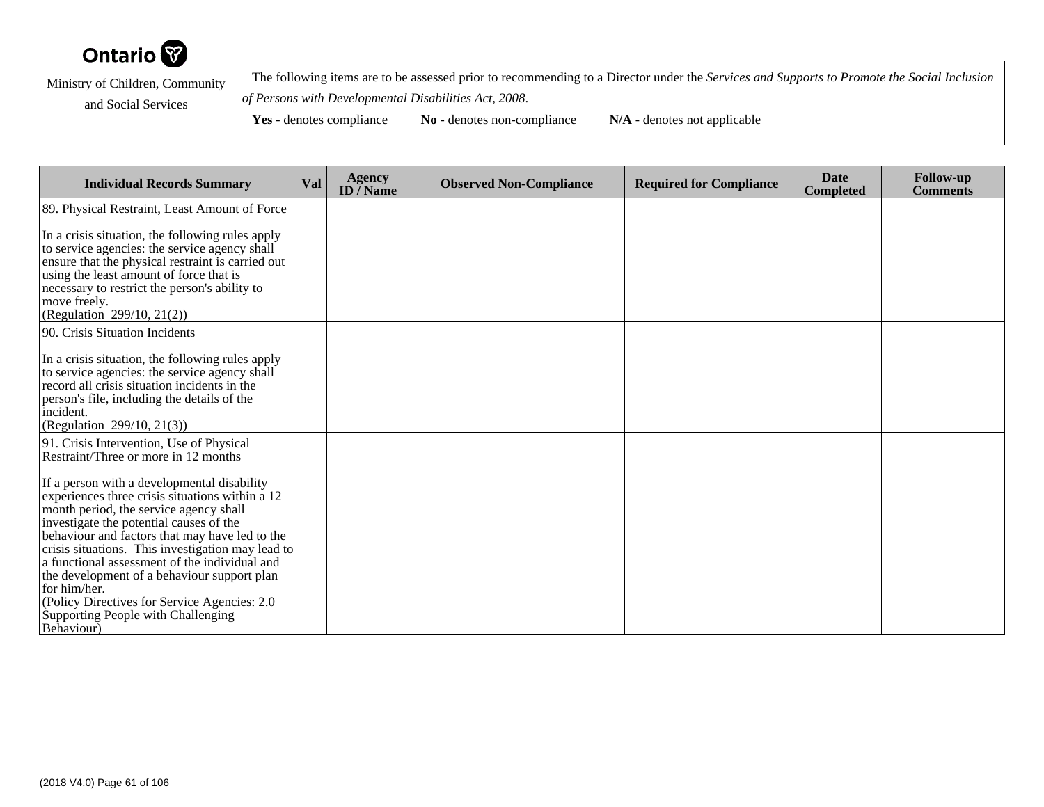Ontario

Ministry of Children, Community and Social Services

The following items are to be assessed prior to recommending to a Director under the *Services and Supports to Promote the Social Inclusion of Persons with Developmental Disabilities Act, 2008*.

**Yes** - denotes compliance **No** - denotes non-compliance **N/A** - denotes not applicable

| Individual Records Summary | Val | Agency ID / Name | Observed Non-Compliance | Required for Compliance | Date Completed | Follow-up Comments |
|---|---|---|---|---|---|---|
| 89. Physical Restraint, Least Amount of Force<br><br>In a crisis situation, the following rules apply to service agencies: the service agency shall ensure that the physical restraint is carried out using the least amount of force that is necessary to restrict the person's ability to move freely.<br>(Regulation 299/10, 21(2)) | | | | | | |
| 90. Crisis Situation Incidents<br><br>In a crisis situation, the following rules apply to service agencies: the service agency shall record all crisis situation incidents in the person's file, including the details of the incident.<br>(Regulation 299/10, 21(3)) | | | | | | |
| 91. Crisis Intervention, Use of Physical Restraint/Three or more in 12 months<br><br>If a person with a developmental disability experiences three crisis situations within a 12 month period, the service agency shall investigate the potential causes of the behaviour and factors that may have led to the crisis situations. This investigation may lead to a functional assessment of the individual and the development of a behaviour support plan for him/her.<br>(Policy Directives for Service Agencies: 2.0 Supporting People with Challenging Behaviour) | | | | | | |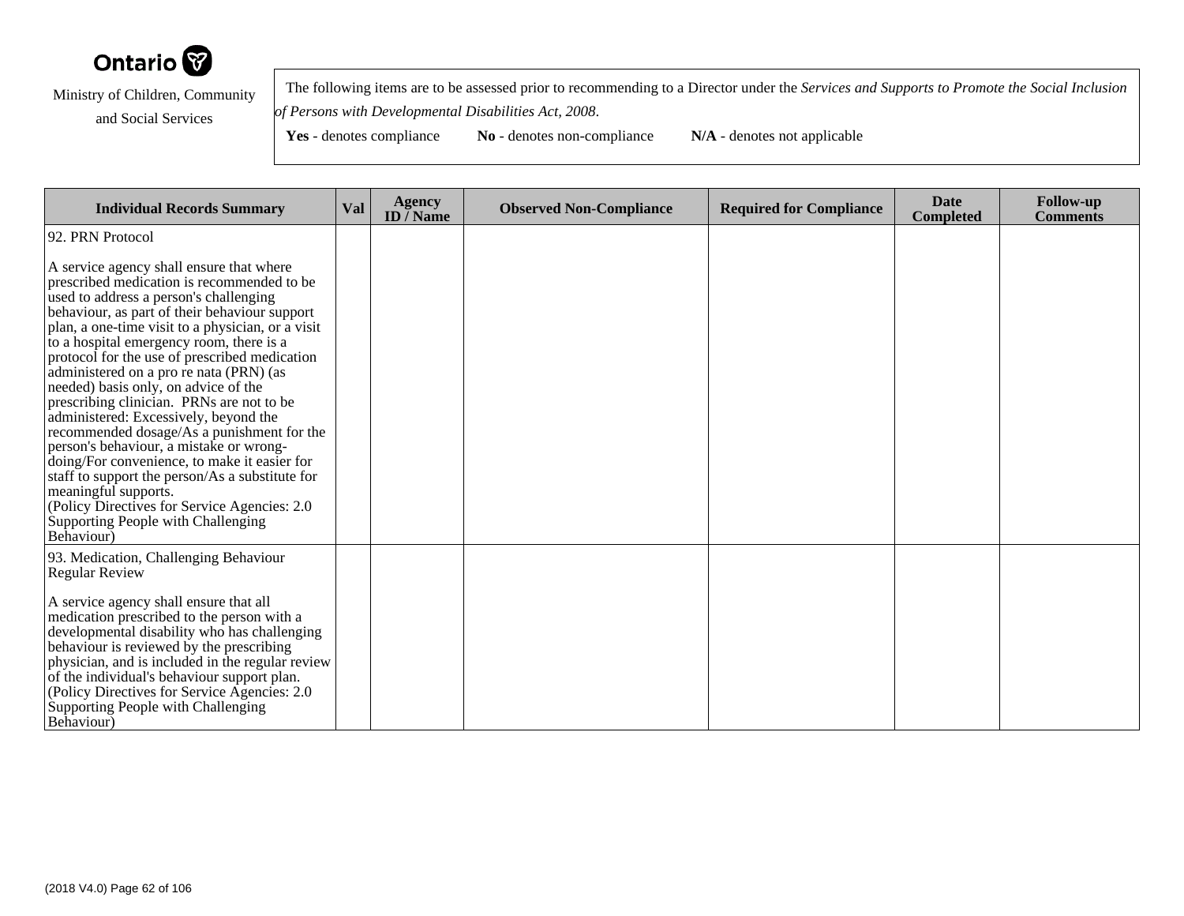Ontario

Ministry of Children, Community and Social Services

The following items are to be assessed prior to recommending to a Director under the *Services and Supports to Promote the Social Inclusion of Persons with Developmental Disabilities Act, 2008*.

**Yes** - denotes compliance **No** - denotes non-compliance **N/A** - denotes not applicable

| Individual Records Summary | Val | Agency ID / Name | Observed Non-Compliance | Required for Compliance | Date Completed | Follow-up Comments |
|---|---|---|---|---|---|---|
| 92. PRN Protocol<br><br>A service agency shall ensure that where prescribed medication is recommended to be used to address a person's challenging behaviour, as part of their behaviour support plan, a one-time visit to a physician, or a visit to a hospital emergency room, there is a protocol for the use of prescribed medication administered on a pro re nata (PRN) (as needed) basis only, on advice of the prescribing clinician. PRNs are not to be administered: Excessively, beyond the recommended dosage/As a punishment for the person's behaviour, a mistake or wrong-doing/For convenience, to make it easier for staff to support the person/As a substitute for meaningful supports.<br>(Policy Directives for Service Agencies: 2.0 Supporting People with Challenging Behaviour) | | | | | | |
| 93. Medication, Challenging Behaviour Regular Review<br><br>A service agency shall ensure that all medication prescribed to the person with a developmental disability who has challenging behaviour is reviewed by the prescribing physician, and is included in the regular review of the individual's behaviour support plan.<br>(Policy Directives for Service Agencies: 2.0 Supporting People with Challenging Behaviour) | | | | | | |

(2018 V4.0)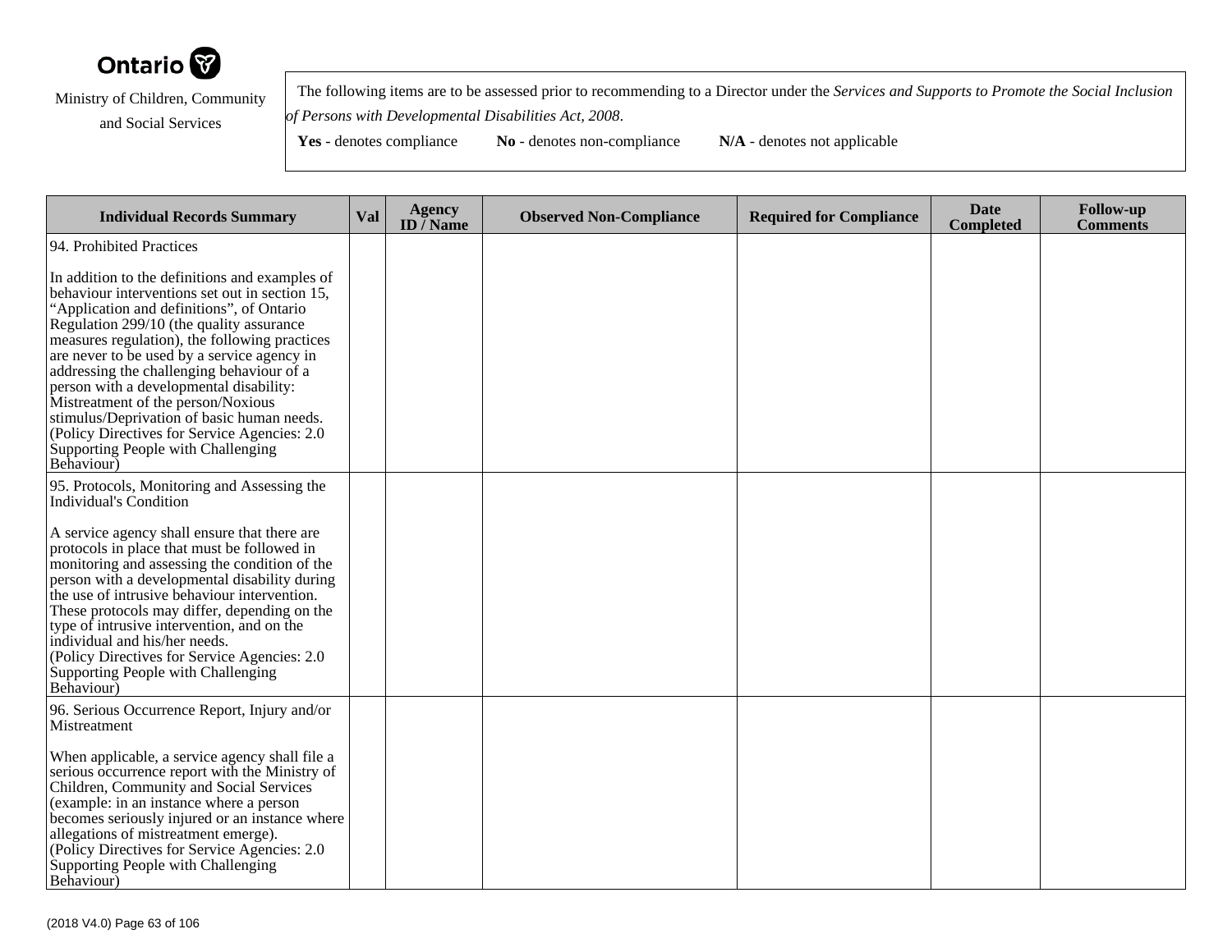Ontario

Ministry of Children, Community and Social Services

The following items are to be assessed prior to recommending to a Director under the *Services and Supports to Promote the Social Inclusion of Persons with Developmental Disabilities Act, 2008*.

**Yes** - denotes compliance **No** - denotes non-compliance **N/A** - denotes not applicable

| Individual Records Summary | Val | Agency ID / Name | Observed Non-Compliance | Required for Compliance | Date Completed | Follow-up Comments |
|---|---|---|---|---|---|---|
| 94. Prohibited Practices<br><br>In addition to the definitions and examples of behaviour interventions set out in section 15, “Application and definitions”, of Ontario Regulation 299/10 (the quality assurance measures regulation), the following practices are never to be used by a service agency in addressing the challenging behaviour of a person with a developmental disability: Mistreatment of the person/Noxious stimulus/Deprivation of basic human needs.<br>(Policy Directives for Service Agencies: 2.0 Supporting People with Challenging Behaviour) | | | | | | |
| 95. Protocols, Monitoring and Assessing the Individual's Condition<br><br>A service agency shall ensure that there are protocols in place that must be followed in monitoring and assessing the condition of the person with a developmental disability during the use of intrusive behaviour intervention. These protocols may differ, depending on the type of intrusive intervention, and on the individual and his/her needs.<br>(Policy Directives for Service Agencies: 2.0 Supporting People with Challenging Behaviour) | | | | | | |
| 96. Serious Occurrence Report, Injury and/or Mistreatment<br><br>When applicable, a service agency shall file a serious occurrence report with the Ministry of Children, Community and Social Services (example: in an instance where a person becomes seriously injured or an instance where allegations of mistreatment emerge).<br>(Policy Directives for Service Agencies: 2.0 Supporting People with Challenging Behaviour) | | | | | | |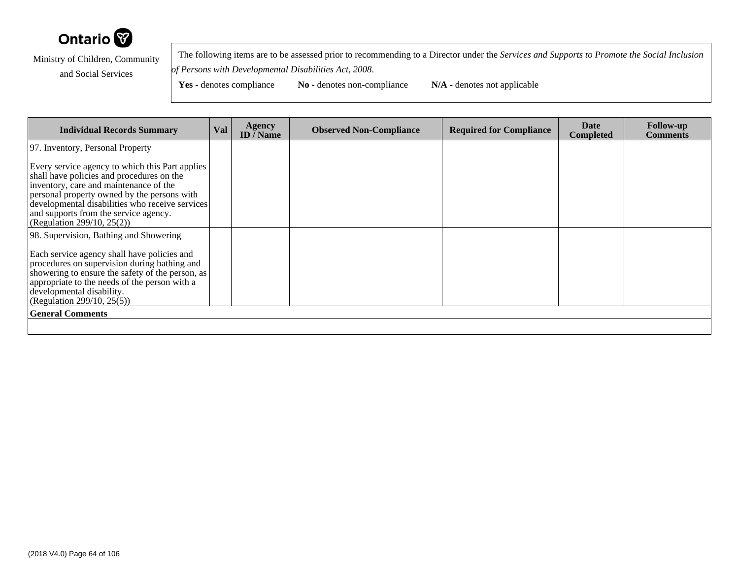Ontario

Ministry of Children, Community and Social Services

The following items are to be assessed prior to recommending to a Director under the *Services and Supports to Promote the Social Inclusion of Persons with Developmental Disabilities Act, 2008*.

**Yes** - denotes compliance **No** - denotes non-compliance **N/A** - denotes not applicable

| Individual Records Summary | Val | Agency ID / Name | Observed Non-Compliance | Required for Compliance | Date Completed | Follow-up Comments |
|---|---|---|---|---|---|---|
| 97. Inventory, Personal Property<br><br>Every service agency to which this Part applies shall have policies and procedures on the inventory, care and maintenance of the personal property owned by the persons with developmental disabilities who receive services and supports from the service agency.<br>(Regulation 299/10, 25(2)) | | | | | | |
| 98. Supervision, Bathing and Showering<br><br>Each service agency shall have policies and procedures on supervision during bathing and showering to ensure the safety of the person, as appropriate to the needs of the person with a developmental disability.<br>(Regulation 299/10, 25(5)) | | | | | | |
| **General Comments** | | | | | | |
| | | | | | | |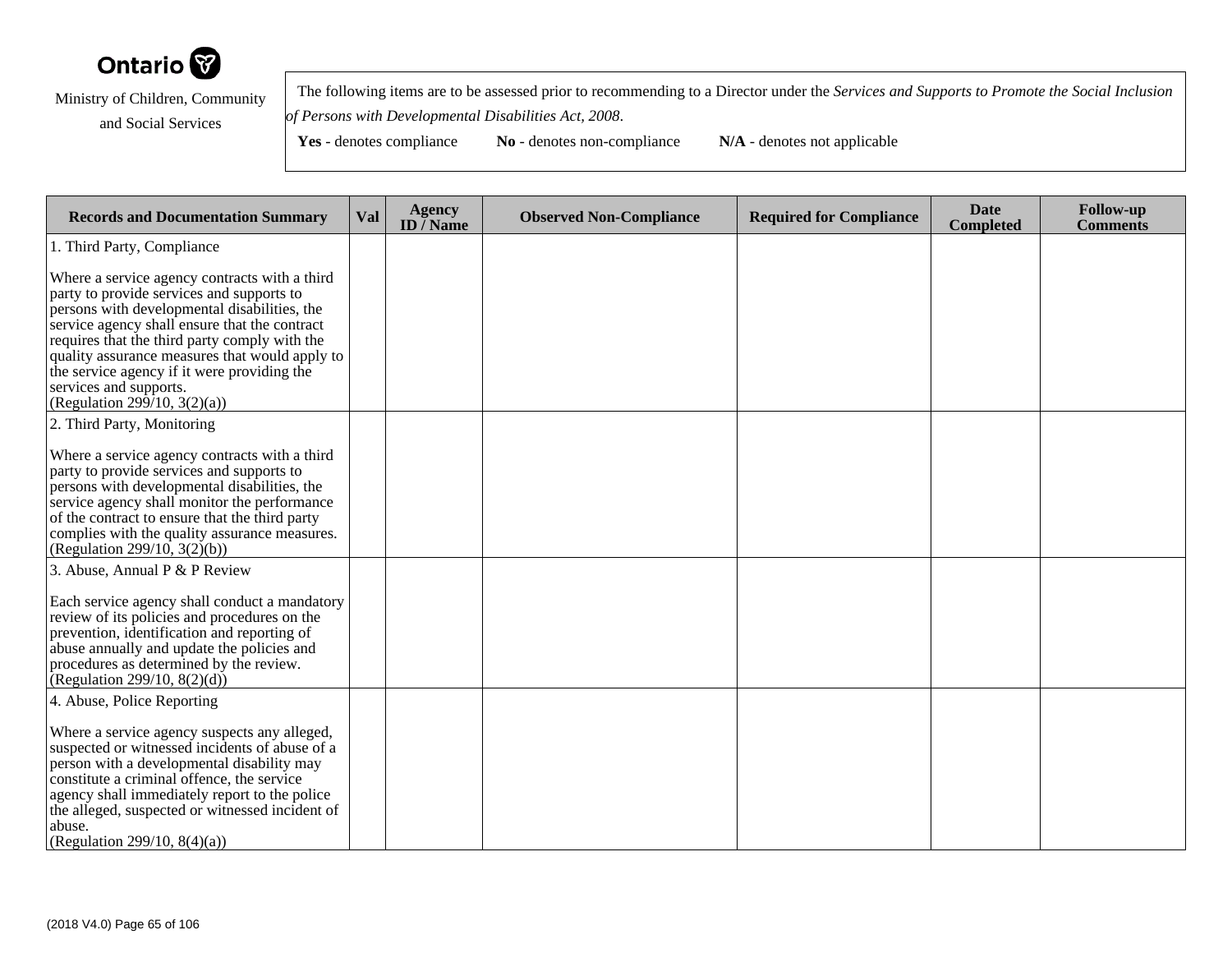Ontario

Ministry of Children, Community and Social Services

The following items are to be assessed prior to recommending to a Director under the *Services and Supports to Promote the Social Inclusion of Persons with Developmental Disabilities Act, 2008*.

**Yes** - denotes compliance **No** - denotes non-compliance **N/A** - denotes not applicable

| Records and Documentation Summary | Val | Agency ID / Name | Observed Non-Compliance | Required for Compliance | Date Completed | Follow-up Comments |
|---|---|---|---|---|---|---|
| 1. Third Party, Compliance<br><br>Where a service agency contracts with a third party to provide services and supports to persons with developmental disabilities, the service agency shall ensure that the contract requires that the third party comply with the quality assurance measures that would apply to the service agency if it were providing the services and supports.<br>(Regulation 299/10, 3(2)(a)) | | | | | | |
| 2. Third Party, Monitoring<br><br>Where a service agency contracts with a third party to provide services and supports to persons with developmental disabilities, the service agency shall monitor the performance of the contract to ensure that the third party complies with the quality assurance measures.<br>(Regulation 299/10, 3(2)(b)) | | | | | | |
| 3. Abuse, Annual P & P Review<br><br>Each service agency shall conduct a mandatory review of its policies and procedures on the prevention, identification and reporting of abuse annually and update the policies and procedures as determined by the review.<br>(Regulation 299/10, 8(2)(d)) | | | | | | |
| 4. Abuse, Police Reporting<br><br>Where a service agency suspects any alleged, suspected or witnessed incidents of abuse of a person with a developmental disability may constitute a criminal offence, the service agency shall immediately report to the police the alleged, suspected or witnessed incident of abuse.<br>(Regulation 299/10, 8(4)(a)) | | | | | | |

(2018 V4.0)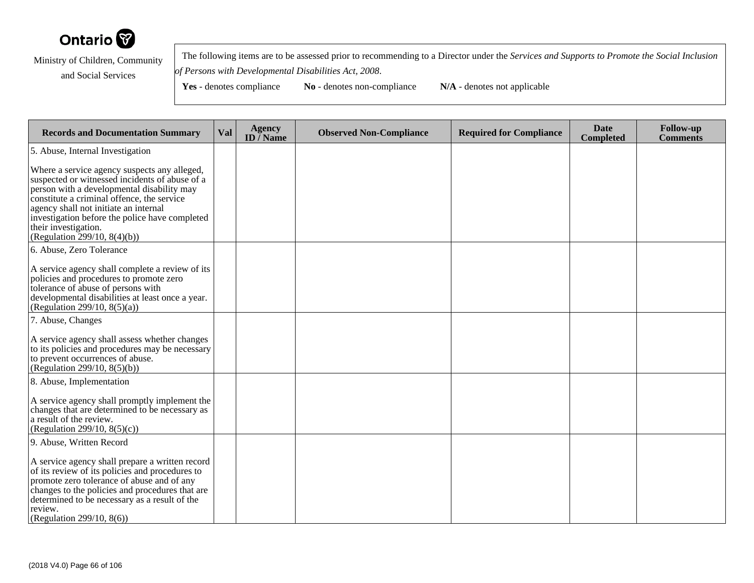Ontario

Ministry of Children, Community and Social Services

The following items are to be assessed prior to recommending to a Director under the *Services and Supports to Promote the Social Inclusion of Persons with Developmental Disabilities Act, 2008*.

**Yes** - denotes compliance **No** - denotes non-compliance **N/A** - denotes not applicable

| Records and Documentation Summary | Val | Agency ID / Name | Observed Non-Compliance | Required for Compliance | Date Completed | Follow-up Comments |
|---|---|---|---|---|---|---|
| 5. Abuse, Internal Investigation<br><br>Where a service agency suspects any alleged, suspected or witnessed incidents of abuse of a person with a developmental disability may constitute a criminal offence, the service agency shall not initiate an internal investigation before the police have completed their investigation.<br>(Regulation 299/10, 8(4)(b)) | | | | | | |
| 6. Abuse, Zero Tolerance<br><br>A service agency shall complete a review of its policies and procedures to promote zero tolerance of abuse of persons with developmental disabilities at least once a year.<br>(Regulation 299/10, 8(5)(a)) | | | | | | |
| 7. Abuse, Changes<br><br>A service agency shall assess whether changes to its policies and procedures may be necessary to prevent occurrences of abuse.<br>(Regulation 299/10, 8(5)(b)) | | | | | | |
| 8. Abuse, Implementation<br><br>A service agency shall promptly implement the changes that are determined to be necessary as a result of the review.<br>(Regulation 299/10, 8(5)(c)) | | | | | | |
| 9. Abuse, Written Record<br><br>A service agency shall prepare a written record of its review of its policies and procedures to promote zero tolerance of abuse and of any changes to the policies and procedures that are determined to be necessary as a result of the review.<br>(Regulation 299/10, 8(6)) | | | | | | |

(2018 V4.0)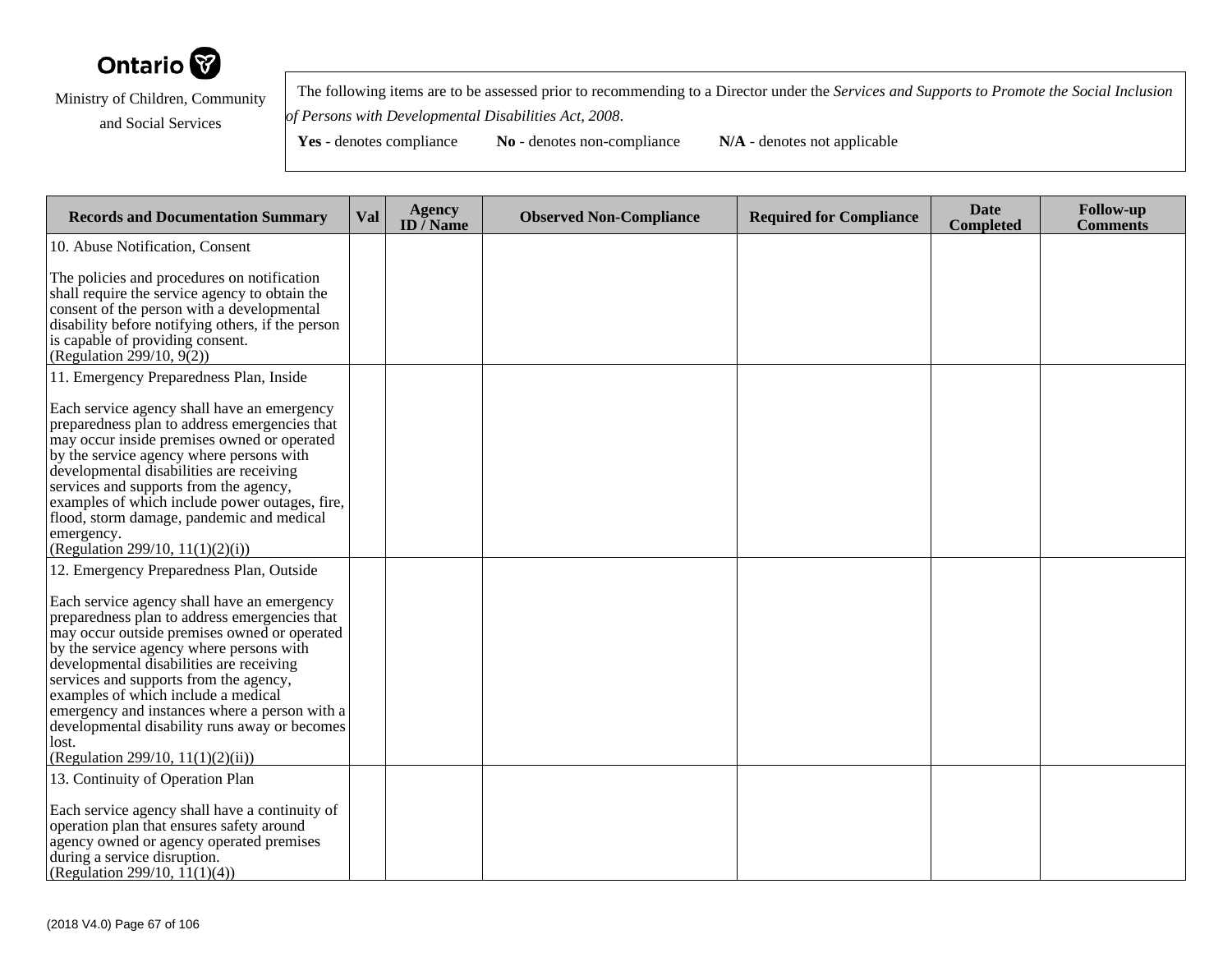Ontario

Ministry of Children, Community and Social Services

The following items are to be assessed prior to recommending to a Director under the *Services and Supports to Promote the Social Inclusion of Persons with Developmental Disabilities Act, 2008*.

**Yes** - denotes compliance **No** - denotes non-compliance **N/A** - denotes not applicable

| Records and Documentation Summary | Val | Agency ID / Name | Observed Non-Compliance | Required for Compliance | Date Completed | Follow-up Comments |
|---|---|---|---|---|---|---|
| 10. Abuse Notification, Consent<br><br>The policies and procedures on notification shall require the service agency to obtain the consent of the person with a developmental disability before notifying others, if the person is capable of providing consent.<br>(Regulation 299/10, 9(2)) | | | | | | |
| 11. Emergency Preparedness Plan, Inside<br><br>Each service agency shall have an emergency preparedness plan to address emergencies that may occur inside premises owned or operated by the service agency where persons with developmental disabilities are receiving services and supports from the agency, examples of which include power outages, fire, flood, storm damage, pandemic and medical emergency.<br>(Regulation 299/10, 11(1)(2)(i)) | | | | | | |
| 12. Emergency Preparedness Plan, Outside<br><br>Each service agency shall have an emergency preparedness plan to address emergencies that may occur outside premises owned or operated by the service agency where persons with developmental disabilities are receiving services and supports from the agency, examples of which include a medical emergency and instances where a person with a developmental disability runs away or becomes lost.<br>(Regulation 299/10, 11(1)(2)(ii)) | | | | | | |
| 13. Continuity of Operation Plan<br><br>Each service agency shall have a continuity of operation plan that ensures safety around agency owned or agency operated premises during a service disruption.<br>(Regulation 299/10, 11(1)(4)) | | | | | | |

(2018 V4.0)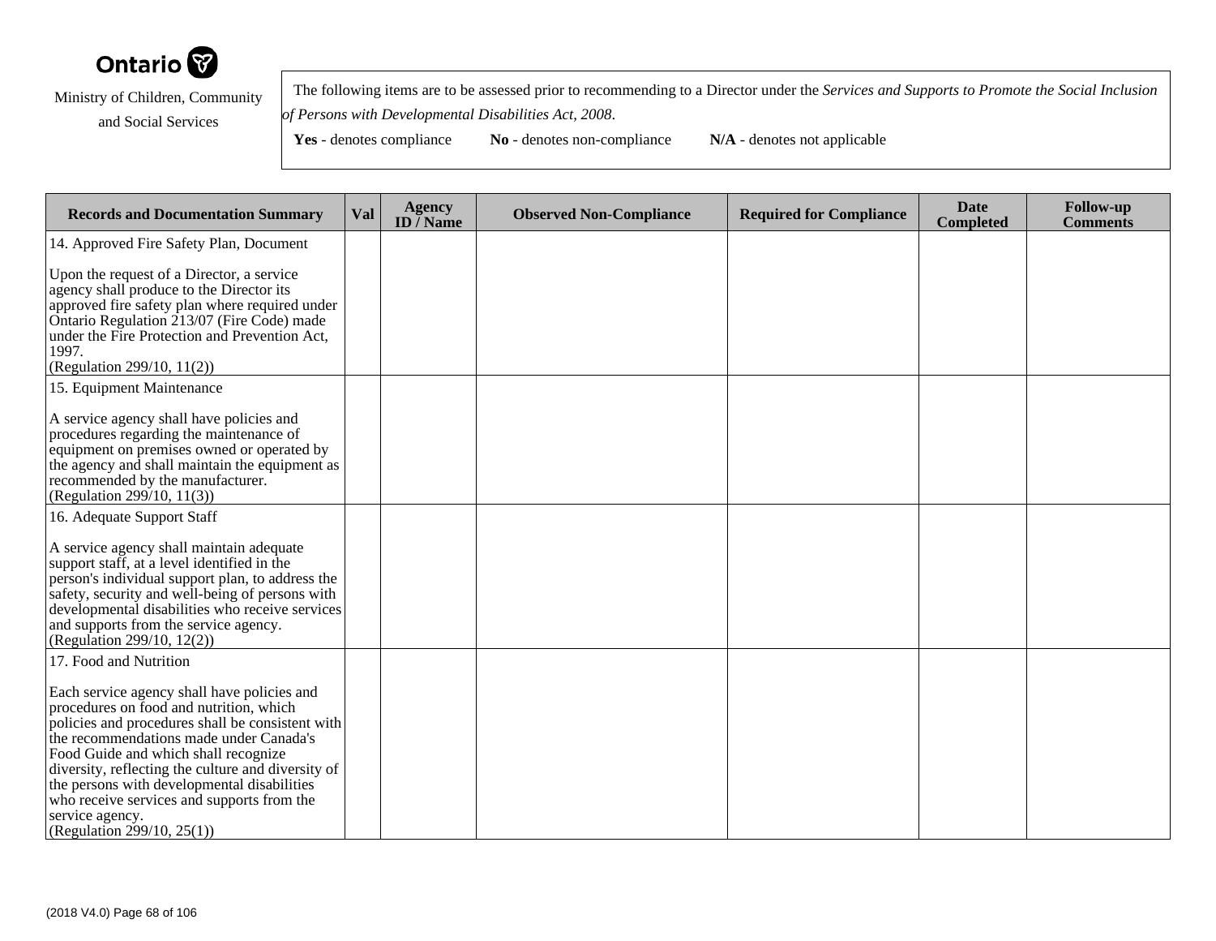Ontario

Ministry of Children, Community and Social Services

The following items are to be assessed prior to recommending to a Director under the *Services and Supports to Promote the Social Inclusion of Persons with Developmental Disabilities Act, 2008*.

**Yes** - denotes compliance **No** - denotes non-compliance **N/A** - denotes not applicable

| Records and Documentation Summary | Val | Agency ID / Name | Observed Non-Compliance | Required for Compliance | Date Completed | Follow-up Comments |
|---|---|---|---|---|---|---|
| 14. Approved Fire Safety Plan, Document<br><br>Upon the request of a Director, a service agency shall produce to the Director its approved fire safety plan where required under Ontario Regulation 213/07 (Fire Code) made under the Fire Protection and Prevention Act, 1997.<br>(Regulation 299/10, 11(2)) | | | | | | |
| 15. Equipment Maintenance<br><br>A service agency shall have policies and procedures regarding the maintenance of equipment on premises owned or operated by the agency and shall maintain the equipment as recommended by the manufacturer.<br>(Regulation 299/10, 11(3)) | | | | | | |
| 16. Adequate Support Staff<br><br>A service agency shall maintain adequate support staff, at a level identified in the person's individual support plan, to address the safety, security and well-being of persons with developmental disabilities who receive services and supports from the service agency.<br>(Regulation 299/10, 12(2)) | | | | | | |
| 17. Food and Nutrition<br><br>Each service agency shall have policies and procedures on food and nutrition, which policies and procedures shall be consistent with the recommendations made under Canada's Food Guide and which shall recognize diversity, reflecting the culture and diversity of the persons with developmental disabilities who receive services and supports from the service agency.<br>(Regulation 299/10, 25(1)) | | | | | | |

(2018 V4.0)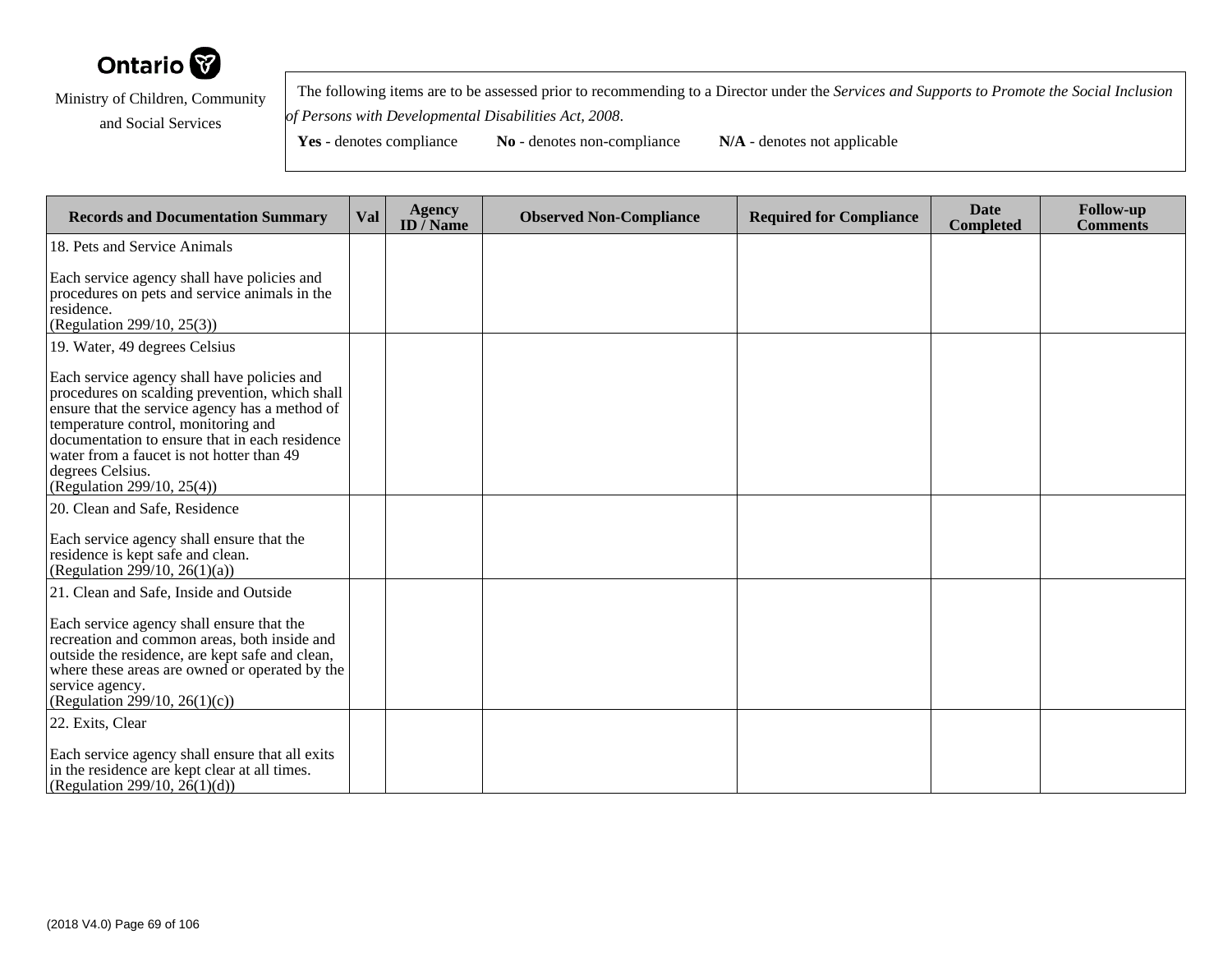Ontario

Ministry of Children, Community and Social Services

The following items are to be assessed prior to recommending to a Director under the *Services and Supports to Promote the Social Inclusion of Persons with Developmental Disabilities Act, 2008*.

**Yes** - denotes compliance **No** - denotes non-compliance **N/A** - denotes not applicable

| Records and Documentation Summary | Val | Agency ID / Name | Observed Non-Compliance | Required for Compliance | Date Completed | Follow-up Comments |
|---|---|---|---|---|---|---|
| 18. Pets and Service Animals<br><br>Each service agency shall have policies and procedures on pets and service animals in the residence.<br>(Regulation 299/10, 25(3)) | | | | | | |
| 19. Water, 49 degrees Celsius<br><br>Each service agency shall have policies and procedures on scalding prevention, which shall ensure that the service agency has a method of temperature control, monitoring and documentation to ensure that in each residence water from a faucet is not hotter than 49 degrees Celsius.<br>(Regulation 299/10, 25(4)) | | | | | | |
| 20. Clean and Safe, Residence<br><br>Each service agency shall ensure that the residence is kept safe and clean.<br>(Regulation 299/10, 26(1)(a)) | | | | | | |
| 21. Clean and Safe, Inside and Outside<br><br>Each service agency shall ensure that the recreation and common areas, both inside and outside the residence, are kept safe and clean, where these areas are owned or operated by the service agency.<br>(Regulation 299/10, 26(1)(c)) | | | | | | |
| 22. Exits, Clear<br><br>Each service agency shall ensure that all exits in the residence are kept clear at all times.<br>(Regulation 299/10, 26(1)(d)) | | | | | | |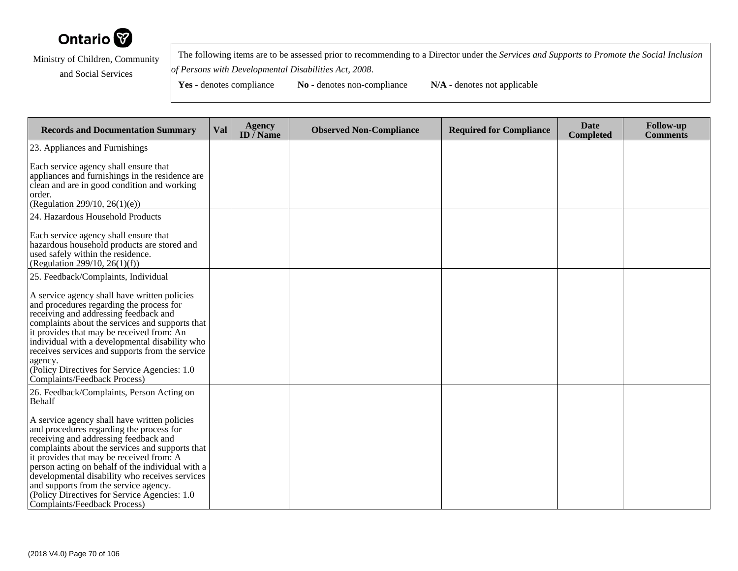Ontario

Ministry of Children, Community and Social Services

The following items are to be assessed prior to recommending to a Director under the *Services and Supports to Promote the Social Inclusion of Persons with Developmental Disabilities Act, 2008*.

**Yes** - denotes compliance **No** - denotes non-compliance **N/A** - denotes not applicable

| Records and Documentation Summary | Val | Agency ID / Name | Observed Non-Compliance | Required for Compliance | Date Completed | Follow-up Comments |
|---|---|---|---|---|---|---|
| 23. Appliances and Furnishings<br><br>Each service agency shall ensure that appliances and furnishings in the residence are clean and are in good condition and working order.<br>(Regulation 299/10, 26(1)(e)) | | | | | | |
| 24. Hazardous Household Products<br><br>Each service agency shall ensure that hazardous household products are stored and used safely within the residence.<br>(Regulation 299/10, 26(1)(f)) | | | | | | |
| 25. Feedback/Complaints, Individual<br><br>A service agency shall have written policies and procedures regarding the process for receiving and addressing feedback and complaints about the services and supports that it provides that may be received from: An individual with a developmental disability who receives services and supports from the service agency.<br>(Policy Directives for Service Agencies: 1.0 Complaints/Feedback Process) | | | | | | |
| 26. Feedback/Complaints, Person Acting on Behalf<br><br>A service agency shall have written policies and procedures regarding the process for receiving and addressing feedback and complaints about the services and supports that it provides that may be received from: A person acting on behalf of the individual with a developmental disability who receives services and supports from the service agency.<br>(Policy Directives for Service Agencies: 1.0 Complaints/Feedback Process) | | | | | | |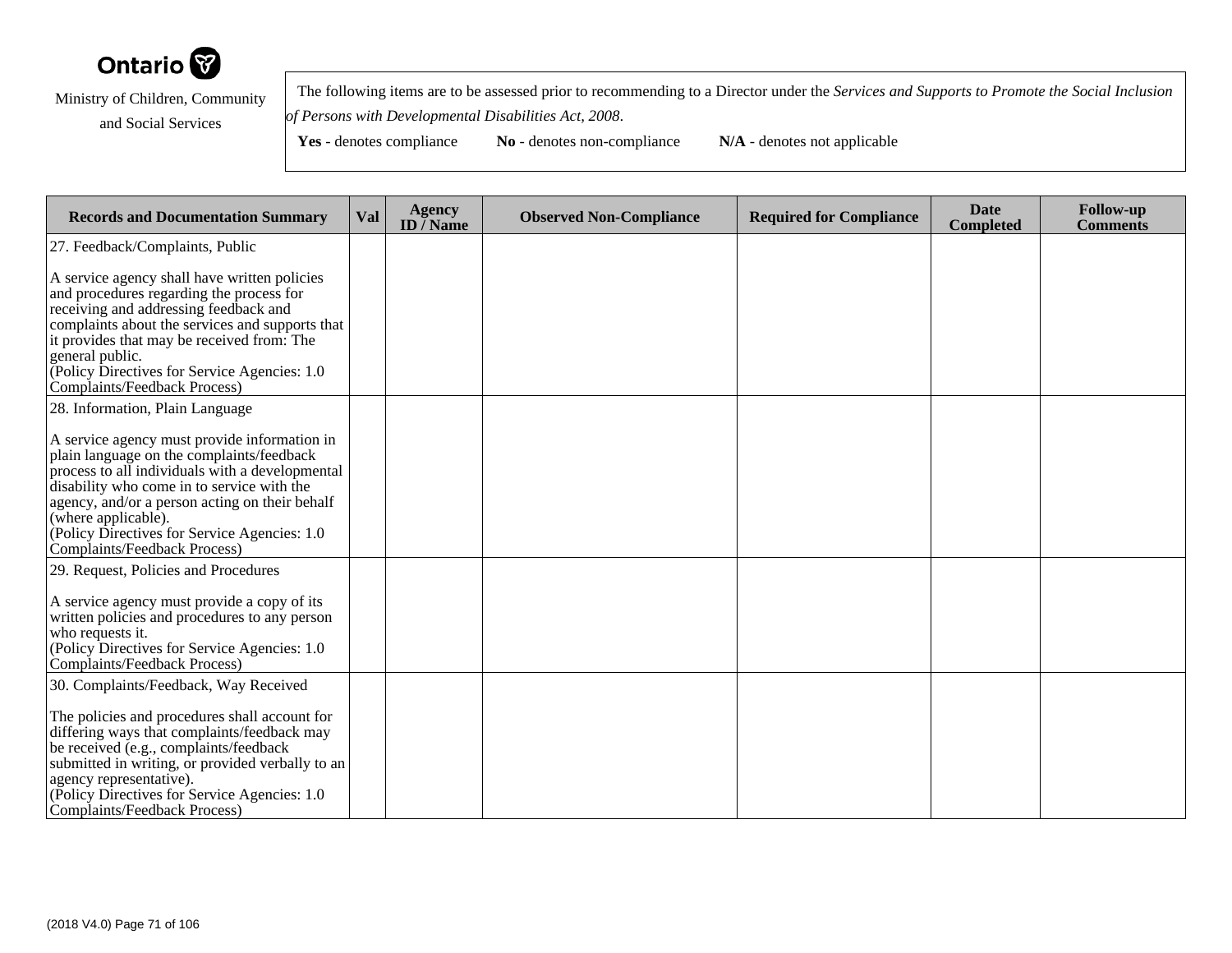Ontario

Ministry of Children, Community and Social Services

The following items are to be assessed prior to recommending to a Director under the *Services and Supports to Promote the Social Inclusion of Persons with Developmental Disabilities Act, 2008*.

**Yes** - denotes compliance **No** - denotes non-compliance **N/A** - denotes not applicable

| Records and Documentation Summary | Val | Agency ID / Name | Observed Non-Compliance | Required for Compliance | Date Completed | Follow-up Comments |
|---|---|---|---|---|---|---|
| 27. Feedback/Complaints, Public<br><br>A service agency shall have written policies and procedures regarding the process for receiving and addressing feedback and complaints about the services and supports that it provides that may be received from: The general public.<br>(Policy Directives for Service Agencies: 1.0 Complaints/Feedback Process) | | | | | | |
| 28. Information, Plain Language<br><br>A service agency must provide information in plain language on the complaints/feedback process to all individuals with a developmental disability who come in to service with the agency, and/or a person acting on their behalf (where applicable).<br>(Policy Directives for Service Agencies: 1.0 Complaints/Feedback Process) | | | | | | |
| 29. Request, Policies and Procedures<br><br>A service agency must provide a copy of its written policies and procedures to any person who requests it.<br>(Policy Directives for Service Agencies: 1.0 Complaints/Feedback Process) | | | | | | |
| 30. Complaints/Feedback, Way Received<br><br>The policies and procedures shall account for differing ways that complaints/feedback may be received (e.g., complaints/feedback submitted in writing, or provided verbally to an agency representative).<br>(Policy Directives for Service Agencies: 1.0 Complaints/Feedback Process) | | | | | | |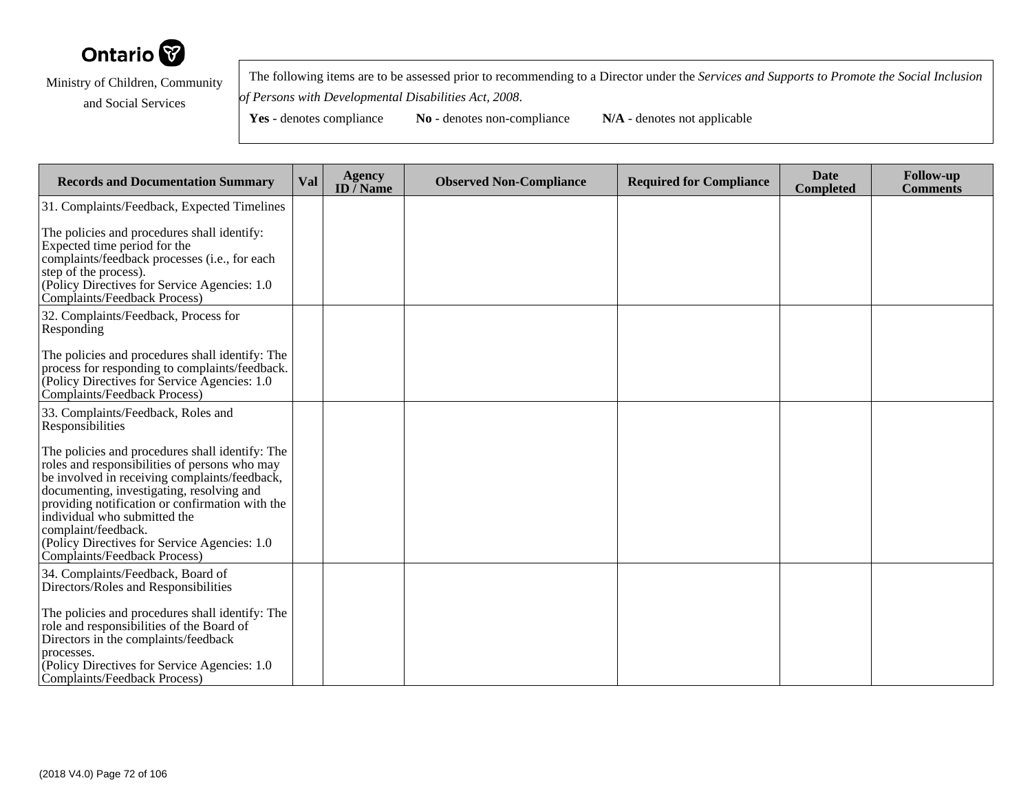Ontario

Ministry of Children, Community and Social Services

The following items are to be assessed prior to recommending to a Director under the *Services and Supports to Promote the Social Inclusion of Persons with Developmental Disabilities Act, 2008*.

**Yes** - denotes compliance **No** - denotes non-compliance **N/A** - denotes not applicable

| Records and Documentation Summary | Val | Agency ID / Name | Observed Non-Compliance | Required for Compliance | Date Completed | Follow-up Comments |
|---|---|---|---|---|---|---|
| 31. Complaints/Feedback, Expected Timelines<br><br>The policies and procedures shall identify: Expected time period for the complaints/feedback processes (i.e., for each step of the process).<br>(Policy Directives for Service Agencies: 1.0 Complaints/Feedback Process) | | | | | | |
| 32. Complaints/Feedback, Process for Responding<br><br>The policies and procedures shall identify: The process for responding to complaints/feedback.<br>(Policy Directives for Service Agencies: 1.0 Complaints/Feedback Process) | | | | | | |
| 33. Complaints/Feedback, Roles and Responsibilities<br><br>The policies and procedures shall identify: The roles and responsibilities of persons who may be involved in receiving complaints/feedback, documenting, investigating, resolving and providing notification or confirmation with the individual who submitted the complaint/feedback.<br>(Policy Directives for Service Agencies: 1.0 Complaints/Feedback Process) | | | | | | |
| 34. Complaints/Feedback, Board of Directors/Roles and Responsibilities<br><br>The policies and procedures shall identify: The role and responsibilities of the Board of Directors in the complaints/feedback processes.<br>(Policy Directives for Service Agencies: 1.0 Complaints/Feedback Process) | | | | | | |

(2018 V4.0)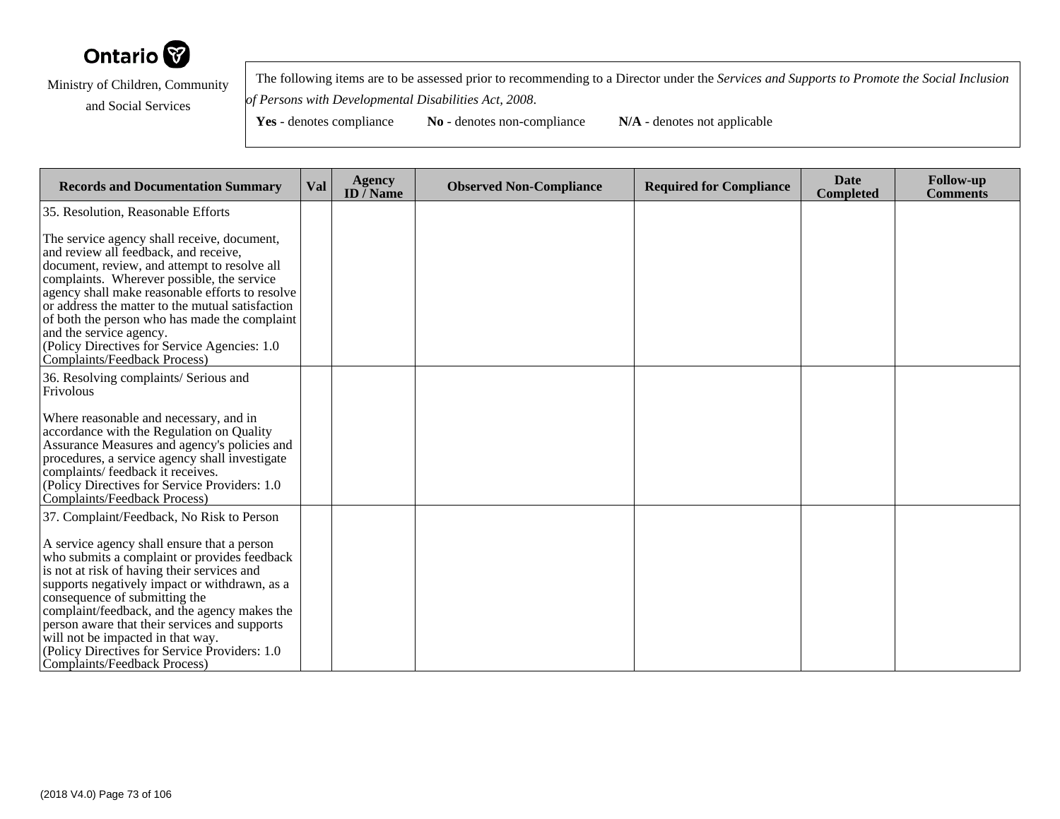Ontario

Ministry of Children, Community and Social Services

The following items are to be assessed prior to recommending to a Director under the *Services and Supports to Promote the Social Inclusion of Persons with Developmental Disabilities Act, 2008*.

**Yes** - denotes compliance **No** - denotes non-compliance **N/A** - denotes not applicable

| Records and Documentation Summary | Val | Agency ID / Name | Observed Non-Compliance | Required for Compliance | Date Completed | Follow-up Comments |
|---|---|---|---|---|---|---|
| 35. Resolution, Reasonable Efforts<br><br>The service agency shall receive, document, and review all feedback, and receive, document, review, and attempt to resolve all complaints. Wherever possible, the service agency shall make reasonable efforts to resolve or address the matter to the mutual satisfaction of both the person who has made the complaint and the service agency.<br>(Policy Directives for Service Agencies: 1.0 Complaints/Feedback Process) | | | | | | |
| 36. Resolving complaints/ Serious and Frivolous<br><br>Where reasonable and necessary, and in accordance with the Regulation on Quality Assurance Measures and agency's policies and procedures, a service agency shall investigate complaints/ feedback it receives.<br>(Policy Directives for Service Providers: 1.0 Complaints/Feedback Process) | | | | | | |
| 37. Complaint/Feedback, No Risk to Person<br><br>A service agency shall ensure that a person who submits a complaint or provides feedback is not at risk of having their services and supports negatively impact or withdrawn, as a consequence of submitting the complaint/feedback, and the agency makes the person aware that their services and supports will not be impacted in that way.<br>(Policy Directives for Service Providers: 1.0 Complaints/Feedback Process) | | | | | | |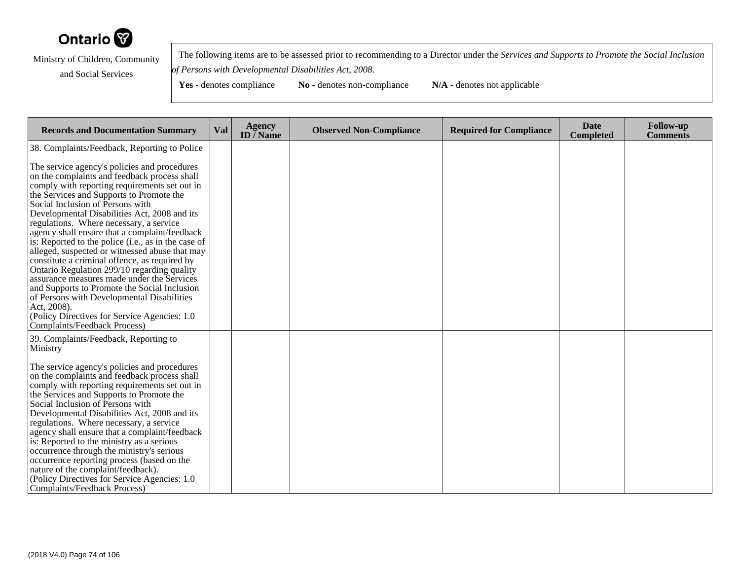Ontario

Ministry of Children, Community and Social Services

The following items are to be assessed prior to recommending to a Director under the *Services and Supports to Promote the Social Inclusion of Persons with Developmental Disabilities Act, 2008*.

**Yes** - denotes compliance **No** - denotes non-compliance **N/A** - denotes not applicable

| Records and Documentation Summary | Val | Agency ID / Name | Observed Non-Compliance | Required for Compliance | Date Completed | Follow-up Comments |
|---|---|---|---|---|---|---|
| 38. Complaints/Feedback, Reporting to Police<br><br>The service agency's policies and procedures on the complaints and feedback process shall comply with reporting requirements set out in the Services and Supports to Promote the Social Inclusion of Persons with Developmental Disabilities Act, 2008 and its regulations. Where necessary, a service agency shall ensure that a complaint/feedback is: Reported to the police (i.e., as in the case of alleged, suspected or witnessed abuse that may constitute a criminal offence, as required by Ontario Regulation 299/10 regarding quality assurance measures made under the Services and Supports to Promote the Social Inclusion of Persons with Developmental Disabilities Act, 2008).<br>(Policy Directives for Service Agencies: 1.0 Complaints/Feedback Process) | | | | | | |
| 39. Complaints/Feedback, Reporting to Ministry<br><br>The service agency's policies and procedures on the complaints and feedback process shall comply with reporting requirements set out in the Services and Supports to Promote the Social Inclusion of Persons with Developmental Disabilities Act, 2008 and its regulations. Where necessary, a service agency shall ensure that a complaint/feedback is: Reported to the ministry as a serious occurrence through the ministry's serious occurrence reporting process (based on the nature of the complaint/feedback).<br>(Policy Directives for Service Agencies: 1.0 Complaints/Feedback Process) | | | | | | |

(2018 V4.0)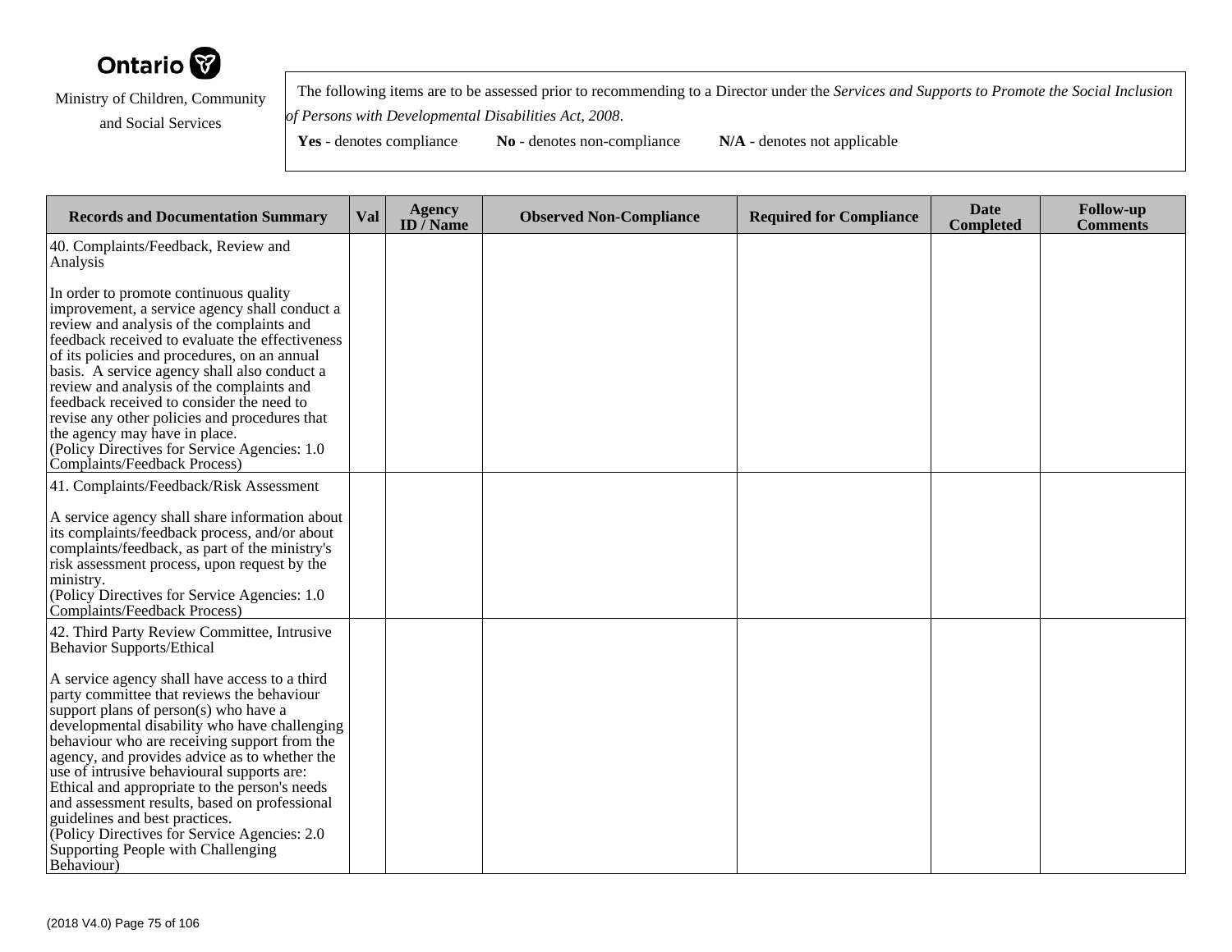Ontario

Ministry of Children, Community and Social Services

The following items are to be assessed prior to recommending to a Director under the *Services and Supports to Promote the Social Inclusion of Persons with Developmental Disabilities Act, 2008*.

**Yes** - denotes compliance **No** - denotes non-compliance **N/A** - denotes not applicable

| Records and Documentation Summary | Val | Agency ID / Name | Observed Non-Compliance | Required for Compliance | Date Completed | Follow-up Comments |
|---|---|---|---|---|---|---|
| 40. Complaints/Feedback, Review and Analysis<br><br>In order to promote continuous quality improvement, a service agency shall conduct a review and analysis of the complaints and feedback received to evaluate the effectiveness of its policies and procedures, on an annual basis. A service agency shall also conduct a review and analysis of the complaints and feedback received to consider the need to revise any other policies and procedures that the agency may have in place.<br>(Policy Directives for Service Agencies: 1.0 Complaints/Feedback Process) | | | | | | |
| 41. Complaints/Feedback/Risk Assessment<br><br>A service agency shall share information about its complaints/feedback process, and/or about complaints/feedback, as part of the ministry's risk assessment process, upon request by the ministry.<br>(Policy Directives for Service Agencies: 1.0 Complaints/Feedback Process) | | | | | | |
| 42. Third Party Review Committee, Intrusive Behavior Supports/Ethical<br><br>A service agency shall have access to a third party committee that reviews the behaviour support plans of person(s) who have a developmental disability who have challenging behaviour who are receiving support from the agency, and provides advice as to whether the use of intrusive behavioural supports are: Ethical and appropriate to the person's needs and assessment results, based on professional guidelines and best practices.<br>(Policy Directives for Service Agencies: 2.0 Supporting People with Challenging Behaviour) | | | | | | |

(2018 V4.0)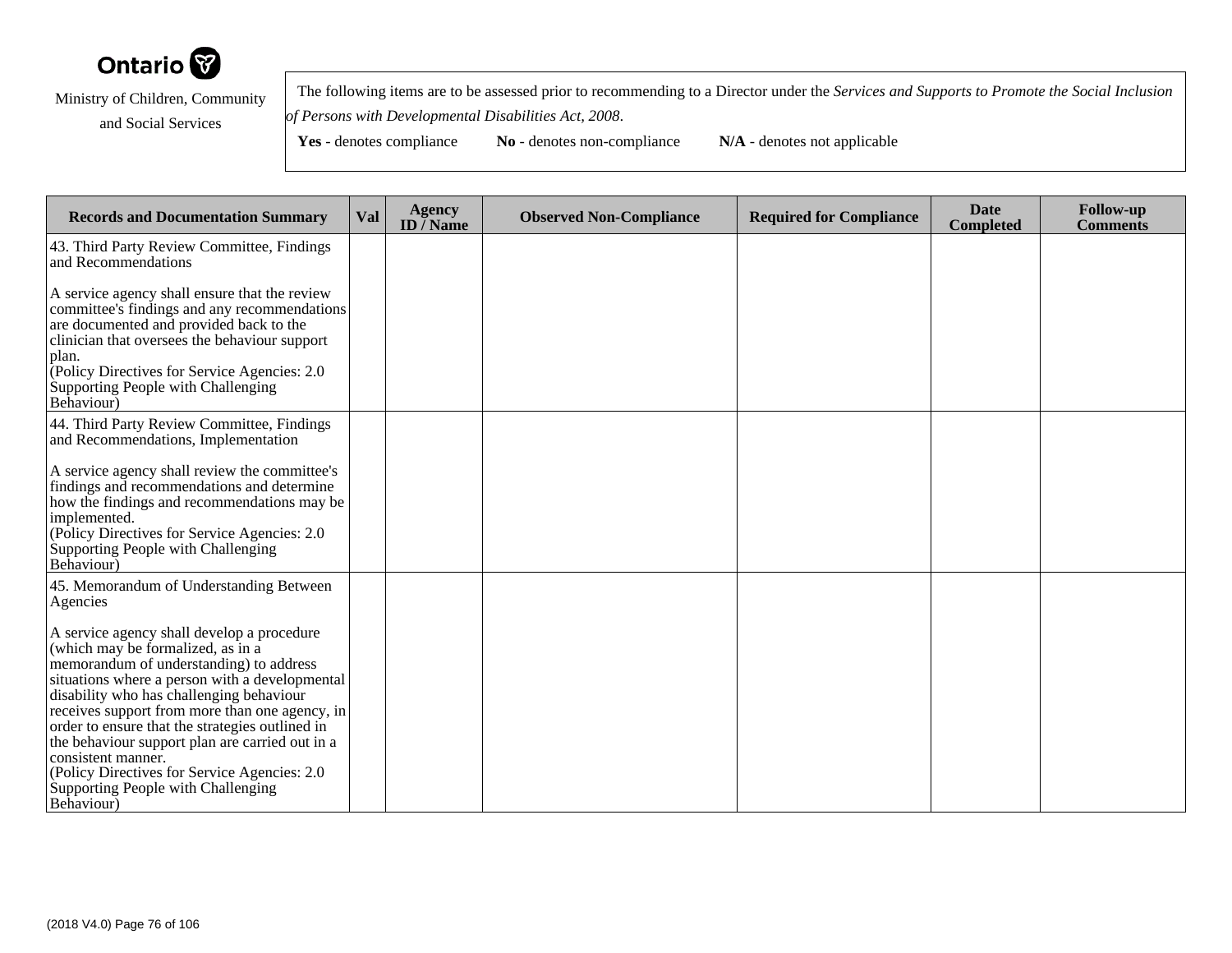Ontario

Ministry of Children, Community and Social Services

The following items are to be assessed prior to recommending to a Director under the *Services and Supports to Promote the Social Inclusion of Persons with Developmental Disabilities Act, 2008*.

**Yes** - denotes compliance **No** - denotes non-compliance **N/A** - denotes not applicable

| Records and Documentation Summary | Val | Agency ID / Name | Observed Non-Compliance | Required for Compliance | Date Completed | Follow-up Comments |
|---|---|---|---|---|---|---|
| 43. Third Party Review Committee, Findings and Recommendations<br><br>A service agency shall ensure that the review committee's findings and any recommendations are documented and provided back to the clinician that oversees the behaviour support plan.<br>(Policy Directives for Service Agencies: 2.0 Supporting People with Challenging Behaviour) | | | | | | |
| 44. Third Party Review Committee, Findings and Recommendations, Implementation<br><br>A service agency shall review the committee's findings and recommendations and determine how the findings and recommendations may be implemented.<br>(Policy Directives for Service Agencies: 2.0 Supporting People with Challenging Behaviour) | | | | | | |
| 45. Memorandum of Understanding Between Agencies<br><br>A service agency shall develop a procedure (which may be formalized, as in a memorandum of understanding) to address situations where a person with a developmental disability who has challenging behaviour receives support from more than one agency, in order to ensure that the strategies outlined in the behaviour support plan are carried out in a consistent manner.<br>(Policy Directives for Service Agencies: 2.0 Supporting People with Challenging Behaviour) | | | | | | |

(2018 V4.0)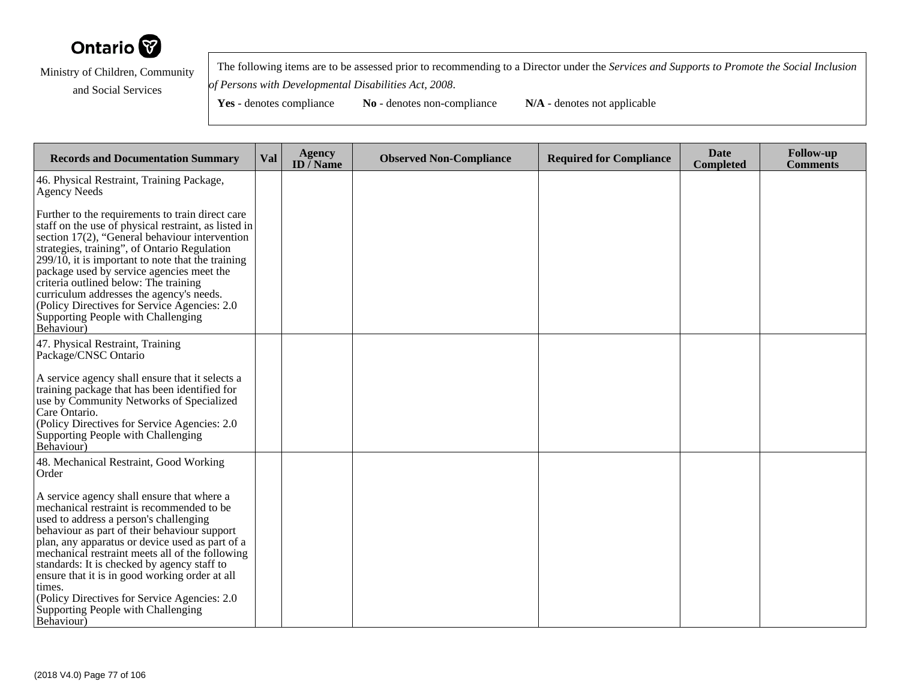Ontario

Ministry of Children, Community and Social Services

The following items are to be assessed prior to recommending to a Director under the *Services and Supports to Promote the Social Inclusion of Persons with Developmental Disabilities Act, 2008*.

**Yes** - denotes compliance **No** - denotes non-compliance **N/A** - denotes not applicable

| Records and Documentation Summary | Val | Agency ID / Name | Observed Non-Compliance | Required for Compliance | Date Completed | Follow-up Comments |
|---|---|---|---|---|---|---|
| 46. Physical Restraint, Training Package, Agency Needs<br><br>Further to the requirements to train direct care staff on the use of physical restraint, as listed in section 17(2), "General behaviour intervention strategies, training", of Ontario Regulation 299/10, it is important to note that the training package used by service agencies meet the criteria outlined below: The training curriculum addresses the agency's needs.<br>(Policy Directives for Service Agencies: 2.0 Supporting People with Challenging Behaviour) | | | | | | |
| 47. Physical Restraint, Training Package/CNSC Ontario<br><br>A service agency shall ensure that it selects a training package that has been identified for use by Community Networks of Specialized Care Ontario.<br>(Policy Directives for Service Agencies: 2.0 Supporting People with Challenging Behaviour) | | | | | | |
| 48. Mechanical Restraint, Good Working Order<br><br>A service agency shall ensure that where a mechanical restraint is recommended to be used to address a person's challenging behaviour as part of their behaviour support plan, any apparatus or device used as part of a mechanical restraint meets all of the following standards: It is checked by agency staff to ensure that it is in good working order at all times.<br>(Policy Directives for Service Agencies: 2.0 Supporting People with Challenging Behaviour) | | | | | | |

(2018 V4.0)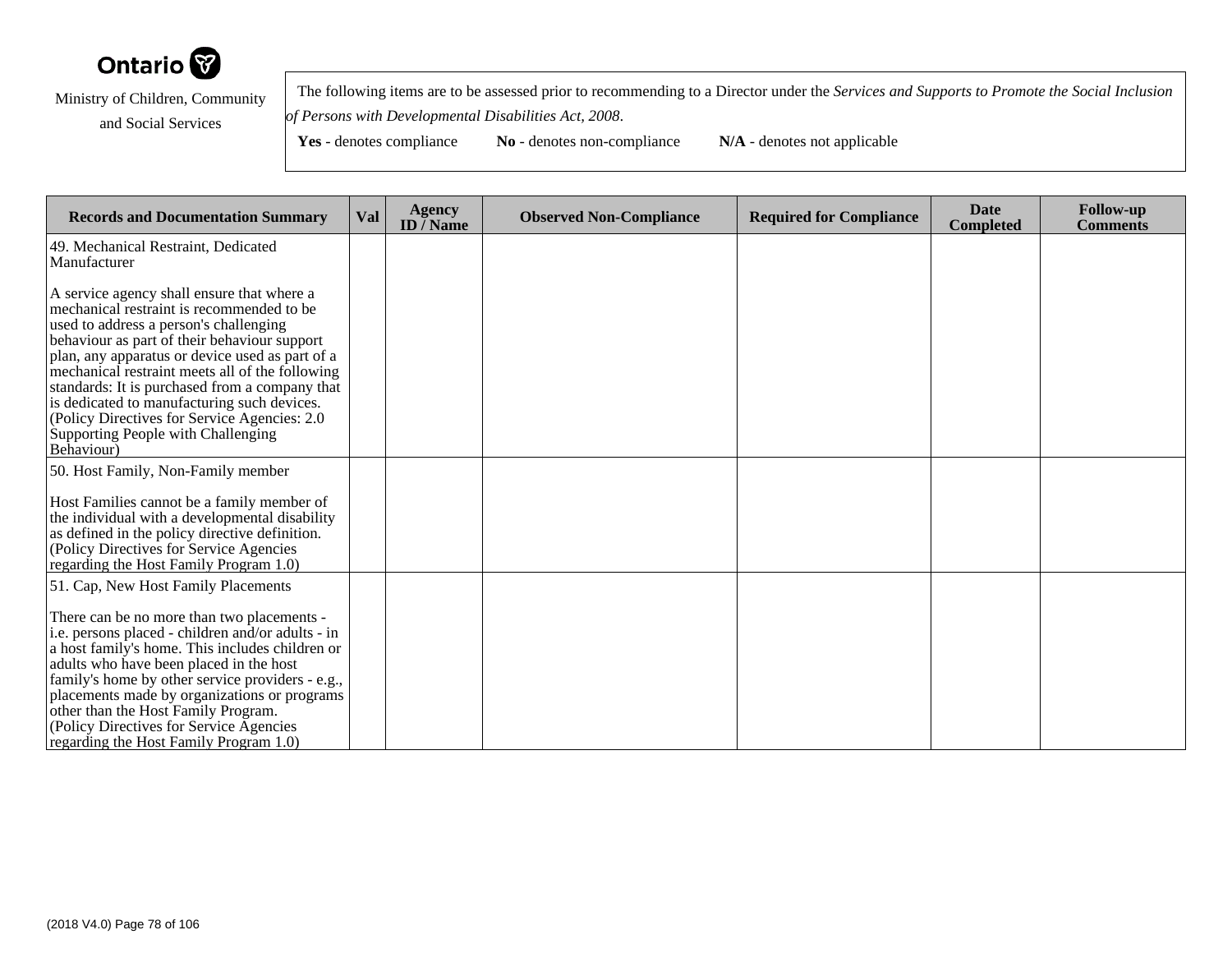Ontario

Ministry of Children, Community and Social Services

The following items are to be assessed prior to recommending to a Director under the *Services and Supports to Promote the Social Inclusion of Persons with Developmental Disabilities Act, 2008*.

**Yes** - denotes compliance **No** - denotes non-compliance **N/A** - denotes not applicable

| Records and Documentation Summary | Val | Agency ID / Name | Observed Non-Compliance | Required for Compliance | Date Completed | Follow-up Comments |
|---|---|---|---|---|---|---|
| 49. Mechanical Restraint, Dedicated Manufacturer<br><br>A service agency shall ensure that where a mechanical restraint is recommended to be used to address a person's challenging behaviour as part of their behaviour support plan, any apparatus or device used as part of a mechanical restraint meets all of the following standards: It is purchased from a company that is dedicated to manufacturing such devices. (Policy Directives for Service Agencies: 2.0 Supporting People with Challenging Behaviour) | | | | | | |
| 50. Host Family, Non-Family member<br><br>Host Families cannot be a family member of the individual with a developmental disability as defined in the policy directive definition. (Policy Directives for Service Agencies regarding the Host Family Program 1.0) | | | | | | |
| 51. Cap, New Host Family Placements<br><br>There can be no more than two placements - i.e. persons placed - children and/or adults - in a host family's home. This includes children or adults who have been placed in the host family's home by other service providers - e.g., placements made by organizations or programs other than the Host Family Program. (Policy Directives for Service Agencies regarding the Host Family Program 1.0) | | | | | | |

(2018 V4.0)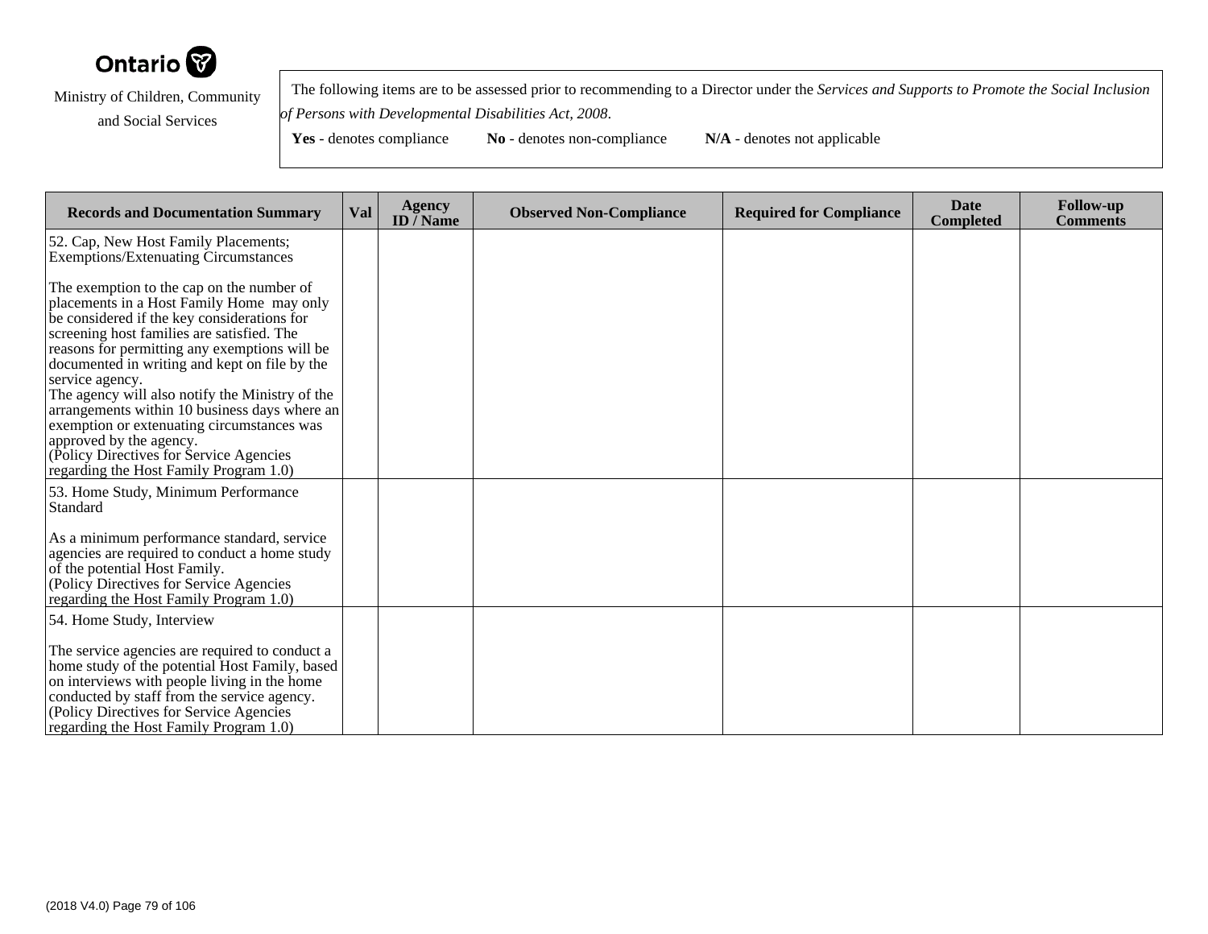Ontario

Ministry of Children, Community and Social Services

The following items are to be assessed prior to recommending to a Director under the *Services and Supports to Promote the Social Inclusion of Persons with Developmental Disabilities Act, 2008*.

**Yes** - denotes compliance **No** - denotes non-compliance **N/A** - denotes not applicable

| Records and Documentation Summary | Val | Agency ID / Name | Observed Non-Compliance | Required for Compliance | Date Completed | Follow-up Comments |
|---|---|---|---|---|---|---|
| 52. Cap, New Host Family Placements; Exemptions/Extenuating Circumstances<br><br>The exemption to the cap on the number of placements in a Host Family Home may only be considered if the key considerations for screening host families are satisfied. The reasons for permitting any exemptions will be documented in writing and kept on file by the service agency.<br>The agency will also notify the Ministry of the arrangements within 10 business days where an exemption or extenuating circumstances was approved by the agency.<br>(Policy Directives for Service Agencies regarding the Host Family Program 1.0) | | | | | | |
| 53. Home Study, Minimum Performance Standard<br><br>As a minimum performance standard, service agencies are required to conduct a home study of the potential Host Family.<br>(Policy Directives for Service Agencies regarding the Host Family Program 1.0) | | | | | | |
| 54. Home Study, Interview<br><br>The service agencies are required to conduct a home study of the potential Host Family, based on interviews with people living in the home conducted by staff from the service agency.<br>(Policy Directives for Service Agencies regarding the Host Family Program 1.0) | | | | | | |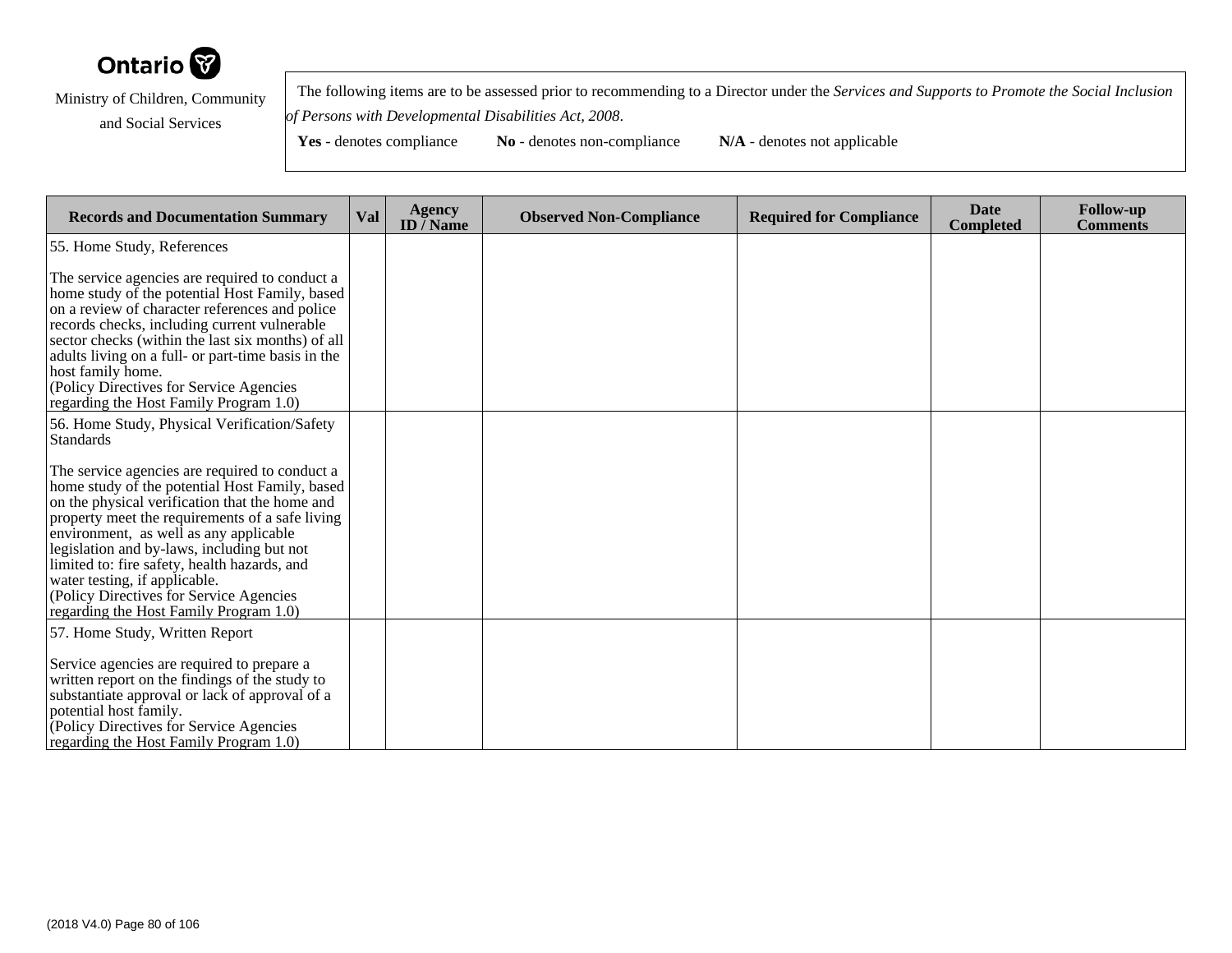Ontario

Ministry of Children, Community and Social Services

The following items are to be assessed prior to recommending to a Director under the *Services and Supports to Promote the Social Inclusion of Persons with Developmental Disabilities Act, 2008*.

**Yes** - denotes compliance **No** - denotes non-compliance **N/A** - denotes not applicable

| Records and Documentation Summary | Val | Agency ID / Name | Observed Non-Compliance | Required for Compliance | Date Completed | Follow-up Comments |
|---|---|---|---|---|---|---|
| 55. Home Study, References<br><br>The service agencies are required to conduct a home study of the potential Host Family, based on a review of character references and police records checks, including current vulnerable sector checks (within the last six months) of all adults living on a full- or part-time basis in the host family home.<br>(Policy Directives for Service Agencies regarding the Host Family Program 1.0) | | | | | | |
| 56. Home Study, Physical Verification/Safety Standards<br><br>The service agencies are required to conduct a home study of the potential Host Family, based on the physical verification that the home and property meet the requirements of a safe living environment, as well as any applicable legislation and by-laws, including but not limited to: fire safety, health hazards, and water testing, if applicable.<br>(Policy Directives for Service Agencies regarding the Host Family Program 1.0) | | | | | | |
| 57. Home Study, Written Report<br><br>Service agencies are required to prepare a written report on the findings of the study to substantiate approval or lack of approval of a potential host family.<br>(Policy Directives for Service Agencies regarding the Host Family Program 1.0) | | | | | | |

(2018 V4.0)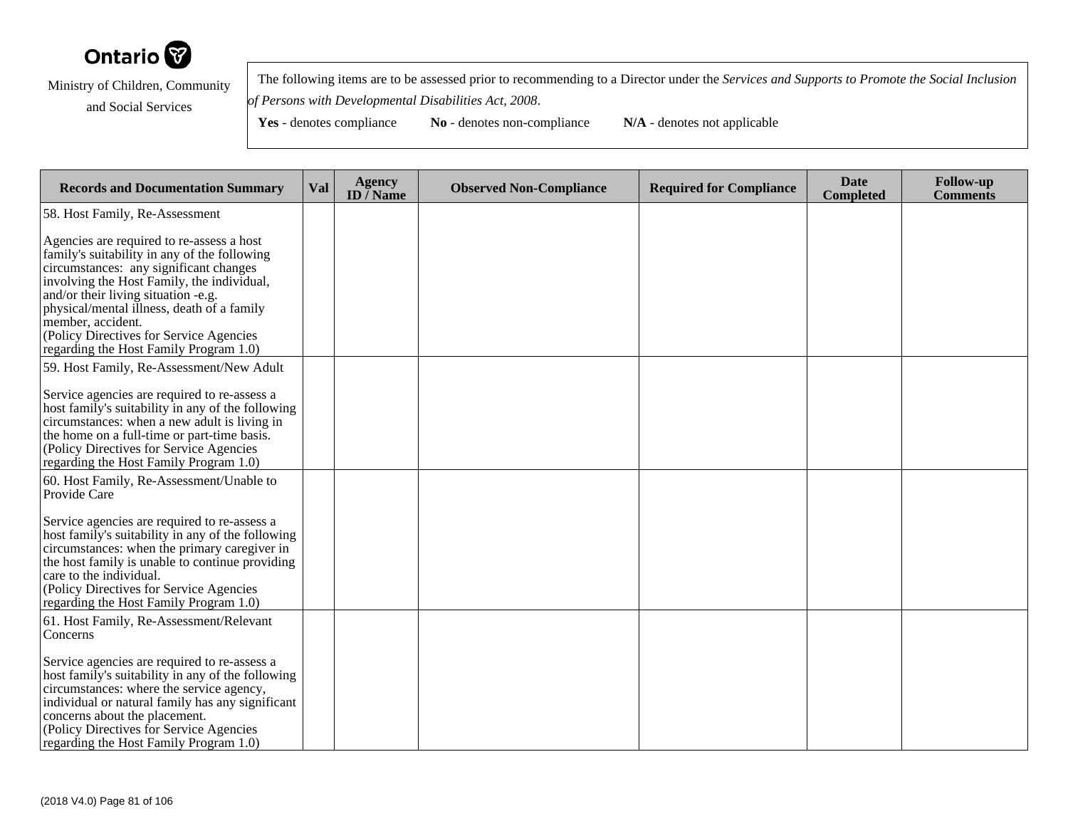Ontario

Ministry of Children, Community and Social Services

The following items are to be assessed prior to recommending to a Director under the *Services and Supports to Promote the Social Inclusion of Persons with Developmental Disabilities Act, 2008*.

**Yes** - denotes compliance **No** - denotes non-compliance **N/A** - denotes not applicable

| Records and Documentation Summary | Val | Agency ID / Name | Observed Non-Compliance | Required for Compliance | Date Completed | Follow-up Comments |
|---|---|---|---|---|---|---|
| 58. Host Family, Re-Assessment<br><br>Agencies are required to re-assess a host family's suitability in any of the following circumstances: any significant changes involving the Host Family, the individual, and/or their living situation -e.g. physical/mental illness, death of a family member, accident.<br>(Policy Directives for Service Agencies regarding the Host Family Program 1.0) | | | | | | |
| 59. Host Family, Re-Assessment/New Adult<br><br>Service agencies are required to re-assess a host family's suitability in any of the following circumstances: when a new adult is living in the home on a full-time or part-time basis.<br>(Policy Directives for Service Agencies regarding the Host Family Program 1.0) | | | | | | |
| 60. Host Family, Re-Assessment/Unable to Provide Care<br><br>Service agencies are required to re-assess a host family's suitability in any of the following circumstances: when the primary caregiver in the host family is unable to continue providing care to the individual.<br>(Policy Directives for Service Agencies regarding the Host Family Program 1.0) | | | | | | |
| 61. Host Family, Re-Assessment/Relevant Concerns<br><br>Service agencies are required to re-assess a host family's suitability in any of the following circumstances: where the service agency, individual or natural family has any significant concerns about the placement.<br>(Policy Directives for Service Agencies regarding the Host Family Program 1.0) | | | | | | |

(2018 V4.0)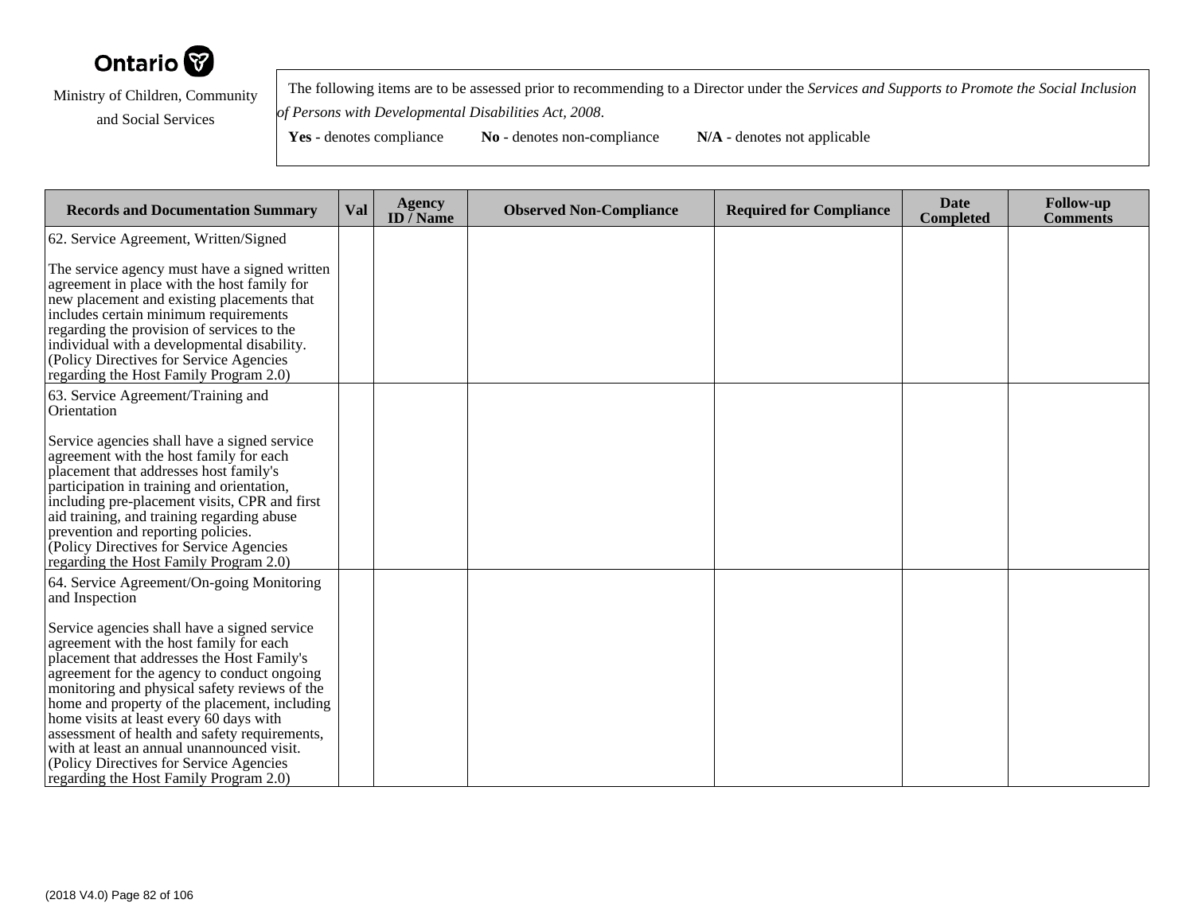Ontario

Ministry of Children, Community and Social Services

The following items are to be assessed prior to recommending to a Director under the *Services and Supports to Promote the Social Inclusion of Persons with Developmental Disabilities Act, 2008*.

**Yes** - denotes compliance **No** - denotes non-compliance **N/A** - denotes not applicable

| Records and Documentation Summary | Val | Agency ID / Name | Observed Non-Compliance | Required for Compliance | Date Completed | Follow-up Comments |
|---|---|---|---|---|---|---|
| 62. Service Agreement, Written/Signed<br><br>The service agency must have a signed written agreement in place with the host family for new placement and existing placements that includes certain minimum requirements regarding the provision of services to the individual with a developmental disability. (Policy Directives for Service Agencies regarding the Host Family Program 2.0) | | | | | | |
| 63. Service Agreement/Training and Orientation<br><br>Service agencies shall have a signed service agreement with the host family for each placement that addresses host family's participation in training and orientation, including pre-placement visits, CPR and first aid training, and training regarding abuse prevention and reporting policies. (Policy Directives for Service Agencies regarding the Host Family Program 2.0) | | | | | | |
| 64. Service Agreement/On-going Monitoring and Inspection<br><br>Service agencies shall have a signed service agreement with the host family for each placement that addresses the Host Family's agreement for the agency to conduct ongoing monitoring and physical safety reviews of the home and property of the placement, including home visits at least every 60 days with assessment of health and safety requirements, with at least an annual unannounced visit. (Policy Directives for Service Agencies regarding the Host Family Program 2.0) | | | | | | |

(2018 V4.0)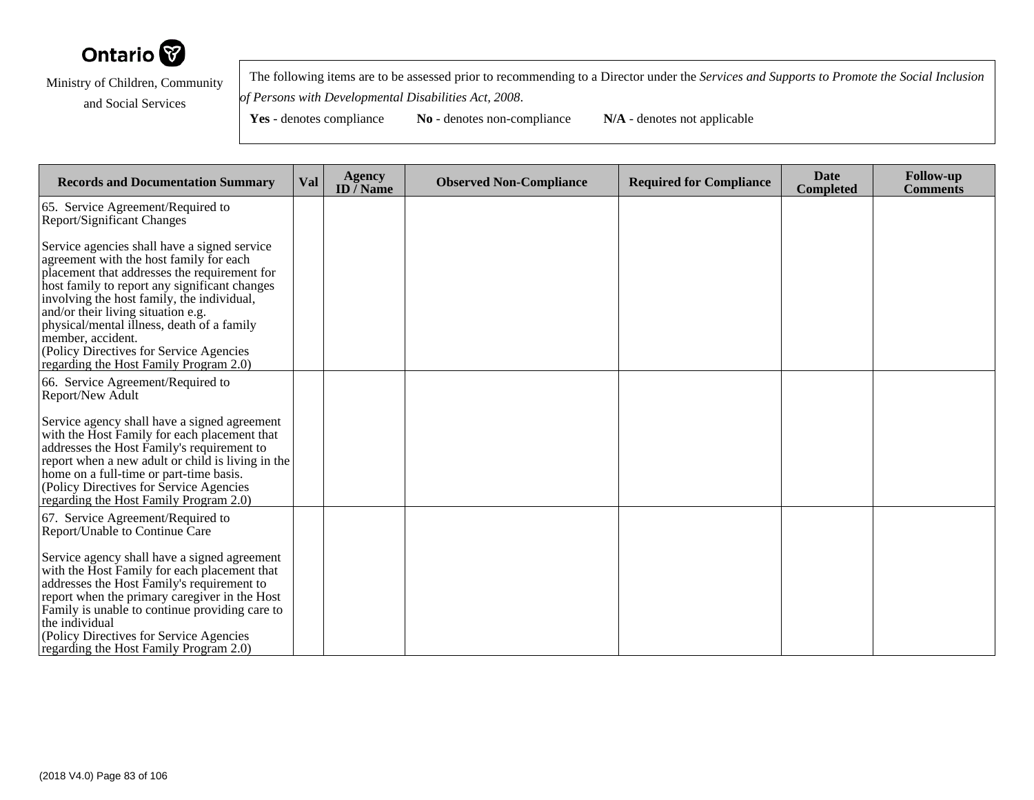Ontario

Ministry of Children, Community and Social Services

The following items are to be assessed prior to recommending to a Director under the *Services and Supports to Promote the Social Inclusion of Persons with Developmental Disabilities Act, 2008*.

**Yes** - denotes compliance **No** - denotes non-compliance **N/A** - denotes not applicable

| Records and Documentation Summary | Val | Agency ID / Name | Observed Non-Compliance | Required for Compliance | Date Completed | Follow-up Comments |
|---|---|---|---|---|---|---|
| 65. Service Agreement/Required to Report/Significant Changes<br><br>Service agencies shall have a signed service agreement with the host family for each placement that addresses the requirement for host family to report any significant changes involving the host family, the individual, and/or their living situation e.g. physical/mental illness, death of a family member, accident.<br>(Policy Directives for Service Agencies regarding the Host Family Program 2.0) | | | | | | |
| 66. Service Agreement/Required to Report/New Adult<br><br>Service agency shall have a signed agreement with the Host Family for each placement that addresses the Host Family's requirement to report when a new adult or child is living in the home on a full-time or part-time basis.<br>(Policy Directives for Service Agencies regarding the Host Family Program 2.0) | | | | | | |
| 67. Service Agreement/Required to Report/Unable to Continue Care<br><br>Service agency shall have a signed agreement with the Host Family for each placement that addresses the Host Family's requirement to report when the primary caregiver in the Host Family is unable to continue providing care to the individual<br>(Policy Directives for Service Agencies regarding the Host Family Program 2.0) | | | | | | |

(2018 V4.0)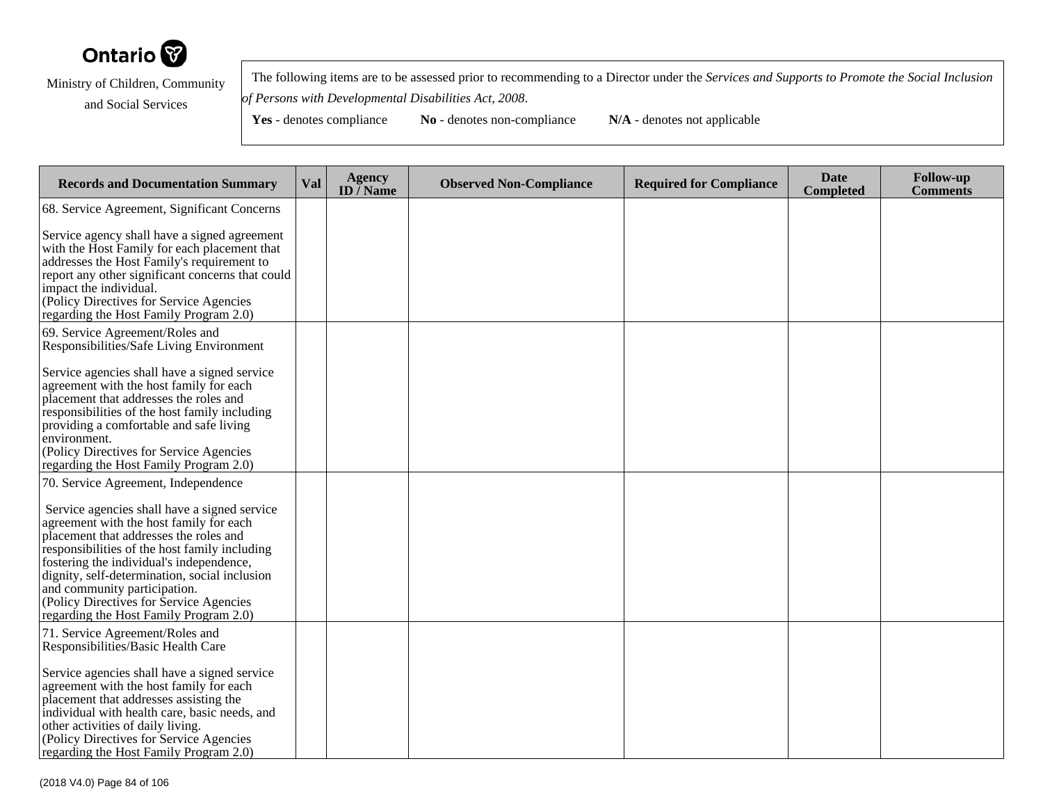Ontario

Ministry of Children, Community and Social Services

The following items are to be assessed prior to recommending to a Director under the *Services and Supports to Promote the Social Inclusion of Persons with Developmental Disabilities Act, 2008*.

**Yes** - denotes compliance **No** - denotes non-compliance **N/A** - denotes not applicable

| Records and Documentation Summary | Val | Agency ID / Name | Observed Non-Compliance | Required for Compliance | Date Completed | Follow-up Comments |
|---|---|---|---|---|---|---|
| 68. Service Agreement, Significant Concerns<br><br>Service agency shall have a signed agreement with the Host Family for each placement that addresses the Host Family's requirement to report any other significant concerns that could impact the individual.<br>(Policy Directives for Service Agencies regarding the Host Family Program 2.0) | | | | | | |
| 69. Service Agreement/Roles and Responsibilities/Safe Living Environment<br><br>Service agencies shall have a signed service agreement with the host family for each placement that addresses the roles and responsibilities of the host family including providing a comfortable and safe living environment.<br>(Policy Directives for Service Agencies regarding the Host Family Program 2.0) | | | | | | |
| 70. Service Agreement, Independence<br><br>Service agencies shall have a signed service agreement with the host family for each placement that addresses the roles and responsibilities of the host family including fostering the individual's independence, dignity, self-determination, social inclusion and community participation.<br>(Policy Directives for Service Agencies regarding the Host Family Program 2.0) | | | | | | |
| 71. Service Agreement/Roles and Responsibilities/Basic Health Care<br><br>Service agencies shall have a signed service agreement with the host family for each placement that addresses assisting the individual with health care, basic needs, and other activities of daily living.<br>(Policy Directives for Service Agencies regarding the Host Family Program 2.0) | | | | | | |

(2018 V4.0)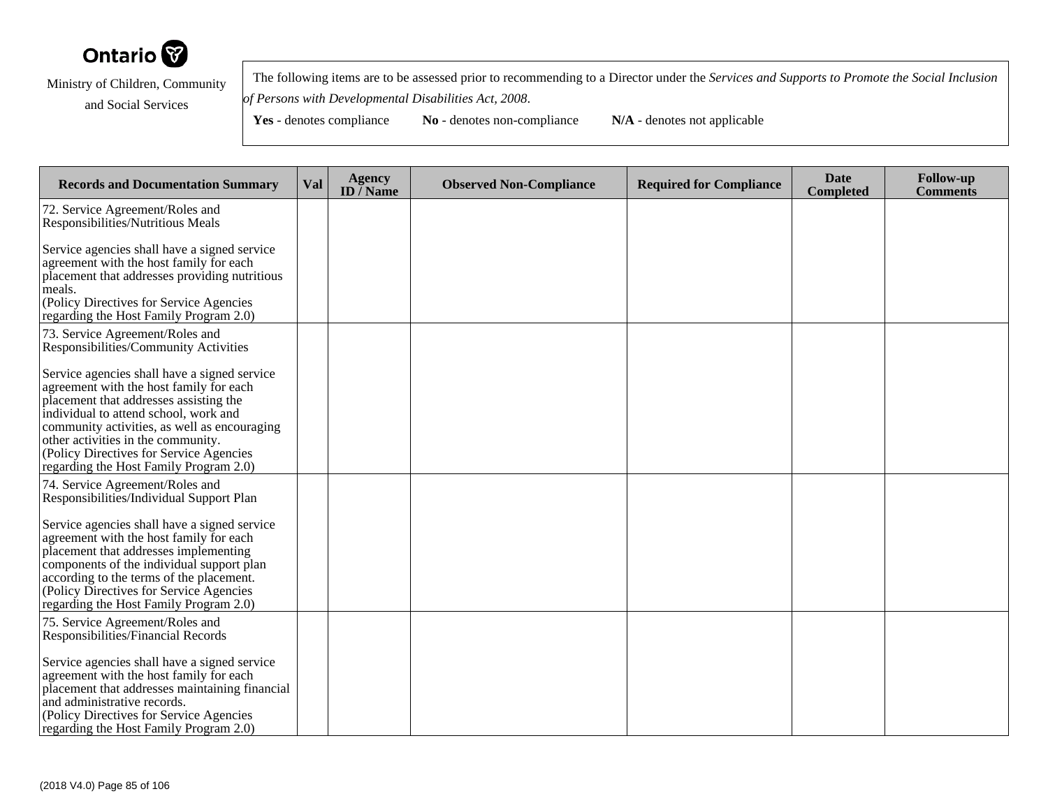Ontario

Ministry of Children, Community and Social Services

The following items are to be assessed prior to recommending to a Director under the *Services and Supports to Promote the Social Inclusion of Persons with Developmental Disabilities Act, 2008*.

**Yes** - denotes compliance **No** - denotes non-compliance **N/A** - denotes not applicable

| Records and Documentation Summary | Val | Agency ID / Name | Observed Non-Compliance | Required for Compliance | Date Completed | Follow-up Comments |
|---|---|---|---|---|---|---|
| 72. Service Agreement/Roles and Responsibilities/Nutritious Meals<br><br>Service agencies shall have a signed service agreement with the host family for each placement that addresses providing nutritious meals.<br>(Policy Directives for Service Agencies regarding the Host Family Program 2.0) | | | | | | |
| 73. Service Agreement/Roles and Responsibilities/Community Activities<br><br>Service agencies shall have a signed service agreement with the host family for each placement that addresses assisting the individual to attend school, work and community activities, as well as encouraging other activities in the community.<br>(Policy Directives for Service Agencies regarding the Host Family Program 2.0) | | | | | | |
| 74. Service Agreement/Roles and Responsibilities/Individual Support Plan<br><br>Service agencies shall have a signed service agreement with the host family for each placement that addresses implementing components of the individual support plan according to the terms of the placement.<br>(Policy Directives for Service Agencies regarding the Host Family Program 2.0) | | | | | | |
| 75. Service Agreement/Roles and Responsibilities/Financial Records<br><br>Service agencies shall have a signed service agreement with the host family for each placement that addresses maintaining financial and administrative records.<br>(Policy Directives for Service Agencies regarding the Host Family Program 2.0) | | | | | | |

(2018 V4.0)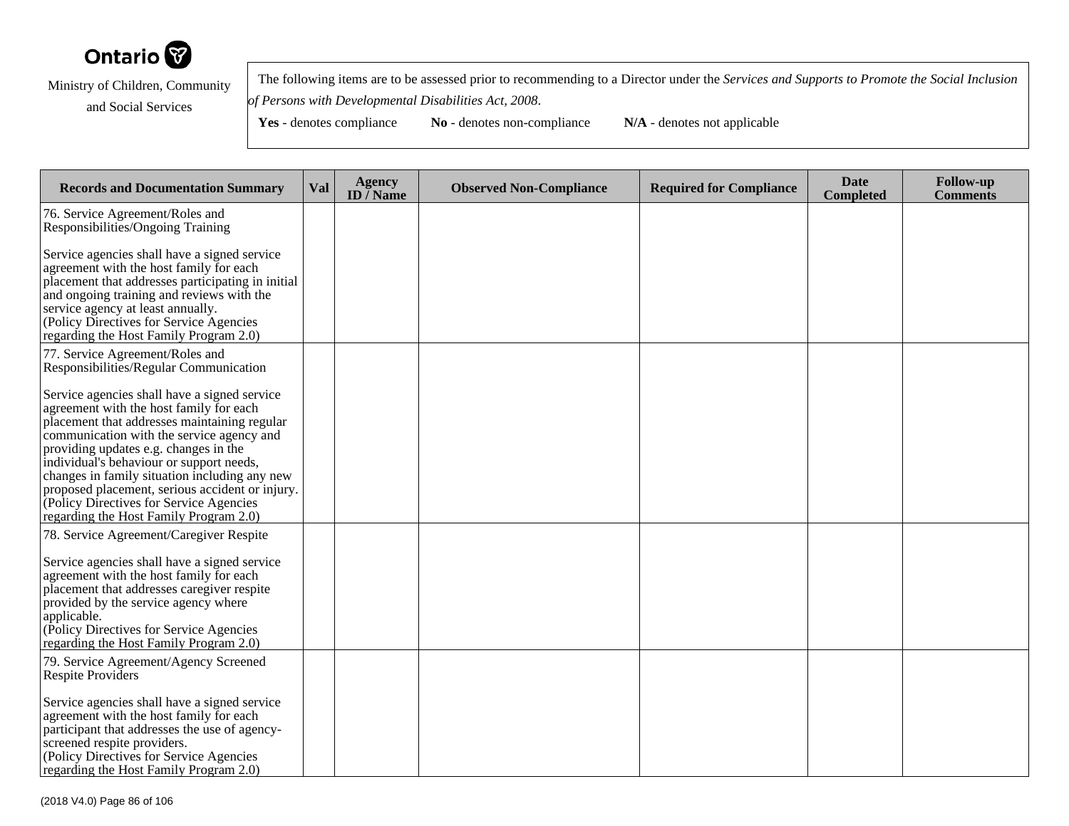Ontario

Ministry of Children, Community and Social Services

The following items are to be assessed prior to recommending to a Director under the *Services and Supports to Promote the Social Inclusion of Persons with Developmental Disabilities Act, 2008*.

**Yes** - denotes compliance **No** - denotes non-compliance **N/A** - denotes not applicable

| Records and Documentation Summary | Val | Agency ID / Name | Observed Non-Compliance | Required for Compliance | Date Completed | Follow-up Comments |
|---|---|---|---|---|---|---|
| 76. Service Agreement/Roles and Responsibilities/Ongoing Training<br><br>Service agencies shall have a signed service agreement with the host family for each placement that addresses participating in initial and ongoing training and reviews with the service agency at least annually.<br>(Policy Directives for Service Agencies regarding the Host Family Program 2.0) | | | | | | |
| 77. Service Agreement/Roles and Responsibilities/Regular Communication<br><br>Service agencies shall have a signed service agreement with the host family for each placement that addresses maintaining regular communication with the service agency and providing updates e.g. changes in the individual's behaviour or support needs, changes in family situation including any new proposed placement, serious accident or injury.<br>(Policy Directives for Service Agencies regarding the Host Family Program 2.0) | | | | | | |
| 78. Service Agreement/Caregiver Respite<br><br>Service agencies shall have a signed service agreement with the host family for each placement that addresses caregiver respite provided by the service agency where applicable.<br>(Policy Directives for Service Agencies regarding the Host Family Program 2.0) | | | | | | |
| 79. Service Agreement/Agency Screened Respite Providers<br><br>Service agencies shall have a signed service agreement with the host family for each participant that addresses the use of agency-screened respite providers.<br>(Policy Directives for Service Agencies regarding the Host Family Program 2.0) | | | | | | |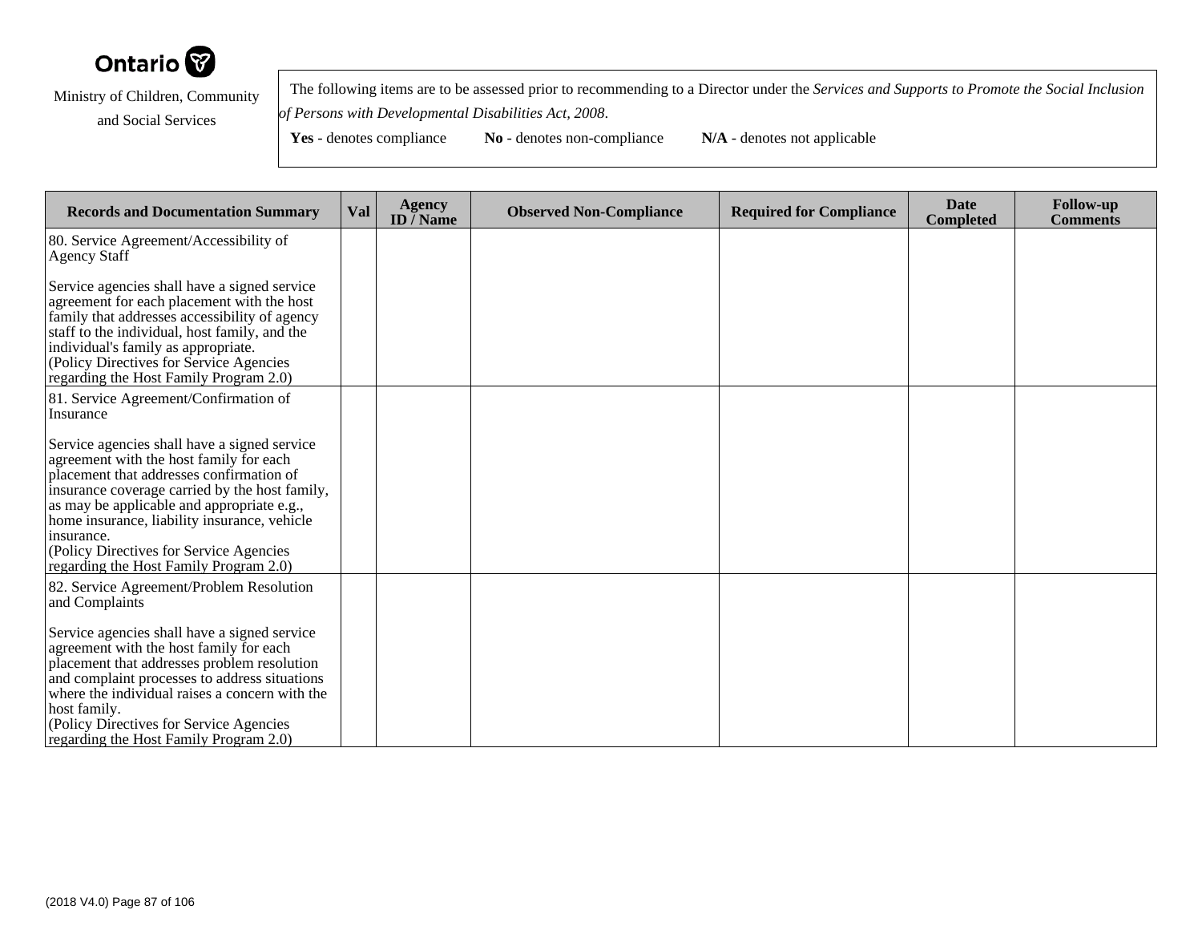Ontario

Ministry of Children, Community and Social Services

The following items are to be assessed prior to recommending to a Director under the *Services and Supports to Promote the Social Inclusion of Persons with Developmental Disabilities Act, 2008*.

**Yes** - denotes compliance **No** - denotes non-compliance **N/A** - denotes not applicable

| Records and Documentation Summary | Val | Agency ID / Name | Observed Non-Compliance | Required for Compliance | Date Completed | Follow-up Comments |
|---|---|---|---|---|---|---|
| 80. Service Agreement/Accessibility of Agency Staff<br><br>Service agencies shall have a signed service agreement for each placement with the host family that addresses accessibility of agency staff to the individual, host family, and the individual's family as appropriate.<br>(Policy Directives for Service Agencies regarding the Host Family Program 2.0) | | | | | | |
| 81. Service Agreement/Confirmation of Insurance<br><br>Service agencies shall have a signed service agreement with the host family for each placement that addresses confirmation of insurance coverage carried by the host family, as may be applicable and appropriate e.g., home insurance, liability insurance, vehicle insurance.<br>(Policy Directives for Service Agencies regarding the Host Family Program 2.0) | | | | | | |
| 82. Service Agreement/Problem Resolution and Complaints<br><br>Service agencies shall have a signed service agreement with the host family for each placement that addresses problem resolution and complaint processes to address situations where the individual raises a concern with the host family.<br>(Policy Directives for Service Agencies regarding the Host Family Program 2.0) | | | | | | |

(2018 V4.0)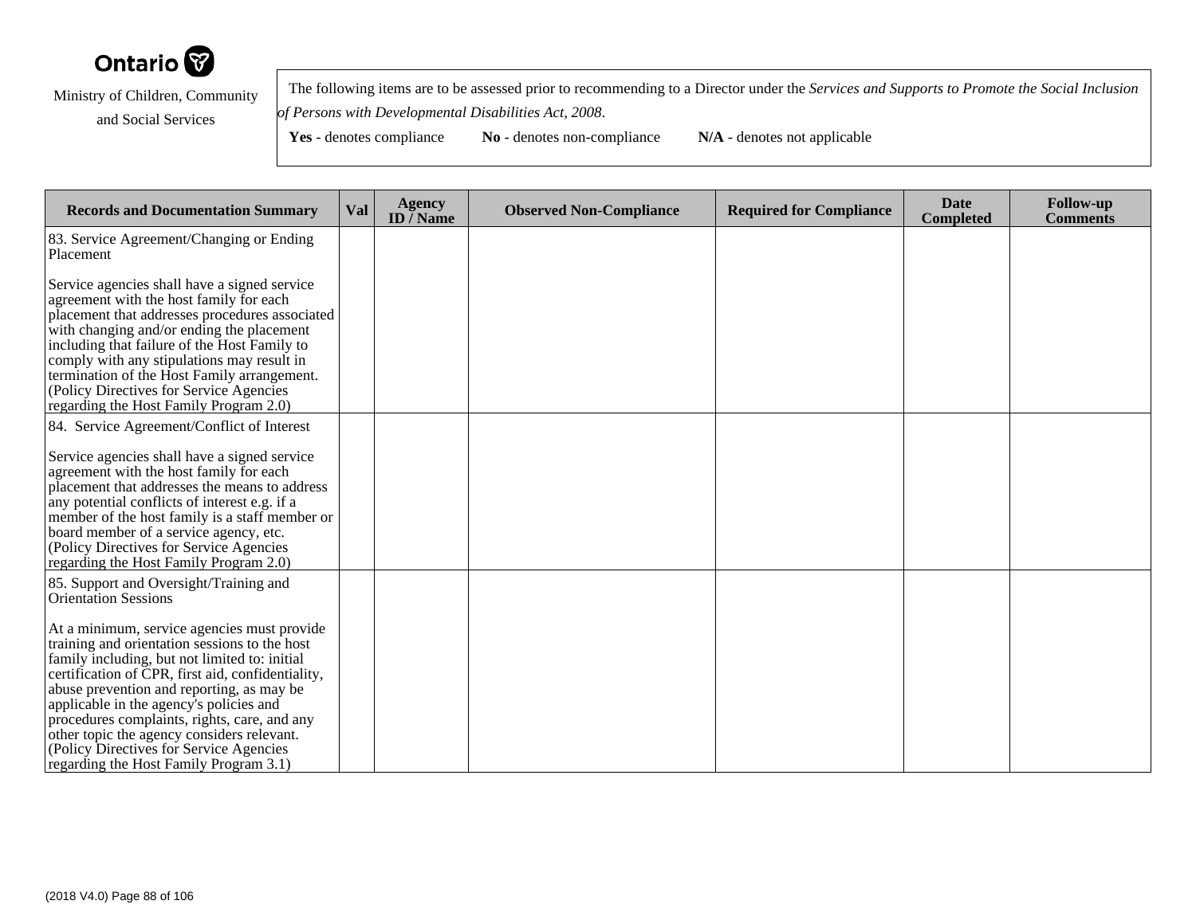Ontario

Ministry of Children, Community and Social Services

The following items are to be assessed prior to recommending to a Director under the *Services and Supports to Promote the Social Inclusion of Persons with Developmental Disabilities Act, 2008*.

**Yes** - denotes compliance **No** - denotes non-compliance **N/A** - denotes not applicable

| Records and Documentation Summary | Val | Agency ID / Name | Observed Non-Compliance | Required for Compliance | Date Completed | Follow-up Comments |
|---|---|---|---|---|---|---|
| 83. Service Agreement/Changing or Ending Placement<br><br>Service agencies shall have a signed service agreement with the host family for each placement that addresses procedures associated with changing and/or ending the placement including that failure of the Host Family to comply with any stipulations may result in termination of the Host Family arrangement. (Policy Directives for Service Agencies regarding the Host Family Program 2.0) | | | | | | |
| 84. Service Agreement/Conflict of Interest<br><br>Service agencies shall have a signed service agreement with the host family for each placement that addresses the means to address any potential conflicts of interest e.g. if a member of the host family is a staff member or board member of a service agency, etc. (Policy Directives for Service Agencies regarding the Host Family Program 2.0) | | | | | | |
| 85. Support and Oversight/Training and Orientation Sessions<br><br>At a minimum, service agencies must provide training and orientation sessions to the host family including, but not limited to: initial certification of CPR, first aid, confidentiality, abuse prevention and reporting, as may be applicable in the agency's policies and procedures complaints, rights, care, and any other topic the agency considers relevant. (Policy Directives for Service Agencies regarding the Host Family Program 3.1) | | | | | | |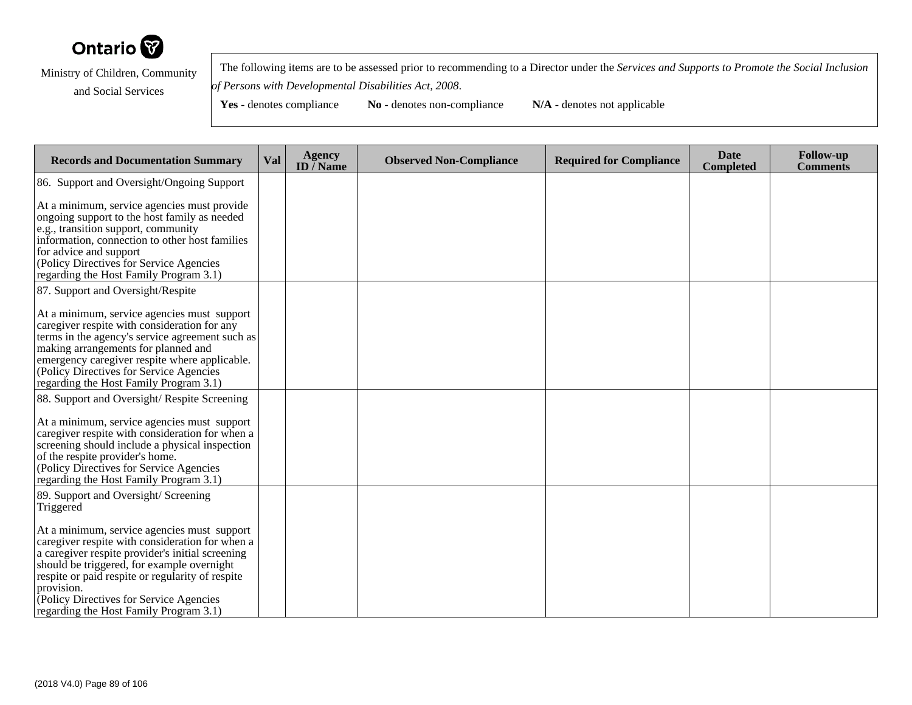Ontario

Ministry of Children, Community and Social Services

The following items are to be assessed prior to recommending to a Director under the *Services and Supports to Promote the Social Inclusion of Persons with Developmental Disabilities Act, 2008*.

**Yes** - denotes compliance **No** - denotes non-compliance **N/A** - denotes not applicable

| Records and Documentation Summary | Val | Agency ID / Name | Observed Non-Compliance | Required for Compliance | Date Completed | Follow-up Comments |
|---|---|---|---|---|---|---|
| 86. Support and Oversight/Ongoing Support<br><br>At a minimum, service agencies must provide ongoing support to the host family as needed e.g., transition support, community information, connection to other host families for advice and support<br>(Policy Directives for Service Agencies regarding the Host Family Program 3.1) | | | | | | |
| 87. Support and Oversight/Respite<br><br>At a minimum, service agencies must support caregiver respite with consideration for any terms in the agency's service agreement such as making arrangements for planned and emergency caregiver respite where applicable.<br>(Policy Directives for Service Agencies regarding the Host Family Program 3.1) | | | | | | |
| 88. Support and Oversight/ Respite Screening<br><br>At a minimum, service agencies must support caregiver respite with consideration for when a screening should include a physical inspection of the respite provider's home.<br>(Policy Directives for Service Agencies regarding the Host Family Program 3.1) | | | | | | |
| 89. Support and Oversight/ Screening Triggered<br><br>At a minimum, service agencies must support caregiver respite with consideration for when a a caregiver respite provider's initial screening should be triggered, for example overnight respite or paid respite or regularity of respite provision.<br>(Policy Directives for Service Agencies regarding the Host Family Program 3.1) | | | | | | |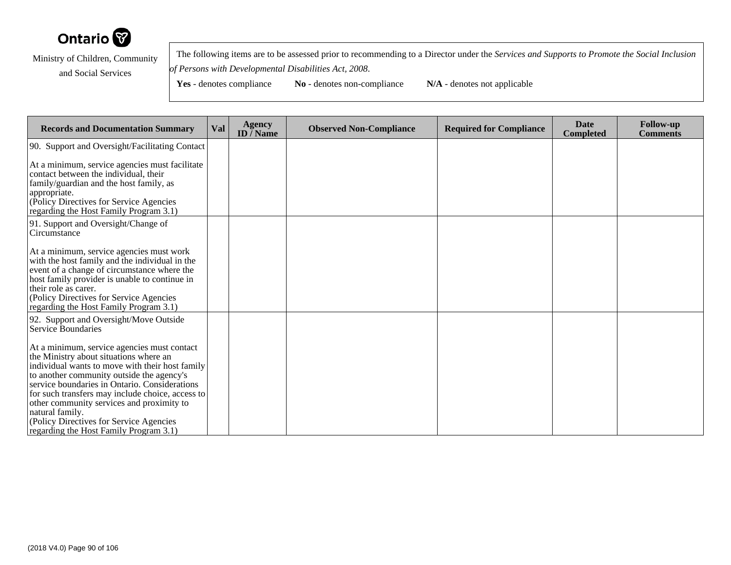Ontario

Ministry of Children, Community and Social Services

The following items are to be assessed prior to recommending to a Director under the *Services and Supports to Promote the Social Inclusion of Persons with Developmental Disabilities Act, 2008*.

**Yes** - denotes compliance **No** - denotes non-compliance **N/A** - denotes not applicable

| Records and Documentation Summary | Val | Agency ID / Name | Observed Non-Compliance | Required for Compliance | Date Completed | Follow-up Comments |
|---|---|---|---|---|---|---|
| 90. Support and Oversight/Facilitating Contact<br><br>At a minimum, service agencies must facilitate contact between the individual, their family/guardian and the host family, as appropriate.<br>(Policy Directives for Service Agencies regarding the Host Family Program 3.1) | | | | | | |
| 91. Support and Oversight/Change of Circumstance<br><br>At a minimum, service agencies must work with the host family and the individual in the event of a change of circumstance where the host family provider is unable to continue in their role as carer.<br>(Policy Directives for Service Agencies regarding the Host Family Program 3.1) | | | | | | |
| 92. Support and Oversight/Move Outside Service Boundaries<br><br>At a minimum, service agencies must contact the Ministry about situations where an individual wants to move with their host family to another community outside the agency's service boundaries in Ontario. Considerations for such transfers may include choice, access to other community services and proximity to natural family.<br>(Policy Directives for Service Agencies regarding the Host Family Program 3.1) | | | | | | |

(2018 V4.0)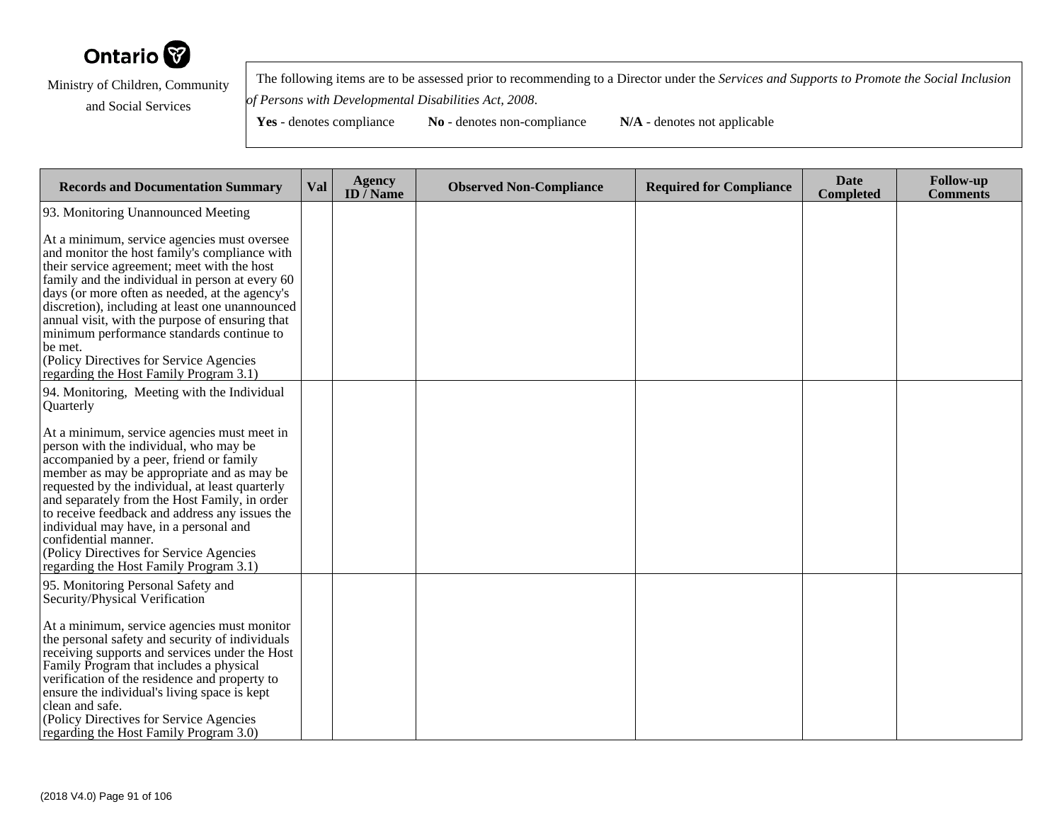Ontario

Ministry of Children, Community and Social Services

The following items are to be assessed prior to recommending to a Director under the *Services and Supports to Promote the Social Inclusion of Persons with Developmental Disabilities Act, 2008*.

**Yes** - denotes compliance **No** - denotes non-compliance **N/A** - denotes not applicable

| Records and Documentation Summary | Val | Agency ID / Name | Observed Non-Compliance | Required for Compliance | Date Completed | Follow-up Comments |
|---|---|---|---|---|---|---|
| 93. Monitoring Unannounced Meeting<br><br>At a minimum, service agencies must oversee and monitor the host family's compliance with their service agreement; meet with the host family and the individual in person at every 60 days (or more often as needed, at the agency's discretion), including at least one unannounced annual visit, with the purpose of ensuring that minimum performance standards continue to be met.<br>(Policy Directives for Service Agencies regarding the Host Family Program 3.1) | | | | | | |
| 94. Monitoring, Meeting with the Individual Quarterly<br><br>At a minimum, service agencies must meet in person with the individual, who may be accompanied by a peer, friend or family member as may be appropriate and as may be requested by the individual, at least quarterly and separately from the Host Family, in order to receive feedback and address any issues the individual may have, in a personal and confidential manner.<br>(Policy Directives for Service Agencies regarding the Host Family Program 3.1) | | | | | | |
| 95. Monitoring Personal Safety and Security/Physical Verification<br><br>At a minimum, service agencies must monitor the personal safety and security of individuals receiving supports and services under the Host Family Program that includes a physical verification of the residence and property to ensure the individual's living space is kept clean and safe.<br>(Policy Directives for Service Agencies regarding the Host Family Program 3.0) | | | | | | |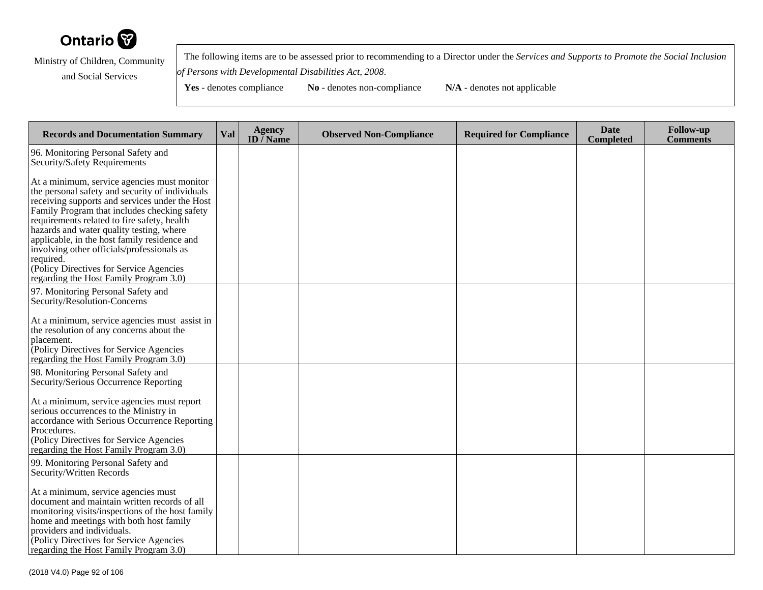Ontario

Ministry of Children, Community and Social Services

The following items are to be assessed prior to recommending to a Director under the *Services and Supports to Promote the Social Inclusion of Persons with Developmental Disabilities Act, 2008*.

**Yes** - denotes compliance **No** - denotes non-compliance **N/A** - denotes not applicable

| Records and Documentation Summary | Val | Agency ID / Name | Observed Non-Compliance | Required for Compliance | Date Completed | Follow-up Comments |
|---|---|---|---|---|---|---|
| 96. Monitoring Personal Safety and Security/Safety Requirements<br><br>At a minimum, service agencies must monitor the personal safety and security of individuals receiving supports and services under the Host Family Program that includes checking safety requirements related to fire safety, health hazards and water quality testing, where applicable, in the host family residence and involving other officials/professionals as required.<br>(Policy Directives for Service Agencies regarding the Host Family Program 3.0) | | | | | | |
| 97. Monitoring Personal Safety and Security/Resolution-Concerns<br><br>At a minimum, service agencies must assist in the resolution of any concerns about the placement.<br>(Policy Directives for Service Agencies regarding the Host Family Program 3.0) | | | | | | |
| 98. Monitoring Personal Safety and Security/Serious Occurrence Reporting<br><br>At a minimum, service agencies must report serious occurrences to the Ministry in accordance with Serious Occurrence Reporting Procedures.<br>(Policy Directives for Service Agencies regarding the Host Family Program 3.0) | | | | | | |
| 99. Monitoring Personal Safety and Security/Written Records<br><br>At a minimum, service agencies must document and maintain written records of all monitoring visits/inspections of the host family home and meetings with both host family providers and individuals.<br>(Policy Directives for Service Agencies regarding the Host Family Program 3.0) | | | | | | |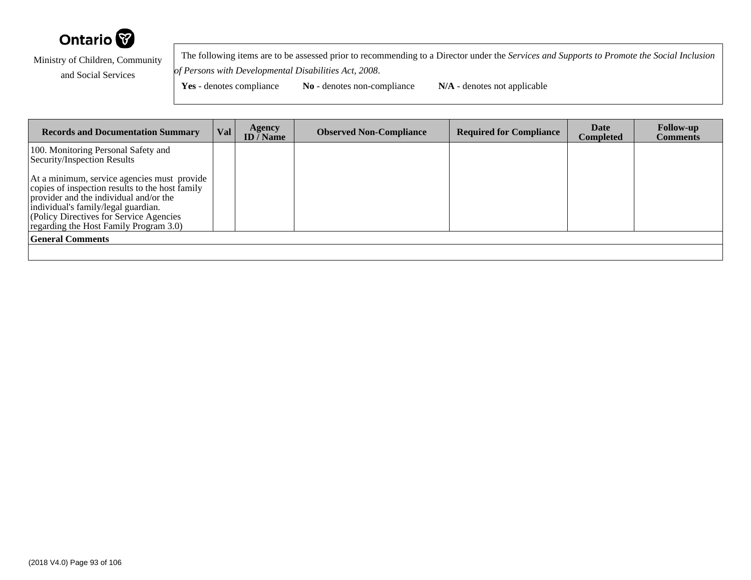Ontario

Ministry of Children, Community and Social Services

The following items are to be assessed prior to recommending to a Director under the *Services and Supports to Promote the Social Inclusion of Persons with Developmental Disabilities Act, 2008*.

**Yes** - denotes compliance **No** - denotes non-compliance **N/A** - denotes not applicable

| Records and Documentation Summary | Val | Agency ID / Name | Observed Non-Compliance | Required for Compliance | Date Completed | Follow-up Comments |
|---|---|---|---|---|---|---|
| 100. Monitoring Personal Safety and Security/Inspection Results<br><br>At a minimum, service agencies must provide copies of inspection results to the host family provider and the individual and/or the individual's family/legal guardian.<br>(Policy Directives for Service Agencies regarding the Host Family Program 3.0) | | | | | | |
| **General Comments** | | | | | | |
| | | | | | | |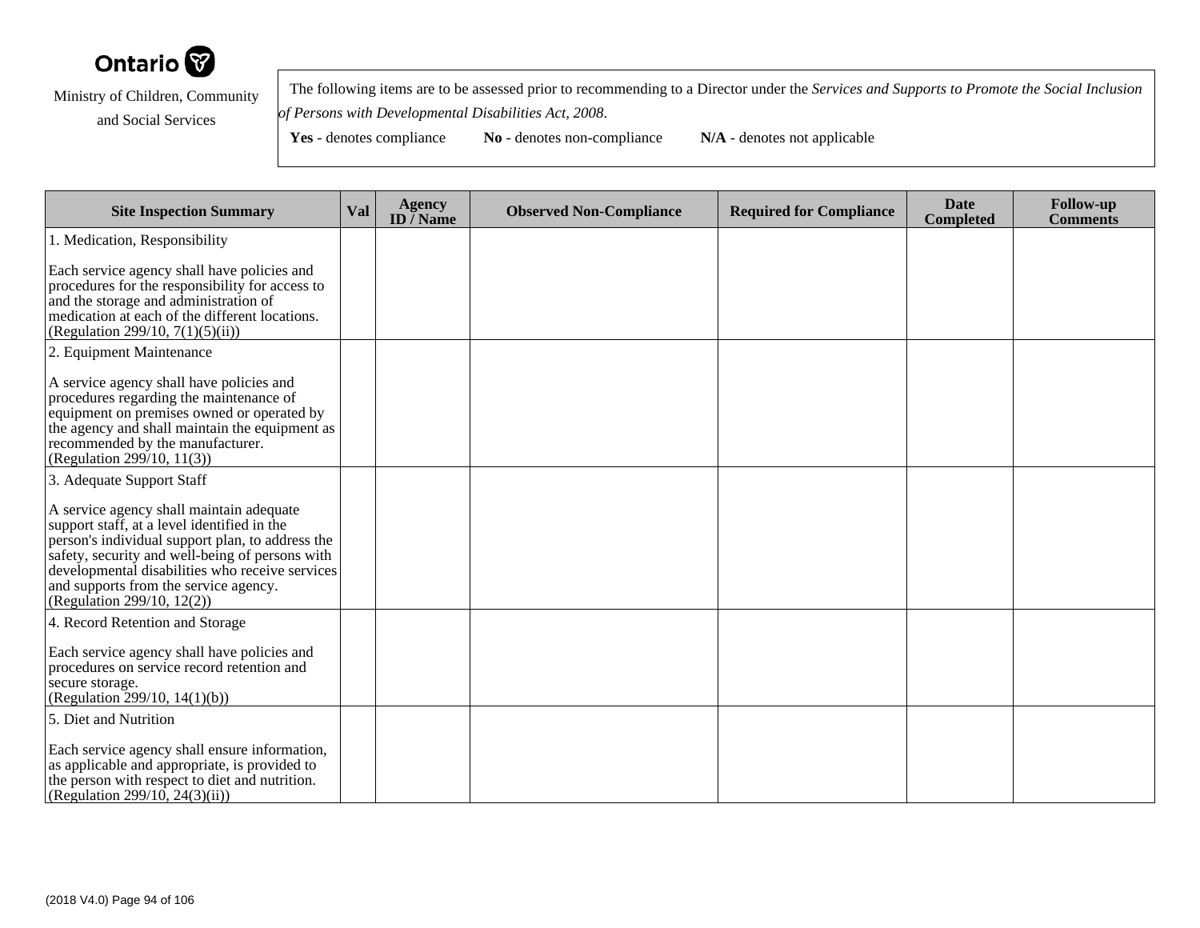Ontario

Ministry of Children, Community and Social Services

The following items are to be assessed prior to recommending to a Director under the *Services and Supports to Promote the Social Inclusion of Persons with Developmental Disabilities Act, 2008*.

**Yes** - denotes compliance **No** - denotes non-compliance **N/A** - denotes not applicable

| Site Inspection Summary | Val | Agency ID / Name | Observed Non-Compliance | Required for Compliance | Date Completed | Follow-up Comments |
|---|---|---|---|---|---|---|
| 1. Medication, Responsibility<br><br>Each service agency shall have policies and procedures for the responsibility for access to and the storage and administration of medication at each of the different locations.<br>(Regulation 299/10, 7(1)(5)(ii)) | | | | | | |
| 2. Equipment Maintenance<br><br>A service agency shall have policies and procedures regarding the maintenance of equipment on premises owned or operated by the agency and shall maintain the equipment as recommended by the manufacturer.<br>(Regulation 299/10, 11(3)) | | | | | | |
| 3. Adequate Support Staff<br><br>A service agency shall maintain adequate support staff, at a level identified in the person's individual support plan, to address the safety, security and well-being of persons with developmental disabilities who receive services and supports from the service agency.<br>(Regulation 299/10, 12(2)) | | | | | | |
| 4. Record Retention and Storage<br><br>Each service agency shall have policies and procedures on service record retention and secure storage.<br>(Regulation 299/10, 14(1)(b)) | | | | | | |
| 5. Diet and Nutrition<br><br>Each service agency shall ensure information, as applicable and appropriate, is provided to the person with respect to diet and nutrition.<br>(Regulation 299/10, 24(3)(ii)) | | | | | | |

(2018 V4.0)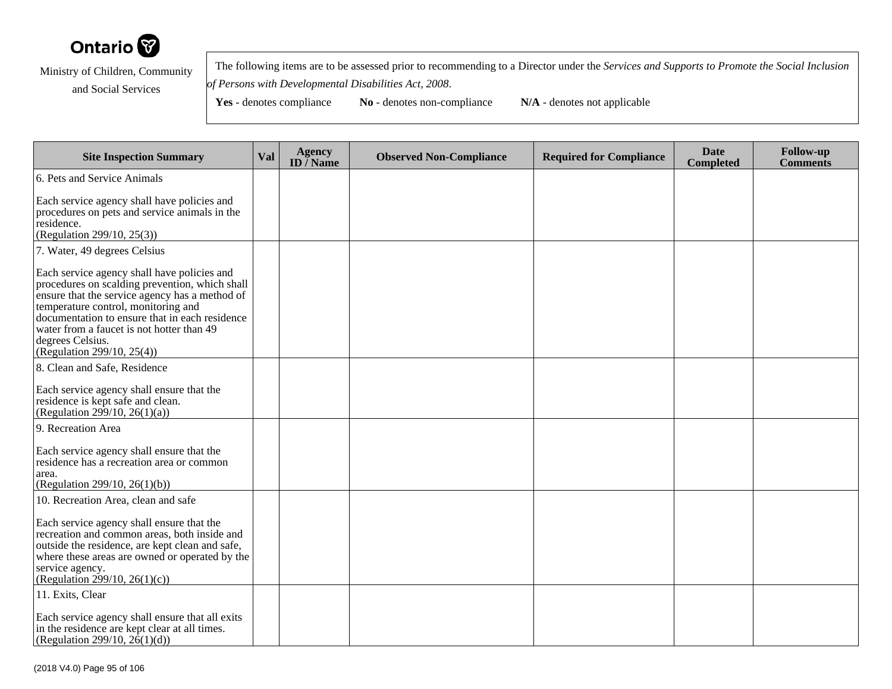Ontario

Ministry of Children, Community and Social Services

The following items are to be assessed prior to recommending to a Director under the *Services and Supports to Promote the Social Inclusion of Persons with Developmental Disabilities Act, 2008*.

**Yes** - denotes compliance **No** - denotes non-compliance **N/A** - denotes not applicable

| Site Inspection Summary | Val | Agency ID / Name | Observed Non-Compliance | Required for Compliance | Date Completed | Follow-up Comments |
|---|---|---|---|---|---|---|
| 6. Pets and Service Animals<br><br>Each service agency shall have policies and procedures on pets and service animals in the residence.<br>(Regulation 299/10, 25(3)) | | | | | | |
| 7. Water, 49 degrees Celsius<br><br>Each service agency shall have policies and procedures on scalding prevention, which shall ensure that the service agency has a method of temperature control, monitoring and documentation to ensure that in each residence water from a faucet is not hotter than 49 degrees Celsius.<br>(Regulation 299/10, 25(4)) | | | | | | |
| 8. Clean and Safe, Residence<br><br>Each service agency shall ensure that the residence is kept safe and clean.<br>(Regulation 299/10, 26(1)(a)) | | | | | | |
| 9. Recreation Area<br><br>Each service agency shall ensure that the residence has a recreation area or common area.<br>(Regulation 299/10, 26(1)(b)) | | | | | | |
| 10. Recreation Area, clean and safe<br><br>Each service agency shall ensure that the recreation and common areas, both inside and outside the residence, are kept clean and safe, where these areas are owned or operated by the service agency.<br>(Regulation 299/10, 26(1)(c)) | | | | | | |
| 11. Exits, Clear<br><br>Each service agency shall ensure that all exits in the residence are kept clear at all times.<br>(Regulation 299/10, 26(1)(d)) | | | | | | |

(2018 V4.0)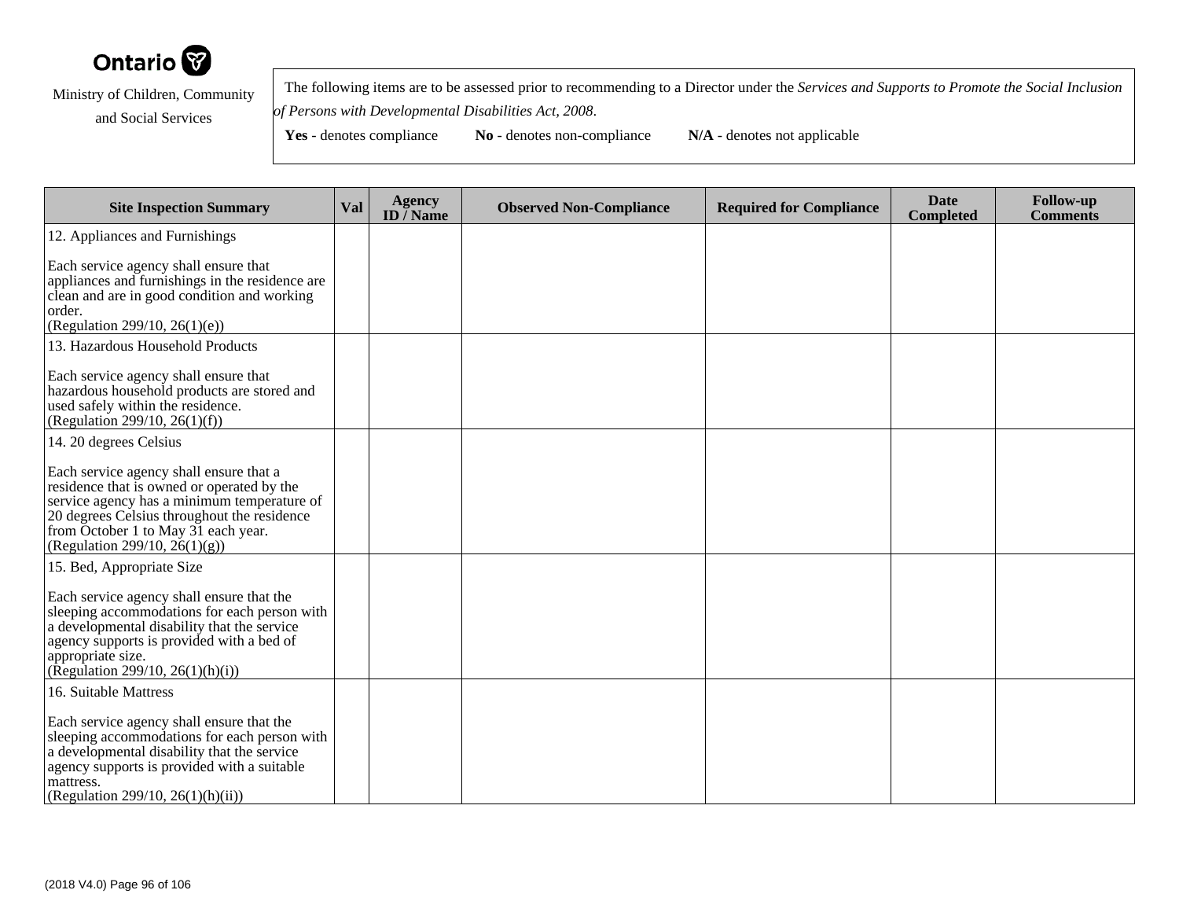Ontario

Ministry of Children, Community and Social Services

The following items are to be assessed prior to recommending to a Director under the *Services and Supports to Promote the Social Inclusion of Persons with Developmental Disabilities Act, 2008*.

**Yes** - denotes compliance **No** - denotes non-compliance **N/A** - denotes not applicable

| Site Inspection Summary | Val | Agency ID / Name | Observed Non-Compliance | Required for Compliance | Date Completed | Follow-up Comments |
|---|---|---|---|---|---|---|
| 12. Appliances and Furnishings<br><br>Each service agency shall ensure that appliances and furnishings in the residence are clean and are in good condition and working order.<br>(Regulation 299/10, 26(1)(e)) | | | | | | |
| 13. Hazardous Household Products<br><br>Each service agency shall ensure that hazardous household products are stored and used safely within the residence.<br>(Regulation 299/10, 26(1)(f)) | | | | | | |
| 14. 20 degrees Celsius<br><br>Each service agency shall ensure that a residence that is owned or operated by the service agency has a minimum temperature of 20 degrees Celsius throughout the residence from October 1 to May 31 each year.<br>(Regulation 299/10, 26(1)(g)) | | | | | | |
| 15. Bed, Appropriate Size<br><br>Each service agency shall ensure that the sleeping accommodations for each person with a developmental disability that the service agency supports is provided with a bed of appropriate size.<br>(Regulation 299/10, 26(1)(h)(i)) | | | | | | |
| 16. Suitable Mattress<br><br>Each service agency shall ensure that the sleeping accommodations for each person with a developmental disability that the service agency supports is provided with a suitable mattress.<br>(Regulation 299/10, 26(1)(h)(ii)) | | | | | | |

(2018 V4.0)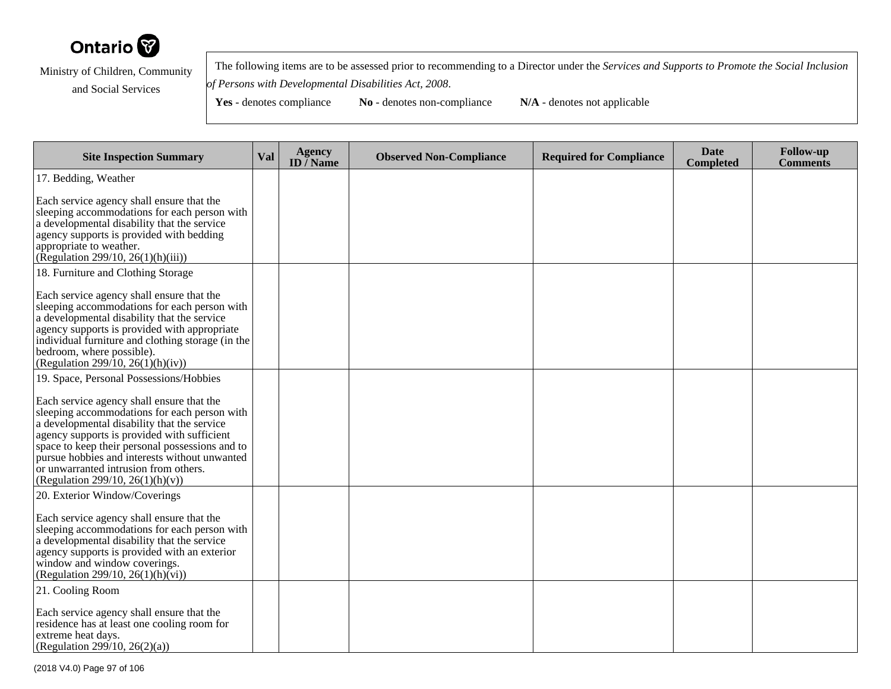Ontario

Ministry of Children, Community and Social Services

The following items are to be assessed prior to recommending to a Director under the *Services and Supports to Promote the Social Inclusion of Persons with Developmental Disabilities Act, 2008*.

**Yes** - denotes compliance **No** - denotes non-compliance **N/A** - denotes not applicable

| Site Inspection Summary | Val | Agency ID / Name | Observed Non-Compliance | Required for Compliance | Date Completed | Follow-up Comments |
|---|---|---|---|---|---|---|
| 17. Bedding, Weather<br><br>Each service agency shall ensure that the sleeping accommodations for each person with a developmental disability that the service agency supports is provided with bedding appropriate to weather.<br>(Regulation 299/10, 26(1)(h)(iii)) | | | | | | |
| 18. Furniture and Clothing Storage<br><br>Each service agency shall ensure that the sleeping accommodations for each person with a developmental disability that the service agency supports is provided with appropriate individual furniture and clothing storage (in the bedroom, where possible).<br>(Regulation 299/10, 26(1)(h)(iv)) | | | | | | |
| 19. Space, Personal Possessions/Hobbies<br><br>Each service agency shall ensure that the sleeping accommodations for each person with a developmental disability that the service agency supports is provided with sufficient space to keep their personal possessions and to pursue hobbies and interests without unwanted or unwarranted intrusion from others.<br>(Regulation 299/10, 26(1)(h)(v)) | | | | | | |
| 20. Exterior Window/Coverings<br><br>Each service agency shall ensure that the sleeping accommodations for each person with a developmental disability that the service agency supports is provided with an exterior window and window coverings.<br>(Regulation 299/10, 26(1)(h)(vi)) | | | | | | |
| 21. Cooling Room<br><br>Each service agency shall ensure that the residence has at least one cooling room for extreme heat days.<br>(Regulation 299/10, 26(2)(a)) | | | | | | |

(2018 V4.0)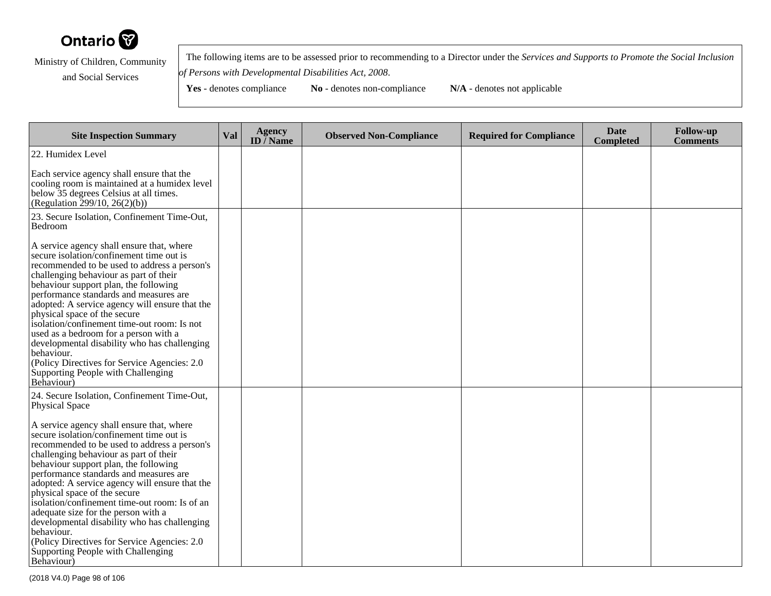Ministry of Children, Community and Social Services

The following items are to be assessed prior to recommending to a Director under the *Services and Supports to Promote the Social Inclusion of Persons with Developmental Disabilities Act, 2008*.

**Yes** - denotes compliance **No** - denotes non-compliance **N/A** - denotes not applicable

| Site Inspection Summary | Val | Agency ID / Name | Observed Non-Compliance | Required for Compliance | Date Completed | Follow-up Comments |
|---|---|---|---|---|---|---|
| 22. Humidex Level<br><br>Each service agency shall ensure that the cooling room is maintained at a humidex level below 35 degrees Celsius at all times. (Regulation 299/10, 26(2)(b)) | | | | | | |
| 23. Secure Isolation, Confinement Time-Out, Bedroom<br><br>A service agency shall ensure that, where secure isolation/confinement time out is recommended to be used to address a person's challenging behaviour as part of their behaviour support plan, the following performance standards and measures are adopted: A service agency will ensure that the physical space of the secure isolation/confinement time-out room: Is not used as a bedroom for a person with a developmental disability who has challenging behaviour.<br>(Policy Directives for Service Agencies: 2.0 Supporting People with Challenging Behaviour) | | | | | | |
| 24. Secure Isolation, Confinement Time-Out, Physical Space<br><br>A service agency shall ensure that, where secure isolation/confinement time out is recommended to be used to address a person's challenging behaviour as part of their behaviour support plan, the following performance standards and measures are adopted: A service agency will ensure that the physical space of the secure isolation/confinement time-out room: Is of an adequate size for the person with a developmental disability who has challenging behaviour.<br>(Policy Directives for Service Agencies: 2.0 Supporting People with Challenging Behaviour) | | | | | | |

(2018 V4.0)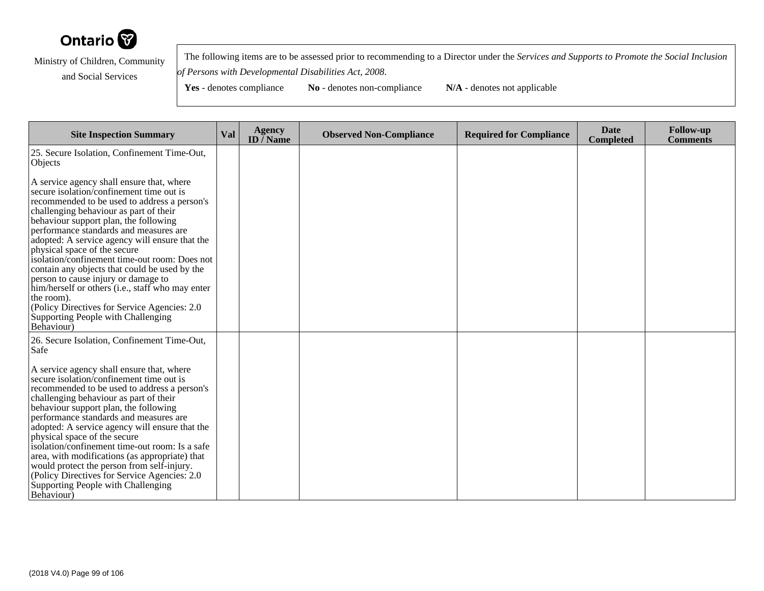Ontario

Ministry of Children, Community and Social Services

The following items are to be assessed prior to recommending to a Director under the *Services and Supports to Promote the Social Inclusion of Persons with Developmental Disabilities Act, 2008*.

**Yes** - denotes compliance **No** - denotes non-compliance **N/A** - denotes not applicable

| Site Inspection Summary | Val | Agency ID / Name | Observed Non-Compliance | Required for Compliance | Date Completed | Follow-up Comments |
|---|---|---|---|---|---|---|
| 25. Secure Isolation, Confinement Time-Out, Objects<br><br>A service agency shall ensure that, where secure isolation/confinement time out is recommended to be used to address a person's challenging behaviour as part of their behaviour support plan, the following performance standards and measures are adopted: A service agency will ensure that the physical space of the secure isolation/confinement time-out room: Does not contain any objects that could be used by the person to cause injury or damage to him/herself or others (i.e., staff who may enter the room).<br>(Policy Directives for Service Agencies: 2.0 Supporting People with Challenging Behaviour) | | | | | | |
| 26. Secure Isolation, Confinement Time-Out, Safe<br><br>A service agency shall ensure that, where secure isolation/confinement time out is recommended to be used to address a person's challenging behaviour as part of their behaviour support plan, the following performance standards and measures are adopted: A service agency will ensure that the physical space of the secure isolation/confinement time-out room: Is a safe area, with modifications (as appropriate) that would protect the person from self-injury.<br>(Policy Directives for Service Agencies: 2.0 Supporting People with Challenging Behaviour) | | | | | | |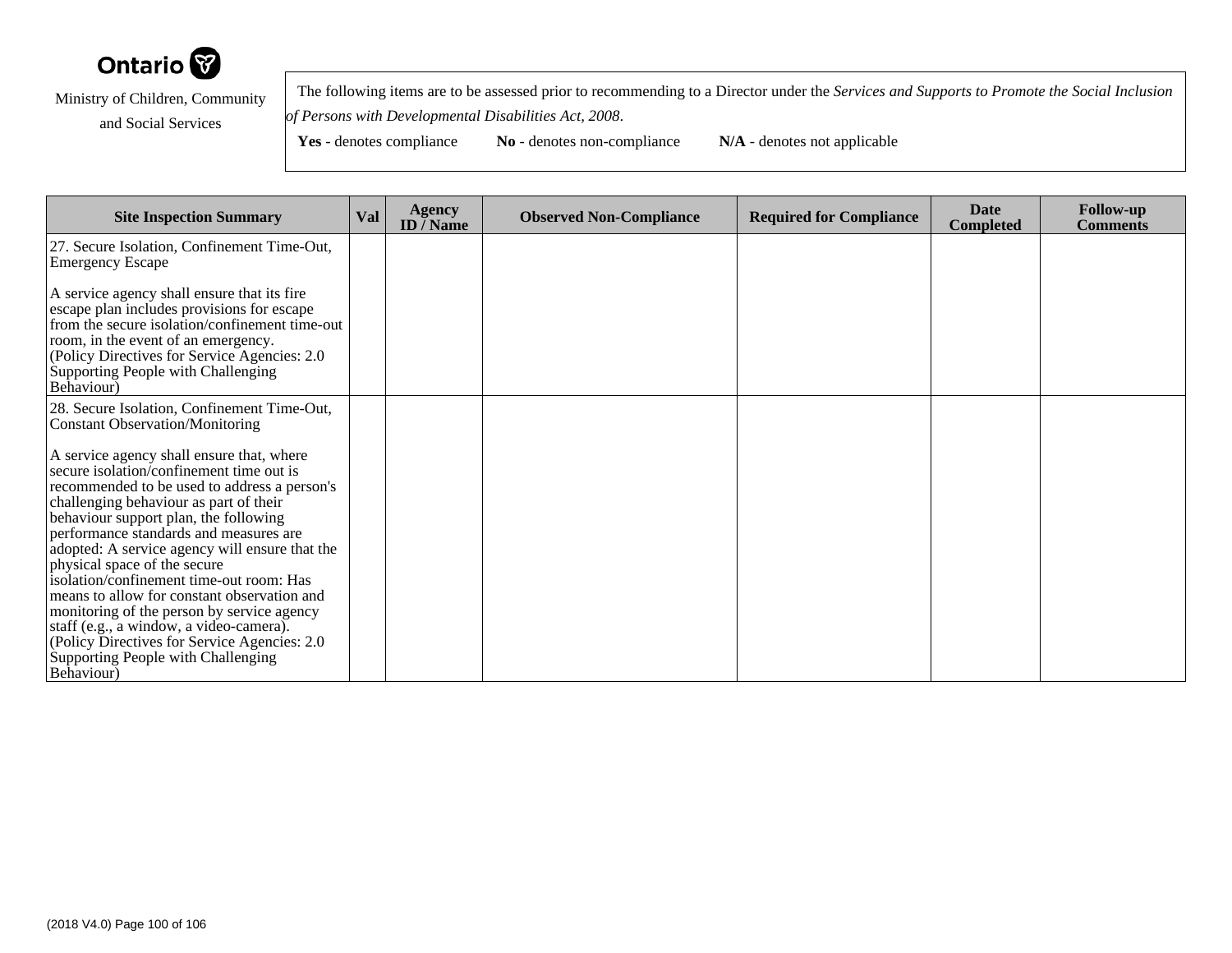Ontario

Ministry of Children, Community and Social Services

The following items are to be assessed prior to recommending to a Director under the *Services and Supports to Promote the Social Inclusion of Persons with Developmental Disabilities Act, 2008*.

**Yes** - denotes compliance **No** - denotes non-compliance **N/A** - denotes not applicable

| Site Inspection Summary | Val | Agency ID / Name | Observed Non-Compliance | Required for Compliance | Date Completed | Follow-up Comments |
|---|---|---|---|---|---|---|
| 27. Secure Isolation, Confinement Time-Out, Emergency Escape<br><br>A service agency shall ensure that its fire escape plan includes provisions for escape from the secure isolation/confinement time-out room, in the event of an emergency.<br>(Policy Directives for Service Agencies: 2.0 Supporting People with Challenging Behaviour) | | | | | | |
| 28. Secure Isolation, Confinement Time-Out, Constant Observation/Monitoring<br><br>A service agency shall ensure that, where secure isolation/confinement time out is recommended to be used to address a person's challenging behaviour as part of their behaviour support plan, the following performance standards and measures are adopted: A service agency will ensure that the physical space of the secure isolation/confinement time-out room: Has means to allow for constant observation and monitoring of the person by service agency staff (e.g., a window, a video-camera).<br>(Policy Directives for Service Agencies: 2.0 Supporting People with Challenging Behaviour) | | | | | | |

(2018 V4.0)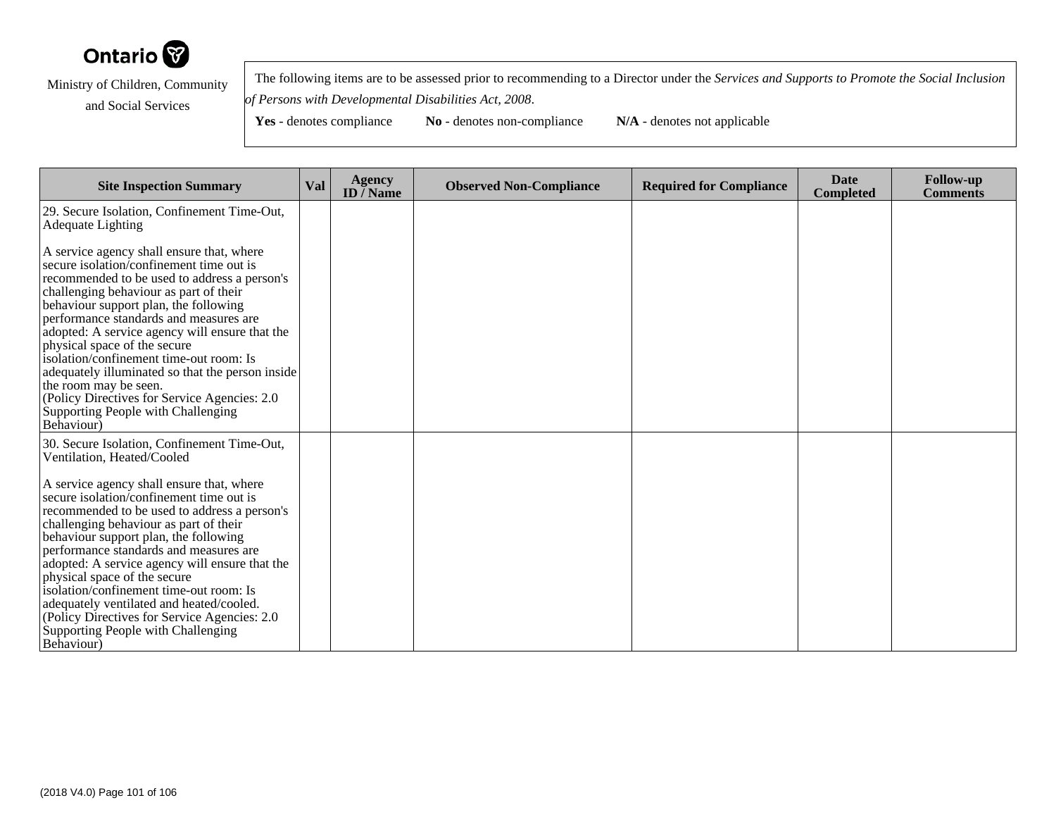Ontario

Ministry of Children, Community and Social Services

The following items are to be assessed prior to recommending to a Director under the *Services and Supports to Promote the Social Inclusion of Persons with Developmental Disabilities Act, 2008*.

**Yes** - denotes compliance **No** - denotes non-compliance **N/A** - denotes not applicable

| Site Inspection Summary | Val | Agency ID / Name | Observed Non-Compliance | Required for Compliance | Date Completed | Follow-up Comments |
|---|---|---|---|---|---|---|
| 29. Secure Isolation, Confinement Time-Out, Adequate Lighting<br><br>A service agency shall ensure that, where secure isolation/confinement time out is recommended to be used to address a person's challenging behaviour as part of their behaviour support plan, the following performance standards and measures are adopted: A service agency will ensure that the physical space of the secure isolation/confinement time-out room: Is adequately illuminated so that the person inside the room may be seen.<br>(Policy Directives for Service Agencies: 2.0 Supporting People with Challenging Behaviour) | | | | | | |
| 30. Secure Isolation, Confinement Time-Out, Ventilation, Heated/Cooled<br><br>A service agency shall ensure that, where secure isolation/confinement time out is recommended to be used to address a person's challenging behaviour as part of their behaviour support plan, the following performance standards and measures are adopted: A service agency will ensure that the physical space of the secure isolation/confinement time-out room: Is adequately ventilated and heated/cooled.<br>(Policy Directives for Service Agencies: 2.0 Supporting People with Challenging Behaviour) | | | | | | |

(2018 V4.0)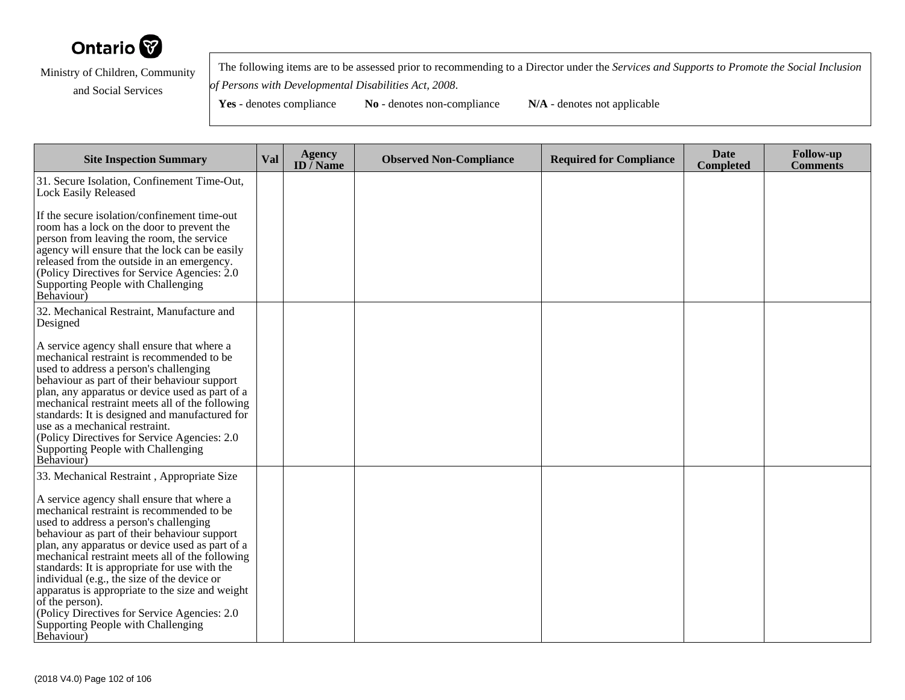**Ontario**

Ministry of Children, Community and Social Services

The following items are to be assessed prior to recommending to a Director under the *Services and Supports to Promote the Social Inclusion of Persons with Developmental Disabilities Act, 2008*.

**Yes** - denotes compliance **No** - denotes non-compliance **N/A** - denotes not applicable

| Site Inspection Summary | Val | Agency ID / Name | Observed Non-Compliance | Required for Compliance | Date Completed | Follow-up Comments |
|---|---|---|---|---|---|---|
| 31. Secure Isolation, Confinement Time-Out, Lock Easily Released<br><br>If the secure isolation/confinement time-out room has a lock on the door to prevent the person from leaving the room, the service agency will ensure that the lock can be easily released from the outside in an emergency. (Policy Directives for Service Agencies: 2.0 Supporting People with Challenging Behaviour) | | | | | | |
| 32. Mechanical Restraint, Manufacture and Designed<br><br>A service agency shall ensure that where a mechanical restraint is recommended to be used to address a person's challenging behaviour as part of their behaviour support plan, any apparatus or device used as part of a mechanical restraint meets all of the following standards: It is designed and manufactured for use as a mechanical restraint.<br>(Policy Directives for Service Agencies: 2.0 Supporting People with Challenging Behaviour) | | | | | | |
| 33. Mechanical Restraint , Appropriate Size<br><br>A service agency shall ensure that where a mechanical restraint is recommended to be used to address a person's challenging behaviour as part of their behaviour support plan, any apparatus or device used as part of a mechanical restraint meets all of the following standards: It is appropriate for use with the individual (e.g., the size of the device or apparatus is appropriate to the size and weight of the person).<br>(Policy Directives for Service Agencies: 2.0 Supporting People with Challenging Behaviour) | | | | | | |

(2018 V4.0)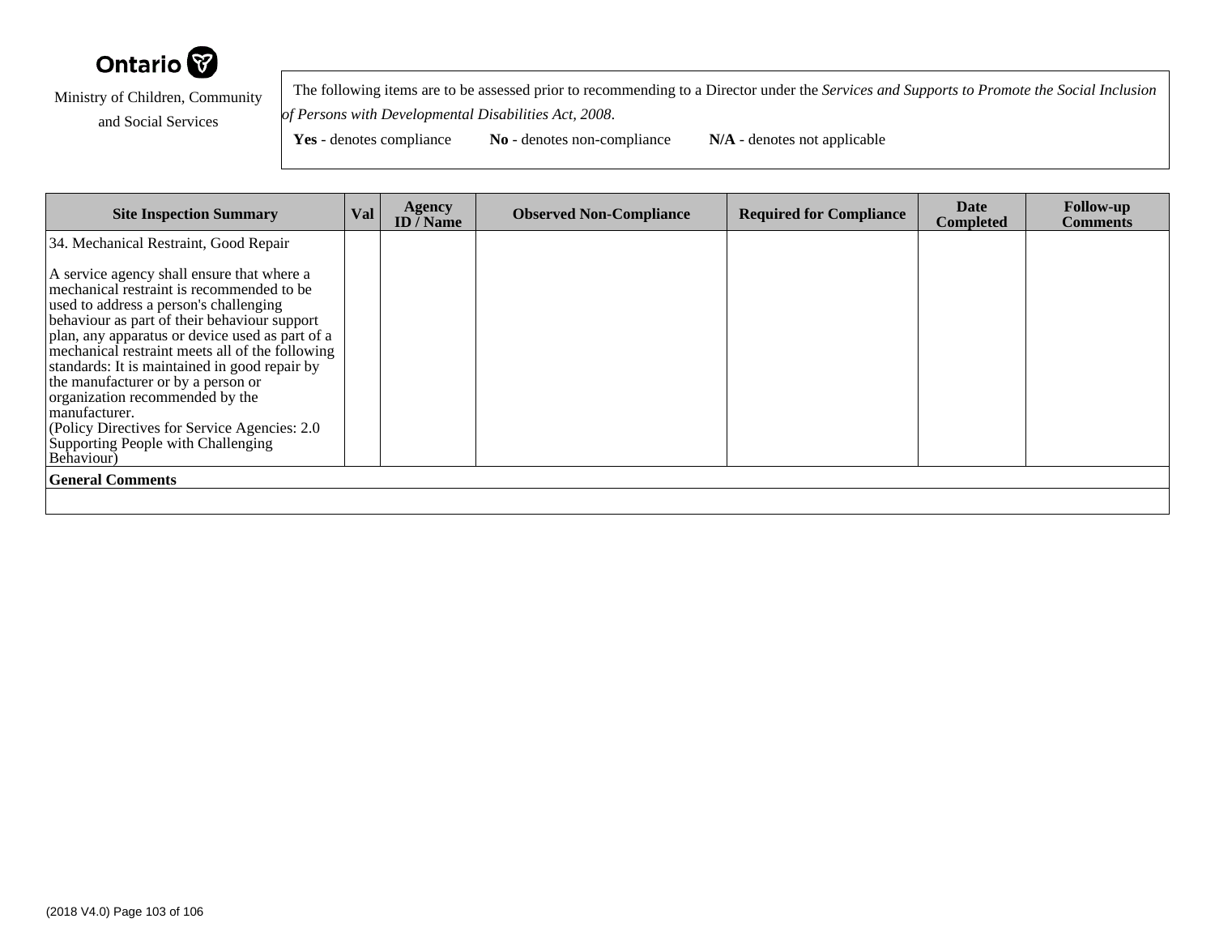Ontario

Ministry of Children, Community and Social Services

The following items are to be assessed prior to recommending to a Director under the *Services and Supports to Promote the Social Inclusion of Persons with Developmental Disabilities Act, 2008*.

**Yes** - denotes compliance **No** - denotes non-compliance **N/A** - denotes not applicable

| Site Inspection Summary | Val | Agency ID / Name | Observed Non-Compliance | Required for Compliance | Date Completed | Follow-up Comments |
|---|---|---|---|---|---|---|
| 34. Mechanical Restraint, Good Repair<br><br>A service agency shall ensure that where a mechanical restraint is recommended to be used to address a person's challenging behaviour as part of their behaviour support plan, any apparatus or device used as part of a mechanical restraint meets all of the following standards: It is maintained in good repair by the manufacturer or by a person or organization recommended by the manufacturer.<br>(Policy Directives for Service Agencies: 2.0 Supporting People with Challenging Behaviour) | | | | | | |
| **General Comments** | | | | | | |
| | | | | | | |

(2018 V4.0)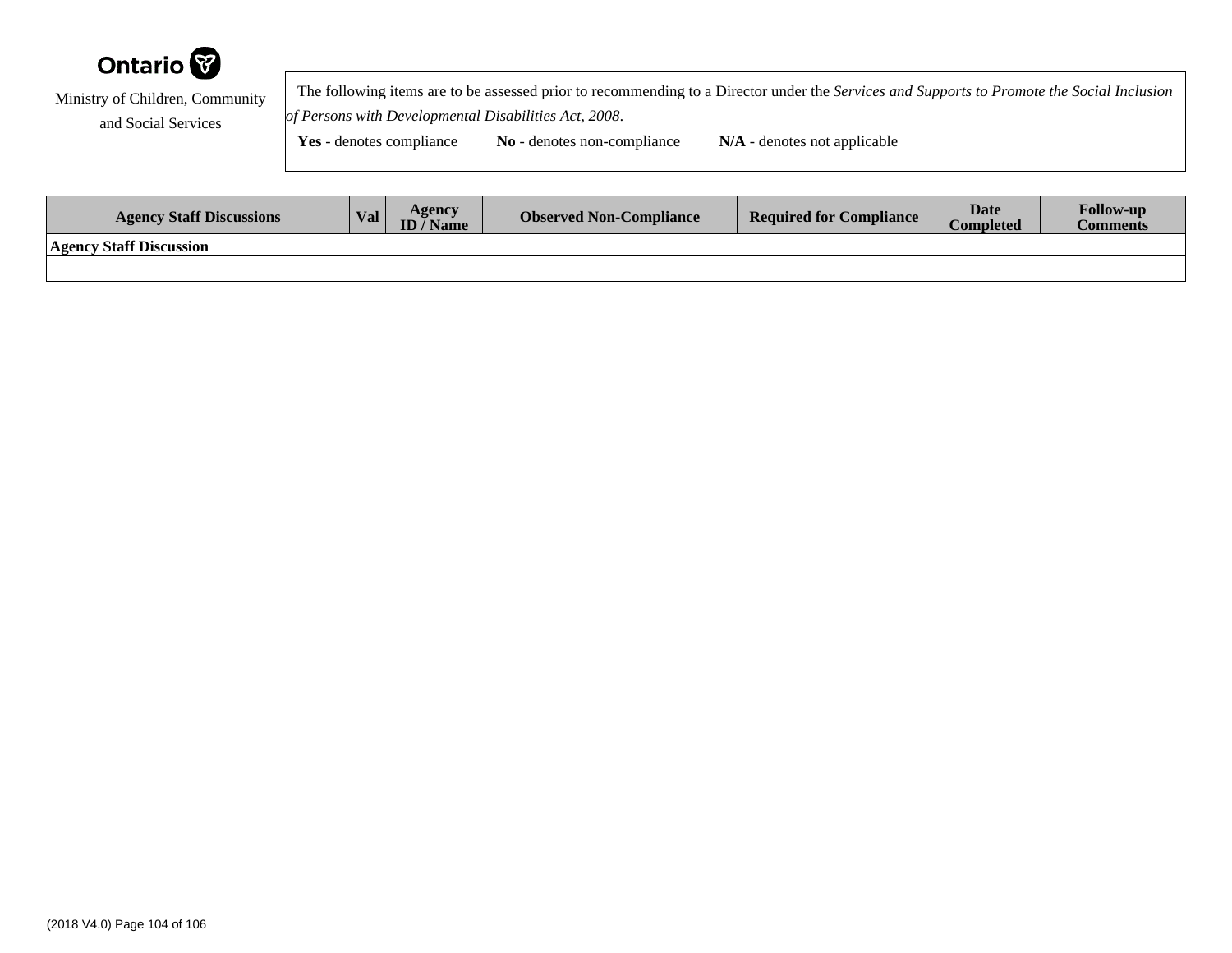Ontario

Ministry of Children, Community and Social Services

The following items are to be assessed prior to recommending to a Director under the *Services and Supports to Promote the Social Inclusion of Persons with Developmental Disabilities Act, 2008*.

**Yes** - denotes compliance **No** - denotes non-compliance **N/A** - denotes not applicable

| Agency Staff Discussions | Val | Agency ID / Name | Observed Non-Compliance | Required for Compliance | Date Completed | Follow-up Comments |
|---|---|---|---|---|---|---|
| **Agency Staff Discussion** | | | | | | |
| | | | | | | |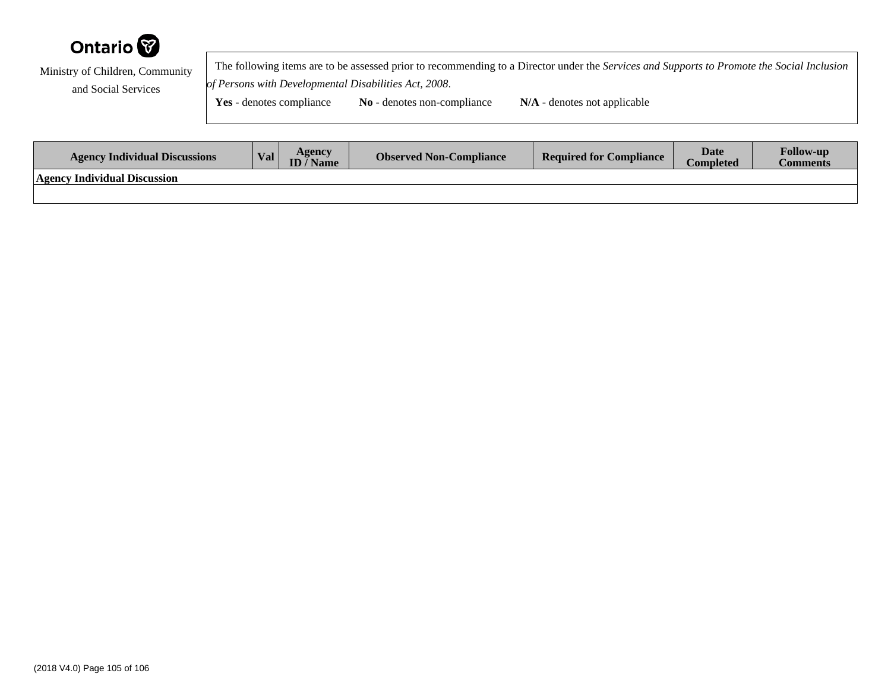Ontario

Ministry of Children, Community and Social Services

The following items are to be assessed prior to recommending to a Director under the *Services and Supports to Promote the Social Inclusion of Persons with Developmental Disabilities Act, 2008*.

**Yes** - denotes compliance **No** - denotes non-compliance **N/A** - denotes not applicable

| Agency Individual Discussions | Val | Agency ID / Name | Observed Non-Compliance | Required for Compliance | Date Completed | Follow-up Comments |
|---|---|---|---|---|---|---|
| **Agency Individual Discussion** | | | | | | |
| | | | | | | |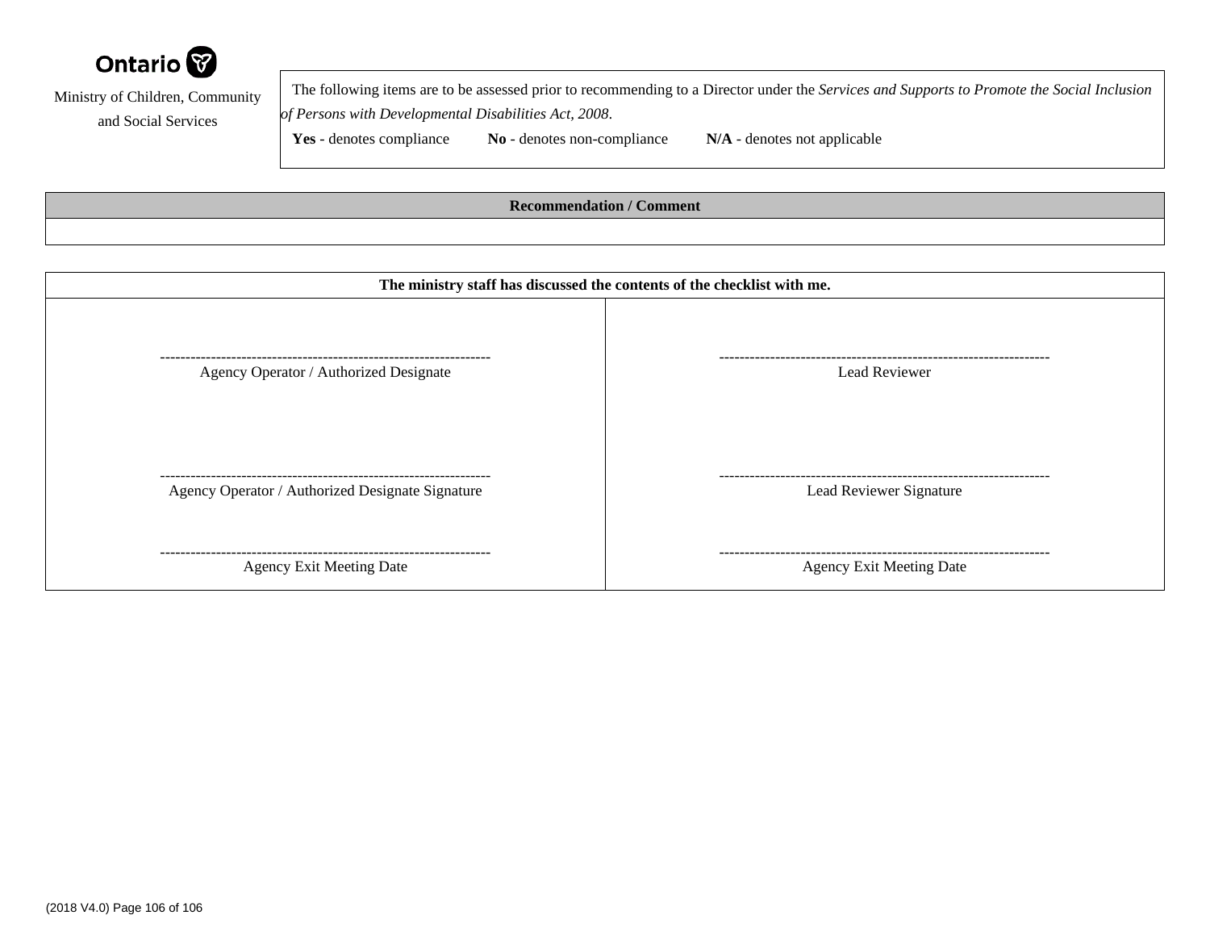Ontario

Ministry of Children, Community and Social Services

The following items are to be assessed prior to recommending to a Director under the *Services and Supports to Promote the Social Inclusion of Persons with Developmental Disabilities Act, 2008*.

**Yes** - denotes compliance **No** - denotes non-compliance **N/A** - denotes not applicable

| Recommendation / Comment |
| --- |
| |

| The ministry staff has discussed the contents of the checklist with me. | |
| --- | --- |
| ----------------------------------------------------------------- Agency Operator / Authorized Designate | ----------------------------------------------------------------- Lead Reviewer |
| ----------------------------------------------------------------- Agency Operator / Authorized Designate Signature | ----------------------------------------------------------------- Lead Reviewer Signature |
| ----------------------------------------------------------------- Agency Exit Meeting Date | ----------------------------------------------------------------- Agency Exit Meeting Date |

(2018 V4.0)